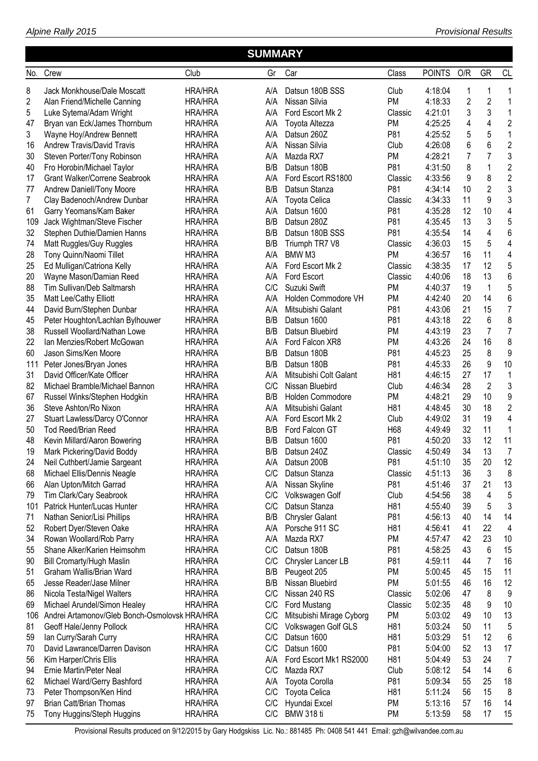## SUMMARY

| No. | Crew | Club | Gr | Car | Class | POINTS | O/R | GR | CL |
|---|---|---|---|---|---|---|---|---|---|
| 8 | Jack Monkhouse/Dale Moscatt | HRA/HRA | A/A | Datsun 180B SSS | Club | 4:18:04 | 1 | 1 | 1 |
| 2 | Alan Friend/Michelle Canning | HRA/HRA | A/A | Nissan Silvia | PM | 4:18:33 | 2 | 2 | 1 |
| 5 | Luke Sytema/Adam Wright | HRA/HRA | A/A | Ford Escort Mk 2 | Classic | 4:21:01 | 3 | 3 | 1 |
| 47 | Bryan van Eck/James Thornburn | HRA/HRA | A/A | Toyota Altezza | PM | 4:25:25 | 4 | 4 | 2 |
| 3 | Wayne Hoy/Andrew Bennett | HRA/HRA | A/A | Datsun 260Z | P81 | 4:25:52 | 5 | 5 | 1 |
| 16 | Andrew Travis/David Travis | HRA/HRA | A/A | Nissan Silvia | Club | 4:26:08 | 6 | 6 | 2 |
| 30 | Steven Porter/Tony Robinson | HRA/HRA | A/A | Mazda RX7 | PM | 4:28:21 | 7 | 7 | 3 |
| 40 | Fro Horobin/Michael Taylor | HRA/HRA | B/B | Datsun 180B | P81 | 4:31:50 | 8 | 1 | 2 |
| 17 | Grant Walker/Correne Seabrook | HRA/HRA | A/A | Ford Escort RS1800 | Classic | 4:33:56 | 9 | 8 | 2 |
| 77 | Andrew Daniell/Tony Moore | HRA/HRA | B/B | Datsun Stanza | P81 | 4:34:14 | 10 | 2 | 3 |
| 7 | Clay Badenoch/Andrew Dunbar | HRA/HRA | A/A | Toyota Celica | Classic | 4:34:33 | 11 | 9 | 3 |
| 61 | Garry Yeomans/Kam Baker | HRA/HRA | A/A | Datsun 1600 | P81 | 4:35:28 | 12 | 10 | 4 |
| 109 | Jack Wightman/Steve Fischer | HRA/HRA | B/B | Datsun 280Z | P81 | 4:35:45 | 13 | 3 | 5 |
| 32 | Stephen Duthie/Damien Hanns | HRA/HRA | B/B | Datsun 180B SSS | P81 | 4:35:54 | 14 | 4 | 6 |
| 74 | Matt Ruggles/Guy Ruggles | HRA/HRA | B/B | Triumph TR7 V8 | Classic | 4:36:03 | 15 | 5 | 4 |
| 28 | Tony Quinn/Naomi Tillet | HRA/HRA | A/A | BMW M3 | PM | 4:36:57 | 16 | 11 | 4 |
| 25 | Ed Mulligan/Catriona Kelly | HRA/HRA | A/A | Ford Escort Mk 2 | Classic | 4:38:35 | 17 | 12 | 5 |
| 20 | Wayne Mason/Damian Reed | HRA/HRA | A/A | Ford Escort | Classic | 4:40:06 | 18 | 13 | 6 |
| 88 | Tim Sullivan/Deb Saltmarsh | HRA/HRA | C/C | Suzuki Swift | PM | 4:40:37 | 19 | 1 | 5 |
| 35 | Matt Lee/Cathy Elliott | HRA/HRA | A/A | Holden Commodore VH | PM | 4:42:40 | 20 | 14 | 6 |
| 44 | David Burn/Stephen Dunbar | HRA/HRA | A/A | Mitsubishi Galant | P81 | 4:43:06 | 21 | 15 | 7 |
| 45 | Peter Houghton/Lachlan Bylhouwer | HRA/HRA | B/B | Datsun 1600 | P81 | 4:43:18 | 22 | 6 | 8 |
| 38 | Russell Woollard/Nathan Lowe | HRA/HRA | B/B | Datsun Bluebird | PM | 4:43:19 | 23 | 7 | 7 |
| 22 | Ian Menzies/Robert McGowan | HRA/HRA | A/A | Ford Falcon XR8 | PM | 4:43:26 | 24 | 16 | 8 |
| 60 | Jason Sims/Ken Moore | HRA/HRA | B/B | Datsun 180B | P81 | 4:45:23 | 25 | 8 | 9 |
| 111 | Peter Jones/Bryan Jones | HRA/HRA | B/B | Datsun 180B | P81 | 4:45:33 | 26 | 9 | 10 |
| 31 | David Officer/Kate Officer | HRA/HRA | A/A | Mitsubishi Colt Galant | H81 | 4:46:15 | 27 | 17 | 1 |
| 82 | Michael Bramble/Michael Bannon | HRA/HRA | C/C | Nissan Bluebird | Club | 4:46:34 | 28 | 2 | 3 |
| 67 | Russel Winks/Stephen Hodgkin | HRA/HRA | B/B | Holden Commodore | PM | 4:48:21 | 29 | 10 | 9 |
| 36 | Steve Ashton/Ro Nixon | HRA/HRA | A/A | Mitsubishi Galant | H81 | 4:48:45 | 30 | 18 | 2 |
| 27 | Stuart Lawless/Darcy O'Connor | HRA/HRA | A/A | Ford Escort Mk 2 | Club | 4:49:02 | 31 | 19 | 4 |
| 50 | Tod Reed/Brian Reed | HRA/HRA | B/B | Ford Falcon GT | H68 | 4:49:49 | 32 | 11 | 1 |
| 48 | Kevin Millard/Aaron Bowering | HRA/HRA | B/B | Datsun 1600 | P81 | 4:50:20 | 33 | 12 | 11 |
| 19 | Mark Pickering/David Boddy | HRA/HRA | B/B | Datsun 240Z | Classic | 4:50:49 | 34 | 13 | 7 |
| 24 | Neil Cuthbert/Jamie Sargeant | HRA/HRA | A/A | Datsun 200B | P81 | 4:51:10 | 35 | 20 | 12 |
| 68 | Michael Ellis/Dennis Neagle | HRA/HRA | C/C | Datsun Stanza | Classic | 4:51:13 | 36 | 3 | 8 |
| 66 | Alan Upton/Mitch Garrad | HRA/HRA | A/A | Nissan Skyline | P81 | 4:51:46 | 37 | 21 | 13 |
| 79 | Tim Clark/Cary Seabrook | HRA/HRA | C/C | Volkswagen Golf | Club | 4:54:56 | 38 | 4 | 5 |
| 101 | Patrick Hunter/Lucas Hunter | HRA/HRA | C/C | Datsun Stanza | H81 | 4:55:40 | 39 | 5 | 3 |
| 71 | Nathan Senior/Lisi Phillips | HRA/HRA | B/B | Chrysler Galant | P81 | 4:56:13 | 40 | 14 | 14 |
| 52 | Robert Dyer/Steven Oake | HRA/HRA | A/A | Porsche 911 SC | H81 | 4:56:41 | 41 | 22 | 4 |
| 34 | Rowan Woollard/Rob Parry | HRA/HRA | A/A | Mazda RX7 | PM | 4:57:47 | 42 | 23 | 10 |
| 55 | Shane Alker/Karien Heimsohm | HRA/HRA | C/C | Datsun 180B | P81 | 4:58:25 | 43 | 6 | 15 |
| 90 | Bill Cromarty/Hugh Maslin | HRA/HRA | C/C | Chrysler Lancer LB | P81 | 4:59:11 | 44 | 7 | 16 |
| 51 | Graham Wallis/Brian Ward | HRA/HRA | B/B | Peugeot 205 | PM | 5:00:45 | 45 | 15 | 11 |
| 65 | Jesse Reader/Jase Milner | HRA/HRA | B/B | Nissan Bluebird | PM | 5:01:55 | 46 | 16 | 12 |
| 86 | Nicola Testa/Nigel Walters | HRA/HRA | C/C | Nissan 240 RS | Classic | 5:02:06 | 47 | 8 | 9 |
| 69 | Michael Arundel/Simon Healey | HRA/HRA | C/C | Ford Mustang | Classic | 5:02:35 | 48 | 9 | 10 |
| 106 | Andrei Artamonov/Gleb Bonch-Osmolovsk | HRA/HRA | C/C | Mitsubishi Mirage Cyborg | PM | 5:03:02 | 49 | 10 | 13 |
| 81 | Geoff Hale/Jenny Pollock | HRA/HRA | C/C | Volkswagen Golf GLS | H81 | 5:03:24 | 50 | 11 | 5 |
| 59 | Ian Curry/Sarah Curry | HRA/HRA | C/C | Datsun 1600 | H81 | 5:03:29 | 51 | 12 | 6 |
| 70 | David Lawrance/Darren Davison | HRA/HRA | C/C | Datsun 1600 | P81 | 5:04:00 | 52 | 13 | 17 |
| 56 | Kim Harper/Chris Ellis | HRA/HRA | A/A | Ford Escort Mk1 RS2000 | H81 | 5:04:49 | 53 | 24 | 7 |
| 94 | Ernie Martin/Peter Neal | HRA/HRA | C/C | Mazda RX7 | Club | 5:08:12 | 54 | 14 | 6 |
| 62 | Michael Ward/Gerry Bashford | HRA/HRA | A/A | Toyota Corolla | P81 | 5:09:34 | 55 | 25 | 18 |
| 73 | Peter Thompson/Ken Hind | HRA/HRA | C/C | Toyota Celica | H81 | 5:11:24 | 56 | 15 | 8 |
| 97 | Brian Catt/Brian Thomas | HRA/HRA | C/C | Hyundai Excel | PM | 5:13:16 | 57 | 16 | 14 |
| 75 | Tony Huggins/Steph Huggins | HRA/HRA | C/C | BMW 318 ti | PM | 5:13:59 | 58 | 17 | 15 |

Provisional Results produced on 9/12/2015 by Gary Hodgskiss Lic. No.: 881485 Ph: 0408 541 441 Email: gzh@wilvandee.com.au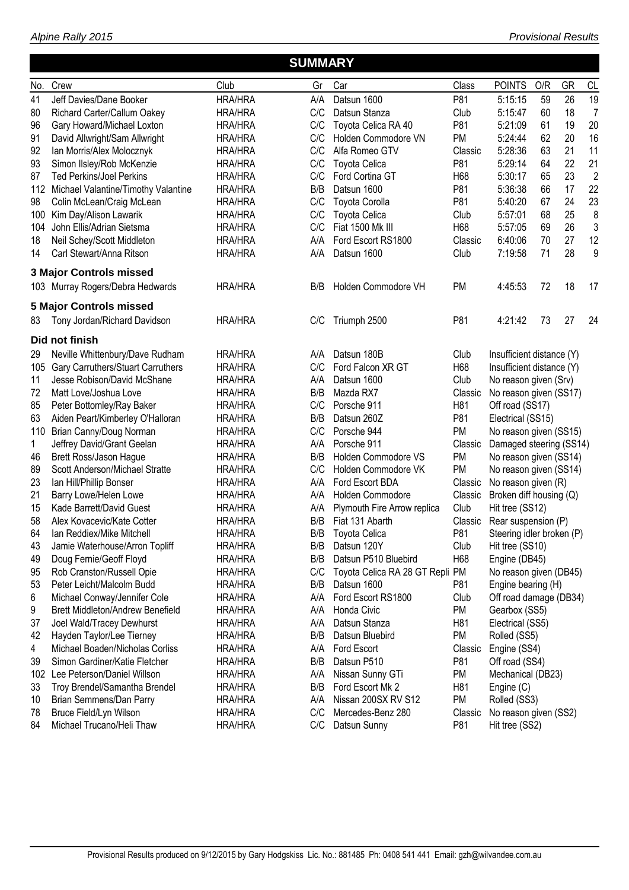## SUMMARY

| No. | Crew | Club | Gr | Car | Class | POINTS | O/R | GR | CL |
|---|---|---|---|---|---|---|---|---|---|
| 41 | Jeff Davies/Dane Booker | HRA/HRA | A/A | Datsun 1600 | P81 | 5:15:15 | 59 | 26 | 19 |
| 80 | Richard Carter/Callum Oakey | HRA/HRA | C/C | Datsun Stanza | Club | 5:15:47 | 60 | 18 | 7 |
| 96 | Gary Howard/Michael Loxton | HRA/HRA | C/C | Toyota Celica RA 40 | P81 | 5:21:09 | 61 | 19 | 20 |
| 91 | David Allwright/Sam Allwright | HRA/HRA | C/C | Holden Commodore VN | PM | 5:24:44 | 62 | 20 | 16 |
| 92 | Ian Morris/Alex Molocznyk | HRA/HRA | C/C | Alfa Romeo GTV | Classic | 5:28:36 | 63 | 21 | 11 |
| 93 | Simon Ilsley/Rob McKenzie | HRA/HRA | C/C | Toyota Celica | P81 | 5:29:14 | 64 | 22 | 21 |
| 87 | Ted Perkins/Joel Perkins | HRA/HRA | C/C | Ford Cortina GT | H68 | 5:30:17 | 65 | 23 | 2 |
| 112 | Michael Valantine/Timothy Valantine | HRA/HRA | B/B | Datsun 1600 | P81 | 5:36:38 | 66 | 17 | 22 |
| 98 | Colin McLean/Craig McLean | HRA/HRA | C/C | Toyota Corolla | P81 | 5:40:20 | 67 | 24 | 23 |
| 100 | Kim Day/Alison Lawarik | HRA/HRA | C/C | Toyota Celica | Club | 5:57:01 | 68 | 25 | 8 |
| 104 | John Ellis/Adrian Sietsma | HRA/HRA | C/C | Fiat 1500 Mk III | H68 | 5:57:05 | 69 | 26 | 3 |
| 18 | Neil Schey/Scott Middleton | HRA/HRA | A/A | Ford Escort RS1800 | Classic | 6:40:06 | 70 | 27 | 12 |
| 14 | Carl Stewart/Anna Ritson | HRA/HRA | A/A | Datsun 1600 | Club | 7:19:58 | 71 | 28 | 9 |
| | **3 Major Controls missed** | | | | | | | | |
| 103 | Murray Rogers/Debra Hedwards | HRA/HRA | B/B | Holden Commodore VH | PM | 4:45:53 | 72 | 18 | 17 |
| | **5 Major Controls missed** | | | | | | | | |
| 83 | Tony Jordan/Richard Davidson | HRA/HRA | C/C | Triumph 2500 | P81 | 4:21:42 | 73 | 27 | 24 |
| | **Did not finish** | | | | | | | | |
| 29 | Neville Whittenbury/Dave Rudham | HRA/HRA | A/A | Datsun 180B | Club | Insufficient distance (Y) | | | |
| 105 | Gary Carruthers/Stuart Carruthers | HRA/HRA | C/C | Ford Falcon XR GT | H68 | Insufficient distance (Y) | | | |
| 11 | Jesse Robison/David McShane | HRA/HRA | A/A | Datsun 1600 | Club | No reason given (Srv) | | | |
| 72 | Matt Love/Joshua Love | HRA/HRA | B/B | Mazda RX7 | Classic | No reason given (SS17) | | | |
| 85 | Peter Bottomley/Ray Baker | HRA/HRA | C/C | Porsche 911 | H81 | Off road (SS17) | | | |
| 63 | Aiden Peart/Kimberley O'Halloran | HRA/HRA | B/B | Datsun 260Z | P81 | Electrical (SS15) | | | |
| 110 | Brian Canny/Doug Norman | HRA/HRA | C/C | Porsche 944 | PM | No reason given (SS15) | | | |
| 1 | Jeffrey David/Grant Geelan | HRA/HRA | A/A | Porsche 911 | Classic | Damaged steering (SS14) | | | |
| 46 | Brett Ross/Jason Hague | HRA/HRA | B/B | Holden Commodore VS | PM | No reason given (SS14) | | | |
| 89 | Scott Anderson/Michael Stratte | HRA/HRA | C/C | Holden Commodore VK | PM | No reason given (SS14) | | | |
| 23 | Ian Hill/Phillip Bonser | HRA/HRA | A/A | Ford Escort BDA | Classic | No reason given (R) | | | |
| 21 | Barry Lowe/Helen Lowe | HRA/HRA | A/A | Holden Commodore | Classic | Broken diff housing (Q) | | | |
| 15 | Kade Barrett/David Guest | HRA/HRA | A/A | Plymouth Fire Arrow replica | Club | Hit tree (SS12) | | | |
| 58 | Alex Kovacevic/Kate Cotter | HRA/HRA | B/B | Fiat 131 Abarth | Classic | Rear suspension (P) | | | |
| 64 | Ian Reddiex/Mike Mitchell | HRA/HRA | B/B | Toyota Celica | P81 | Steering idler broken (P) | | | |
| 43 | Jamie Waterhouse/Arron Topliff | HRA/HRA | B/B | Datsun 120Y | Club | Hit tree (SS10) | | | |
| 49 | Doug Fernie/Geoff Floyd | HRA/HRA | B/B | Datsun P510 Bluebird | H68 | Engine (DB45) | | | |
| 95 | Rob Cranston/Russell Opie | HRA/HRA | C/C | Toyota Celica RA 28 GT Repli | PM | No reason given (DB45) | | | |
| 53 | Peter Leicht/Malcolm Budd | HRA/HRA | B/B | Datsun 1600 | P81 | Engine bearing (H) | | | |
| 6 | Michael Conway/Jennifer Cole | HRA/HRA | A/A | Ford Escort RS1800 | Club | Off road damage (DB34) | | | |
| 9 | Brett Middleton/Andrew Benefield | HRA/HRA | A/A | Honda Civic | PM | Gearbox (SS5) | | | |
| 37 | Joel Wald/Tracey Dewhurst | HRA/HRA | A/A | Datsun Stanza | H81 | Electrical (SS5) | | | |
| 42 | Hayden Taylor/Lee Tierney | HRA/HRA | B/B | Datsun Bluebird | PM | Rolled (SS5) | | | |
| 4 | Michael Boaden/Nicholas Corliss | HRA/HRA | A/A | Ford Escort | Classic | Engine (SS4) | | | |
| 39 | Simon Gardiner/Katie Fletcher | HRA/HRA | B/B | Datsun P510 | P81 | Off road (SS4) | | | |
| 102 | Lee Peterson/Daniel Willson | HRA/HRA | A/A | Nissan Sunny GTi | PM | Mechanical (DB23) | | | |
| 33 | Troy Brendel/Samantha Brendel | HRA/HRA | B/B | Ford Escort Mk 2 | H81 | Engine (C) | | | |
| 10 | Brian Semmens/Dan Parry | HRA/HRA | A/A | Nissan 200SX RV S12 | PM | Rolled (SS3) | | | |
| 78 | Bruce Field/Lyn Wilson | HRA/HRA | C/C | Mercedes-Benz 280 | Classic | No reason given (SS2) | | | |
| 84 | Michael Trucano/Heli Thaw | HRA/HRA | C/C | Datsun Sunny | P81 | Hit tree (SS2) | | | |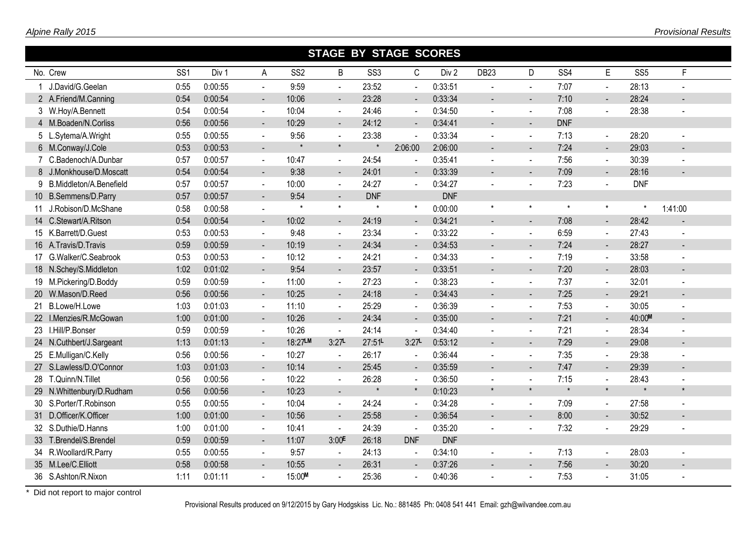## STAGE BY STAGE SCORES

| No. | Crew | SS1 | Div 1 | A | SS2 | B | SS3 | C | Div 2 | DB23 | D | SS4 | E | SS5 | F |
|---|---|---|---|---|---|---|---|---|---|---|---|---|---|---|---|
| 1 | J.David/G.Geelan | 0:55 | 0:00:55 | - | 9:59 | - | 23:52 | - | 0:33:51 | - | - | 7:07 | - | 28:13 | - |
| 2 | A.Friend/M.Canning | 0:54 | 0:00:54 | - | 10:06 | - | 23:28 | - | 0:33:34 | - | - | 7:10 | - | 28:24 | - |
| 3 | W.Hoy/A.Bennett | 0:54 | 0:00:54 | - | 10:04 | - | 24:46 | - | 0:34:50 | - | - | 7:08 | - | 28:38 | - |
| 4 | M.Boaden/N.Corliss | 0:56 | 0:00:56 | - | 10:29 | - | 24:12 | - | 0:34:41 | - | - | DNF | | | |
| 5 | L.Sytema/A.Wright | 0:55 | 0:00:55 | - | 9:56 | - | 23:38 | - | 0:33:34 | - | - | 7:13 | - | 28:20 | - |
| 6 | M.Conway/J.Cole | 0:53 | 0:00:53 | - | * | * | * | 2:06:00 | 2:06:00 | - | - | 7:24 | - | 29:03 | - |
| 7 | C.Badenoch/A.Dunbar | 0:57 | 0:00:57 | - | 10:47 | - | 24:54 | - | 0:35:41 | - | - | 7:56 | - | 30:39 | - |
| 8 | J.Monkhouse/D.Moscatt | 0:54 | 0:00:54 | - | 9:38 | - | 24:01 | - | 0:33:39 | - | - | 7:09 | - | 28:16 | - |
| 9 | B.Middleton/A.Benefield | 0:57 | 0:00:57 | - | 10:00 | - | 24:27 | - | 0:34:27 | - | - | 7:23 | - | DNF | |
| 10 | B.Semmens/D.Parry | 0:57 | 0:00:57 | - | 9:54 | - | DNF | | DNF | | | | | | |
| 11 | J.Robison/D.McShane | 0:58 | 0:00:58 | - | * | * | * | * | 0:00:00 | * | * | * | * | * | 1:41:00 |
| 14 | C.Stewart/A.Ritson | 0:54 | 0:00:54 | - | 10:02 | - | 24:19 | - | 0:34:21 | - | - | 7:08 | - | 28:42 | - |
| 15 | K.Barrett/D.Guest | 0:53 | 0:00:53 | - | 9:48 | - | 23:34 | - | 0:33:22 | - | - | 6:59 | - | 27:43 | - |
| 16 | A.Travis/D.Travis | 0:59 | 0:00:59 | - | 10:19 | - | 24:34 | - | 0:34:53 | - | - | 7:24 | - | 28:27 | - |
| 17 | G.Walker/C.Seabrook | 0:53 | 0:00:53 | - | 10:12 | - | 24:21 | - | 0:34:33 | - | - | 7:19 | - | 33:58 | - |
| 18 | N.Schey/S.Middleton | 1:02 | 0:01:02 | - | 9:54 | - | 23:57 | - | 0:33:51 | - | - | 7:20 | - | 28:03 | - |
| 19 | M.Pickering/D.Boddy | 0:59 | 0:00:59 | - | 11:00 | - | 27:23 | - | 0:38:23 | - | - | 7:37 | - | 32:01 | - |
| 20 | W.Mason/D.Reed | 0:56 | 0:00:56 | - | 10:25 | - | 24:18 | - | 0:34:43 | - | - | 7:25 | - | 29:21 | - |
| 21 | B.Lowe/H.Lowe | 1:03 | 0:01:03 | - | 11:10 | - | 25:29 | - | 0:36:39 | - | - | 7:53 | - | 30:05 | - |
| 22 | I.Menzies/R.McGowan | 1:00 | 0:01:00 | - | 10:26 | - | 24:34 | - | 0:35:00 | - | - | 7:21 | - | 40:00[M] | - |
| 23 | I.Hill/P.Bonser | 0:59 | 0:00:59 | - | 10:26 | - | 24:14 | - | 0:34:40 | - | - | 7:21 | - | 28:34 | - |
| 24 | N.Cuthbert/J.Sargeant | 1:13 | 0:01:13 | - | 18:27[LM] | 3:27[L] | 27:51[L] | 3:27[L] | 0:53:12 | - | - | 7:29 | - | 29:08 | - |
| 25 | E.Mulligan/C.Kelly | 0:56 | 0:00:56 | - | 10:27 | - | 26:17 | - | 0:36:44 | - | - | 7:35 | - | 29:38 | - |
| 27 | S.Lawless/D.O'Connor | 1:03 | 0:01:03 | - | 10:14 | - | 25:45 | - | 0:35:59 | - | - | 7:47 | - | 29:39 | - |
| 28 | T.Quinn/N.Tillet | 0:56 | 0:00:56 | - | 10:22 | - | 26:28 | - | 0:36:50 | - | - | 7:15 | - | 28:43 | - |
| 29 | N.Whittenbury/D.Rudham | 0:56 | 0:00:56 | - | 10:23 | - | * | * | 0:10:23 | * | * | * | * | * | * |
| 30 | S.Porter/T.Robinson | 0:55 | 0:00:55 | - | 10:04 | - | 24:24 | - | 0:34:28 | - | - | 7:09 | - | 27:58 | - |
| 31 | D.Officer/K.Officer | 1:00 | 0:01:00 | - | 10:56 | - | 25:58 | - | 0:36:54 | - | - | 8:00 | - | 30:52 | - |
| 32 | S.Duthie/D.Hanns | 1:00 | 0:01:00 | - | 10:41 | - | 24:39 | - | 0:35:20 | - | - | 7:32 | - | 29:29 | - |
| 33 | T.Brendel/S.Brendel | 0:59 | 0:00:59 | - | 11:07 | 3:00[E] | 26:18 | DNF | DNF | | | | | | |
| 34 | R.Woollard/R.Parry | 0:55 | 0:00:55 | - | 9:57 | - | 24:13 | - | 0:34:10 | - | - | 7:13 | - | 28:03 | - |
| 35 | M.Lee/C.Elliott | 0:58 | 0:00:58 | - | 10:55 | - | 26:31 | - | 0:37:26 | - | - | 7:56 | - | 30:20 | - |
| 36 | S.Ashton/R.Nixon | 1:11 | 0:01:11 | - | 15:00[M] | - | 25:36 | - | 0:40:36 | - | - | 7:53 | - | 31:05 | - |

* Did not report to major control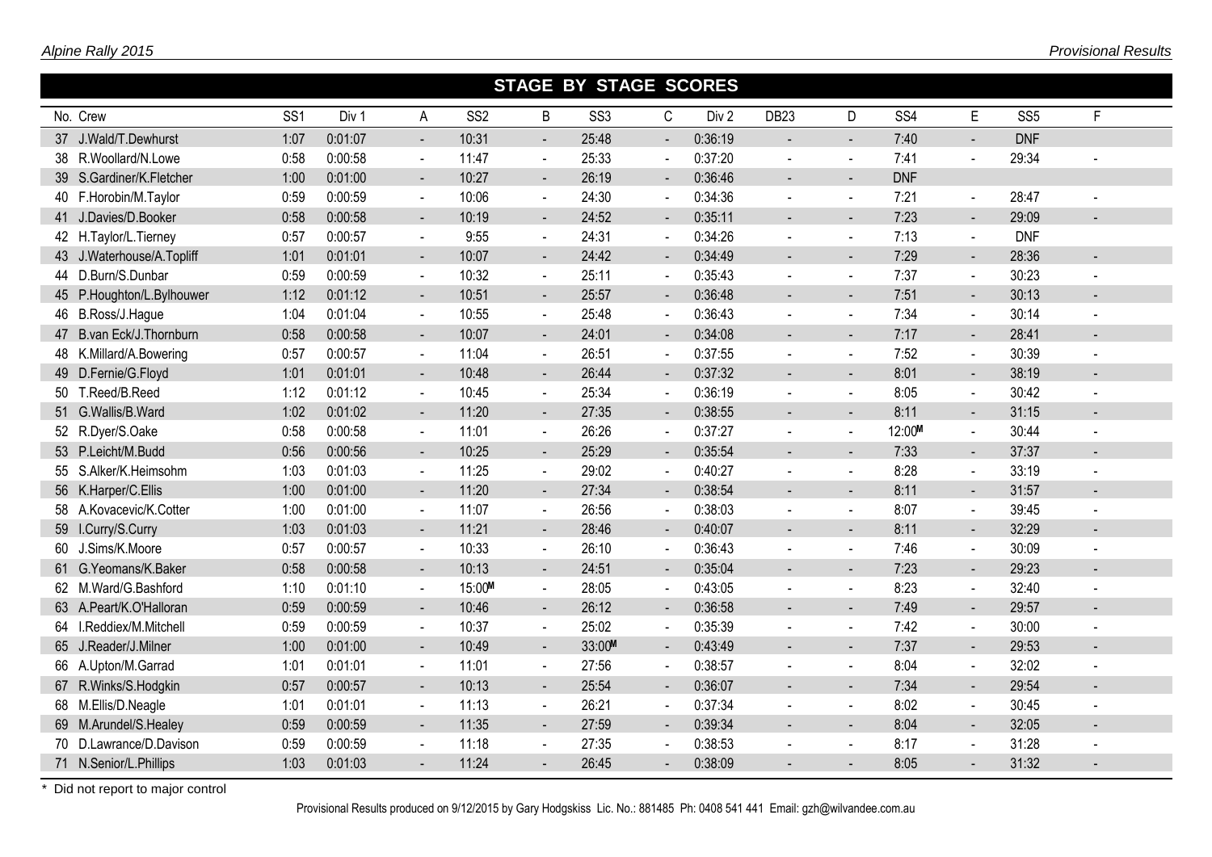## STAGE BY STAGE SCORES

| No. | Crew | SS1 | Div 1 | A | SS2 | B | SS3 | C | Div 2 | DB23 | D | SS4 | E | SS5 | F |
|---|---|---|---|---|---|---|---|---|---|---|---|---|---|---|---|
| 37 | J.Wald/T.Dewhurst | 1:07 | 0:01:07 | - | 10:31 | - | 25:48 | - | 0:36:19 | - | - | 7:40 | - | DNF | |
| 38 | R.Woollard/N.Lowe | 0:58 | 0:00:58 | - | 11:47 | - | 25:33 | - | 0:37:20 | - | - | 7:41 | - | 29:34 | - |
| 39 | S.Gardiner/K.Fletcher | 1:00 | 0:01:00 | - | 10:27 | - | 26:19 | - | 0:36:46 | - | - | DNF | | | |
| 40 | F.Horobin/M.Taylor | 0:59 | 0:00:59 | - | 10:06 | - | 24:30 | - | 0:34:36 | - | - | 7:21 | - | 28:47 | - |
| 41 | J.Davies/D.Booker | 0:58 | 0:00:58 | - | 10:19 | - | 24:52 | - | 0:35:11 | - | - | 7:23 | - | 29:09 | - |
| 42 | H.Taylor/L.Tierney | 0:57 | 0:00:57 | - | 9:55 | - | 24:31 | - | 0:34:26 | - | - | 7:13 | - | DNF | |
| 43 | J.Waterhouse/A.Topliff | 1:01 | 0:01:01 | - | 10:07 | - | 24:42 | - | 0:34:49 | - | - | 7:29 | - | 28:36 | - |
| 44 | D.Burn/S.Dunbar | 0:59 | 0:00:59 | - | 10:32 | - | 25:11 | - | 0:35:43 | - | - | 7:37 | - | 30:23 | - |
| 45 | P.Houghton/L.Bylhouwer | 1:12 | 0:01:12 | - | 10:51 | - | 25:57 | - | 0:36:48 | - | - | 7:51 | - | 30:13 | - |
| 46 | B.Ross/J.Hague | 1:04 | 0:01:04 | - | 10:55 | - | 25:48 | - | 0:36:43 | - | - | 7:34 | - | 30:14 | - |
| 47 | B.van Eck/J.Thornburn | 0:58 | 0:00:58 | - | 10:07 | - | 24:01 | - | 0:34:08 | - | - | 7:17 | - | 28:41 | - |
| 48 | K.Millard/A.Bowering | 0:57 | 0:00:57 | - | 11:04 | - | 26:51 | - | 0:37:55 | - | - | 7:52 | - | 30:39 | - |
| 49 | D.Fernie/G.Floyd | 1:01 | 0:01:01 | - | 10:48 | - | 26:44 | - | 0:37:32 | - | - | 8:01 | - | 38:19 | - |
| 50 | T.Reed/B.Reed | 1:12 | 0:01:12 | - | 10:45 | - | 25:34 | - | 0:36:19 | - | - | 8:05 | - | 30:42 | - |
| 51 | G.Wallis/B.Ward | 1:02 | 0:01:02 | - | 11:20 | - | 27:35 | - | 0:38:55 | - | - | 8:11 | - | 31:15 | - |
| 52 | R.Dyer/S.Oake | 0:58 | 0:00:58 | - | 11:01 | - | 26:26 | - | 0:37:27 | - | - | 12:00**M** | - | 30:44 | - |
| 53 | P.Leicht/M.Budd | 0:56 | 0:00:56 | - | 10:25 | - | 25:29 | - | 0:35:54 | - | - | 7:33 | - | 37:37 | - |
| 55 | S.Alker/K.Heimsohm | 1:03 | 0:01:03 | - | 11:25 | - | 29:02 | - | 0:40:27 | - | - | 8:28 | - | 33:19 | - |
| 56 | K.Harper/C.Ellis | 1:00 | 0:01:00 | - | 11:20 | - | 27:34 | - | 0:38:54 | - | - | 8:11 | - | 31:57 | - |
| 58 | A.Kovacevic/K.Cotter | 1:00 | 0:01:00 | - | 11:07 | - | 26:56 | - | 0:38:03 | - | - | 8:07 | - | 39:45 | - |
| 59 | I.Curry/S.Curry | 1:03 | 0:01:03 | - | 11:21 | - | 28:46 | - | 0:40:07 | - | - | 8:11 | - | 32:29 | - |
| 60 | J.Sims/K.Moore | 0:57 | 0:00:57 | - | 10:33 | - | 26:10 | - | 0:36:43 | - | - | 7:46 | - | 30:09 | - |
| 61 | G.Yeomans/K.Baker | 0:58 | 0:00:58 | - | 10:13 | - | 24:51 | - | 0:35:04 | - | - | 7:23 | - | 29:23 | - |
| 62 | M.Ward/G.Bashford | 1:10 | 0:01:10 | - | 15:00**M** | - | 28:05 | - | 0:43:05 | - | - | 8:23 | - | 32:40 | - |
| 63 | A.Peart/K.O'Halloran | 0:59 | 0:00:59 | - | 10:46 | - | 26:12 | - | 0:36:58 | - | - | 7:49 | - | 29:57 | - |
| 64 | I.Reddiex/M.Mitchell | 0:59 | 0:00:59 | - | 10:37 | - | 25:02 | - | 0:35:39 | - | - | 7:42 | - | 30:00 | - |
| 65 | J.Reader/J.Milner | 1:00 | 0:01:00 | - | 10:49 | - | 33:00**M** | - | 0:43:49 | - | - | 7:37 | - | 29:53 | - |
| 66 | A.Upton/M.Garrad | 1:01 | 0:01:01 | - | 11:01 | - | 27:56 | - | 0:38:57 | - | - | 8:04 | - | 32:02 | - |
| 67 | R.Winks/S.Hodgkin | 0:57 | 0:00:57 | - | 10:13 | - | 25:54 | - | 0:36:07 | - | - | 7:34 | - | 29:54 | - |
| 68 | M.Ellis/D.Neagle | 1:01 | 0:01:01 | - | 11:13 | - | 26:21 | - | 0:37:34 | - | - | 8:02 | - | 30:45 | - |
| 69 | M.Arundel/S.Healey | 0:59 | 0:00:59 | - | 11:35 | - | 27:59 | - | 0:39:34 | - | - | 8:04 | - | 32:05 | - |
| 70 | D.Lawrance/D.Davison | 0:59 | 0:00:59 | - | 11:18 | - | 27:35 | - | 0:38:53 | - | - | 8:17 | - | 31:28 | - |
| 71 | N.Senior/L.Phillips | 1:03 | 0:01:03 | - | 11:24 | - | 26:45 | - | 0:38:09 | - | - | 8:05 | - | 31:32 | - |

* Did not report to major control

Provisional Results produced on 9/12/2015 by Gary Hodgskiss Lic. No.: 881485 Ph: 0408 541 441 Email: gzh@wilvandee.com.au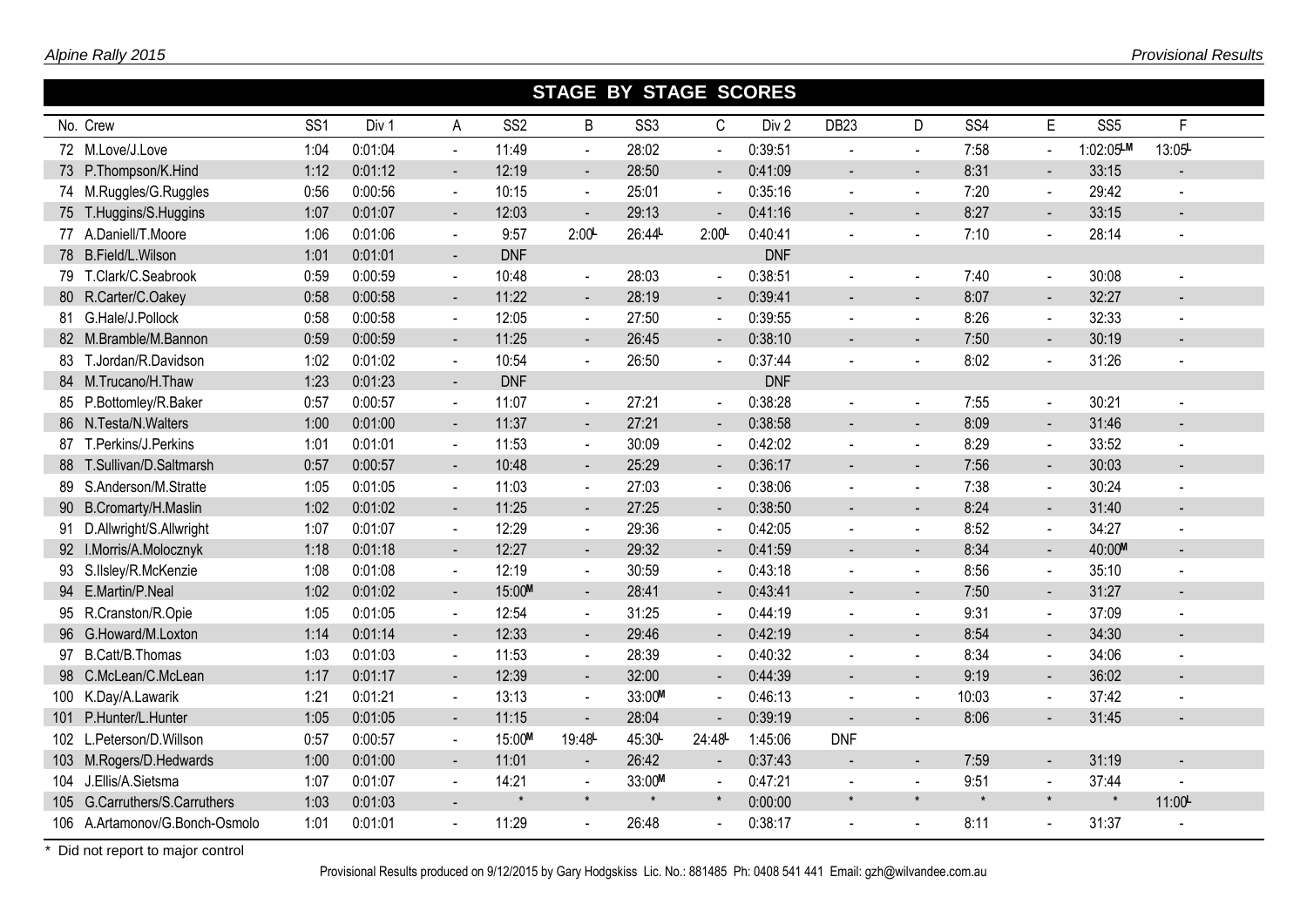## STAGE BY STAGE SCORES

| No. | Crew | SS1 | Div 1 | A | SS2 | B | SS3 | C | Div 2 | DB23 | D | SS4 | E | SS5 | F |
|---|---|---|---|---|---|---|---|---|---|---|---|---|---|---|---|
| 72 | M.Love/J.Love | 1:04 | 0:01:04 | - | 11:49 | - | 28:02 | - | 0:39:51 | - | - | 7:58 | - | 1:02:05LM | 13:05L |
| 73 | P.Thompson/K.Hind | 1:12 | 0:01:12 | - | 12:19 | - | 28:50 | - | 0:41:09 | - | - | 8:31 | - | 33:15 | - |
| 74 | M.Ruggles/G.Ruggles | 0:56 | 0:00:56 | - | 10:15 | - | 25:01 | - | 0:35:16 | - | - | 7:20 | - | 29:42 | - |
| 75 | T.Huggins/S.Huggins | 1:07 | 0:01:07 | - | 12:03 | - | 29:13 | - | 0:41:16 | - | - | 8:27 | - | 33:15 | - |
| 77 | A.Daniell/T.Moore | 1:06 | 0:01:06 | - | 9:57 | 2:00L | 26:44L | 2:00L | 0:40:41 | - | - | 7:10 | - | 28:14 | - |
| 78 | B.Field/L.Wilson | 1:01 | 0:01:01 | - | DNF | | | | DNF | | | | | | |
| 79 | T.Clark/C.Seabrook | 0:59 | 0:00:59 | - | 10:48 | - | 28:03 | - | 0:38:51 | - | - | 7:40 | - | 30:08 | - |
| 80 | R.Carter/C.Oakey | 0:58 | 0:00:58 | - | 11:22 | - | 28:19 | - | 0:39:41 | - | - | 8:07 | - | 32:27 | - |
| 81 | G.Hale/J.Pollock | 0:58 | 0:00:58 | - | 12:05 | - | 27:50 | - | 0:39:55 | - | - | 8:26 | - | 32:33 | - |
| 82 | M.Bramble/M.Bannon | 0:59 | 0:00:59 | - | 11:25 | - | 26:45 | - | 0:38:10 | - | - | 7:50 | - | 30:19 | - |
| 83 | T.Jordan/R.Davidson | 1:02 | 0:01:02 | - | 10:54 | - | 26:50 | - | 0:37:44 | - | - | 8:02 | - | 31:26 | - |
| 84 | M.Trucano/H.Thaw | 1:23 | 0:01:23 | - | DNF | | | | DNF | | | | | | |
| 85 | P.Bottomley/R.Baker | 0:57 | 0:00:57 | - | 11:07 | - | 27:21 | - | 0:38:28 | - | - | 7:55 | - | 30:21 | - |
| 86 | N.Testa/N.Walters | 1:00 | 0:01:00 | - | 11:37 | - | 27:21 | - | 0:38:58 | - | - | 8:09 | - | 31:46 | - |
| 87 | T.Perkins/J.Perkins | 1:01 | 0:01:01 | - | 11:53 | - | 30:09 | - | 0:42:02 | - | - | 8:29 | - | 33:52 | - |
| 88 | T.Sullivan/D.Saltmarsh | 0:57 | 0:00:57 | - | 10:48 | - | 25:29 | - | 0:36:17 | - | - | 7:56 | - | 30:03 | - |
| 89 | S.Anderson/M.Stratte | 1:05 | 0:01:05 | - | 11:03 | - | 27:03 | - | 0:38:06 | - | - | 7:38 | - | 30:24 | - |
| 90 | B.Cromarty/H.Maslin | 1:02 | 0:01:02 | - | 11:25 | - | 27:25 | - | 0:38:50 | - | - | 8:24 | - | 31:40 | - |
| 91 | D.Allwright/S.Allwright | 1:07 | 0:01:07 | - | 12:29 | - | 29:36 | - | 0:42:05 | - | - | 8:52 | - | 34:27 | - |
| 92 | I.Morris/A.Molocznyk | 1:18 | 0:01:18 | - | 12:27 | - | 29:32 | - | 0:41:59 | - | - | 8:34 | - | 40:00M | - |
| 93 | S.Ilsley/R.McKenzie | 1:08 | 0:01:08 | - | 12:19 | - | 30:59 | - | 0:43:18 | - | - | 8:56 | - | 35:10 | - |
| 94 | E.Martin/P.Neal | 1:02 | 0:01:02 | - | 15:00M | - | 28:41 | - | 0:43:41 | - | - | 7:50 | - | 31:27 | - |
| 95 | R.Cranston/R.Opie | 1:05 | 0:01:05 | - | 12:54 | - | 31:25 | - | 0:44:19 | - | - | 9:31 | - | 37:09 | - |
| 96 | G.Howard/M.Loxton | 1:14 | 0:01:14 | - | 12:33 | - | 29:46 | - | 0:42:19 | - | - | 8:54 | - | 34:30 | - |
| 97 | B.Catt/B.Thomas | 1:03 | 0:01:03 | - | 11:53 | - | 28:39 | - | 0:40:32 | - | - | 8:34 | - | 34:06 | - |
| 98 | C.McLean/C.McLean | 1:17 | 0:01:17 | - | 12:39 | - | 32:00 | - | 0:44:39 | - | - | 9:19 | - | 36:02 | - |
| 100 | K.Day/A.Lawarik | 1:21 | 0:01:21 | - | 13:13 | - | 33:00M | - | 0:46:13 | - | - | 10:03 | - | 37:42 | - |
| 101 | P.Hunter/L.Hunter | 1:05 | 0:01:05 | - | 11:15 | - | 28:04 | - | 0:39:19 | - | - | 8:06 | - | 31:45 | - |
| 102 | L.Peterson/D.Wilson | 0:57 | 0:00:57 | - | 15:00M | 19:48L | 45:30L | 24:48L | 1:45:06 | DNF | | | | | |
| 103 | M.Rogers/D.Hedwards | 1:00 | 0:01:00 | - | 11:01 | - | 26:42 | - | 0:37:43 | - | - | 7:59 | - | 31:19 | - |
| 104 | J.Ellis/A.Sietsma | 1:07 | 0:01:07 | - | 14:21 | - | 33:00M | - | 0:47:21 | - | - | 9:51 | - | 37:44 | - |
| 105 | G.Carruthers/S.Carruthers | 1:03 | 0:01:03 | - | * | * | * | * | 0:00:00 | * | * | * | * | * | 11:00L |
| 106 | A.Artamonov/G.Bonch-Osmolo | 1:01 | 0:01:01 | - | 11:29 | - | 26:48 | - | 0:38:17 | - | - | 8:11 | - | 31:37 | - |

* Did not report to major control

Provisional Results produced on 9/12/2015 by Gary Hodgskiss Lic. No.: 881485 Ph: 0408 541 441 Email: gzh@wilvandee.com.au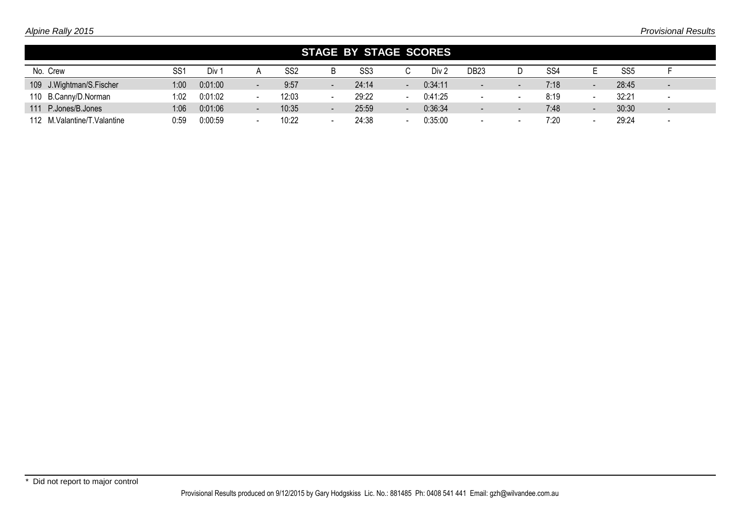## STAGE BY STAGE SCORES

| No. | Crew | SS1 | Div 1 | A | SS2 | B | SS3 | C | Div 2 | DB23 | D | SS4 | E | SS5 | F |
|---|---|---|---|---|---|---|---|---|---|---|---|---|---|---|---|
| 109 | J.Wightman/S.Fischer | 1:00 | 0:01:00 | - | 9:57 | - | 24:14 | - | 0:34:11 | - | - | 7:18 | - | 28:45 | - |
| 110 | B.Canny/D.Norman | 1:02 | 0:01:02 | - | 12:03 | - | 29:22 | - | 0:41:25 | - | - | 8:19 | - | 32:21 | - |
| 111 | P.Jones/B.Jones | 1:06 | 0:01:06 | - | 10:35 | - | 25:59 | - | 0:36:34 | - | - | 7:48 | - | 30:30 | - |
| 112 | M.Valantine/T.Valantine | 0:59 | 0:00:59 | - | 10:22 | - | 24:38 | - | 0:35:00 | - | - | 7:20 | - | 29:24 | - |

\* Did not report to major control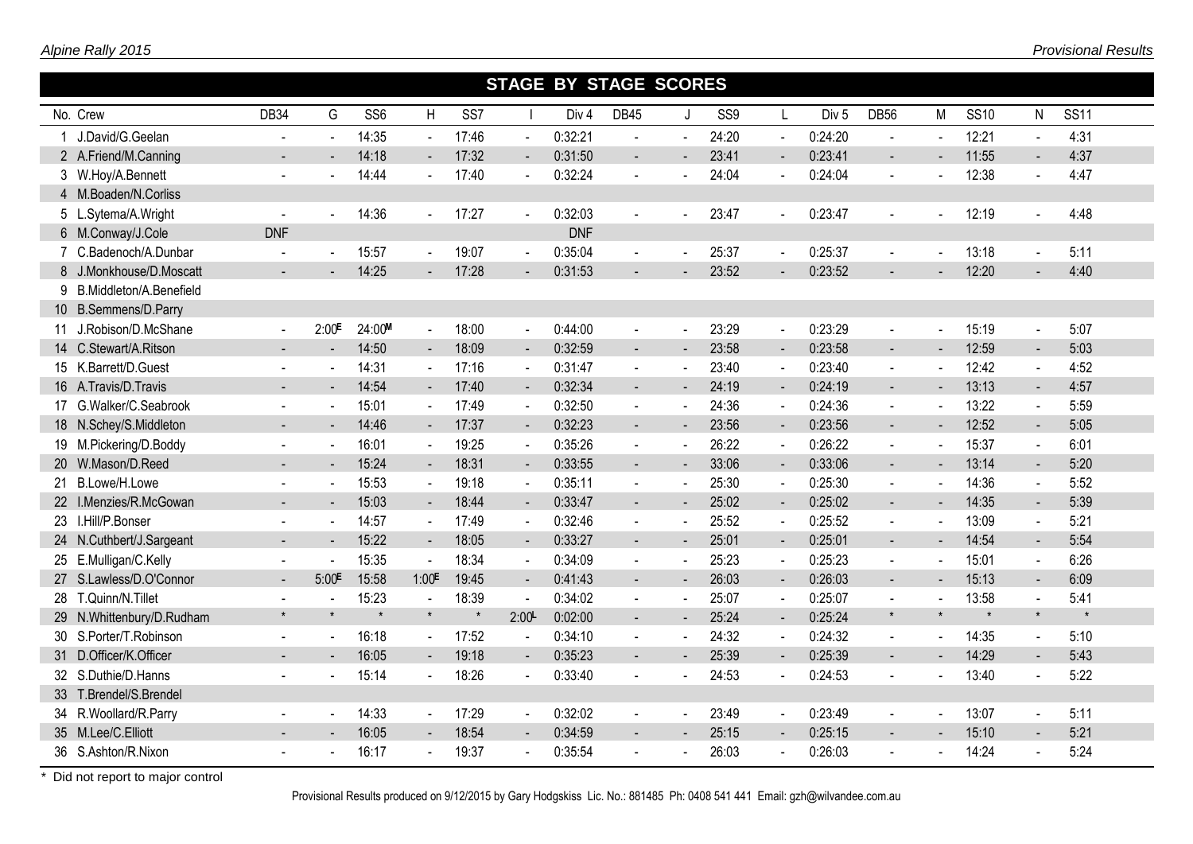Alpine Rally 2015 — Provisional Results

## STAGE BY STAGE SCORES

| No. | Crew | DB34 | G | SS6 | H | SS7 | I | Div 4 | DB45 | J | SS9 | L | Div 5 | DB56 | M | SS10 | N | SS11 |
|---|---|---|---|---|---|---|---|---|---|---|---|---|---|---|---|---|---|---|
| 1 | J.David/G.Geelan | - | - | 14:35 | - | 17:46 | - | 0:32:21 | - | - | 24:20 | - | 0:24:20 | - | - | 12:21 | - | 4:31 |
| 2 | A.Friend/M.Canning | - | - | 14:18 | - | 17:32 | - | 0:31:50 | - | - | 23:41 | - | 0:23:41 | - | - | 11:55 | - | 4:37 |
| 3 | W.Hoy/A.Bennett | - | - | 14:44 | - | 17:40 | - | 0:32:24 | - | - | 24:04 | - | 0:24:04 | - | - | 12:38 | - | 4:47 |
| 4 | M.Boaden/N.Corliss | | | | | | | | | | | | | | | | | |
| 5 | L.Sytema/A.Wright | - | - | 14:36 | - | 17:27 | - | 0:32:03 | - | - | 23:47 | - | 0:23:47 | - | - | 12:19 | - | 4:48 |
| 6 | M.Conway/J.Cole | DNF | | | | | | DNF | | | | | | | | | | |
| 7 | C.Badenoch/A.Dunbar | - | - | 15:57 | - | 19:07 | - | 0:35:04 | - | - | 25:37 | - | 0:25:37 | - | - | 13:18 | - | 5:11 |
| 8 | J.Monkhouse/D.Moscatt | - | - | 14:25 | - | 17:28 | - | 0:31:53 | - | - | 23:52 | - | 0:23:52 | - | - | 12:20 | - | 4:40 |
| 9 | B.Middleton/A.Benefield | | | | | | | | | | | | | | | | | |
| 10 | B.Semmens/D.Parry | | | | | | | | | | | | | | | | | |
| 11 | J.Robison/D.McShane | - | 2:00E | 24:00M | - | 18:00 | - | 0:44:00 | - | - | 23:29 | - | 0:23:29 | - | - | 15:19 | - | 5:07 |
| 14 | C.Stewart/A.Ritson | - | - | 14:50 | - | 18:09 | - | 0:32:59 | - | - | 23:58 | - | 0:23:58 | - | - | 12:59 | - | 5:03 |
| 15 | K.Barrett/D.Guest | - | - | 14:31 | - | 17:16 | - | 0:31:47 | - | - | 23:40 | - | 0:23:40 | - | - | 12:42 | - | 4:52 |
| 16 | A.Travis/D.Travis | - | - | 14:54 | - | 17:40 | - | 0:32:34 | - | - | 24:19 | - | 0:24:19 | - | - | 13:13 | - | 4:57 |
| 17 | G.Walker/C.Seabrook | - | - | 15:01 | - | 17:49 | - | 0:32:50 | - | - | 24:36 | - | 0:24:36 | - | - | 13:22 | - | 5:59 |
| 18 | N.Schey/S.Middleton | - | - | 14:46 | - | 17:37 | - | 0:32:23 | - | - | 23:56 | - | 0:23:56 | - | - | 12:52 | - | 5:05 |
| 19 | M.Pickering/D.Boddy | - | - | 16:01 | - | 19:25 | - | 0:35:26 | - | - | 26:22 | - | 0:26:22 | - | - | 15:37 | - | 6:01 |
| 20 | W.Mason/D.Reed | - | - | 15:24 | - | 18:31 | - | 0:33:55 | - | - | 33:06 | - | 0:33:06 | - | - | 13:14 | - | 5:20 |
| 21 | B.Lowe/H.Lowe | - | - | 15:53 | - | 19:18 | - | 0:35:11 | - | - | 25:30 | - | 0:25:30 | - | - | 14:36 | - | 5:52 |
| 22 | I.Menzies/R.McGowan | - | - | 15:03 | - | 18:44 | - | 0:33:47 | - | - | 25:02 | - | 0:25:02 | - | - | 14:35 | - | 5:39 |
| 23 | I.Hill/P.Bonser | - | - | 14:57 | - | 17:49 | - | 0:32:46 | - | - | 25:52 | - | 0:25:52 | - | - | 13:09 | - | 5:21 |
| 24 | N.Cuthbert/J.Sargeant | - | - | 15:22 | - | 18:05 | - | 0:33:27 | - | - | 25:01 | - | 0:25:01 | - | - | 14:54 | - | 5:54 |
| 25 | E.Mulligan/C.Kelly | - | - | 15:35 | - | 18:34 | - | 0:34:09 | - | - | 25:23 | - | 0:25:23 | - | - | 15:01 | - | 6:26 |
| 27 | S.Lawless/D.O'Connor | - | 5:00E | 15:58 | 1:00E | 19:45 | - | 0:41:43 | - | - | 26:03 | - | 0:26:03 | - | - | 15:13 | - | 6:09 |
| 28 | T.Quinn/N.Tillet | - | - | 15:23 | - | 18:39 | - | 0:34:02 | - | - | 25:07 | - | 0:25:07 | - | - | 13:58 | - | 5:41 |
| 29 | N.Whittenbury/D.Rudham | * | * | * | * | * | 2:00L | 0:02:00 | - | - | 25:24 | - | 0:25:24 | * | * | * | * | * |
| 30 | S.Porter/T.Robinson | - | - | 16:18 | - | 17:52 | - | 0:34:10 | - | - | 24:32 | - | 0:24:32 | - | - | 14:35 | - | 5:10 |
| 31 | D.Officer/K.Officer | - | - | 16:05 | - | 19:18 | - | 0:35:23 | - | - | 25:39 | - | 0:25:39 | - | - | 14:29 | - | 5:43 |
| 32 | S.Duthie/D.Hanns | - | - | 15:14 | - | 18:26 | - | 0:33:40 | - | - | 24:53 | - | 0:24:53 | - | - | 13:40 | - | 5:22 |
| 33 | T.Brendel/S.Brendel | | | | | | | | | | | | | | | | | |
| 34 | R.Woollard/R.Parry | - | - | 14:33 | - | 17:29 | - | 0:32:02 | - | - | 23:49 | - | 0:23:49 | - | - | 13:07 | - | 5:11 |
| 35 | M.Lee/C.Elliott | - | - | 16:05 | - | 18:54 | - | 0:34:59 | - | - | 25:15 | - | 0:25:15 | - | - | 15:10 | - | 5:21 |
| 36 | S.Ashton/R.Nixon | - | - | 16:17 | - | 19:37 | - | 0:35:54 | - | - | 26:03 | - | 0:26:03 | - | - | 14:24 | - | 5:24 |

* Did not report to major control

Provisional Results produced on 9/12/2015 by Gary Hodgskiss Lic. No.: 881485 Ph: 0408 541 441 Email: gzh@wilvandee.com.au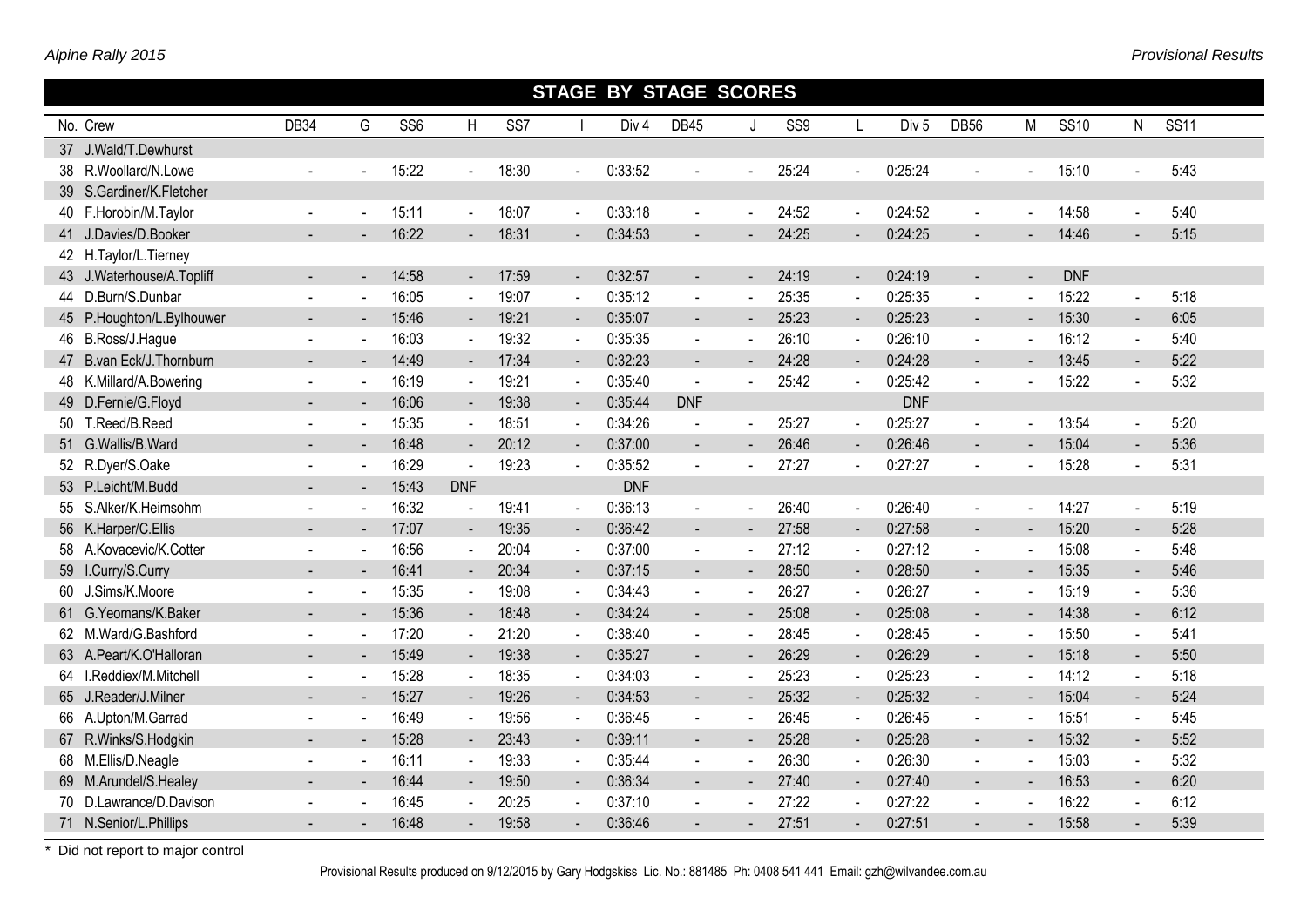## STAGE BY STAGE SCORES

| No. | Crew | DB34 | G | SS6 | H | SS7 | I | Div 4 | DB45 | J | SS9 | L | Div 5 | DB56 | M | SS10 | N | SS11 |
|---|---|---|---|---|---|---|---|---|---|---|---|---|---|---|---|---|---|---|
| 37 | J.Wald/T.Dewhurst | | | | | | | | | | | | | | | | | |
| 38 | R.Woollard/N.Lowe | - | - | 15:22 | - | 18:30 | - | 0:33:52 | - | - | 25:24 | - | 0:25:24 | - | - | 15:10 | - | 5:43 |
| 39 | S.Gardiner/K.Fletcher | | | | | | | | | | | | | | | | | |
| 40 | F.Horobin/M.Taylor | - | - | 15:11 | - | 18:07 | - | 0:33:18 | - | - | 24:52 | - | 0:24:52 | - | - | 14:58 | - | 5:40 |
| 41 | J.Davies/D.Booker | - | - | 16:22 | - | 18:31 | - | 0:34:53 | - | - | 24:25 | - | 0:24:25 | - | - | 14:46 | - | 5:15 |
| 42 | H.Taylor/L.Tierney | | | | | | | | | | | | | | | | | |
| 43 | J.Waterhouse/A.Topliff | - | - | 14:58 | - | 17:59 | - | 0:32:57 | - | - | 24:19 | - | 0:24:19 | - | - | DNF | | |
| 44 | D.Burn/S.Dunbar | - | - | 16:05 | - | 19:07 | - | 0:35:12 | - | - | 25:35 | - | 0:25:35 | - | - | 15:22 | - | 5:18 |
| 45 | P.Houghton/L.Bylhouwer | - | - | 15:46 | - | 19:21 | - | 0:35:07 | - | - | 25:23 | - | 0:25:23 | - | - | 15:30 | - | 6:05 |
| 46 | B.Ross/J.Hague | - | - | 16:03 | - | 19:32 | - | 0:35:35 | - | - | 26:10 | - | 0:26:10 | - | - | 16:12 | - | 5:40 |
| 47 | B.van Eck/J.Thornburn | - | - | 14:49 | - | 17:34 | - | 0:32:23 | - | - | 24:28 | - | 0:24:28 | - | - | 13:45 | - | 5:22 |
| 48 | K.Millard/A.Bowering | - | - | 16:19 | - | 19:21 | - | 0:35:40 | - | - | 25:42 | - | 0:25:42 | - | - | 15:22 | - | 5:32 |
| 49 | D.Fernie/G.Floyd | - | - | 16:06 | - | 19:38 | - | 0:35:44 | DNF | | | | DNF | | | | | |
| 50 | T.Reed/B.Reed | - | - | 15:35 | - | 18:51 | - | 0:34:26 | - | - | 25:27 | - | 0:25:27 | - | - | 13:54 | - | 5:20 |
| 51 | G.Wallis/B.Ward | - | - | 16:48 | - | 20:12 | - | 0:37:00 | - | - | 26:46 | - | 0:26:46 | - | - | 15:04 | - | 5:36 |
| 52 | R.Dyer/S.Oake | - | - | 16:29 | - | 19:23 | - | 0:35:52 | - | - | 27:27 | - | 0:27:27 | - | - | 15:28 | - | 5:31 |
| 53 | P.Leicht/M.Budd | - | - | 15:43 | DNF | | | DNF | | | | | | | | | | |
| 55 | S.Alker/K.Heimsohm | - | - | 16:32 | - | 19:41 | - | 0:36:13 | - | - | 26:40 | - | 0:26:40 | - | - | 14:27 | - | 5:19 |
| 56 | K.Harper/C.Ellis | - | - | 17:07 | - | 19:35 | - | 0:36:42 | - | - | 27:58 | - | 0:27:58 | - | - | 15:20 | - | 5:28 |
| 58 | A.Kovacevic/K.Cotter | - | - | 16:56 | - | 20:04 | - | 0:37:00 | - | - | 27:12 | - | 0:27:12 | - | - | 15:08 | - | 5:48 |
| 59 | I.Curry/S.Curry | - | - | 16:41 | - | 20:34 | - | 0:37:15 | - | - | 28:50 | - | 0:28:50 | - | - | 15:35 | - | 5:46 |
| 60 | J.Sims/K.Moore | - | - | 15:35 | - | 19:08 | - | 0:34:43 | - | - | 26:27 | - | 0:26:27 | - | - | 15:19 | - | 5:36 |
| 61 | G.Yeomans/K.Baker | - | - | 15:36 | - | 18:48 | - | 0:34:24 | - | - | 25:08 | - | 0:25:08 | - | - | 14:38 | - | 6:12 |
| 62 | M.Ward/G.Bashford | - | - | 17:20 | - | 21:20 | - | 0:38:40 | - | - | 28:45 | - | 0:28:45 | - | - | 15:50 | - | 5:41 |
| 63 | A.Peart/K.O'Halloran | - | - | 15:49 | - | 19:38 | - | 0:35:27 | - | - | 26:29 | - | 0:26:29 | - | - | 15:18 | - | 5:50 |
| 64 | I.Reddiex/M.Mitchell | - | - | 15:28 | - | 18:35 | - | 0:34:03 | - | - | 25:23 | - | 0:25:23 | - | - | 14:12 | - | 5:18 |
| 65 | J.Reader/J.Milner | - | - | 15:27 | - | 19:26 | - | 0:34:53 | - | - | 25:32 | - | 0:25:32 | - | - | 15:04 | - | 5:24 |
| 66 | A.Upton/M.Garrad | - | - | 16:49 | - | 19:56 | - | 0:36:45 | - | - | 26:45 | - | 0:26:45 | - | - | 15:51 | - | 5:45 |
| 67 | R.Winks/S.Hodgkin | - | - | 15:28 | - | 23:43 | - | 0:39:11 | - | - | 25:28 | - | 0:25:28 | - | - | 15:32 | - | 5:52 |
| 68 | M.Ellis/D.Neagle | - | - | 16:11 | - | 19:33 | - | 0:35:44 | - | - | 26:30 | - | 0:26:30 | - | - | 15:03 | - | 5:32 |
| 69 | M.Arundel/S.Healey | - | - | 16:44 | - | 19:50 | - | 0:36:34 | - | - | 27:40 | - | 0:27:40 | - | - | 16:53 | - | 6:20 |
| 70 | D.Lawrance/D.Davison | - | - | 16:45 | - | 20:25 | - | 0:37:10 | - | - | 27:22 | - | 0:27:22 | - | - | 16:22 | - | 6:12 |
| 71 | N.Senior/L.Phillips | - | - | 16:48 | - | 19:58 | - | 0:36:46 | - | - | 27:51 | - | 0:27:51 | - | - | 15:58 | - | 5:39 |

* Did not report to major control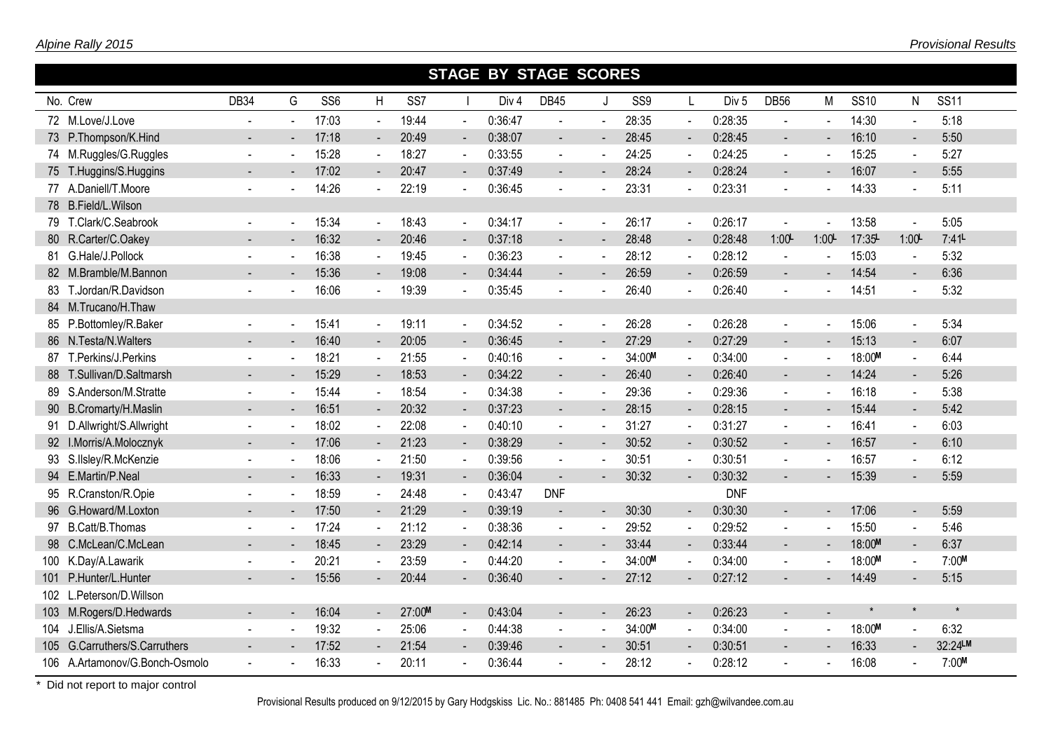## STAGE BY STAGE SCORES

| No. | Crew | DB34 | G | SS6 | H | SS7 | I | Div 4 | DB45 | J | SS9 | L | Div 5 | DB56 | M | SS10 | N | SS11 |
|---|---|---|---|---|---|---|---|---|---|---|---|---|---|---|---|---|---|---|
| 72 | M.Love/J.Love | - | - | 17:03 | - | 19:44 | - | 0:36:47 | - | - | 28:35 | - | 0:28:35 | - | - | 14:30 | - | 5:18 |
| 73 | P.Thompson/K.Hind | - | - | 17:18 | - | 20:49 | - | 0:38:07 | - | - | 28:45 | - | 0:28:45 | - | - | 16:10 | - | 5:50 |
| 74 | M.Ruggles/G.Ruggles | - | - | 15:28 | - | 18:27 | - | 0:33:55 | - | - | 24:25 | - | 0:24:25 | - | - | 15:25 | - | 5:27 |
| 75 | T.Huggins/S.Huggins | - | - | 17:02 | - | 20:47 | - | 0:37:49 | - | - | 28:24 | - | 0:28:24 | - | - | 16:07 | - | 5:55 |
| 77 | A.Daniell/T.Moore | - | - | 14:26 | - | 22:19 | - | 0:36:45 | - | - | 23:31 | - | 0:23:31 | - | - | 14:33 | - | 5:11 |
| 78 | B.Field/L.Wilson | | | | | | | | | | | | | | | | | |
| 79 | T.Clark/C.Seabrook | - | - | 15:34 | - | 18:43 | - | 0:34:17 | - | - | 26:17 | - | 0:26:17 | - | - | 13:58 | - | 5:05 |
| 80 | R.Carter/C.Oakey | - | - | 16:32 | - | 20:46 | - | 0:37:18 | - | - | 28:48 | - | 0:28:48 | 1:00L | 1:00L | 17:35L | 1:00L | 7:41L |
| 81 | G.Hale/J.Pollock | - | - | 16:38 | - | 19:45 | - | 0:36:23 | - | - | 28:12 | - | 0:28:12 | - | - | 15:03 | - | 5:32 |
| 82 | M.Bramble/M.Bannon | - | - | 15:36 | - | 19:08 | - | 0:34:44 | - | - | 26:59 | - | 0:26:59 | - | - | 14:54 | - | 6:36 |
| 83 | T.Jordan/R.Davidson | - | - | 16:06 | - | 19:39 | - | 0:35:45 | - | - | 26:40 | - | 0:26:40 | - | - | 14:51 | - | 5:32 |
| 84 | M.Trucano/H.Thaw | | | | | | | | | | | | | | | | | |
| 85 | P.Bottomley/R.Baker | - | - | 15:41 | - | 19:11 | - | 0:34:52 | - | - | 26:28 | - | 0:26:28 | - | - | 15:06 | - | 5:34 |
| 86 | N.Testa/N.Walters | - | - | 16:40 | - | 20:05 | - | 0:36:45 | - | - | 27:29 | - | 0:27:29 | - | - | 15:13 | - | 6:07 |
| 87 | T.Perkins/J.Perkins | - | - | 18:21 | - | 21:55 | - | 0:40:16 | - | - | 34:00M | - | 0:34:00 | - | - | 18:00M | - | 6:44 |
| 88 | T.Sullivan/D.Saltmarsh | - | - | 15:29 | - | 18:53 | - | 0:34:22 | - | - | 26:40 | - | 0:26:40 | - | - | 14:24 | - | 5:26 |
| 89 | S.Anderson/M.Stratte | - | - | 15:44 | - | 18:54 | - | 0:34:38 | - | - | 29:36 | - | 0:29:36 | - | - | 16:18 | - | 5:38 |
| 90 | B.Cromarty/H.Maslin | - | - | 16:51 | - | 20:32 | - | 0:37:23 | - | - | 28:15 | - | 0:28:15 | - | - | 15:44 | - | 5:42 |
| 91 | D.Allwright/S.Allwright | - | - | 18:02 | - | 22:08 | - | 0:40:10 | - | - | 31:27 | - | 0:31:27 | - | - | 16:41 | - | 6:03 |
| 92 | I.Morris/A.Molocznyk | - | - | 17:06 | - | 21:23 | - | 0:38:29 | - | - | 30:52 | - | 0:30:52 | - | - | 16:57 | - | 6:10 |
| 93 | S.Ilsley/R.McKenzie | - | - | 18:06 | - | 21:50 | - | 0:39:56 | - | - | 30:51 | - | 0:30:51 | - | - | 16:57 | - | 6:12 |
| 94 | E.Martin/P.Neal | - | - | 16:33 | - | 19:31 | - | 0:36:04 | - | - | 30:32 | - | 0:30:32 | - | - | 15:39 | - | 5:59 |
| 95 | R.Cranston/R.Opie | - | - | 18:59 | - | 24:48 | - | 0:43:47 | DNF | | | | DNF | | | | | |
| 96 | G.Howard/M.Loxton | - | - | 17:50 | - | 21:29 | - | 0:39:19 | - | - | 30:30 | - | 0:30:30 | - | - | 17:06 | - | 5:59 |
| 97 | B.Catt/B.Thomas | - | - | 17:24 | - | 21:12 | - | 0:38:36 | - | - | 29:52 | - | 0:29:52 | - | - | 15:50 | - | 5:46 |
| 98 | C.McLean/C.McLean | - | - | 18:45 | - | 23:29 | - | 0:42:14 | - | - | 33:44 | - | 0:33:44 | - | - | 18:00M | - | 6:37 |
| 100 | K.Day/A.Lawarik | - | - | 20:21 | - | 23:59 | - | 0:44:20 | - | - | 34:00M | - | 0:34:00 | - | - | 18:00M | - | 7:00M |
| 101 | P.Hunter/L.Hunter | - | - | 15:56 | - | 20:44 | - | 0:36:40 | - | - | 27:12 | - | 0:27:12 | - | - | 14:49 | - | 5:15 |
| 102 | L.Peterson/D.Willson | | | | | | | | | | | | | | | | | |
| 103 | M.Rogers/D.Hedwards | - | - | 16:04 | - | 27:00M | - | 0:43:04 | - | - | 26:23 | - | 0:26:23 | - | - | * | * | * |
| 104 | J.Ellis/A.Sietsma | - | - | 19:32 | - | 25:06 | - | 0:44:38 | - | - | 34:00M | - | 0:34:00 | - | - | 18:00M | - | 6:32 |
| 105 | G.Carruthers/S.Carruthers | - | - | 17:52 | - | 21:54 | - | 0:39:46 | - | - | 30:51 | - | 0:30:51 | - | - | 16:33 | - | 32:24LM |
| 106 | A.Artamonov/G.Bonch-Osmolo | - | - | 16:33 | - | 20:11 | - | 0:36:44 | - | - | 28:12 | - | 0:28:12 | - | - | 16:08 | - | 7:00M |

\* Did not report to major control

Provisional Results produced on 9/12/2015 by Gary Hodgskiss Lic. No.: 881485 Ph: 0408 541 441 Email: gzh@wilvandee.com.au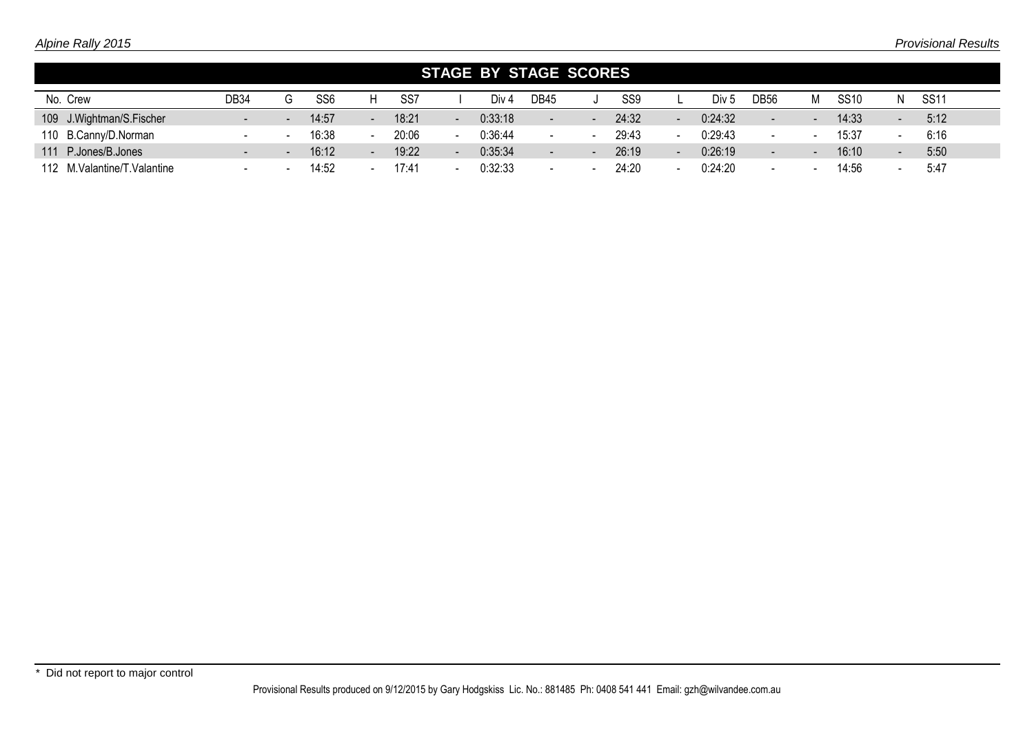## STAGE BY STAGE SCORES

| No. | Crew | DB34 | G | SS6 | H | SS7 | I | Div 4 | DB45 | J | SS9 | L | Div 5 | DB56 | M | SS10 | N | SS11 |
|---|---|---|---|---|---|---|---|---|---|---|---|---|---|---|---|---|---|---|
| 109 | J.Wightman/S.Fischer | - | - | 14:57 | - | 18:21 | - | 0:33:18 | - | - | 24:32 | - | 0:24:32 | - | - | 14:33 | - | 5:12 |
| 110 | B.Canny/D.Norman | - | - | 16:38 | - | 20:06 | - | 0:36:44 | - | - | 29:43 | - | 0:29:43 | - | - | 15:37 | - | 6:16 |
| 111 | P.Jones/B.Jones | - | - | 16:12 | - | 19:22 | - | 0:35:34 | - | - | 26:19 | - | 0:26:19 | - | - | 16:10 | - | 5:50 |
| 112 | M.Valantine/T.Valantine | - | - | 14:52 | - | 17:41 | - | 0:32:33 | - | - | 24:20 | - | 0:24:20 | - | - | 14:56 | - | 5:47 |

\* Did not report to major control

Provisional Results produced on 9/12/2015 by Gary Hodgskiss Lic. No.: 881485 Ph: 0408 541 441 Email: gzh@wilvandee.com.au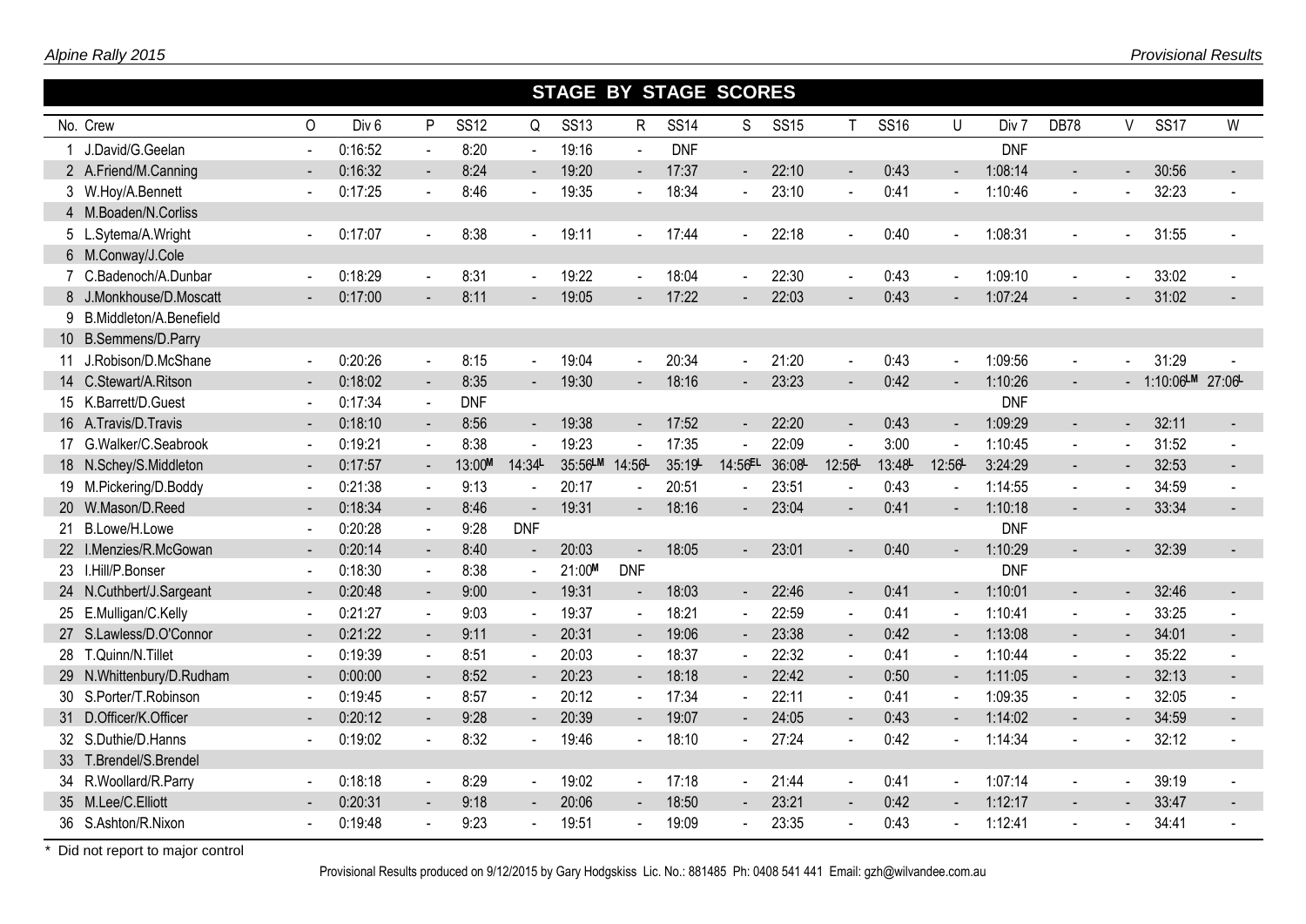## STAGE BY STAGE SCORES

| No. | Crew | O | Div 6 | P | SS12 | Q | SS13 | R | SS14 | S | SS15 | T | SS16 | U | Div 7 | DB78 | V | SS17 | W |
|---|---|---|---|---|---|---|---|---|---|---|---|---|---|---|---|---|---|---|---|
| 1 | J.David/G.Geelan | - | 0:16:52 | - | 8:20 | - | 19:16 | - | DNF | | | | | | DNF | | | | |
| 2 | A.Friend/M.Canning | - | 0:16:32 | - | 8:24 | - | 19:20 | - | 17:37 | - | 22:10 | - | 0:43 | - | 1:08:14 | - | - | 30:56 | - |
| 3 | W.Hoy/A.Bennett | - | 0:17:25 | - | 8:46 | - | 19:35 | - | 18:34 | - | 23:10 | - | 0:41 | - | 1:10:46 | - | - | 32:23 | - |
| 4 | M.Boaden/N.Corliss | | | | | | | | | | | | | | | | | | |
| 5 | L.Sytema/A.Wright | - | 0:17:07 | - | 8:38 | - | 19:11 | - | 17:44 | - | 22:18 | - | 0:40 | - | 1:08:31 | - | - | 31:55 | - |
| 6 | M.Conway/J.Cole | | | | | | | | | | | | | | | | | | |
| 7 | C.Badenoch/A.Dunbar | - | 0:18:29 | - | 8:31 | - | 19:22 | - | 18:04 | - | 22:30 | - | 0:43 | - | 1:09:10 | - | - | 33:02 | - |
| 8 | J.Monkhouse/D.Moscatt | - | 0:17:00 | - | 8:11 | - | 19:05 | - | 17:22 | - | 22:03 | - | 0:43 | - | 1:07:24 | - | - | 31:02 | - |
| 9 | B.Middleton/A.Benefield | | | | | | | | | | | | | | | | | | |
| 10 | B.Semmens/D.Parry | | | | | | | | | | | | | | | | | | |
| 11 | J.Robison/D.McShane | - | 0:20:26 | - | 8:15 | - | 19:04 | - | 20:34 | - | 21:20 | - | 0:43 | - | 1:09:56 | - | - | 31:29 | - |
| 14 | C.Stewart/A.Ritson | - | 0:18:02 | - | 8:35 | - | 19:30 | - | 18:16 | - | 23:23 | - | 0:42 | - | 1:10:26 | - | - | 1:10:06[LM] | 27:06[L] |
| 15 | K.Barrett/D.Guest | - | 0:17:34 | - | DNF | | | | | | | | | | DNF | | | | |
| 16 | A.Travis/D.Travis | - | 0:18:10 | - | 8:56 | - | 19:38 | - | 17:52 | - | 22:20 | - | 0:43 | - | 1:09:29 | - | - | 32:11 | - |
| 17 | G.Walker/C.Seabrook | - | 0:19:21 | - | 8:38 | - | 19:23 | - | 17:35 | - | 22:09 | - | 3:00 | - | 1:10:45 | - | - | 31:52 | - |
| 18 | N.Schey/S.Middleton | - | 0:17:57 | - | 13:00[M] | 14:34[L] | 35:56[LM] | 14:56[L] | 35:19[L] | 14:56[FL] | 36:08[L] | 12:56[L] | 13:48[L] | 12:56[L] | 3:24:29 | - | - | 32:53 | - |
| 19 | M.Pickering/D.Boddy | - | 0:21:38 | - | 9:13 | - | 20:17 | - | 20:51 | - | 23:51 | - | 0:43 | - | 1:14:55 | - | - | 34:59 | - |
| 20 | W.Mason/D.Reed | - | 0:18:34 | - | 8:46 | - | 19:31 | - | 18:16 | - | 23:04 | - | 0:41 | - | 1:10:18 | - | - | 33:34 | - |
| 21 | B.Lowe/H.Lowe | - | 0:20:28 | - | 9:28 | DNF | | | | | | | | | DNF | | | | |
| 22 | I.Menzies/R.McGowan | - | 0:20:14 | - | 8:40 | - | 20:03 | - | 18:05 | - | 23:01 | - | 0:40 | - | 1:10:29 | - | - | 32:39 | - |
| 23 | I.Hill/P.Bonser | - | 0:18:30 | - | 8:38 | - | 21:00[M] | DNF | | | | | | | DNF | | | | |
| 24 | N.Cuthbert/J.Sargeant | - | 0:20:48 | - | 9:00 | - | 19:31 | - | 18:03 | - | 22:46 | - | 0:41 | - | 1:10:01 | - | - | 32:46 | - |
| 25 | E.Mulligan/C.Kelly | - | 0:21:27 | - | 9:03 | - | 19:37 | - | 18:21 | - | 22:59 | - | 0:41 | - | 1:10:41 | - | - | 33:25 | - |
| 27 | S.Lawless/D.O'Connor | - | 0:21:22 | - | 9:11 | - | 20:31 | - | 19:06 | - | 23:38 | - | 0:42 | - | 1:13:08 | - | - | 34:01 | - |
| 28 | T.Quinn/N.Tillet | - | 0:19:39 | - | 8:51 | - | 20:03 | - | 18:37 | - | 22:32 | - | 0:41 | - | 1:10:44 | - | - | 35:22 | - |
| 29 | N.Whittenbury/D.Rudham | - | 0:00:00 | - | 8:52 | - | 20:23 | - | 18:18 | - | 22:42 | - | 0:50 | - | 1:11:05 | - | - | 32:13 | - |
| 30 | S.Porter/T.Robinson | - | 0:19:45 | - | 8:57 | - | 20:12 | - | 17:34 | - | 22:11 | - | 0:41 | - | 1:09:35 | - | - | 32:05 | - |
| 31 | D.Officer/K.Officer | - | 0:20:12 | - | 9:28 | - | 20:39 | - | 19:07 | - | 24:05 | - | 0:43 | - | 1:14:02 | - | - | 34:59 | - |
| 32 | S.Duthie/D.Hanns | - | 0:19:02 | - | 8:32 | - | 19:46 | - | 18:10 | - | 27:24 | - | 0:42 | - | 1:14:34 | - | - | 32:12 | - |
| 33 | T.Brendel/S.Brendel | | | | | | | | | | | | | | | | | | |
| 34 | R.Woollard/R.Parry | - | 0:18:18 | - | 8:29 | - | 19:02 | - | 17:18 | - | 21:44 | - | 0:41 | - | 1:07:14 | - | - | 39:19 | - |
| 35 | M.Lee/C.Elliott | - | 0:20:31 | - | 9:18 | - | 20:06 | - | 18:50 | - | 23:21 | - | 0:42 | - | 1:12:17 | - | - | 33:47 | - |
| 36 | S.Ashton/R.Nixon | - | 0:19:48 | - | 9:23 | - | 19:51 | - | 19:09 | - | 23:35 | - | 0:43 | - | 1:12:41 | - | - | 34:41 | - |

\* Did not report to major control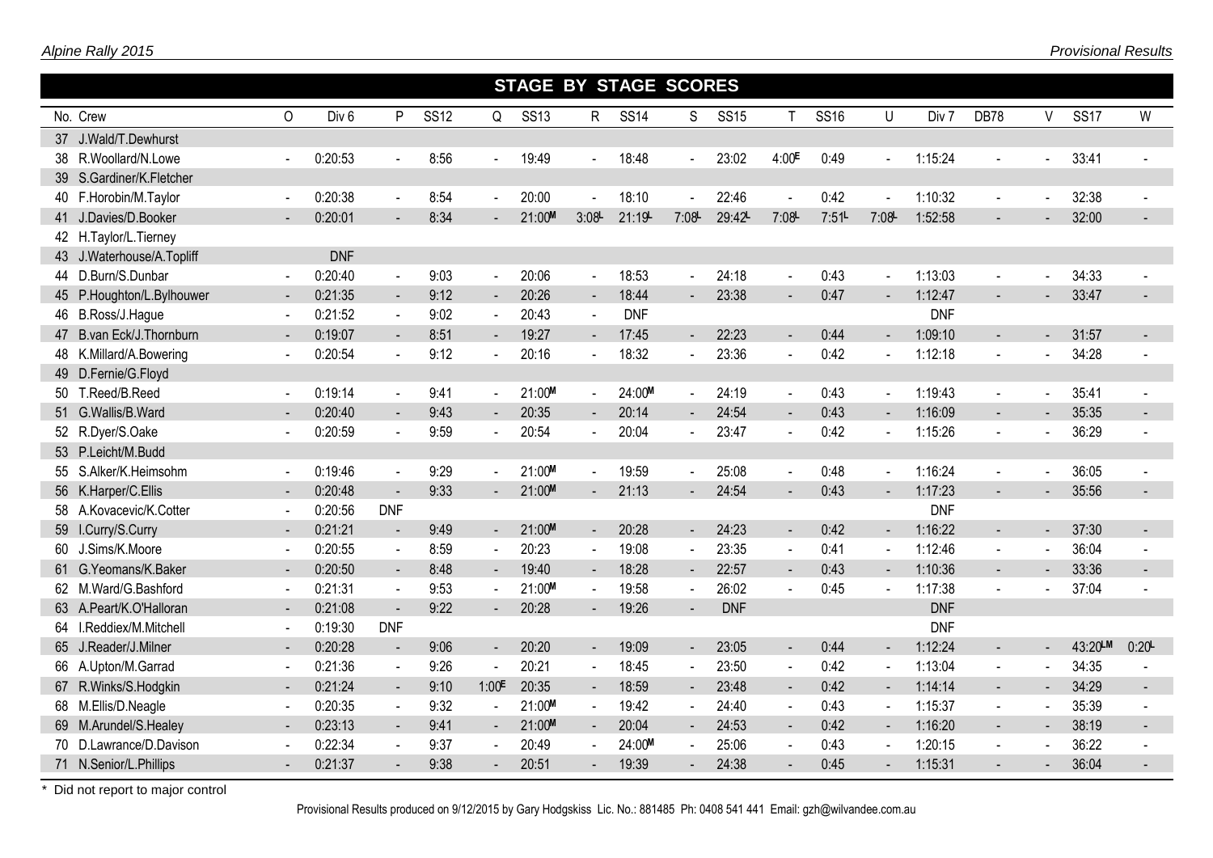## STAGE BY STAGE SCORES

| No. | Crew | O | Div 6 | P | SS12 | Q | SS13 | R | SS14 | S | SS15 | T | SS16 | U | Div 7 | DB78 | V | SS17 | W |
|---|---|---|---|---|---|---|---|---|---|---|---|---|---|---|---|---|---|---|---|
| 37 | J.Wald/T.Dewhurst | | | | | | | | | | | | | | | | | | |
| 38 | R.Woollard/N.Lowe | - | 0:20:53 | - | 8:56 | - | 19:49 | - | 18:48 | - | 23:02 | 4:00E | 0:49 | - | 1:15:24 | - | - | 33:41 | - |
| 39 | S.Gardiner/K.Fletcher | | | | | | | | | | | | | | | | | | |
| 40 | F.Horobin/M.Taylor | - | 0:20:38 | - | 8:54 | - | 20:00 | - | 18:10 | - | 22:46 | - | 0:42 | - | 1:10:32 | - | - | 32:38 | - |
| 41 | J.Davies/D.Booker | - | 0:20:01 | - | 8:34 | - | 21:00M | 3:08L | 21:19L | 7:08L | 29:42L | 7:08L | 7:51L | 7:08L | 1:52:58 | - | - | 32:00 | - |
| 42 | H.Taylor/L.Tierney | | | | | | | | | | | | | | | | | | |
| 43 | J.Waterhouse/A.Topliff | | DNF | | | | | | | | | | | | | | | | |
| 44 | D.Burn/S.Dunbar | - | 0:20:40 | - | 9:03 | - | 20:06 | - | 18:53 | - | 24:18 | - | 0:43 | - | 1:13:03 | - | - | 34:33 | - |
| 45 | P.Houghton/L.Bylhouwer | - | 0:21:35 | - | 9:12 | - | 20:26 | - | 18:44 | - | 23:38 | - | 0:47 | - | 1:12:47 | - | - | 33:47 | - |
| 46 | B.Ross/J.Hague | - | 0:21:52 | - | 9:02 | - | 20:43 | - | DNF | | | | | | DNF | | | | |
| 47 | B.van Eck/J.Thornburn | - | 0:19:07 | - | 8:51 | - | 19:27 | - | 17:45 | - | 22:23 | - | 0:44 | - | 1:09:10 | - | - | 31:57 | - |
| 48 | K.Millard/A.Bowering | - | 0:20:54 | - | 9:12 | - | 20:16 | - | 18:32 | - | 23:36 | - | 0:42 | - | 1:12:18 | - | - | 34:28 | - |
| 49 | D.Fernie/G.Floyd | | | | | | | | | | | | | | | | | | |
| 50 | T.Reed/B.Reed | - | 0:19:14 | - | 9:41 | - | 21:00M | - | 24:00M | - | 24:19 | - | 0:43 | - | 1:19:43 | - | - | 35:41 | - |
| 51 | G.Wallis/B.Ward | - | 0:20:40 | - | 9:43 | - | 20:35 | - | 20:14 | - | 24:54 | - | 0:43 | - | 1:16:09 | - | - | 35:35 | - |
| 52 | R.Dyer/S.Oake | - | 0:20:59 | - | 9:59 | - | 20:54 | - | 20:04 | - | 23:47 | - | 0:42 | - | 1:15:26 | - | - | 36:29 | - |
| 53 | P.Leicht/M.Budd | | | | | | | | | | | | | | | | | | |
| 55 | S.Alker/K.Heimsohm | - | 0:19:46 | - | 9:29 | - | 21:00M | - | 19:59 | - | 25:08 | - | 0:48 | - | 1:16:24 | - | - | 36:05 | - |
| 56 | K.Harper/C.Ellis | - | 0:20:48 | - | 9:33 | - | 21:00M | - | 21:13 | - | 24:54 | - | 0:43 | - | 1:17:23 | - | - | 35:56 | - |
| 58 | A.Kovacevic/K.Cotter | - | 0:20:56 | DNF | | | | | | | | | | | DNF | | | | |
| 59 | I.Curry/S.Curry | - | 0:21:21 | - | 9:49 | - | 21:00M | - | 20:28 | - | 24:23 | - | 0:42 | - | 1:16:22 | - | - | 37:30 | - |
| 60 | J.Sims/K.Moore | - | 0:20:55 | - | 8:59 | - | 20:23 | - | 19:08 | - | 23:35 | - | 0:41 | - | 1:12:46 | - | - | 36:04 | - |
| 61 | G.Yeomans/K.Baker | - | 0:20:50 | - | 8:48 | - | 19:40 | - | 18:28 | - | 22:57 | - | 0:43 | - | 1:10:36 | - | - | 33:36 | - |
| 62 | M.Ward/G.Bashford | - | 0:21:31 | - | 9:53 | - | 21:00M | - | 19:58 | - | 26:02 | - | 0:45 | - | 1:17:38 | - | - | 37:04 | - |
| 63 | A.Peart/K.O'Halloran | - | 0:21:08 | - | 9:22 | - | 20:28 | - | 19:26 | - | DNF | | | | DNF | | | | |
| 64 | I.Reddiex/M.Mitchell | - | 0:19:30 | DNF | | | | | | | | | | | DNF | | | | |
| 65 | J.Reader/J.Milner | - | 0:20:28 | - | 9:06 | - | 20:20 | - | 19:09 | - | 23:05 | - | 0:44 | - | 1:12:24 | - | - | 43:20LM | 0:20L |
| 66 | A.Upton/M.Garrad | - | 0:21:36 | - | 9:26 | - | 20:21 | - | 18:45 | - | 23:50 | - | 0:42 | - | 1:13:04 | - | - | 34:35 | - |
| 67 | R.Winks/S.Hodgkin | - | 0:21:24 | - | 9:10 | 1:00E | 20:35 | - | 18:59 | - | 23:48 | - | 0:42 | - | 1:14:14 | - | - | 34:29 | - |
| 68 | M.Ellis/D.Neagle | - | 0:20:35 | - | 9:32 | - | 21:00M | - | 19:42 | - | 24:40 | - | 0:43 | - | 1:15:37 | - | - | 35:39 | - |
| 69 | M.Arundel/S.Healey | - | 0:23:13 | - | 9:41 | - | 21:00M | - | 20:04 | - | 24:53 | - | 0:42 | - | 1:16:20 | - | - | 38:19 | - |
| 70 | D.Lawrance/D.Davison | - | 0:22:34 | - | 9:37 | - | 20:49 | - | 24:00M | - | 25:06 | - | 0:43 | - | 1:20:15 | - | - | 36:22 | - |
| 71 | N.Senior/L.Phillips | - | 0:21:37 | - | 9:38 | - | 20:51 | - | 19:39 | - | 24:38 | - | 0:45 | - | 1:15:31 | - | - | 36:04 | - |

* Did not report to major control

Provisional Results produced on 9/12/2015 by Gary Hodgskiss Lic. No.: 881485 Ph: 0408 541 441 Email: gzh@wilvandee.com.au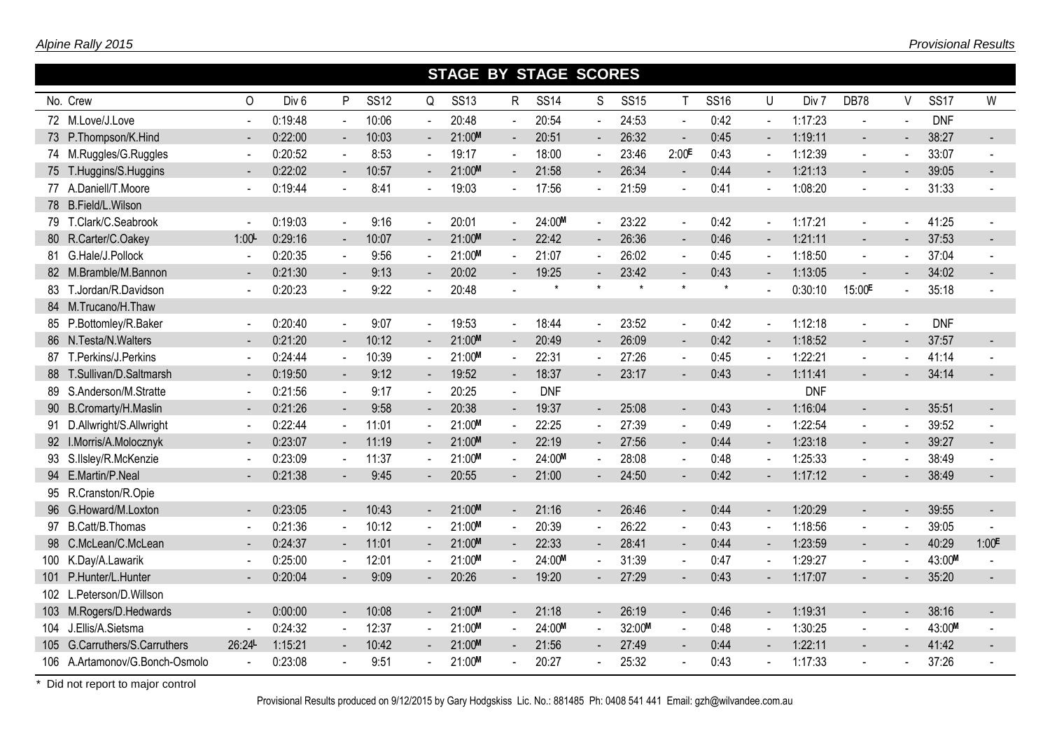## STAGE BY STAGE SCORES

| No. | Crew | O | Div 6 | P | SS12 | Q | SS13 | R | SS14 | S | SS15 | T | SS16 | U | Div 7 | DB78 | V | SS17 | W |
|---|---|---|---|---|---|---|---|---|---|---|---|---|---|---|---|---|---|---|---|
| 72 | M.Love/J.Love | - | 0:19:48 | - | 10:06 | - | 20:48 | - | 20:54 | - | 24:53 | - | 0:42 | - | 1:17:23 | - | - | DNF | |
| 73 | P.Thompson/K.Hind | - | 0:22:00 | - | 10:03 | - | 21:00M | - | 20:51 | - | 26:32 | - | 0:45 | - | 1:19:11 | - | - | 38:27 | - |
| 74 | M.Ruggles/G.Ruggles | - | 0:20:52 | - | 8:53 | - | 19:17 | - | 18:00 | - | 23:46 | 2:00E | 0:43 | - | 1:12:39 | - | - | 33:07 | - |
| 75 | T.Huggins/S.Huggins | - | 0:22:02 | - | 10:57 | - | 21:00M | - | 21:58 | - | 26:34 | - | 0:44 | - | 1:21:13 | - | - | 39:05 | - |
| 77 | A.Daniell/T.Moore | - | 0:19:44 | - | 8:41 | - | 19:03 | - | 17:56 | - | 21:59 | - | 0:41 | - | 1:08:20 | - | - | 31:33 | - |
| 78 | B.Field/L.Wilson | | | | | | | | | | | | | | | | | | |
| 79 | T.Clark/C.Seabrook | - | 0:19:03 | - | 9:16 | - | 20:01 | - | 24:00M | - | 23:22 | - | 0:42 | - | 1:17:21 | - | - | 41:25 | - |
| 80 | R.Carter/C.Oakey | 1:00L | 0:29:16 | - | 10:07 | - | 21:00M | - | 22:42 | - | 26:36 | - | 0:46 | - | 1:21:11 | - | - | 37:53 | - |
| 81 | G.Hale/J.Pollock | - | 0:20:35 | - | 9:56 | - | 21:00M | - | 21:07 | - | 26:02 | - | 0:45 | - | 1:18:50 | - | - | 37:04 | - |
| 82 | M.Bramble/M.Bannon | - | 0:21:30 | - | 9:13 | - | 20:02 | - | 19:25 | - | 23:42 | - | 0:43 | - | 1:13:05 | - | - | 34:02 | - |
| 83 | T.Jordan/R.Davidson | - | 0:20:23 | - | 9:22 | - | 20:48 | - | * | * | * | * | * | - | 0:30:10 | 15:00E | - | 35:18 | - |
| 84 | M.Trucano/H.Thaw | | | | | | | | | | | | | | | | | | |
| 85 | P.Bottomley/R.Baker | - | 0:20:40 | - | 9:07 | - | 19:53 | - | 18:44 | - | 23:52 | - | 0:42 | - | 1:12:18 | - | - | DNF | |
| 86 | N.Testa/N.Walters | - | 0:21:20 | - | 10:12 | - | 21:00M | - | 20:49 | - | 26:09 | - | 0:42 | - | 1:18:52 | - | - | 37:57 | - |
| 87 | T.Perkins/J.Perkins | - | 0:24:44 | - | 10:39 | - | 21:00M | - | 22:31 | - | 27:26 | - | 0:45 | - | 1:22:21 | - | - | 41:14 | - |
| 88 | T.Sullivan/D.Saltmarsh | - | 0:19:50 | - | 9:12 | - | 19:52 | - | 18:37 | - | 23:17 | - | 0:43 | - | 1:11:41 | - | - | 34:14 | - |
| 89 | S.Anderson/M.Stratte | - | 0:21:56 | - | 9:17 | - | 20:25 | - | DNF | | | | | | DNF | | | | |
| 90 | B.Cromarty/H.Maslin | - | 0:21:26 | - | 9:58 | - | 20:38 | - | 19:37 | - | 25:08 | - | 0:43 | - | 1:16:04 | - | - | 35:51 | - |
| 91 | D.Allwright/S.Allwright | - | 0:22:44 | - | 11:01 | - | 21:00M | - | 22:25 | - | 27:39 | - | 0:49 | - | 1:22:54 | - | - | 39:52 | - |
| 92 | I.Morris/A.Molocznyk | - | 0:23:07 | - | 11:19 | - | 21:00M | - | 22:19 | - | 27:56 | - | 0:44 | - | 1:23:18 | - | - | 39:27 | - |
| 93 | S.Ilsley/R.McKenzie | - | 0:23:09 | - | 11:37 | - | 21:00M | - | 24:00M | - | 28:08 | - | 0:48 | - | 1:25:33 | - | - | 38:49 | - |
| 94 | E.Martin/P.Neal | - | 0:21:38 | - | 9:45 | - | 20:55 | - | 21:00 | - | 24:50 | - | 0:42 | - | 1:17:12 | - | - | 38:49 | - |
| 95 | R.Cranston/R.Opie | | | | | | | | | | | | | | | | | | |
| 96 | G.Howard/M.Loxton | - | 0:23:05 | - | 10:43 | - | 21:00M | - | 21:16 | - | 26:46 | - | 0:44 | - | 1:20:29 | - | - | 39:55 | - |
| 97 | B.Catt/B.Thomas | - | 0:21:36 | - | 10:12 | - | 21:00M | - | 20:39 | - | 26:22 | - | 0:43 | - | 1:18:56 | - | - | 39:05 | - |
| 98 | C.McLean/C.McLean | - | 0:24:37 | - | 11:01 | - | 21:00M | - | 22:33 | - | 28:41 | - | 0:44 | - | 1:23:59 | - | - | 40:29 | 1:00E |
| 100 | K.Day/A.Lawarik | - | 0:25:00 | - | 12:01 | - | 21:00M | - | 24:00M | - | 31:39 | - | 0:47 | - | 1:29:27 | - | - | 43:00M | - |
| 101 | P.Hunter/L.Hunter | - | 0:20:04 | - | 9:09 | - | 20:26 | - | 19:20 | - | 27:29 | - | 0:43 | - | 1:17:07 | - | - | 35:20 | - |
| 102 | L.Peterson/D.Willson | | | | | | | | | | | | | | | | | | |
| 103 | M.Rogers/D.Hedwards | - | 0:00:00 | - | 10:08 | - | 21:00M | - | 21:18 | - | 26:19 | - | 0:46 | - | 1:19:31 | - | - | 38:16 | - |
| 104 | J.Ellis/A.Sietsma | - | 0:24:32 | - | 12:37 | - | 21:00M | - | 24:00M | - | 32:00M | - | 0:48 | - | 1:30:25 | - | - | 43:00M | - |
| 105 | G.Carruthers/S.Carruthers | 26:24L | 1:15:21 | - | 10:42 | - | 21:00M | - | 21:56 | - | 27:49 | - | 0:44 | - | 1:22:11 | - | - | 41:42 | - |
| 106 | A.Artamonov/G.Bonch-Osmolo | - | 0:23:08 | - | 9:51 | - | 21:00M | - | 20:27 | - | 25:32 | - | 0:43 | - | 1:17:33 | - | - | 37:26 | - |

\* Did not report to major control

Provisional Results produced on 9/12/2015 by Gary Hodgskiss Lic. No.: 881485 Ph: 0408 541 441 Email: gzh@wilvandee.com.au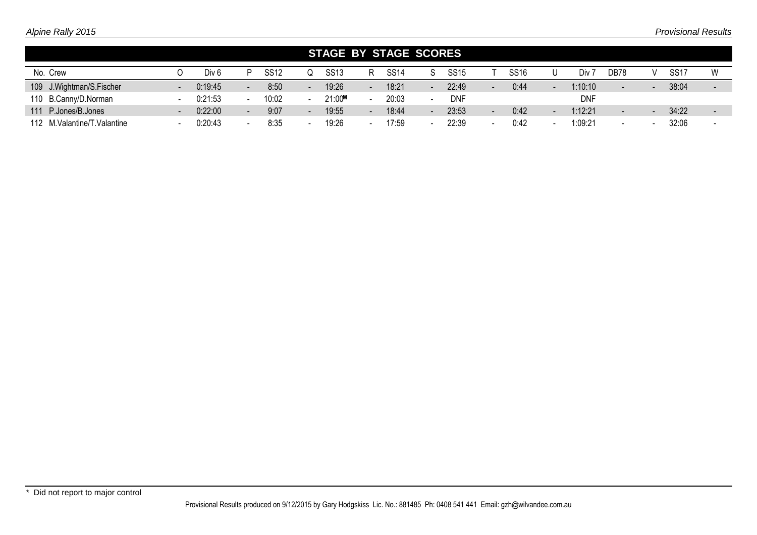## STAGE BY STAGE SCORES

| No. | Crew | O | Div 6 | P | SS12 | Q | SS13 | R | SS14 | S | SS15 | T | SS16 | U | Div 7 | DB78 | V | SS17 | W |
|---|---|---|---|---|---|---|---|---|---|---|---|---|---|---|---|---|---|---|---|
| 109 | J.Wightman/S.Fischer | - | 0:19:45 | - | 8:50 | - | 19:26 | - | 18:21 | - | 22:49 | - | 0:44 | - | 1:10:10 | - | - | 38:04 | - |
| 110 | B.Canny/D.Norman | - | 0:21:53 | - | 10:02 | - | 21:00M | - | 20:03 | - | DNF | | | | DNF | | | | |
| 111 | P.Jones/B.Jones | - | 0:22:00 | - | 9:07 | - | 19:55 | - | 18:44 | - | 23:53 | - | 0:42 | - | 1:12:21 | - | - | 34:22 | - |
| 112 | M.Valantine/T.Valantine | - | 0:20:43 | - | 8:35 | - | 19:26 | - | 17:59 | - | 22:39 | - | 0:42 | - | 1:09:21 | - | - | 32:06 | - |

* Did not report to major control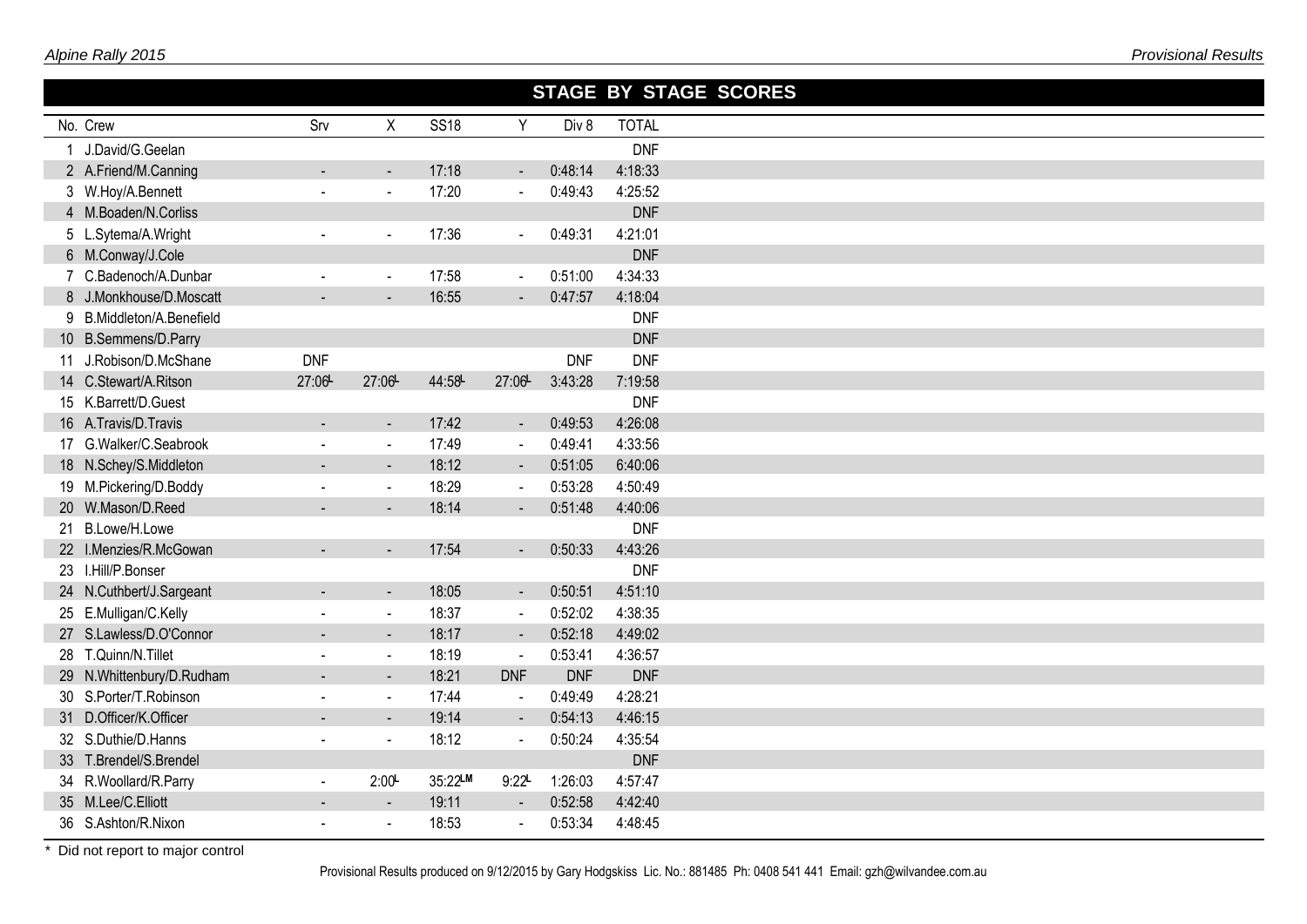## STAGE BY STAGE SCORES

| No. | Crew | Srv | X | SS18 | Y | Div 8 | TOTAL |
|---|---|---|---|---|---|---|---|
| 1 | J.David/G.Geelan | | | | | | DNF |
| 2 | A.Friend/M.Canning | - | - | 17:18 | - | 0:48:14 | 4:18:33 |
| 3 | W.Hoy/A.Bennett | - | - | 17:20 | - | 0:49:43 | 4:25:52 |
| 4 | M.Boaden/N.Corliss | | | | | | DNF |
| 5 | L.Sytema/A.Wright | - | - | 17:36 | - | 0:49:31 | 4:21:01 |
| 6 | M.Conway/J.Cole | | | | | | DNF |
| 7 | C.Badenoch/A.Dunbar | - | - | 17:58 | - | 0:51:00 | 4:34:33 |
| 8 | J.Monkhouse/D.Moscatt | - | - | 16:55 | - | 0:47:57 | 4:18:04 |
| 9 | B.Middleton/A.Benefield | | | | | | DNF |
| 10 | B.Semmens/D.Parry | | | | | | DNF |
| 11 | J.Robison/D.McShane | DNF | | | | DNF | DNF |
| 14 | C.Stewart/A.Ritson | 27:06L | 27:06L | 44:58L | 27:06L | 3:43:28 | 7:19:58 |
| 15 | K.Barrett/D.Guest | | | | | | DNF |
| 16 | A.Travis/D.Travis | - | - | 17:42 | - | 0:49:53 | 4:26:08 |
| 17 | G.Walker/C.Seabrook | - | - | 17:49 | - | 0:49:41 | 4:33:56 |
| 18 | N.Schey/S.Middleton | - | - | 18:12 | - | 0:51:05 | 6:40:06 |
| 19 | M.Pickering/D.Boddy | - | - | 18:29 | - | 0:53:28 | 4:50:49 |
| 20 | W.Mason/D.Reed | - | - | 18:14 | - | 0:51:48 | 4:40:06 |
| 21 | B.Lowe/H.Lowe | | | | | | DNF |
| 22 | I.Menzies/R.McGowan | - | - | 17:54 | - | 0:50:33 | 4:43:26 |
| 23 | I.Hill/P.Bonser | | | | | | DNF |
| 24 | N.Cuthbert/J.Sargeant | - | - | 18:05 | - | 0:50:51 | 4:51:10 |
| 25 | E.Mulligan/C.Kelly | - | - | 18:37 | - | 0:52:02 | 4:38:35 |
| 27 | S.Lawless/D.O'Connor | - | - | 18:17 | - | 0:52:18 | 4:49:02 |
| 28 | T.Quinn/N.Tillet | - | - | 18:19 | - | 0:53:41 | 4:36:57 |
| 29 | N.Whittenbury/D.Rudham | - | - | 18:21 | DNF | DNF | DNF |
| 30 | S.Porter/T.Robinson | - | - | 17:44 | - | 0:49:49 | 4:28:21 |
| 31 | D.Officer/K.Officer | - | - | 19:14 | - | 0:54:13 | 4:46:15 |
| 32 | S.Duthie/D.Hanns | - | - | 18:12 | - | 0:50:24 | 4:35:54 |
| 33 | T.Brendel/S.Brendel | | | | | | DNF |
| 34 | R.Woollard/R.Parry | - | 2:00L | 35:22LM | 9:22L | 1:26:03 | 4:57:47 |
| 35 | M.Lee/C.Elliott | - | - | 19:11 | - | 0:52:58 | 4:42:40 |
| 36 | S.Ashton/R.Nixon | - | - | 18:53 | - | 0:53:34 | 4:48:45 |

* Did not report to major control

Provisional Results produced on 9/12/2015 by Gary Hodgskiss Lic. No.: 881485 Ph: 0408 541 441 Email: gzh@wilvandee.com.au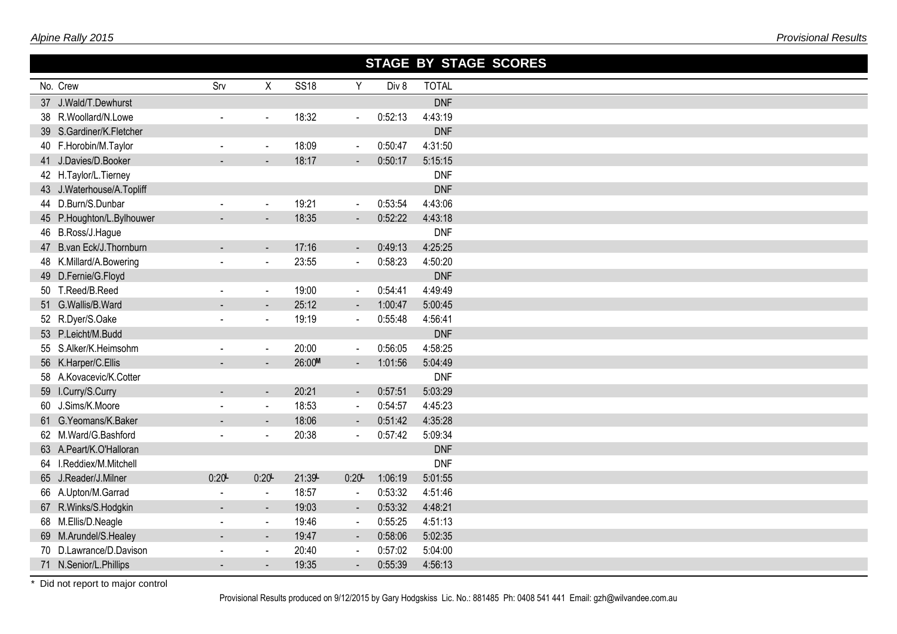## STAGE BY STAGE SCORES

| No. | Crew | Srv | X | SS18 | Y | Div 8 | TOTAL |
|---|---|---|---|---|---|---|---|
| 37 | J.Wald/T.Dewhurst | | | | | | DNF |
| 38 | R.Woollard/N.Lowe | - | - | 18:32 | - | 0:52:13 | 4:43:19 |
| 39 | S.Gardiner/K.Fletcher | | | | | | DNF |
| 40 | F.Horobin/M.Taylor | - | - | 18:09 | - | 0:50:47 | 4:31:50 |
| 41 | J.Davies/D.Booker | - | - | 18:17 | - | 0:50:17 | 5:15:15 |
| 42 | H.Taylor/L.Tierney | | | | | | DNF |
| 43 | J.Waterhouse/A.Topliff | | | | | | DNF |
| 44 | D.Burn/S.Dunbar | - | - | 19:21 | - | 0:53:54 | 4:43:06 |
| 45 | P.Houghton/L.Bylhouwer | - | - | 18:35 | - | 0:52:22 | 4:43:18 |
| 46 | B.Ross/J.Hague | | | | | | DNF |
| 47 | B.van Eck/J.Thornburn | - | - | 17:16 | - | 0:49:13 | 4:25:25 |
| 48 | K.Millard/A.Bowering | - | - | 23:55 | - | 0:58:23 | 4:50:20 |
| 49 | D.Fernie/G.Floyd | | | | | | DNF |
| 50 | T.Reed/B.Reed | - | - | 19:00 | - | 0:54:41 | 4:49:49 |
| 51 | G.Wallis/B.Ward | - | - | 25:12 | - | 1:00:47 | 5:00:45 |
| 52 | R.Dyer/S.Oake | - | - | 19:19 | - | 0:55:48 | 4:56:41 |
| 53 | P.Leicht/M.Budd | | | | | | DNF |
| 55 | S.Alker/K.Heimsohm | - | - | 20:00 | - | 0:56:05 | 4:58:25 |
| 56 | K.Harper/C.Ellis | - | - | 26:00M | - | 1:01:56 | 5:04:49 |
| 58 | A.Kovacevic/K.Cotter | | | | | | DNF |
| 59 | I.Curry/S.Curry | - | - | 20:21 | - | 0:57:51 | 5:03:29 |
| 60 | J.Sims/K.Moore | - | - | 18:53 | - | 0:54:57 | 4:45:23 |
| 61 | G.Yeomans/K.Baker | - | - | 18:06 | - | 0:51:42 | 4:35:28 |
| 62 | M.Ward/G.Bashford | - | - | 20:38 | - | 0:57:42 | 5:09:34 |
| 63 | A.Peart/K.O'Halloran | | | | | | DNF |
| 64 | I.Reddiex/M.Mitchell | | | | | | DNF |
| 65 | J.Reader/J.Milner | 0:20L | 0:20L | 21:39L | 0:20L | 1:06:19 | 5:01:55 |
| 66 | A.Upton/M.Garrad | - | - | 18:57 | - | 0:53:32 | 4:51:46 |
| 67 | R.Winks/S.Hodgkin | - | - | 19:03 | - | 0:53:32 | 4:48:21 |
| 68 | M.Ellis/D.Neagle | - | - | 19:46 | - | 0:55:25 | 4:51:13 |
| 69 | M.Arundel/S.Healey | - | - | 19:47 | - | 0:58:06 | 5:02:35 |
| 70 | D.Lawrance/D.Davison | - | - | 20:40 | - | 0:57:02 | 5:04:00 |
| 71 | N.Senior/L.Phillips | - | - | 19:35 | - | 0:55:39 | 4:56:13 |

\* Did not report to major control

Provisional Results produced on 9/12/2015 by Gary Hodgskiss Lic. No.: 881485 Ph: 0408 541 441 Email: gzh@wilvandee.com.au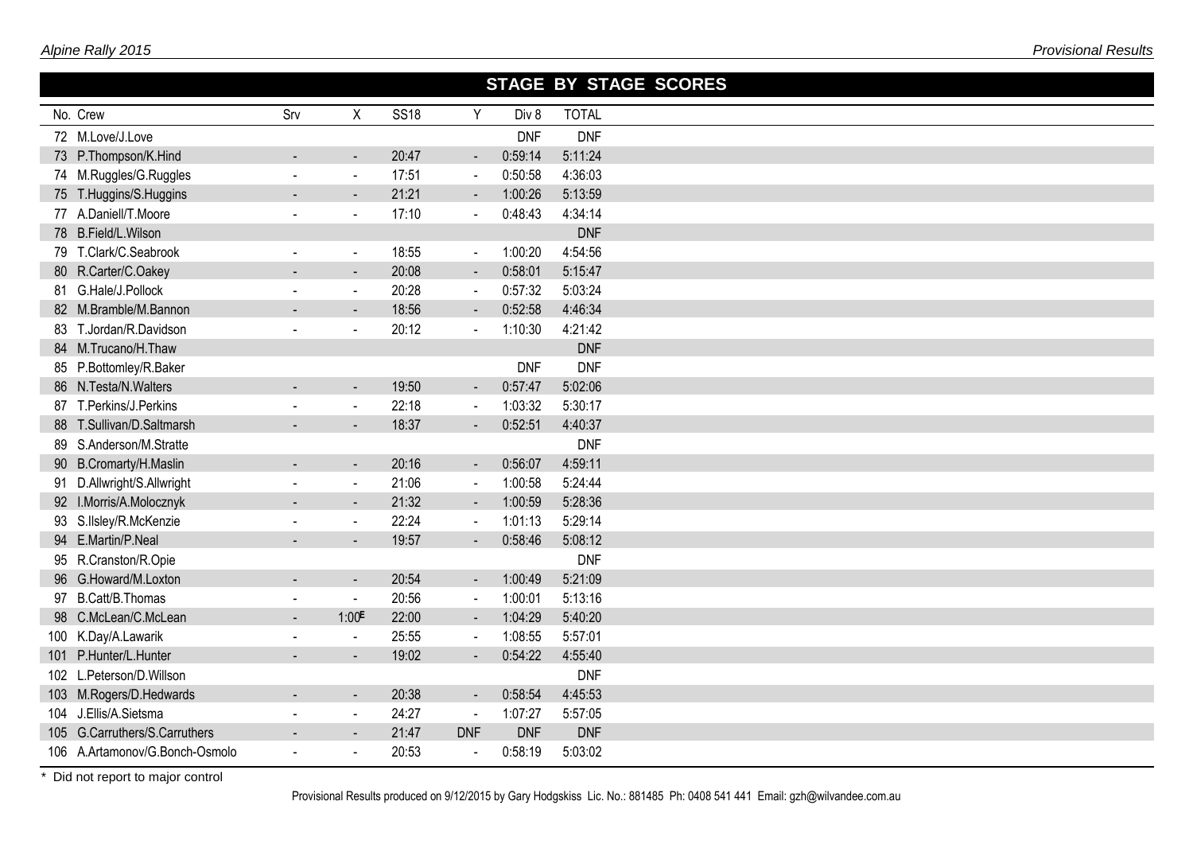## STAGE BY STAGE SCORES

| No. | Crew | Srv | X | SS18 | Y | Div 8 | TOTAL |
|---|---|---|---|---|---|---|---|
| 72 | M.Love/J.Love | | | | | DNF | DNF |
| 73 | P.Thompson/K.Hind | - | - | 20:47 | - | 0:59:14 | 5:11:24 |
| 74 | M.Ruggles/G.Ruggles | - | - | 17:51 | - | 0:50:58 | 4:36:03 |
| 75 | T.Huggins/S.Huggins | - | - | 21:21 | - | 1:00:26 | 5:13:59 |
| 77 | A.Daniell/T.Moore | - | - | 17:10 | - | 0:48:43 | 4:34:14 |
| 78 | B.Field/L.Wilson | | | | | | DNF |
| 79 | T.Clark/C.Seabrook | - | - | 18:55 | - | 1:00:20 | 4:54:56 |
| 80 | R.Carter/C.Oakey | - | - | 20:08 | - | 0:58:01 | 5:15:47 |
| 81 | G.Hale/J.Pollock | - | - | 20:28 | - | 0:57:32 | 5:03:24 |
| 82 | M.Bramble/M.Bannon | - | - | 18:56 | - | 0:52:58 | 4:46:34 |
| 83 | T.Jordan/R.Davidson | - | - | 20:12 | - | 1:10:30 | 4:21:42 |
| 84 | M.Trucano/H.Thaw | | | | | | DNF |
| 85 | P.Bottomley/R.Baker | | | | | DNF | DNF |
| 86 | N.Testa/N.Walters | - | - | 19:50 | - | 0:57:47 | 5:02:06 |
| 87 | T.Perkins/J.Perkins | - | - | 22:18 | - | 1:03:32 | 5:30:17 |
| 88 | T.Sullivan/D.Saltmarsh | - | - | 18:37 | - | 0:52:51 | 4:40:37 |
| 89 | S.Anderson/M.Stratte | | | | | | DNF |
| 90 | B.Cromarty/H.Maslin | - | - | 20:16 | - | 0:56:07 | 4:59:11 |
| 91 | D.Allwright/S.Allwright | - | - | 21:06 | - | 1:00:58 | 5:24:44 |
| 92 | I.Morris/A.Molocznyk | - | - | 21:32 | - | 1:00:59 | 5:28:36 |
| 93 | S.Ilsley/R.McKenzie | - | - | 22:24 | - | 1:01:13 | 5:29:14 |
| 94 | E.Martin/P.Neal | - | - | 19:57 | - | 0:58:46 | 5:08:12 |
| 95 | R.Cranston/R.Opie | | | | | | DNF |
| 96 | G.Howard/M.Loxton | - | - | 20:54 | - | 1:00:49 | 5:21:09 |
| 97 | B.Catt/B.Thomas | - | - | 20:56 | - | 1:00:01 | 5:13:16 |
| 98 | C.McLean/C.McLean | - | 1:00E | 22:00 | - | 1:04:29 | 5:40:20 |
| 100 | K.Day/A.Lawarik | - | - | 25:55 | - | 1:08:55 | 5:57:01 |
| 101 | P.Hunter/L.Hunter | - | - | 19:02 | - | 0:54:22 | 4:55:40 |
| 102 | L.Peterson/D.Willson | | | | | | DNF |
| 103 | M.Rogers/D.Hedwards | - | - | 20:38 | - | 0:58:54 | 4:45:53 |
| 104 | J.Ellis/A.Sietsma | - | - | 24:27 | - | 1:07:27 | 5:57:05 |
| 105 | G.Carruthers/S.Carruthers | - | - | 21:47 | DNF | DNF | DNF |
| 106 | A.Artamonov/G.Bonch-Osmolo | - | - | 20:53 | - | 0:58:19 | 5:03:02 |

* Did not report to major control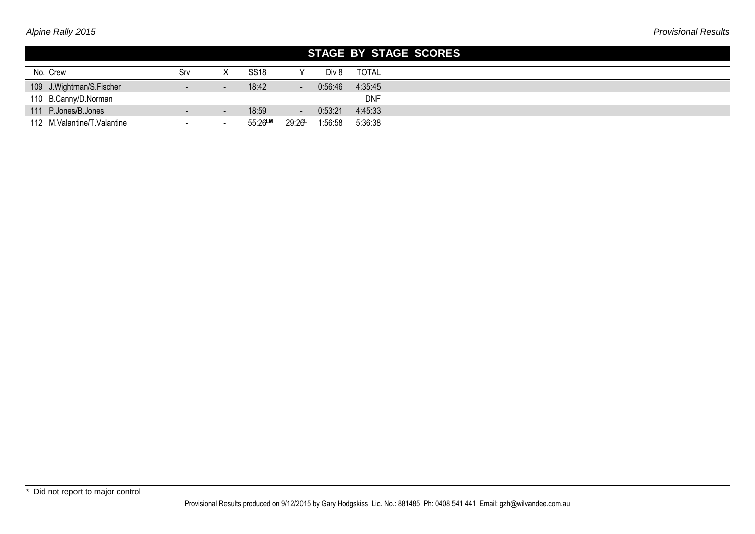## STAGE BY STAGE SCORES

| No. | Crew | Srv | X | SS18 | Y | Div 8 | TOTAL |
|---|---|---|---|---|---|---|---|
| 109 | J.Wightman/S.Fischer | - | - | 18:42 | - | 0:56:46 | 4:35:45 |
| 110 | B.Canny/D.Norman | | | | | | DNF |
| 111 | P.Jones/B.Jones | - | - | 18:59 | - | 0:53:21 | 4:45:33 |
| 112 | M.Valantine/T.Valantine | - | - | 55:26 LM | 29:26 L | 1:56:58 | 5:36:38 |

\* Did not report to major control

Provisional Results produced on 9/12/2015 by Gary Hodgskiss Lic. No.: 881485 Ph: 0408 541 441 Email: gzh@wilvandee.com.au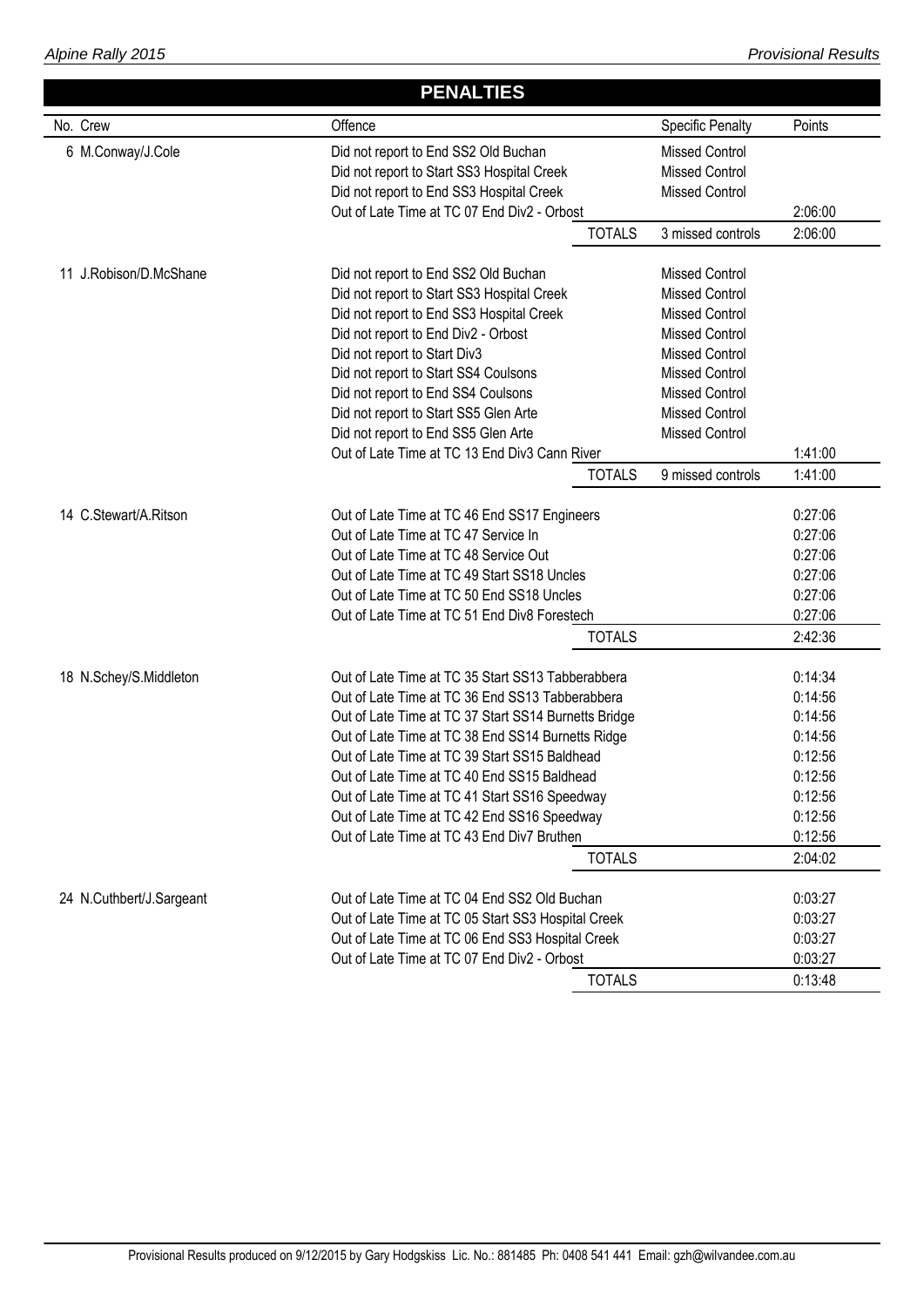## PENALTIES

| No. | Crew | Offence | | Specific Penalty | Points |
|---|---|---|---|---|---|
| 6 | M.Conway/J.Cole | Did not report to End SS2 Old Buchan | | Missed Control | |
| | | Did not report to Start SS3 Hospital Creek | | Missed Control | |
| | | Did not report to End SS3 Hospital Creek | | Missed Control | |
| | | Out of Late Time at TC 07 End Div2 - Orbost | | | 2:06:00 |
| | | | TOTALS | 3 missed controls | 2:06:00 |
| 11 | J.Robison/D.McShane | Did not report to End SS2 Old Buchan | | Missed Control | |
| | | Did not report to Start SS3 Hospital Creek | | Missed Control | |
| | | Did not report to End SS3 Hospital Creek | | Missed Control | |
| | | Did not report to End Div2 - Orbost | | Missed Control | |
| | | Did not report to Start Div3 | | Missed Control | |
| | | Did not report to Start SS4 Coulsons | | Missed Control | |
| | | Did not report to End SS4 Coulsons | | Missed Control | |
| | | Did not report to Start SS5 Glen Arte | | Missed Control | |
| | | Did not report to End SS5 Glen Arte | | Missed Control | |
| | | Out of Late Time at TC 13 End Div3 Cann River | | | 1:41:00 |
| | | | TOTALS | 9 missed controls | 1:41:00 |
| 14 | C.Stewart/A.Ritson | Out of Late Time at TC 46 End SS17 Engineers | | | 0:27:06 |
| | | Out of Late Time at TC 47 Service In | | | 0:27:06 |
| | | Out of Late Time at TC 48 Service Out | | | 0:27:06 |
| | | Out of Late Time at TC 49 Start SS18 Uncles | | | 0:27:06 |
| | | Out of Late Time at TC 50 End SS18 Uncles | | | 0:27:06 |
| | | Out of Late Time at TC 51 End Div8 Forestech | | | 0:27:06 |
| | | | TOTALS | | 2:42:36 |
| 18 | N.Schey/S.Middleton | Out of Late Time at TC 35 Start SS13 Tabberabbera | | | 0:14:34 |
| | | Out of Late Time at TC 36 End SS13 Tabberabbera | | | 0:14:56 |
| | | Out of Late Time at TC 37 Start SS14 Burnetts Bridge | | | 0:14:56 |
| | | Out of Late Time at TC 38 End SS14 Burnetts Ridge | | | 0:14:56 |
| | | Out of Late Time at TC 39 Start SS15 Baldhead | | | 0:12:56 |
| | | Out of Late Time at TC 40 End SS15 Baldhead | | | 0:12:56 |
| | | Out of Late Time at TC 41 Start SS16 Speedway | | | 0:12:56 |
| | | Out of Late Time at TC 42 End SS16 Speedway | | | 0:12:56 |
| | | Out of Late Time at TC 43 End Div7 Bruthen | | | 0:12:56 |
| | | | TOTALS | | 2:04:02 |
| 24 | N.Cuthbert/J.Sargeant | Out of Late Time at TC 04 End SS2 Old Buchan | | | 0:03:27 |
| | | Out of Late Time at TC 05 Start SS3 Hospital Creek | | | 0:03:27 |
| | | Out of Late Time at TC 06 End SS3 Hospital Creek | | | 0:03:27 |
| | | Out of Late Time at TC 07 End Div2 - Orbost | | | 0:03:27 |
| | | | TOTALS | | 0:13:48 |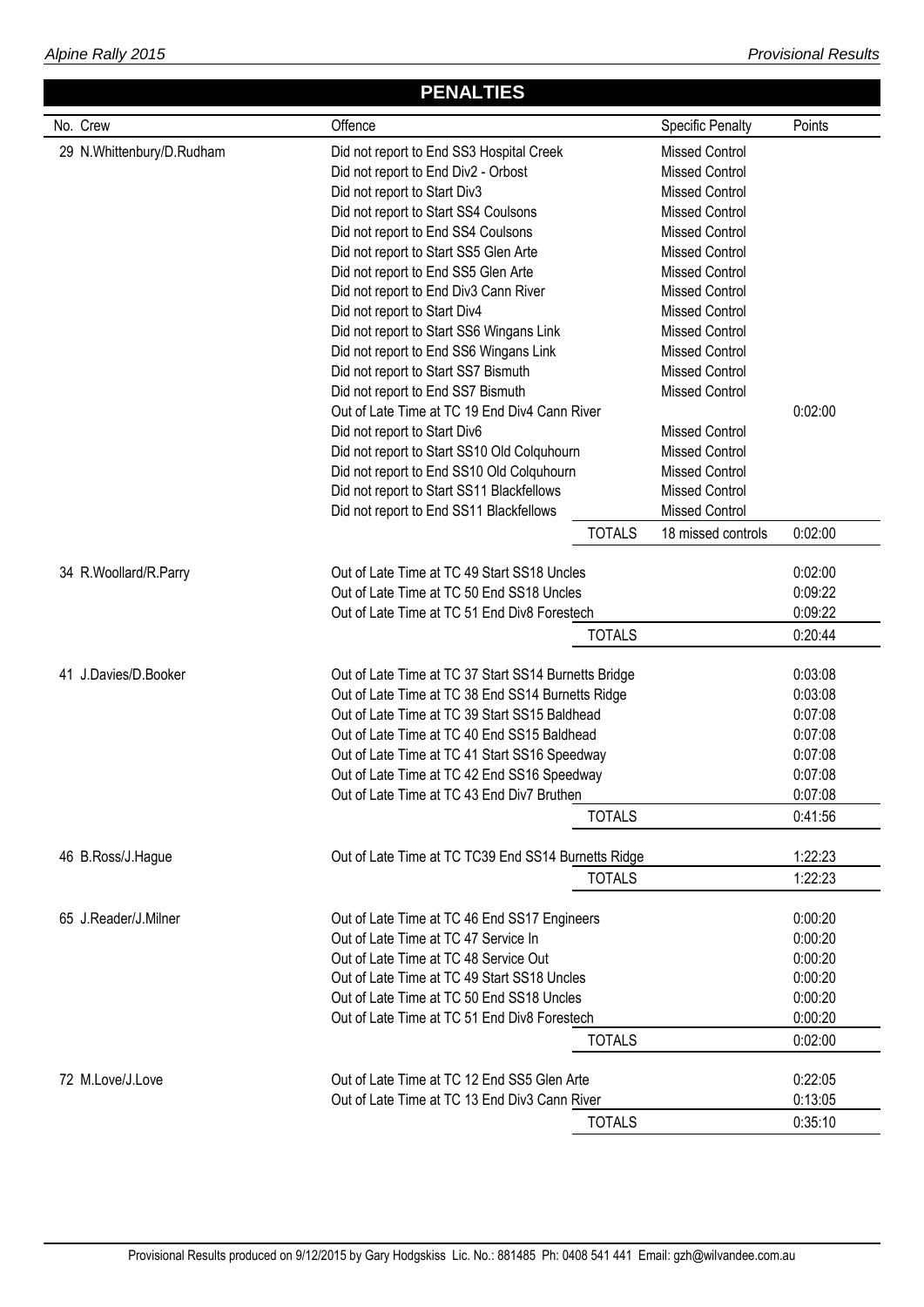# PENALTIES

| No. | Crew | Offence | | Specific Penalty | Points |
|---|---|---|---|---|---|
| 29 | N.Whittenbury/D.Rudham | Did not report to End SS3 Hospital Creek | | Missed Control | |
| | | Did not report to End Div2 - Orbost | | Missed Control | |
| | | Did not report to Start Div3 | | Missed Control | |
| | | Did not report to Start SS4 Coulsons | | Missed Control | |
| | | Did not report to End SS4 Coulsons | | Missed Control | |
| | | Did not report to Start SS5 Glen Arte | | Missed Control | |
| | | Did not report to End SS5 Glen Arte | | Missed Control | |
| | | Did not report to End Div3 Cann River | | Missed Control | |
| | | Did not report to Start Div4 | | Missed Control | |
| | | Did not report to Start SS6 Wingans Link | | Missed Control | |
| | | Did not report to End SS6 Wingans Link | | Missed Control | |
| | | Did not report to Start SS7 Bismuth | | Missed Control | |
| | | Did not report to End SS7 Bismuth | | Missed Control | |
| | | Out of Late Time at TC 19 End Div4 Cann River | | | 0:02:00 |
| | | Did not report to Start Div6 | | Missed Control | |
| | | Did not report to Start SS10 Old Colquhourn | | Missed Control | |
| | | Did not report to End SS10 Old Colquhourn | | Missed Control | |
| | | Did not report to Start SS11 Blackfellows | | Missed Control | |
| | | Did not report to End SS11 Blackfellows | | Missed Control | |
| | | | TOTALS | 18 missed controls | 0:02:00 |
| 34 | R.Woollard/R.Parry | Out of Late Time at TC 49 Start SS18 Uncles | | | 0:02:00 |
| | | Out of Late Time at TC 50 End SS18 Uncles | | | 0:09:22 |
| | | Out of Late Time at TC 51 End Div8 Forestech | | | 0:09:22 |
| | | | TOTALS | | 0:20:44 |
| 41 | J.Davies/D.Booker | Out of Late Time at TC 37 Start SS14 Burnetts Bridge | | | 0:03:08 |
| | | Out of Late Time at TC 38 End SS14 Burnetts Ridge | | | 0:03:08 |
| | | Out of Late Time at TC 39 Start SS15 Baldhead | | | 0:07:08 |
| | | Out of Late Time at TC 40 End SS15 Baldhead | | | 0:07:08 |
| | | Out of Late Time at TC 41 Start SS16 Speedway | | | 0:07:08 |
| | | Out of Late Time at TC 42 End SS16 Speedway | | | 0:07:08 |
| | | Out of Late Time at TC 43 End Div7 Bruthen | | | 0:07:08 |
| | | | TOTALS | | 0:41:56 |
| 46 | B.Ross/J.Hague | Out of Late Time at TC TC39 End SS14 Burnetts Ridge | | | 1:22:23 |
| | | | TOTALS | | 1:22:23 |
| 65 | J.Reader/J.Milner | Out of Late Time at TC 46 End SS17 Engineers | | | 0:00:20 |
| | | Out of Late Time at TC 47 Service In | | | 0:00:20 |
| | | Out of Late Time at TC 48 Service Out | | | 0:00:20 |
| | | Out of Late Time at TC 49 Start SS18 Uncles | | | 0:00:20 |
| | | Out of Late Time at TC 50 End SS18 Uncles | | | 0:00:20 |
| | | Out of Late Time at TC 51 End Div8 Forestech | | | 0:00:20 |
| | | | TOTALS | | 0:02:00 |
| 72 | M.Love/J.Love | Out of Late Time at TC 12 End SS5 Glen Arte | | | 0:22:05 |
| | | Out of Late Time at TC 13 End Div3 Cann River | | | 0:13:05 |
| | | | TOTALS | | 0:35:10 |

Provisional Results produced on 9/12/2015 by Gary Hodgskiss Lic. No.: 881485 Ph: 0408 541 441 Email: gzh@wilvandee.com.au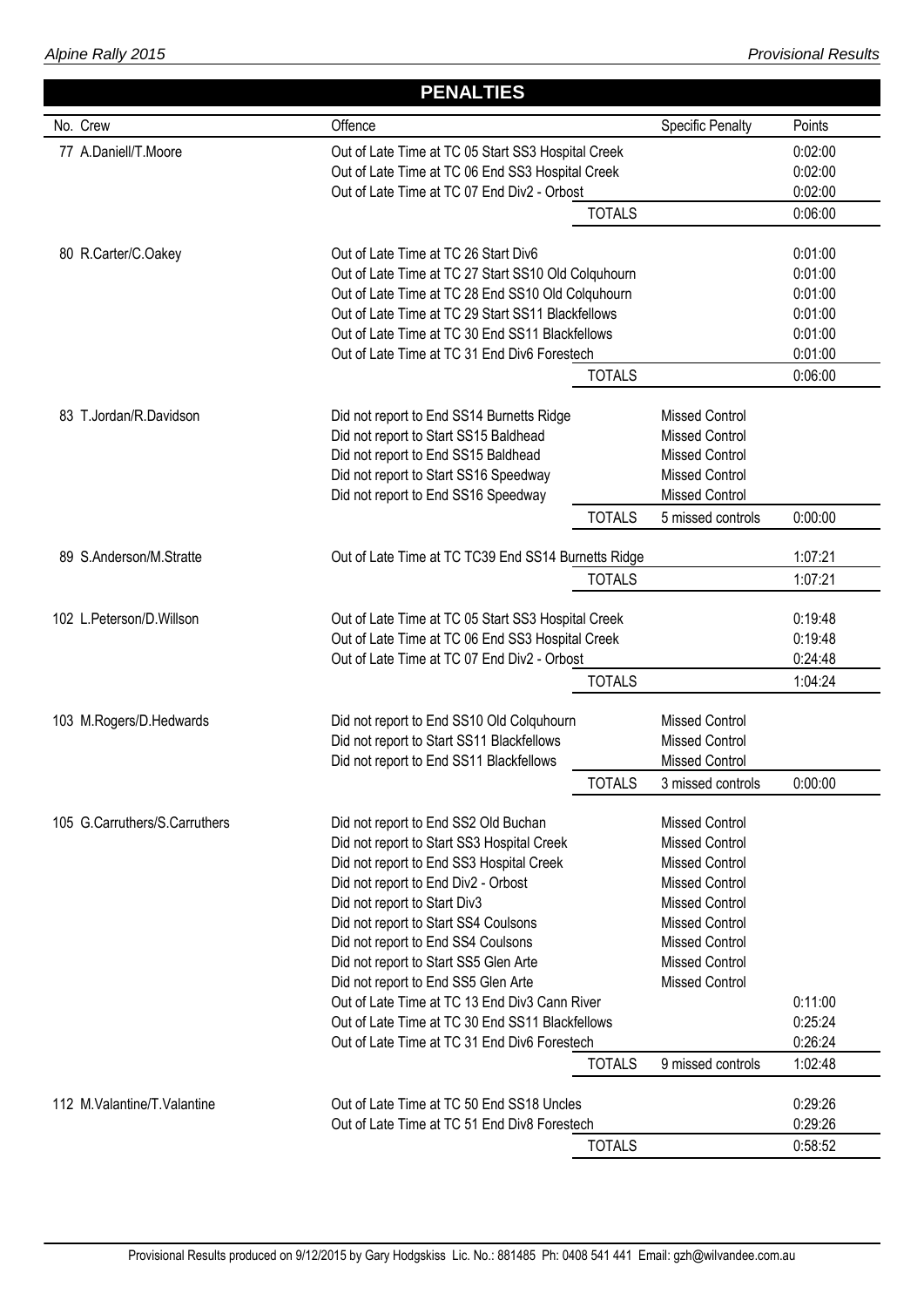## PENALTIES

| No. | Crew | Offence | | Specific Penalty | Points |
|---|---|---|---|---|---|
| 77 | A.Daniell/T.Moore | Out of Late Time at TC 05 Start SS3 Hospital Creek | | | 0:02:00 |
| | | Out of Late Time at TC 06 End SS3 Hospital Creek | | | 0:02:00 |
| | | Out of Late Time at TC 07 End Div2 - Orbost | | | 0:02:00 |
| | | | TOTALS | | 0:06:00 |
| 80 | R.Carter/C.Oakey | Out of Late Time at TC 26 Start Div6 | | | 0:01:00 |
| | | Out of Late Time at TC 27 Start SS10 Old Colquhourn | | | 0:01:00 |
| | | Out of Late Time at TC 28 End SS10 Old Colquhourn | | | 0:01:00 |
| | | Out of Late Time at TC 29 Start SS11 Blackfellows | | | 0:01:00 |
| | | Out of Late Time at TC 30 End SS11 Blackfellows | | | 0:01:00 |
| | | Out of Late Time at TC 31 End Div6 Forestech | | | 0:01:00 |
| | | | TOTALS | | 0:06:00 |
| 83 | T.Jordan/R.Davidson | Did not report to End SS14 Burnetts Ridge | | Missed Control | |
| | | Did not report to Start SS15 Baldhead | | Missed Control | |
| | | Did not report to End SS15 Baldhead | | Missed Control | |
| | | Did not report to Start SS16 Speedway | | Missed Control | |
| | | Did not report to End SS16 Speedway | | Missed Control | |
| | | | TOTALS | 5 missed controls | 0:00:00 |
| 89 | S.Anderson/M.Stratte | Out of Late Time at TC TC39 End SS14 Burnetts Ridge | | | 1:07:21 |
| | | | TOTALS | | 1:07:21 |
| 102 | L.Peterson/D.Willson | Out of Late Time at TC 05 Start SS3 Hospital Creek | | | 0:19:48 |
| | | Out of Late Time at TC 06 End SS3 Hospital Creek | | | 0:19:48 |
| | | Out of Late Time at TC 07 End Div2 - Orbost | | | 0:24:48 |
| | | | TOTALS | | 1:04:24 |
| 103 | M.Rogers/D.Hedwards | Did not report to End SS10 Old Colquhourn | | Missed Control | |
| | | Did not report to Start SS11 Blackfellows | | Missed Control | |
| | | Did not report to End SS11 Blackfellows | | Missed Control | |
| | | | TOTALS | 3 missed controls | 0:00:00 |
| 105 | G.Carruthers/S.Carruthers | Did not report to End SS2 Old Buchan | | Missed Control | |
| | | Did not report to Start SS3 Hospital Creek | | Missed Control | |
| | | Did not report to End SS3 Hospital Creek | | Missed Control | |
| | | Did not report to End Div2 - Orbost | | Missed Control | |
| | | Did not report to Start Div3 | | Missed Control | |
| | | Did not report to Start SS4 Coulsons | | Missed Control | |
| | | Did not report to End SS4 Coulsons | | Missed Control | |
| | | Did not report to Start SS5 Glen Arte | | Missed Control | |
| | | Did not report to End SS5 Glen Arte | | Missed Control | |
| | | Out of Late Time at TC 13 End Div3 Cann River | | | 0:11:00 |
| | | Out of Late Time at TC 30 End SS11 Blackfellows | | | 0:25:24 |
| | | Out of Late Time at TC 31 End Div6 Forestech | | | 0:26:24 |
| | | | TOTALS | 9 missed controls | 1:02:48 |
| 112 | M.Valantine/T.Valantine | Out of Late Time at TC 50 End SS18 Uncles | | | 0:29:26 |
| | | Out of Late Time at TC 51 End Div8 Forestech | | | 0:29:26 |
| | | | TOTALS | | 0:58:52 |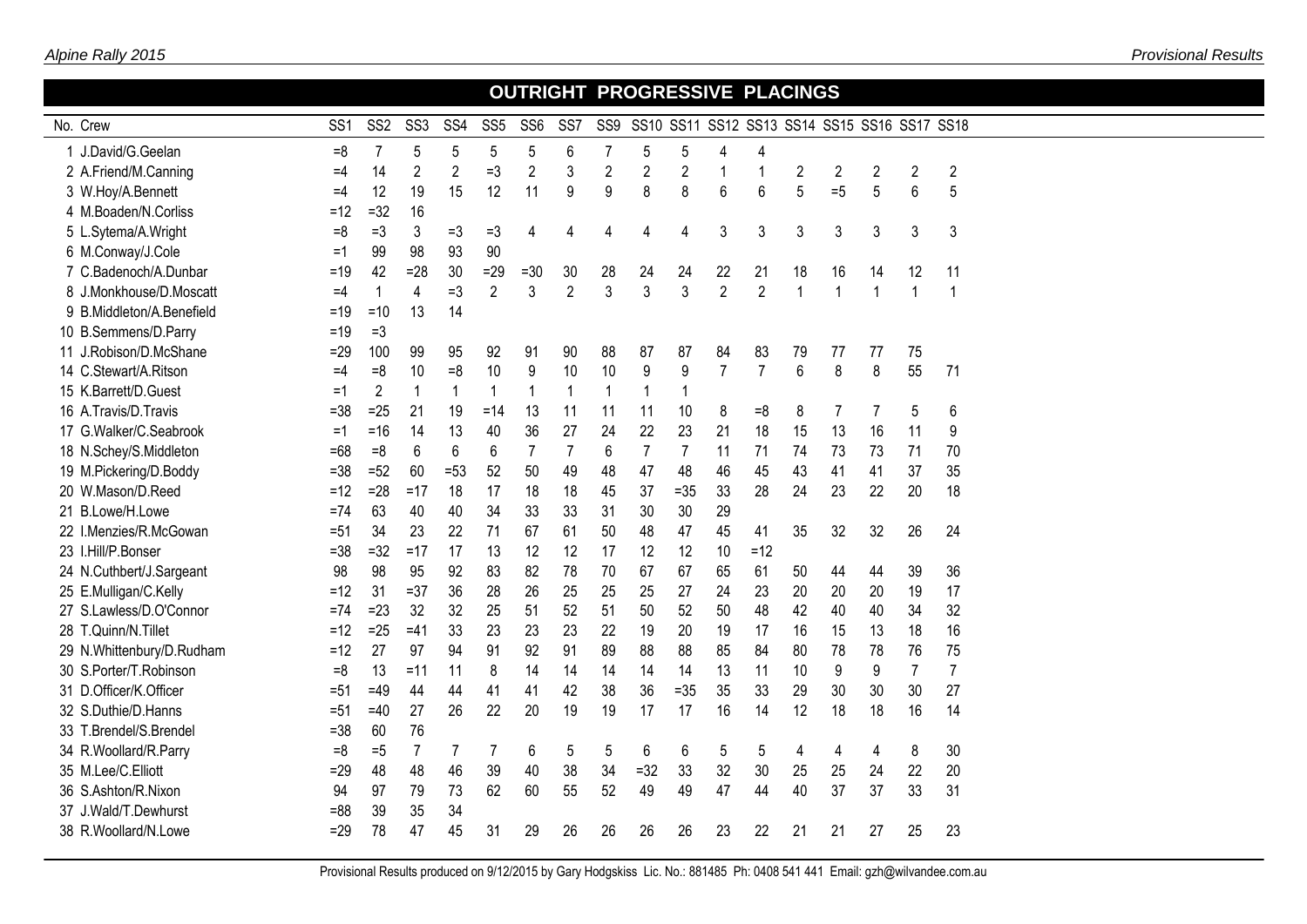## OUTRIGHT PROGRESSIVE PLACINGS

| No. | Crew | SS1 | SS2 | SS3 | SS4 | SS5 | SS6 | SS7 | SS9 | SS10 | SS11 | SS12 | SS13 | SS14 | SS15 | SS16 | SS17 | SS18 |
|---|---|---|---|---|---|---|---|---|---|---|---|---|---|---|---|---|---|---|
| 1 | J.David/G.Geelan | =8 | 7 | 5 | 5 | 5 | 5 | 6 | 7 | 5 | 5 | 4 | 4 | | | | | |
| 2 | A.Friend/M.Canning | =4 | 14 | 2 | 2 | =3 | 2 | 3 | 2 | 2 | 2 | 1 | 1 | 2 | 2 | 2 | 2 | 2 |
| 3 | W.Hoy/A.Bennett | =4 | 12 | 19 | 15 | 12 | 11 | 9 | 9 | 8 | 8 | 6 | 6 | 5 | =5 | 5 | 6 | 5 |
| 4 | M.Boaden/N.Corliss | =12 | =32 | 16 | | | | | | | | | | | | | | |
| 5 | L.Sytema/A.Wright | =8 | =3 | 3 | =3 | =3 | 4 | 4 | 4 | 4 | 4 | 3 | 3 | 3 | 3 | 3 | 3 | 3 |
| 6 | M.Conway/J.Cole | =1 | 99 | 98 | 93 | 90 | | | | | | | | | | | | |
| 7 | C.Badenoch/A.Dunbar | =19 | 42 | =28 | 30 | =29 | =30 | 30 | 28 | 24 | 24 | 22 | 21 | 18 | 16 | 14 | 12 | 11 |
| 8 | J.Monkhouse/D.Moscatt | =4 | 1 | 4 | =3 | 2 | 3 | 2 | 3 | 3 | 3 | 2 | 2 | 1 | 1 | 1 | 1 | 1 |
| 9 | B.Middleton/A.Benefield | =19 | =10 | 13 | 14 | | | | | | | | | | | | | |
| 10 | B.Semmens/D.Parry | =19 | =3 | | | | | | | | | | | | | | | |
| 11 | J.Robison/D.McShane | =29 | 100 | 99 | 95 | 92 | 91 | 90 | 88 | 87 | 87 | 84 | 83 | 79 | 77 | 77 | 75 | |
| 14 | C.Stewart/A.Ritson | =4 | =8 | 10 | =8 | 10 | 9 | 10 | 10 | 9 | 9 | 7 | 7 | 6 | 8 | 8 | 55 | 71 |
| 15 | K.Barrett/D.Guest | =1 | 2 | 1 | 1 | 1 | 1 | 1 | 1 | 1 | 1 | | | | | | | |
| 16 | A.Travis/D.Travis | =38 | =25 | 21 | 19 | =14 | 13 | 11 | 11 | 11 | 10 | 8 | =8 | 8 | 7 | 7 | 5 | 6 |
| 17 | G.Walker/C.Seabrook | =1 | =16 | 14 | 13 | 40 | 36 | 27 | 24 | 22 | 23 | 21 | 18 | 15 | 13 | 16 | 11 | 9 |
| 18 | N.Schey/S.Middleton | =68 | =8 | 6 | 6 | 6 | 7 | 7 | 6 | 7 | 7 | 11 | 71 | 74 | 73 | 73 | 71 | 70 |
| 19 | M.Pickering/D.Boddy | =38 | =52 | 60 | =53 | 52 | 50 | 49 | 48 | 47 | 48 | 46 | 45 | 43 | 41 | 41 | 37 | 35 |
| 20 | W.Mason/D.Reed | =12 | =28 | =17 | 18 | 17 | 18 | 18 | 45 | 37 | =35 | 33 | 28 | 24 | 23 | 22 | 20 | 18 |
| 21 | B.Lowe/H.Lowe | =74 | 63 | 40 | 40 | 34 | 33 | 33 | 31 | 30 | 30 | 29 | | | | | | |
| 22 | I.Menzies/R.McGowan | =51 | 34 | 23 | 22 | 71 | 67 | 61 | 50 | 48 | 47 | 45 | 41 | 35 | 32 | 32 | 26 | 24 |
| 23 | I.Hill/P.Bonser | =38 | =32 | =17 | 17 | 13 | 12 | 12 | 17 | 12 | 12 | 10 | =12 | | | | | |
| 24 | N.Cuthbert/J.Sargeant | 98 | 98 | 95 | 92 | 83 | 82 | 78 | 70 | 67 | 67 | 65 | 61 | 50 | 44 | 44 | 39 | 36 |
| 25 | E.Mulligan/C.Kelly | =12 | 31 | =37 | 36 | 28 | 26 | 25 | 25 | 25 | 27 | 24 | 23 | 20 | 20 | 20 | 19 | 17 |
| 27 | S.Lawless/D.O'Connor | =74 | =23 | 32 | 32 | 25 | 51 | 52 | 51 | 50 | 52 | 50 | 48 | 42 | 40 | 40 | 34 | 32 |
| 28 | T.Quinn/N.Tillet | =12 | =25 | =41 | 33 | 23 | 23 | 23 | 22 | 19 | 20 | 19 | 17 | 16 | 15 | 13 | 18 | 16 |
| 29 | N.Whittenbury/D.Rudham | =12 | 27 | 97 | 94 | 91 | 92 | 91 | 89 | 88 | 88 | 85 | 84 | 80 | 78 | 78 | 76 | 75 |
| 30 | S.Porter/T.Robinson | =8 | 13 | =11 | 11 | 8 | 14 | 14 | 14 | 14 | 14 | 13 | 11 | 10 | 9 | 9 | 7 | 7 |
| 31 | D.Officer/K.Officer | =51 | =49 | 44 | 44 | 41 | 41 | 42 | 38 | 36 | =35 | 35 | 33 | 29 | 30 | 30 | 30 | 27 |
| 32 | S.Duthie/D.Hanns | =51 | =40 | 27 | 26 | 22 | 20 | 19 | 19 | 17 | 17 | 16 | 14 | 12 | 18 | 18 | 16 | 14 |
| 33 | T.Brendel/S.Brendel | =38 | 60 | 76 | | | | | | | | | | | | | | |
| 34 | R.Woollard/R.Parry | =8 | =5 | 7 | 7 | 7 | 6 | 5 | 5 | 6 | 6 | 5 | 5 | 4 | 4 | 4 | 8 | 30 |
| 35 | M.Lee/C.Elliott | =29 | 48 | 48 | 46 | 39 | 40 | 38 | 34 | =32 | 33 | 32 | 30 | 25 | 25 | 24 | 22 | 20 |
| 36 | S.Ashton/R.Nixon | 94 | 97 | 79 | 73 | 62 | 60 | 55 | 52 | 49 | 49 | 47 | 44 | 40 | 37 | 37 | 33 | 31 |
| 37 | J.Wald/T.Dewhurst | =88 | 39 | 35 | 34 | | | | | | | | | | | | | |
| 38 | R.Woollard/N.Lowe | =29 | 78 | 47 | 45 | 31 | 29 | 26 | 26 | 26 | 26 | 23 | 22 | 21 | 21 | 27 | 25 | 23 |

Provisional Results produced on 9/12/2015 by Gary Hodgskiss Lic. No.: 881485 Ph: 0408 541 441 Email: gzh@wilvandee.com.au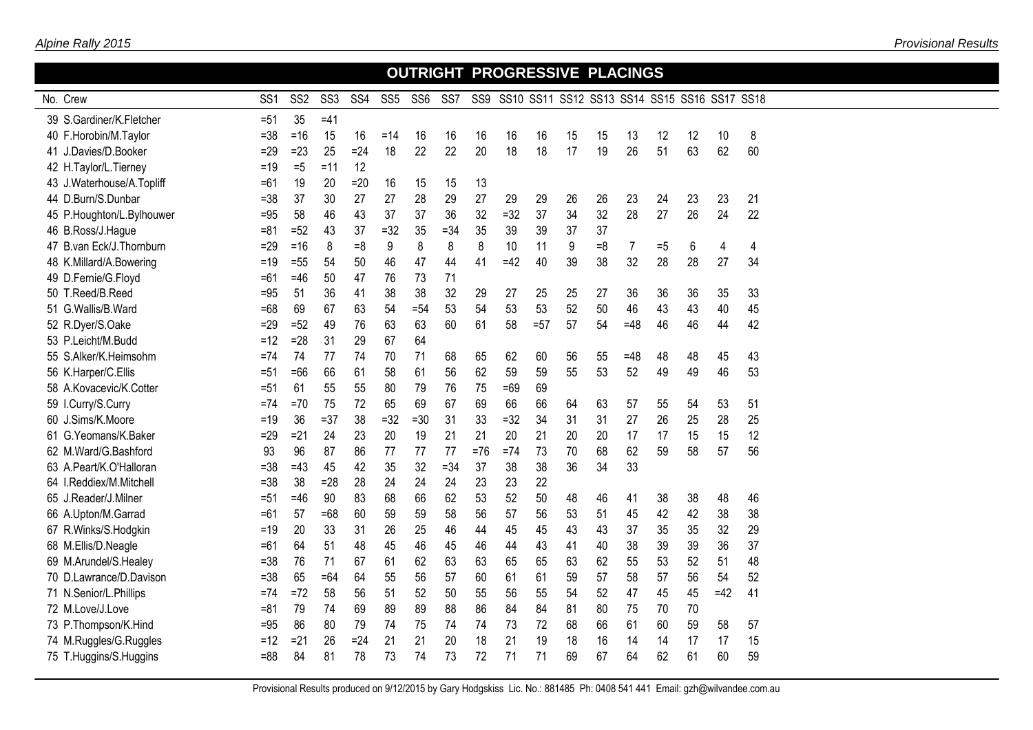## OUTRIGHT PROGRESSIVE PLACINGS

| No. | Crew | SS1 | SS2 | SS3 | SS4 | SS5 | SS6 | SS7 | SS9 | SS10 | SS11 | SS12 | SS13 | SS14 | SS15 | SS16 | SS17 | SS18 |
|---|---|---|---|---|---|---|---|---|---|---|---|---|---|---|---|---|---|---|
| 39 | S.Gardiner/K.Fletcher | =51 | 35 | =41 | | | | | | | | | | | | | | |
| 40 | F.Horobin/M.Taylor | =38 | =16 | 15 | 16 | =14 | 16 | 16 | 16 | 16 | 16 | 15 | 15 | 13 | 12 | 12 | 10 | 8 |
| 41 | J.Davies/D.Booker | =29 | =23 | 25 | =24 | 18 | 22 | 22 | 20 | 18 | 18 | 17 | 19 | 26 | 51 | 63 | 62 | 60 |
| 42 | H.Taylor/L.Tierney | =19 | =5 | =11 | 12 | | | | | | | | | | | | | |
| 43 | J.Waterhouse/A.Topliff | =61 | 19 | 20 | =20 | 16 | 15 | 15 | 13 | | | | | | | | | |
| 44 | D.Burn/S.Dunbar | =38 | 37 | 30 | 27 | 27 | 28 | 29 | 27 | 29 | 29 | 26 | 26 | 23 | 24 | 23 | 23 | 21 |
| 45 | P.Houghton/L.Bylhouwer | =95 | 58 | 46 | 43 | 37 | 37 | 36 | 32 | =32 | 37 | 34 | 32 | 28 | 27 | 26 | 24 | 22 |
| 46 | B.Ross/J.Hague | =81 | =52 | 43 | 37 | =32 | 35 | =34 | 35 | 39 | 39 | 37 | 37 | | | | | |
| 47 | B.van Eck/J.Thornburn | =29 | =16 | 8 | =8 | 9 | 8 | 8 | 8 | 10 | 11 | 9 | =8 | 7 | =5 | 6 | 4 | 4 |
| 48 | K.Millard/A.Bowering | =19 | =55 | 54 | 50 | 46 | 47 | 44 | 41 | =42 | 40 | 39 | 38 | 32 | 28 | 28 | 27 | 34 |
| 49 | D.Fernie/G.Floyd | =61 | =46 | 50 | 47 | 76 | 73 | 71 | | | | | | | | | | |
| 50 | T.Reed/B.Reed | =95 | 51 | 36 | 41 | 38 | 38 | 32 | 29 | 27 | 25 | 25 | 27 | 36 | 36 | 36 | 35 | 33 |
| 51 | G.Wallis/B.Ward | =68 | 69 | 67 | 63 | 54 | =54 | 53 | 54 | 53 | 53 | 52 | 50 | 46 | 43 | 43 | 40 | 45 |
| 52 | R.Dyer/S.Oake | =29 | =52 | 49 | 76 | 63 | 63 | 60 | 61 | 58 | =57 | 57 | 54 | =48 | 46 | 46 | 44 | 42 |
| 53 | P.Leicht/M.Budd | =12 | =28 | 31 | 29 | 67 | 64 | | | | | | | | | | | |
| 55 | S.Alker/K.Heimsohm | =74 | 74 | 77 | 74 | 70 | 71 | 68 | 65 | 62 | 60 | 56 | 55 | =48 | 48 | 48 | 45 | 43 |
| 56 | K.Harper/C.Ellis | =51 | =66 | 66 | 61 | 58 | 61 | 56 | 62 | 59 | 59 | 55 | 53 | 52 | 49 | 49 | 46 | 53 |
| 58 | A.Kovacevic/K.Cotter | =51 | 61 | 55 | 55 | 80 | 79 | 76 | 75 | =69 | 69 | | | | | | | |
| 59 | I.Curry/S.Curry | =74 | =70 | 75 | 72 | 65 | 69 | 67 | 69 | 66 | 66 | 64 | 63 | 57 | 55 | 54 | 53 | 51 |
| 60 | J.Sims/K.Moore | =19 | 36 | =37 | 38 | =32 | =30 | 31 | 33 | =32 | 34 | 31 | 31 | 27 | 26 | 25 | 28 | 25 |
| 61 | G.Yeomans/K.Baker | =29 | =21 | 24 | 23 | 20 | 19 | 21 | 21 | 20 | 21 | 20 | 20 | 17 | 17 | 15 | 15 | 12 |
| 62 | M.Ward/G.Bashford | 93 | 96 | 87 | 86 | 77 | 77 | 77 | =76 | =74 | 73 | 70 | 68 | 62 | 59 | 58 | 57 | 56 |
| 63 | A.Peart/K.O'Halloran | =38 | =43 | 45 | 42 | 35 | 32 | =34 | 37 | 38 | 38 | 36 | 34 | 33 | | | | |
| 64 | I.Reddiex/M.Mitchell | =38 | 38 | =28 | 28 | 24 | 24 | 24 | 23 | 23 | 22 | | | | | | | |
| 65 | J.Reader/J.Milner | =51 | =46 | 90 | 83 | 68 | 66 | 62 | 53 | 52 | 50 | 48 | 46 | 41 | 38 | 38 | 48 | 46 |
| 66 | A.Upton/M.Garrad | =61 | 57 | =68 | 60 | 59 | 59 | 58 | 56 | 57 | 56 | 53 | 51 | 45 | 42 | 42 | 38 | 38 |
| 67 | R.Winks/S.Hodgkin | =19 | 20 | 33 | 31 | 26 | 25 | 46 | 44 | 45 | 45 | 43 | 43 | 37 | 35 | 35 | 32 | 29 |
| 68 | M.Ellis/D.Neagle | =61 | 64 | 51 | 48 | 45 | 46 | 45 | 46 | 44 | 43 | 41 | 40 | 38 | 39 | 39 | 36 | 37 |
| 69 | M.Arundel/S.Healey | =38 | 76 | 71 | 67 | 61 | 62 | 63 | 63 | 65 | 65 | 63 | 62 | 55 | 53 | 52 | 51 | 48 |
| 70 | D.Lawrance/D.Davison | =38 | 65 | =64 | 64 | 55 | 56 | 57 | 60 | 61 | 61 | 59 | 57 | 58 | 57 | 56 | 54 | 52 |
| 71 | N.Senior/L.Phillips | =74 | =72 | 58 | 56 | 51 | 52 | 50 | 55 | 56 | 55 | 54 | 52 | 47 | 45 | 45 | =42 | 41 |
| 72 | M.Love/J.Love | =81 | 79 | 74 | 69 | 89 | 89 | 88 | 86 | 84 | 84 | 81 | 80 | 75 | 70 | 70 | | |
| 73 | P.Thompson/K.Hind | =95 | 86 | 80 | 79 | 74 | 75 | 74 | 74 | 73 | 72 | 68 | 66 | 61 | 60 | 59 | 58 | 57 |
| 74 | M.Ruggles/G.Ruggles | =12 | =21 | 26 | =24 | 21 | 21 | 20 | 18 | 21 | 19 | 18 | 16 | 14 | 14 | 17 | 17 | 15 |
| 75 | T.Huggins/S.Huggins | =88 | 84 | 81 | 78 | 73 | 74 | 73 | 72 | 71 | 71 | 69 | 67 | 64 | 62 | 61 | 60 | 59 |

Provisional Results produced on 9/12/2015 by Gary Hodgskiss Lic. No.: 881485 Ph: 0408 541 441 Email: gzh@wilvandee.com.au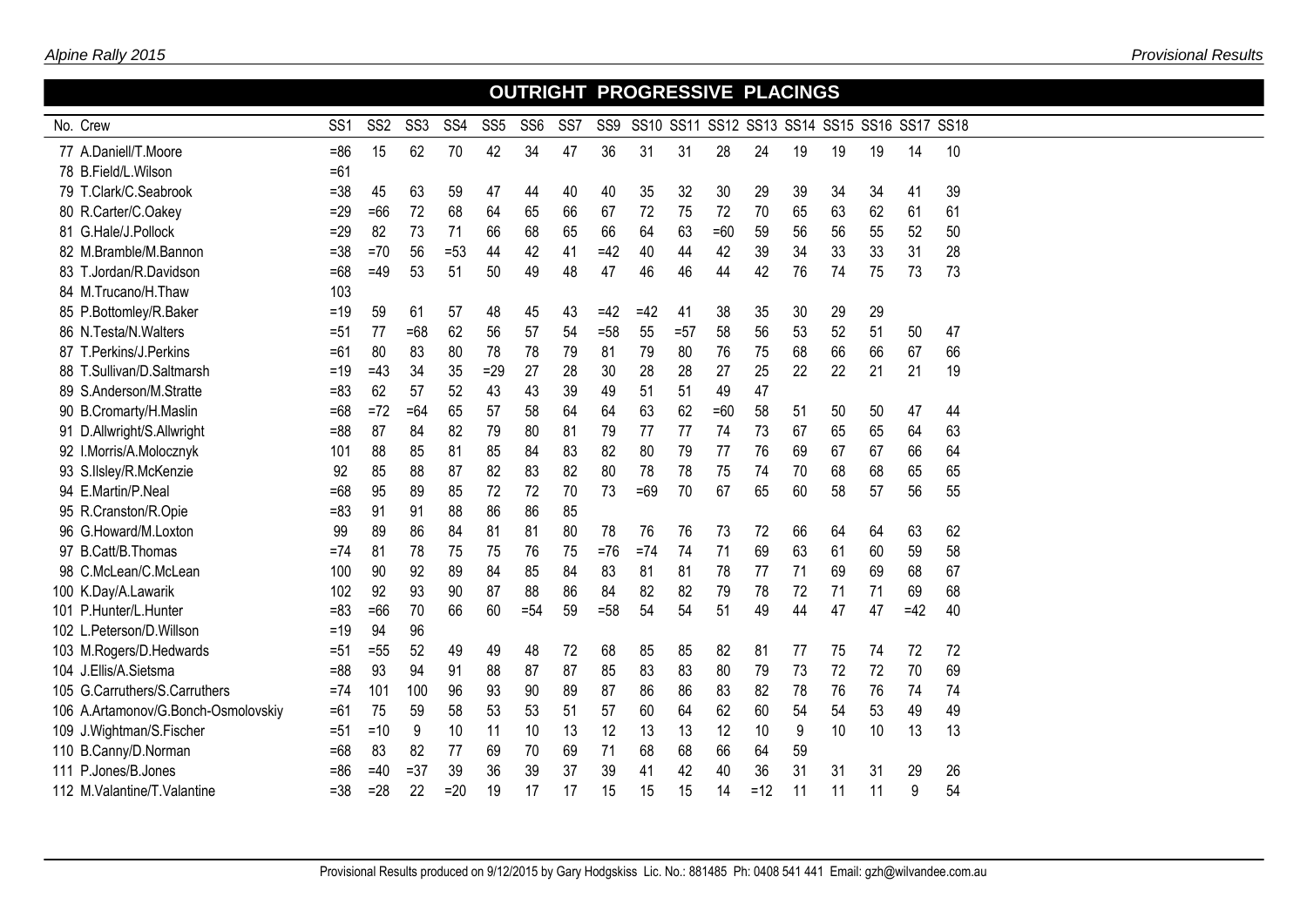## OUTRIGHT PROGRESSIVE PLACINGS

| No. | Crew | SS1 | SS2 | SS3 | SS4 | SS5 | SS6 | SS7 | SS9 | SS10 | SS11 | SS12 | SS13 | SS14 | SS15 | SS16 | SS17 | SS18 |
|---|---|---|---|---|---|---|---|---|---|---|---|---|---|---|---|---|---|---|
| 77 | A.Daniell/T.Moore | =86 | 15 | 62 | 70 | 42 | 34 | 47 | 36 | 31 | 31 | 28 | 24 | 19 | 19 | 19 | 14 | 10 |
| 78 | B.Field/L.Wilson | =61 | | | | | | | | | | | | | | | | |
| 79 | T.Clark/C.Seabrook | =38 | 45 | 63 | 59 | 47 | 44 | 40 | 40 | 35 | 32 | 30 | 29 | 39 | 34 | 34 | 41 | 39 |
| 80 | R.Carter/C.Oakey | =29 | =66 | 72 | 68 | 64 | 65 | 66 | 67 | 72 | 75 | 72 | 70 | 65 | 63 | 62 | 61 | 61 |
| 81 | G.Hale/J.Pollock | =29 | 82 | 73 | 71 | 66 | 68 | 65 | 66 | 64 | 63 | =60 | 59 | 56 | 56 | 55 | 52 | 50 |
| 82 | M.Bramble/M.Bannon | =38 | =70 | 56 | =53 | 44 | 42 | 41 | =42 | 40 | 44 | 42 | 39 | 34 | 33 | 33 | 31 | 28 |
| 83 | T.Jordan/R.Davidson | =68 | =49 | 53 | 51 | 50 | 49 | 48 | 47 | 46 | 46 | 44 | 42 | 76 | 74 | 75 | 73 | 73 |
| 84 | M.Trucano/H.Thaw | 103 | | | | | | | | | | | | | | | | |
| 85 | P.Bottomley/R.Baker | =19 | 59 | 61 | 57 | 48 | 45 | 43 | =42 | =42 | 41 | 38 | 35 | 30 | 29 | 29 | | |
| 86 | N.Testa/N.Walters | =51 | 77 | =68 | 62 | 56 | 57 | 54 | =58 | 55 | =57 | 58 | 56 | 53 | 52 | 51 | 50 | 47 |
| 87 | T.Perkins/J.Perkins | =61 | 80 | 83 | 80 | 78 | 78 | 79 | 81 | 79 | 80 | 76 | 75 | 68 | 66 | 66 | 67 | 66 |
| 88 | T.Sullivan/D.Saltmarsh | =19 | =43 | 34 | 35 | =29 | 27 | 28 | 30 | 28 | 28 | 27 | 25 | 22 | 22 | 21 | 21 | 19 |
| 89 | S.Anderson/M.Stratte | =83 | 62 | 57 | 52 | 43 | 43 | 39 | 49 | 51 | 51 | 49 | 47 | | | | | |
| 90 | B.Cromarty/H.Maslin | =68 | =72 | =64 | 65 | 57 | 58 | 64 | 64 | 63 | 62 | =60 | 58 | 51 | 50 | 50 | 47 | 44 |
| 91 | D.Allwright/S.Allwright | =88 | 87 | 84 | 82 | 79 | 80 | 81 | 79 | 77 | 77 | 74 | 73 | 67 | 65 | 65 | 64 | 63 |
| 92 | I.Morris/A.Molocznyk | 101 | 88 | 85 | 81 | 85 | 84 | 83 | 82 | 80 | 79 | 77 | 76 | 69 | 67 | 67 | 66 | 64 |
| 93 | S.Ilsley/R.McKenzie | 92 | 85 | 88 | 87 | 82 | 83 | 82 | 80 | 78 | 78 | 75 | 74 | 70 | 68 | 68 | 65 | 65 |
| 94 | E.Martin/P.Neal | =68 | 95 | 89 | 85 | 72 | 72 | 70 | 73 | =69 | 70 | 67 | 65 | 60 | 58 | 57 | 56 | 55 |
| 95 | R.Cranston/R.Opie | =83 | 91 | 91 | 88 | 86 | 86 | 85 | | | | | | | | | | |
| 96 | G.Howard/M.Loxton | 99 | 89 | 86 | 84 | 81 | 81 | 80 | 78 | 76 | 76 | 73 | 72 | 66 | 64 | 64 | 63 | 62 |
| 97 | B.Catt/B.Thomas | =74 | 81 | 78 | 75 | 75 | 76 | 75 | =76 | =74 | 74 | 71 | 69 | 63 | 61 | 60 | 59 | 58 |
| 98 | C.McLean/C.McLean | 100 | 90 | 92 | 89 | 84 | 85 | 84 | 83 | 81 | 81 | 78 | 77 | 71 | 69 | 69 | 68 | 67 |
| 100 | K.Day/A.Lawarik | 102 | 92 | 93 | 90 | 87 | 88 | 86 | 84 | 82 | 82 | 79 | 78 | 72 | 71 | 71 | 69 | 68 |
| 101 | P.Hunter/L.Hunter | =83 | =66 | 70 | 66 | 60 | =54 | 59 | =58 | 54 | 54 | 51 | 49 | 44 | 47 | 47 | =42 | 40 |
| 102 | L.Peterson/D.Willson | =19 | 94 | 96 | | | | | | | | | | | | | | |
| 103 | M.Rogers/D.Hedwards | =51 | =55 | 52 | 49 | 49 | 48 | 72 | 68 | 85 | 85 | 82 | 81 | 77 | 75 | 74 | 72 | 72 |
| 104 | J.Ellis/A.Sietsma | =88 | 93 | 94 | 91 | 88 | 87 | 87 | 85 | 83 | 83 | 80 | 79 | 73 | 72 | 72 | 70 | 69 |
| 105 | G.Carruthers/S.Carruthers | =74 | 101 | 100 | 96 | 93 | 90 | 89 | 87 | 86 | 86 | 83 | 82 | 78 | 76 | 76 | 74 | 74 |
| 106 | A.Artamonov/G.Bonch-Osmolovskiy | =61 | 75 | 59 | 58 | 53 | 53 | 51 | 57 | 60 | 64 | 62 | 60 | 54 | 54 | 53 | 49 | 49 |
| 109 | J.Wightman/S.Fischer | =51 | =10 | 9 | 10 | 11 | 10 | 13 | 12 | 13 | 13 | 12 | 10 | 9 | 10 | 10 | 13 | 13 |
| 110 | B.Canny/D.Norman | =68 | 83 | 82 | 77 | 69 | 70 | 69 | 71 | 68 | 68 | 66 | 64 | 59 | | | | |
| 111 | P.Jones/B.Jones | =86 | =40 | =37 | 39 | 36 | 39 | 37 | 39 | 41 | 42 | 40 | 36 | 31 | 31 | 31 | 29 | 26 |
| 112 | M.Valantine/T.Valantine | =38 | =28 | 22 | =20 | 19 | 17 | 17 | 15 | 15 | 15 | 14 | =12 | 11 | 11 | 11 | 9 | 54 |

Provisional Results produced on 9/12/2015 by Gary Hodgskiss Lic. No.: 881485 Ph: 0408 541 441 Email: gzh@wilvandee.com.au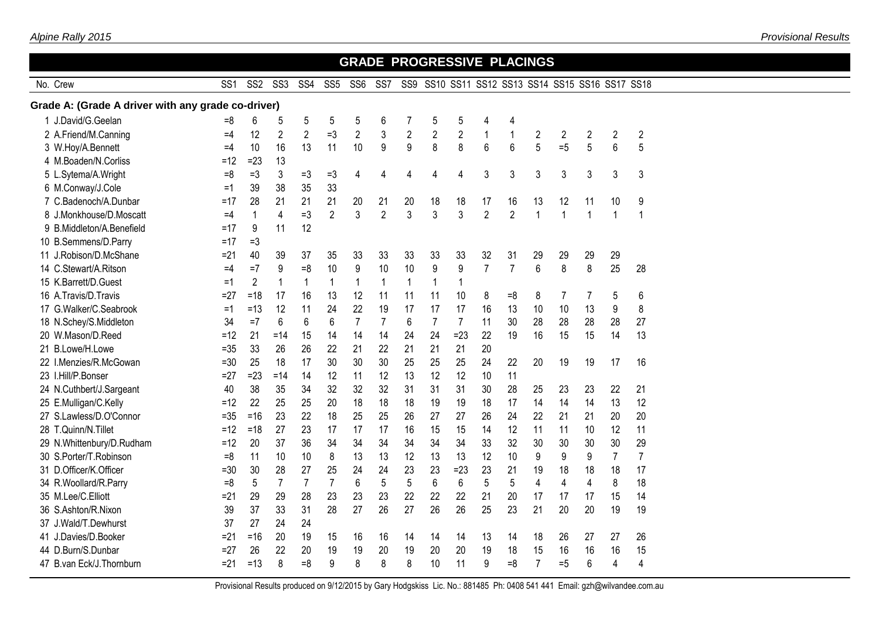## GRADE PROGRESSIVE PLACINGS

| No. | Crew | SS1 | SS2 | SS3 | SS4 | SS5 | SS6 | SS7 | SS9 | SS10 | SS11 | SS12 | SS13 | SS14 | SS15 | SS16 | SS17 | SS18 |
|---|---|---|---|---|---|---|---|---|---|---|---|---|---|---|---|---|---|---|
| **Grade A: (Grade A driver with any grade co-driver)** | | | | | | | | | | | | | | | | | | |
| 1 | J.David/G.Geelan | =8 | 6 | 5 | 5 | 5 | 5 | 6 | 7 | 5 | 5 | 4 | 4 | | | | | |
| 2 | A.Friend/M.Canning | =4 | 12 | 2 | 2 | =3 | 2 | 3 | 2 | 2 | 2 | 1 | 1 | 2 | 2 | 2 | 2 | 2 |
| 3 | W.Hoy/A.Bennett | =4 | 10 | 16 | 13 | 11 | 10 | 9 | 9 | 8 | 8 | 6 | 6 | 5 | =5 | 5 | 6 | 5 |
| 4 | M.Boaden/N.Corliss | =12 | =23 | 13 | | | | | | | | | | | | | | |
| 5 | L.Sytema/A.Wright | =8 | =3 | 3 | =3 | =3 | 4 | 4 | 4 | 4 | 4 | 3 | 3 | 3 | 3 | 3 | 3 | 3 |
| 6 | M.Conway/J.Cole | =1 | 39 | 38 | 35 | 33 | | | | | | | | | | | | |
| 7 | C.Badenoch/A.Dunbar | =17 | 28 | 21 | 21 | 21 | 20 | 21 | 20 | 18 | 18 | 17 | 16 | 13 | 12 | 11 | 10 | 9 |
| 8 | J.Monkhouse/D.Moscatt | =4 | 1 | 4 | =3 | 2 | 3 | 2 | 3 | 3 | 3 | 2 | 2 | 1 | 1 | 1 | 1 | 1 |
| 9 | B.Middleton/A.Benefield | =17 | 9 | 11 | 12 | | | | | | | | | | | | | |
| 10 | B.Semmens/D.Parry | =17 | =3 | | | | | | | | | | | | | | | |
| 11 | J.Robison/D.McShane | =21 | 40 | 39 | 37 | 35 | 33 | 33 | 33 | 33 | 33 | 32 | 31 | 29 | 29 | 29 | 29 | |
| 14 | C.Stewart/A.Ritson | =4 | =7 | 9 | =8 | 10 | 9 | 10 | 10 | 9 | 9 | 7 | 7 | 6 | 8 | 8 | 25 | 28 |
| 15 | K.Barrett/D.Guest | =1 | 2 | 1 | 1 | 1 | 1 | 1 | 1 | 1 | 1 | | | | | | | |
| 16 | A.Travis/D.Travis | =27 | =18 | 17 | 16 | 13 | 12 | 11 | 11 | 11 | 10 | 8 | =8 | 8 | 7 | 7 | 5 | 6 |
| 17 | G.Walker/C.Seabrook | =1 | =13 | 12 | 11 | 24 | 22 | 19 | 17 | 17 | 17 | 16 | 13 | 10 | 10 | 13 | 9 | 8 |
| 18 | N.Schey/S.Middleton | 34 | =7 | 6 | 6 | 6 | 7 | 7 | 6 | 7 | 7 | 11 | 30 | 28 | 28 | 28 | 28 | 27 |
| 20 | W.Mason/D.Reed | =12 | 21 | =14 | 15 | 14 | 14 | 14 | 24 | 24 | =23 | 22 | 19 | 16 | 15 | 15 | 14 | 13 |
| 21 | B.Lowe/H.Lowe | =35 | 33 | 26 | 26 | 22 | 21 | 22 | 21 | 21 | 21 | 20 | | | | | | |
| 22 | I.Menzies/R.McGowan | =30 | 25 | 18 | 17 | 30 | 30 | 30 | 25 | 25 | 25 | 24 | 22 | 20 | 19 | 19 | 17 | 16 |
| 23 | I.Hill/P.Bonser | =27 | =23 | =14 | 14 | 12 | 11 | 12 | 13 | 12 | 12 | 10 | 11 | | | | | |
| 24 | N.Cuthbert/J.Sargeant | 40 | 38 | 35 | 34 | 32 | 32 | 32 | 31 | 31 | 31 | 30 | 28 | 25 | 23 | 23 | 22 | 21 |
| 25 | E.Mulligan/C.Kelly | =12 | 22 | 25 | 25 | 20 | 18 | 18 | 18 | 19 | 19 | 18 | 17 | 14 | 14 | 14 | 13 | 12 |
| 27 | S.Lawless/D.O'Connor | =35 | =16 | 23 | 22 | 18 | 25 | 25 | 26 | 27 | 27 | 26 | 24 | 22 | 21 | 21 | 20 | 20 |
| 28 | T.Quinn/N.Tillet | =12 | =18 | 27 | 23 | 17 | 17 | 17 | 16 | 15 | 15 | 14 | 12 | 11 | 11 | 10 | 12 | 11 |
| 29 | N.Whittenbury/D.Rudham | =12 | 20 | 37 | 36 | 34 | 34 | 34 | 34 | 34 | 34 | 33 | 32 | 30 | 30 | 30 | 30 | 29 |
| 30 | S.Porter/T.Robinson | =8 | 11 | 10 | 10 | 8 | 13 | 13 | 12 | 13 | 13 | 12 | 10 | 9 | 9 | 9 | 7 | 7 |
| 31 | D.Officer/K.Officer | =30 | 30 | 28 | 27 | 25 | 24 | 24 | 23 | 23 | =23 | 23 | 21 | 19 | 18 | 18 | 18 | 17 |
| 34 | R.Woollard/R.Parry | =8 | 5 | 7 | 7 | 7 | 6 | 5 | 5 | 6 | 6 | 5 | 5 | 4 | 4 | 4 | 8 | 18 |
| 35 | M.Lee/C.Elliott | =21 | 29 | 29 | 28 | 23 | 23 | 23 | 22 | 22 | 22 | 21 | 20 | 17 | 17 | 17 | 15 | 14 |
| 36 | S.Ashton/R.Nixon | 39 | 37 | 33 | 31 | 28 | 27 | 26 | 27 | 26 | 26 | 25 | 23 | 21 | 20 | 20 | 19 | 19 |
| 37 | J.Wald/T.Dewhurst | 37 | 27 | 24 | 24 | | | | | | | | | | | | | |
| 41 | J.Davies/D.Booker | =21 | =16 | 20 | 19 | 15 | 16 | 16 | 14 | 14 | 14 | 13 | 14 | 18 | 26 | 27 | 27 | 26 |
| 44 | D.Burn/S.Dunbar | =27 | 26 | 22 | 20 | 19 | 19 | 20 | 19 | 20 | 20 | 19 | 18 | 15 | 16 | 16 | 16 | 15 |
| 47 | B.van Eck/J.Thornburn | =21 | =13 | 8 | =8 | 9 | 8 | 8 | 8 | 10 | 11 | 9 | =8 | 7 | =5 | 6 | 4 | 4 |

Provisional Results produced on 9/12/2015 by Gary Hodgskiss Lic. No.: 881485 Ph: 0408 541 441 Email: gzh@wilvandee.com.au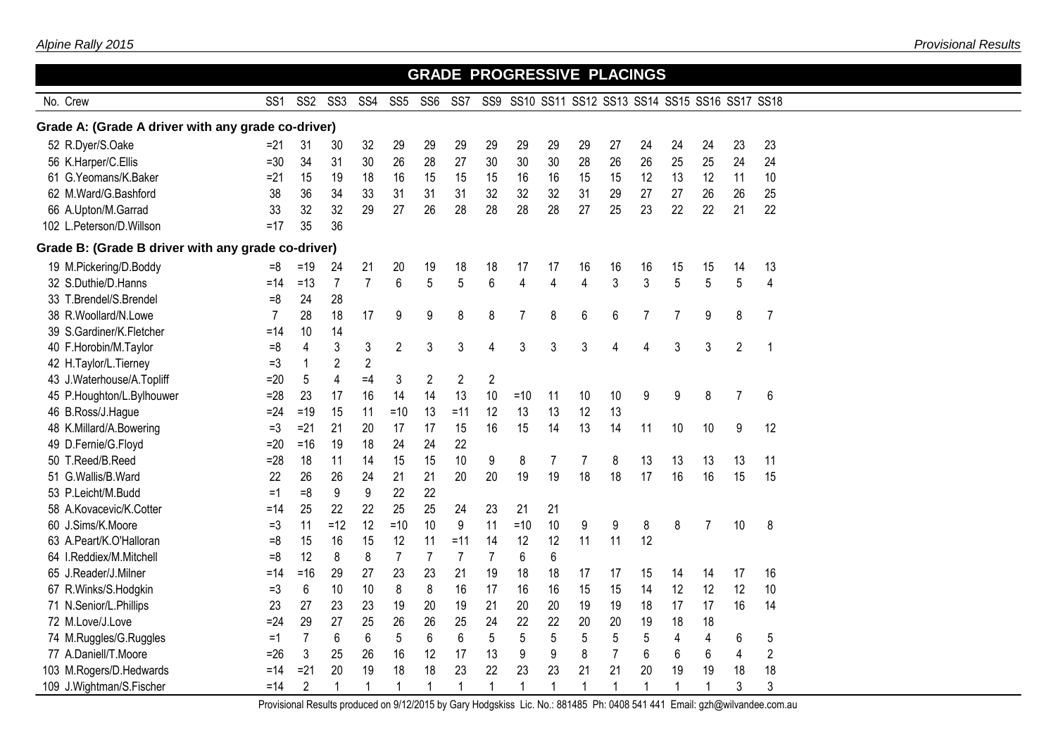## GRADE PROGRESSIVE PLACINGS

| No. | Crew | SS1 | SS2 | SS3 | SS4 | SS5 | SS6 | SS7 | SS9 | SS10 | SS11 | SS12 | SS13 | SS14 | SS15 | SS16 | SS17 | SS18 |
|---|---|---|---|---|---|---|---|---|---|---|---|---|---|---|---|---|---|---|
| **Grade A: (Grade A driver with any grade co-driver)** | | | | | | | | | | | | | | | | | | |
| 52 | R.Dyer/S.Oake | =21 | 31 | 30 | 32 | 29 | 29 | 29 | 29 | 29 | 29 | 29 | 27 | 24 | 24 | 24 | 23 | 23 |
| 56 | K.Harper/C.Ellis | =30 | 34 | 31 | 30 | 26 | 28 | 27 | 30 | 30 | 30 | 28 | 26 | 26 | 25 | 25 | 24 | 24 |
| 61 | G.Yeomans/K.Baker | =21 | 15 | 19 | 18 | 16 | 15 | 15 | 15 | 16 | 16 | 15 | 15 | 12 | 13 | 12 | 11 | 10 |
| 62 | M.Ward/G.Bashford | 38 | 36 | 34 | 33 | 31 | 31 | 31 | 32 | 32 | 32 | 31 | 29 | 27 | 27 | 26 | 26 | 25 |
| 66 | A.Upton/M.Garrad | 33 | 32 | 32 | 29 | 27 | 26 | 28 | 28 | 28 | 28 | 27 | 25 | 23 | 22 | 22 | 21 | 22 |
| 102 | L.Peterson/D.Willson | =17 | 35 | 36 | | | | | | | | | | | | | | |
| **Grade B: (Grade B driver with any grade co-driver)** | | | | | | | | | | | | | | | | | | |
| 19 | M.Pickering/D.Boddy | =8 | =19 | 24 | 21 | 20 | 19 | 18 | 18 | 17 | 17 | 16 | 16 | 16 | 15 | 15 | 14 | 13 |
| 32 | S.Duthie/D.Hanns | =14 | =13 | 7 | 7 | 6 | 5 | 5 | 6 | 4 | 4 | 4 | 3 | 3 | 5 | 5 | 5 | 4 |
| 33 | T.Brendel/S.Brendel | =8 | 24 | 28 | | | | | | | | | | | | | | |
| 38 | R.Woollard/N.Lowe | 7 | 28 | 18 | 17 | 9 | 9 | 8 | 8 | 7 | 8 | 6 | 6 | 7 | 7 | 9 | 8 | 7 |
| 39 | S.Gardiner/K.Fletcher | =14 | 10 | 14 | | | | | | | | | | | | | | |
| 40 | F.Horobin/M.Taylor | =8 | 4 | 3 | 3 | 2 | 3 | 3 | 4 | 3 | 3 | 3 | 4 | 4 | 3 | 3 | 2 | 1 |
| 42 | H.Taylor/L.Tierney | =3 | 1 | 2 | 2 | | | | | | | | | | | | | |
| 43 | J.Waterhouse/A.Topliff | =20 | 5 | 4 | =4 | 3 | 2 | 2 | 2 | | | | | | | | | |
| 45 | P.Houghton/L.Bylhouwer | =28 | 23 | 17 | 16 | 14 | 14 | 13 | 10 | =10 | 11 | 10 | 10 | 9 | 9 | 8 | 7 | 6 |
| 46 | B.Ross/J.Hague | =24 | =19 | 15 | 11 | =10 | 13 | =11 | 12 | 13 | 13 | 12 | 13 | | | | | |
| 48 | K.Millard/A.Bowering | =3 | =21 | 21 | 20 | 17 | 17 | 15 | 16 | 15 | 14 | 13 | 14 | 11 | 10 | 10 | 9 | 12 |
| 49 | D.Fernie/G.Floyd | =20 | =16 | 19 | 18 | 24 | 24 | 22 | | | | | | | | | | |
| 50 | T.Reed/B.Reed | =28 | 18 | 11 | 14 | 15 | 15 | 10 | 9 | 8 | 7 | 7 | 8 | 13 | 13 | 13 | 13 | 11 |
| 51 | G.Wallis/B.Ward | 22 | 26 | 26 | 24 | 21 | 21 | 20 | 20 | 19 | 19 | 18 | 18 | 17 | 16 | 16 | 15 | 15 |
| 53 | P.Leicht/M.Budd | =1 | =8 | 9 | 9 | 22 | 22 | | | | | | | | | | | |
| 58 | A.Kovacevic/K.Cotter | =14 | 25 | 22 | 22 | 25 | 25 | 24 | 23 | 21 | 21 | | | | | | | |
| 60 | J.Sims/K.Moore | =3 | 11 | =12 | 12 | =10 | 10 | 9 | 11 | =10 | 10 | 9 | 9 | 8 | 8 | 7 | 10 | 8 |
| 63 | A.Peart/K.O'Halloran | =8 | 15 | 16 | 15 | 12 | 11 | =11 | 14 | 12 | 12 | 11 | 11 | 12 | | | | |
| 64 | I.Reddiex/M.Mitchell | =8 | 12 | 8 | 8 | 7 | 7 | 7 | 7 | 6 | 6 | | | | | | | |
| 65 | J.Reader/J.Milner | =14 | =16 | 29 | 27 | 23 | 23 | 21 | 19 | 18 | 18 | 17 | 17 | 15 | 14 | 14 | 17 | 16 |
| 67 | R.Winks/S.Hodgkin | =3 | 6 | 10 | 10 | 8 | 8 | 16 | 17 | 16 | 16 | 15 | 15 | 14 | 12 | 12 | 12 | 10 |
| 71 | N.Senior/L.Phillips | 23 | 27 | 23 | 23 | 19 | 20 | 19 | 21 | 20 | 20 | 19 | 19 | 18 | 17 | 17 | 16 | 14 |
| 72 | M.Love/J.Love | =24 | 29 | 27 | 25 | 26 | 26 | 25 | 24 | 22 | 22 | 20 | 20 | 19 | 18 | 18 | | |
| 74 | M.Ruggles/G.Ruggles | =1 | 7 | 6 | 6 | 5 | 6 | 6 | 5 | 5 | 5 | 5 | 5 | 5 | 4 | 4 | 6 | 5 |
| 77 | A.Daniell/T.Moore | =26 | 3 | 25 | 26 | 16 | 12 | 17 | 13 | 9 | 9 | 8 | 7 | 6 | 6 | 6 | 4 | 2 |
| 103 | M.Rogers/D.Hedwards | =14 | =21 | 20 | 19 | 18 | 18 | 23 | 22 | 23 | 23 | 21 | 21 | 20 | 19 | 19 | 18 | 18 |
| 109 | J.Wightman/S.Fischer | =14 | 2 | 1 | 1 | 1 | 1 | 1 | 1 | 1 | 1 | 1 | 1 | 1 | 1 | 1 | 3 | 3 |

Provisional Results produced on 9/12/2015 by Gary Hodgskiss Lic. No.: 881485 Ph: 0408 541 441 Email: gzh@wilvandee.com.au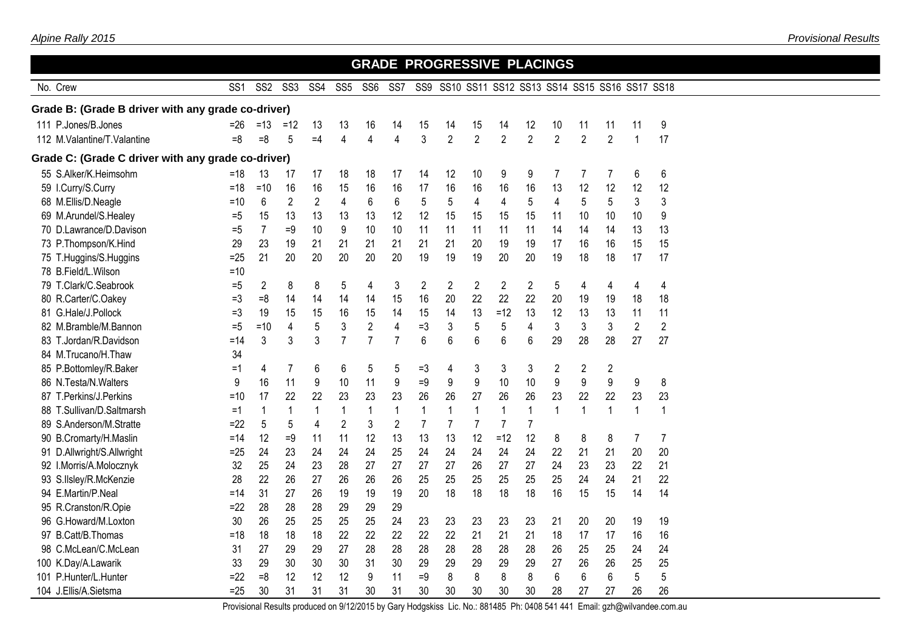## GRADE PROGRESSIVE PLACINGS

| No. | Crew | SS1 | SS2 | SS3 | SS4 | SS5 | SS6 | SS7 | SS9 | SS10 | SS11 | SS12 | SS13 | SS14 | SS15 | SS16 | SS17 | SS18 |
|---|---|---|---|---|---|---|---|---|---|---|---|---|---|---|---|---|---|---|
| **Grade B: (Grade B driver with any grade co-driver)** | | | | | | | | | | | | | | | | | | |
| 111 | P.Jones/B.Jones | =26 | =13 | =12 | 13 | 13 | 16 | 14 | 15 | 14 | 15 | 14 | 12 | 10 | 11 | 11 | 11 | 9 |
| 112 | M.Valantine/T.Valantine | =8 | =8 | 5 | =4 | 4 | 4 | 4 | 3 | 2 | 2 | 2 | 2 | 2 | 2 | 2 | 1 | 17 |
| **Grade C: (Grade C driver with any grade co-driver)** | | | | | | | | | | | | | | | | | | |
| 55 | S.Alker/K.Heimsohm | =18 | 13 | 17 | 17 | 18 | 18 | 17 | 14 | 12 | 10 | 9 | 9 | 7 | 7 | 7 | 6 | 6 |
| 59 | I.Curry/S.Curry | =18 | =10 | 16 | 16 | 15 | 16 | 16 | 17 | 16 | 16 | 16 | 16 | 13 | 12 | 12 | 12 | 12 |
| 68 | M.Ellis/D.Neagle | =10 | 6 | 2 | 2 | 4 | 6 | 6 | 5 | 5 | 4 | 4 | 5 | 4 | 5 | 5 | 3 | 3 |
| 69 | M.Arundel/S.Healey | =5 | 15 | 13 | 13 | 13 | 13 | 12 | 12 | 15 | 15 | 15 | 15 | 11 | 10 | 10 | 10 | 9 |
| 70 | D.Lawrance/D.Davison | =5 | 7 | =9 | 10 | 9 | 10 | 10 | 11 | 11 | 11 | 11 | 11 | 14 | 14 | 14 | 13 | 13 |
| 73 | P.Thompson/K.Hind | 29 | 23 | 19 | 21 | 21 | 21 | 21 | 21 | 21 | 20 | 19 | 19 | 17 | 16 | 16 | 15 | 15 |
| 75 | T.Huggins/S.Huggins | =25 | 21 | 20 | 20 | 20 | 20 | 20 | 19 | 19 | 19 | 20 | 20 | 19 | 18 | 18 | 17 | 17 |
| 78 | B.Field/L.Wilson | =10 | | | | | | | | | | | | | | | | |
| 79 | T.Clark/C.Seabrook | =5 | 2 | 8 | 8 | 5 | 4 | 3 | 2 | 2 | 2 | 2 | 2 | 5 | 4 | 4 | 4 | 4 |
| 80 | R.Carter/C.Oakey | =3 | =8 | 14 | 14 | 14 | 14 | 15 | 16 | 20 | 22 | 22 | 22 | 20 | 19 | 19 | 18 | 18 |
| 81 | G.Hale/J.Pollock | =3 | 19 | 15 | 15 | 16 | 15 | 14 | 15 | 14 | 13 | =12 | 13 | 12 | 13 | 13 | 11 | 11 |
| 82 | M.Bramble/M.Bannon | =5 | =10 | 4 | 5 | 3 | 2 | 4 | =3 | 3 | 5 | 5 | 4 | 3 | 3 | 3 | 2 | 2 |
| 83 | T.Jordan/R.Davidson | =14 | 3 | 3 | 3 | 7 | 7 | 7 | 6 | 6 | 6 | 6 | 6 | 29 | 28 | 28 | 27 | 27 |
| 84 | M.Trucano/H.Thaw | 34 | | | | | | | | | | | | | | | | |
| 85 | P.Bottomley/R.Baker | =1 | 4 | 7 | 6 | 6 | 5 | 5 | =3 | 4 | 3 | 3 | 3 | 2 | 2 | 2 | | |
| 86 | N.Testa/N.Walters | 9 | 16 | 11 | 9 | 10 | 11 | 9 | =9 | 9 | 9 | 10 | 10 | 9 | 9 | 9 | 9 | 8 |
| 87 | T.Perkins/J.Perkins | =10 | 17 | 22 | 22 | 23 | 23 | 23 | 26 | 26 | 27 | 26 | 26 | 23 | 22 | 22 | 23 | 23 |
| 88 | T.Sullivan/D.Saltmarsh | =1 | 1 | 1 | 1 | 1 | 1 | 1 | 1 | 1 | 1 | 1 | 1 | 1 | 1 | 1 | 1 | 1 |
| 89 | S.Anderson/M.Stratte | =22 | 5 | 5 | 4 | 2 | 3 | 2 | 7 | 7 | 7 | 7 | 7 | | | | | |
| 90 | B.Cromarty/H.Maslin | =14 | 12 | =9 | 11 | 11 | 12 | 13 | 13 | 13 | 12 | =12 | 12 | 8 | 8 | 8 | 7 | 7 |
| 91 | D.Allwright/S.Allwright | =25 | 24 | 23 | 24 | 24 | 24 | 25 | 24 | 24 | 24 | 24 | 24 | 22 | 21 | 21 | 20 | 20 |
| 92 | I.Morris/A.Molocznyk | 32 | 25 | 24 | 23 | 28 | 27 | 27 | 27 | 27 | 26 | 27 | 27 | 24 | 23 | 23 | 22 | 21 |
| 93 | S.Ilsley/R.McKenzie | 28 | 22 | 26 | 27 | 26 | 26 | 26 | 25 | 25 | 25 | 25 | 25 | 25 | 24 | 24 | 21 | 22 |
| 94 | E.Martin/P.Neal | =14 | 31 | 27 | 26 | 19 | 19 | 19 | 20 | 18 | 18 | 18 | 18 | 16 | 15 | 15 | 14 | 14 |
| 95 | R.Cranston/R.Opie | =22 | 28 | 28 | 28 | 29 | 29 | 29 | | | | | | | | | | |
| 96 | G.Howard/M.Loxton | 30 | 26 | 25 | 25 | 25 | 25 | 24 | 23 | 23 | 23 | 23 | 23 | 21 | 20 | 20 | 19 | 19 |
| 97 | B.Catt/B.Thomas | =18 | 18 | 18 | 18 | 22 | 22 | 22 | 22 | 22 | 21 | 21 | 21 | 18 | 17 | 17 | 16 | 16 |
| 98 | C.McLean/C.McLean | 31 | 27 | 29 | 29 | 27 | 28 | 28 | 28 | 28 | 28 | 28 | 28 | 26 | 25 | 25 | 24 | 24 |
| 100 | K.Day/A.Lawarik | 33 | 29 | 30 | 30 | 30 | 31 | 30 | 29 | 29 | 29 | 29 | 29 | 27 | 26 | 26 | 25 | 25 |
| 101 | P.Hunter/L.Hunter | =22 | =8 | 12 | 12 | 12 | 9 | 11 | =9 | 8 | 8 | 8 | 8 | 6 | 6 | 6 | 5 | 5 |
| 104 | J.Ellis/A.Sietsma | =25 | 30 | 31 | 31 | 31 | 30 | 31 | 30 | 30 | 30 | 30 | 30 | 28 | 27 | 27 | 26 | 26 |

Provisional Results produced on 9/12/2015 by Gary Hodgskiss Lic. No.: 881485 Ph: 0408 541 441 Email: gzh@wilvandee.com.au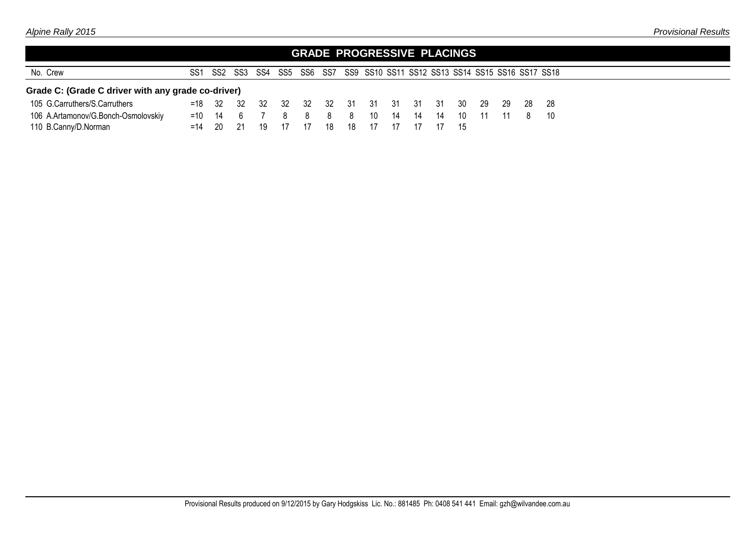## GRADE PROGRESSIVE PLACINGS

| No. | Crew | SS1 | SS2 | SS3 | SS4 | SS5 | SS6 | SS7 | SS9 | SS10 | SS11 | SS12 | SS13 | SS14 | SS15 | SS16 | SS17 | SS18 |
|---|---|---|---|---|---|---|---|---|---|---|---|---|---|---|---|---|---|---|
| **Grade C: (Grade C driver with any grade co-driver)** | | | | | | | | | | | | | | | | | | |
| 105 | G.Carruthers/S.Carruthers | =18 | 32 | 32 | 32 | 32 | 32 | 32 | 31 | 31 | 31 | 31 | 31 | 30 | 29 | 29 | 28 | 28 |
| 106 | A.Artamonov/G.Bonch-Osmolovskiy | =10 | 14 | 6 | 7 | 8 | 8 | 8 | 8 | 10 | 14 | 14 | 14 | 10 | 11 | 11 | 8 | 10 |
| 110 | B.Canny/D.Norman | =14 | 20 | 21 | 19 | 17 | 17 | 18 | 18 | 17 | 17 | 17 | 17 | 15 | | | | |

Provisional Results produced on 9/12/2015 by Gary Hodgskiss Lic. No.: 881485 Ph: 0408 541 441 Email: gzh@wilvandee.com.au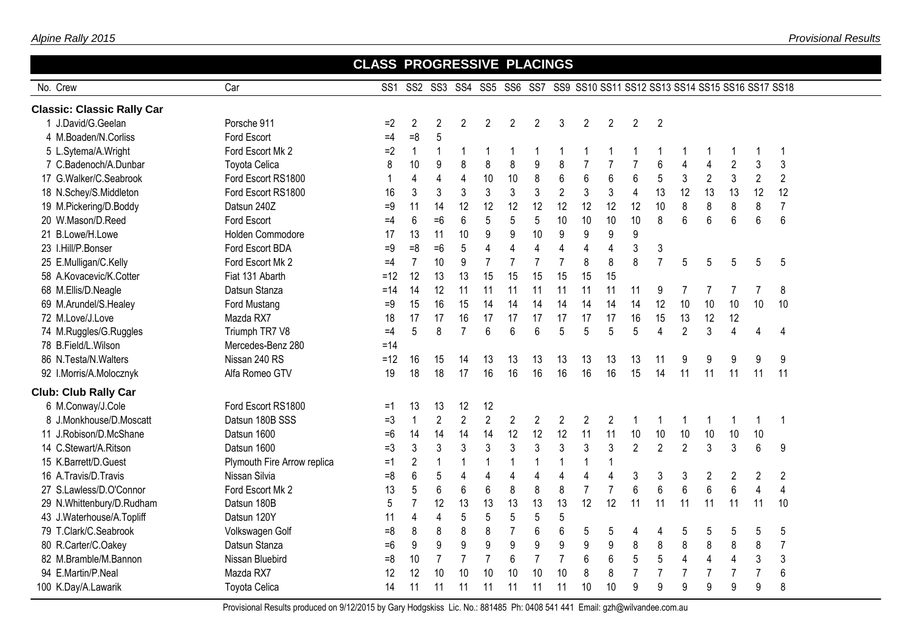## CLASS PROGRESSIVE PLACINGS

| No. | Crew | Car | SS1 | SS2 | SS3 | SS4 | SS5 | SS6 | SS7 | SS9 | SS10 | SS11 | SS12 | SS13 | SS14 | SS15 | SS16 | SS17 | SS18 |
|---|---|---|---|---|---|---|---|---|---|---|---|---|---|---|---|---|---|---|---|
| **Classic: Classic Rally Car** | | | | | | | | | | | | | | | | | | | |
| 1 | J.David/G.Geelan | Porsche 911 | =2 | 2 | 2 | 2 | 2 | 2 | 2 | 3 | 2 | 2 | 2 | 2 | | | | | |
| 4 | M.Boaden/N.Corliss | Ford Escort | =4 | =8 | 5 | | | | | | | | | | | | | | |
| 5 | L.Sytema/A.Wright | Ford Escort Mk 2 | =2 | 1 | 1 | 1 | 1 | 1 | 1 | 1 | 1 | 1 | 1 | 1 | 1 | 1 | 1 | 1 | 1 |
| 7 | C.Badenoch/A.Dunbar | Toyota Celica | 8 | 10 | 9 | 8 | 8 | 8 | 9 | 8 | 7 | 7 | 7 | 6 | 4 | 4 | 2 | 3 | 3 |
| 17 | G.Walker/C.Seabrook | Ford Escort RS1800 | 1 | 4 | 4 | 4 | 10 | 10 | 8 | 6 | 6 | 6 | 6 | 5 | 3 | 2 | 3 | 2 | 2 |
| 18 | N.Schey/S.Middleton | Ford Escort RS1800 | 16 | 3 | 3 | 3 | 3 | 3 | 3 | 2 | 3 | 3 | 4 | 13 | 12 | 13 | 13 | 12 | 12 |
| 19 | M.Pickering/D.Boddy | Datsun 240Z | =9 | 11 | 14 | 12 | 12 | 12 | 12 | 12 | 12 | 12 | 12 | 10 | 8 | 8 | 8 | 8 | 7 |
| 20 | W.Mason/D.Reed | Ford Escort | =4 | 6 | =6 | 6 | 5 | 5 | 5 | 10 | 10 | 10 | 10 | 8 | 6 | 6 | 6 | 6 | 6 |
| 21 | B.Lowe/H.Lowe | Holden Commodore | 17 | 13 | 11 | 10 | 9 | 9 | 10 | 9 | 9 | 9 | 9 | | | | | | |
| 23 | I.Hill/P.Bonser | Ford Escort BDA | =9 | =8 | =6 | 5 | 4 | 4 | 4 | 4 | 4 | 4 | 3 | 3 | | | | | |
| 25 | E.Mulligan/C.Kelly | Ford Escort Mk 2 | =4 | 7 | 10 | 9 | 7 | 7 | 7 | 7 | 8 | 8 | 8 | 7 | 5 | 5 | 5 | 5 | 5 |
| 58 | A.Kovacevic/K.Cotter | Fiat 131 Abarth | =12 | 12 | 13 | 13 | 15 | 15 | 15 | 15 | 15 | 15 | | | | | | | |
| 68 | M.Ellis/D.Neagle | Datsun Stanza | =14 | 14 | 12 | 11 | 11 | 11 | 11 | 11 | 11 | 11 | 11 | 9 | 7 | 7 | 7 | 7 | 8 |
| 69 | M.Arundel/S.Healey | Ford Mustang | =9 | 15 | 16 | 15 | 14 | 14 | 14 | 14 | 14 | 14 | 14 | 12 | 10 | 10 | 10 | 10 | 10 |
| 72 | M.Love/J.Love | Mazda RX7 | 18 | 17 | 17 | 16 | 17 | 17 | 17 | 17 | 17 | 17 | 16 | 15 | 13 | 12 | 12 | | |
| 74 | M.Ruggles/G.Ruggles | Triumph TR7 V8 | =4 | 5 | 8 | 7 | 6 | 6 | 6 | 5 | 5 | 5 | 5 | 4 | 2 | 3 | 4 | 4 | 4 |
| 78 | B.Field/L.Wilson | Mercedes-Benz 280 | =14 | | | | | | | | | | | | | | | | |
| 86 | N.Testa/N.Walters | Nissan 240 RS | =12 | 16 | 15 | 14 | 13 | 13 | 13 | 13 | 13 | 13 | 13 | 11 | 9 | 9 | 9 | 9 | 9 |
| 92 | I.Morris/A.Molocznyk | Alfa Romeo GTV | 19 | 18 | 18 | 17 | 16 | 16 | 16 | 16 | 16 | 16 | 15 | 14 | 11 | 11 | 11 | 11 | 11 |
| **Club: Club Rally Car** | | | | | | | | | | | | | | | | | | | |
| 6 | M.Conway/J.Cole | Ford Escort RS1800 | =1 | 13 | 13 | 12 | 12 | | | | | | | | | | | | |
| 8 | J.Monkhouse/D.Moscatt | Datsun 180B SSS | =3 | 1 | 2 | 2 | 2 | 2 | 2 | 2 | 2 | 2 | 1 | 1 | 1 | 1 | 1 | 1 | 1 |
| 11 | J.Robison/D.McShane | Datsun 1600 | =6 | 14 | 14 | 14 | 14 | 12 | 12 | 12 | 11 | 11 | 10 | 10 | 10 | 10 | 10 | 10 | |
| 14 | C.Stewart/A.Ritson | Datsun 1600 | =3 | 3 | 3 | 3 | 3 | 3 | 3 | 3 | 3 | 3 | 2 | 2 | 2 | 3 | 3 | 6 | 9 |
| 15 | K.Barrett/D.Guest | Plymouth Fire Arrow replica | =1 | 2 | 1 | 1 | 1 | 1 | 1 | 1 | 1 | 1 | | | | | | | |
| 16 | A.Travis/D.Travis | Nissan Silvia | =8 | 6 | 5 | 4 | 4 | 4 | 4 | 4 | 4 | 4 | 3 | 3 | 3 | 2 | 2 | 2 | 2 |
| 27 | S.Lawless/D.O'Connor | Ford Escort Mk 2 | 13 | 5 | 6 | 6 | 6 | 8 | 8 | 8 | 7 | 7 | 6 | 6 | 6 | 6 | 6 | 4 | 4 |
| 29 | N.Whittenbury/D.Rudham | Datsun 180B | 5 | 7 | 12 | 13 | 13 | 13 | 13 | 13 | 12 | 12 | 11 | 11 | 11 | 11 | 11 | 11 | 10 |
| 43 | J.Waterhouse/A.Topliff | Datsun 120Y | 11 | 4 | 4 | 5 | 5 | 5 | 5 | 5 | | | | | | | | | |
| 79 | T.Clark/C.Seabrook | Volkswagen Golf | =8 | 8 | 8 | 8 | 8 | 7 | 6 | 6 | 5 | 5 | 4 | 4 | 5 | 5 | 5 | 5 | 5 |
| 80 | R.Carter/C.Oakey | Datsun Stanza | =6 | 9 | 9 | 9 | 9 | 9 | 9 | 9 | 9 | 9 | 8 | 8 | 8 | 8 | 8 | 8 | 7 |
| 82 | M.Bramble/M.Bannon | Nissan Bluebird | =8 | 10 | 7 | 7 | 7 | 6 | 7 | 7 | 6 | 6 | 5 | 5 | 4 | 4 | 4 | 3 | 3 |
| 94 | E.Martin/P.Neal | Mazda RX7 | 12 | 12 | 10 | 10 | 10 | 10 | 10 | 10 | 8 | 8 | 7 | 7 | 7 | 7 | 7 | 7 | 6 |
| 100 | K.Day/A.Lawarik | Toyota Celica | 14 | 11 | 11 | 11 | 11 | 11 | 11 | 11 | 10 | 10 | 9 | 9 | 9 | 9 | 9 | 9 | 8 |

Provisional Results produced on 9/12/2015 by Gary Hodgskiss Lic. No.: 881485 Ph: 0408 541 441 Email: gzh@wilvandee.com.au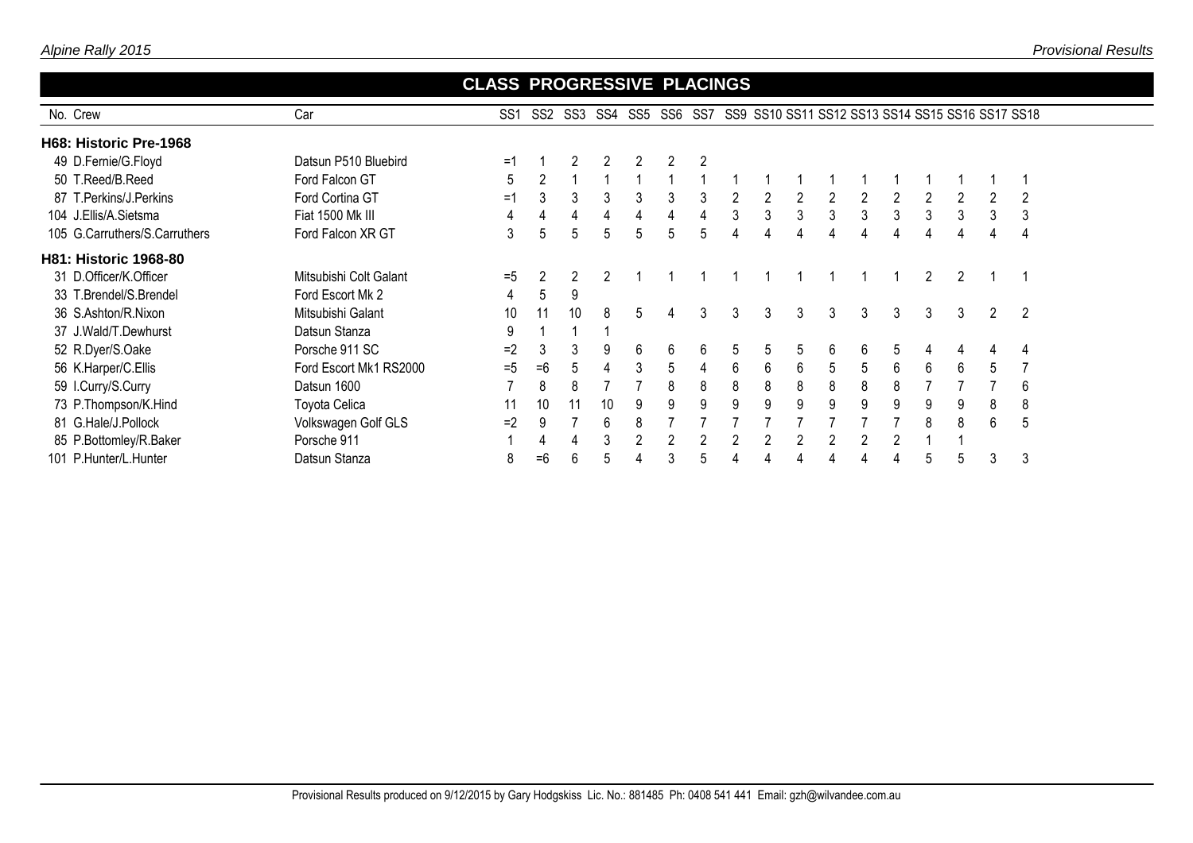## CLASS PROGRESSIVE PLACINGS

| No. | Crew | Car | SS1 | SS2 | SS3 | SS4 | SS5 | SS6 | SS7 | SS9 | SS10 | SS11 | SS12 | SS13 | SS14 | SS15 | SS16 | SS17 | SS18 |
|---|---|---|---|---|---|---|---|---|---|---|---|---|---|---|---|---|---|---|---|
| **H68: Historic Pre-1968** | | | | | | | | | | | | | | | | | | | |
| 49 | D.Fernie/G.Floyd | Datsun P510 Bluebird | =1 | 1 | 2 | 2 | 2 | 2 | 2 | | | | | | | | | | |
| 50 | T.Reed/B.Reed | Ford Falcon GT | 5 | 2 | 1 | 1 | 1 | 1 | 1 | 1 | 1 | 1 | 1 | 1 | 1 | 1 | 1 | 1 | 1 |
| 87 | T.Perkins/J.Perkins | Ford Cortina GT | =1 | 3 | 3 | 3 | 3 | 3 | 3 | 2 | 2 | 2 | 2 | 2 | 2 | 2 | 2 | 2 | 2 |
| 104 | J.Ellis/A.Sietsma | Fiat 1500 Mk III | 4 | 4 | 4 | 4 | 4 | 4 | 4 | 3 | 3 | 3 | 3 | 3 | 3 | 3 | 3 | 3 | 3 |
| 105 | G.Carruthers/S.Carruthers | Ford Falcon XR GT | 3 | 5 | 5 | 5 | 5 | 5 | 5 | 4 | 4 | 4 | 4 | 4 | 4 | 4 | 4 | 4 | 4 |
| **H81: Historic 1968-80** | | | | | | | | | | | | | | | | | | | |
| 31 | D.Officer/K.Officer | Mitsubishi Colt Galant | =5 | 2 | 2 | 2 | 1 | 1 | 1 | 1 | 1 | 1 | 1 | 1 | 1 | 2 | 2 | 1 | 1 |
| 33 | T.Brendel/S.Brendel | Ford Escort Mk 2 | 4 | 5 | 9 | | | | | | | | | | | | | | |
| 36 | S.Ashton/R.Nixon | Mitsubishi Galant | 10 | 11 | 10 | 8 | 5 | 4 | 3 | 3 | 3 | 3 | 3 | 3 | 3 | 3 | 3 | 2 | 2 |
| 37 | J.Wald/T.Dewhurst | Datsun Stanza | 9 | 1 | 1 | 1 | | | | | | | | | | | | | |
| 52 | R.Dyer/S.Oake | Porsche 911 SC | =2 | 3 | 3 | 9 | 6 | 6 | 6 | 5 | 5 | 5 | 6 | 6 | 5 | 4 | 4 | 4 | 4 |
| 56 | K.Harper/C.Ellis | Ford Escort Mk1 RS2000 | =5 | =6 | 5 | 4 | 3 | 5 | 4 | 6 | 6 | 6 | 5 | 5 | 6 | 6 | 6 | 5 | 7 |
| 59 | I.Curry/S.Curry | Datsun 1600 | 7 | 8 | 8 | 7 | 7 | 8 | 8 | 8 | 8 | 8 | 8 | 8 | 8 | 7 | 7 | 7 | 6 |
| 73 | P.Thompson/K.Hind | Toyota Celica | 11 | 10 | 11 | 10 | 9 | 9 | 9 | 9 | 9 | 9 | 9 | 9 | 9 | 9 | 9 | 8 | 8 |
| 81 | G.Hale/J.Pollock | Volkswagen Golf GLS | =2 | 9 | 7 | 6 | 8 | 7 | 7 | 7 | 7 | 7 | 7 | 7 | 7 | 8 | 8 | 6 | 5 |
| 85 | P.Bottomley/R.Baker | Porsche 911 | 1 | 4 | 4 | 3 | 2 | 2 | 2 | 2 | 2 | 2 | 2 | 2 | 2 | 1 | 1 | | |
| 101 | P.Hunter/L.Hunter | Datsun Stanza | 8 | =6 | 6 | 5 | 4 | 3 | 5 | 4 | 4 | 4 | 4 | 4 | 4 | 5 | 5 | 3 | 3 |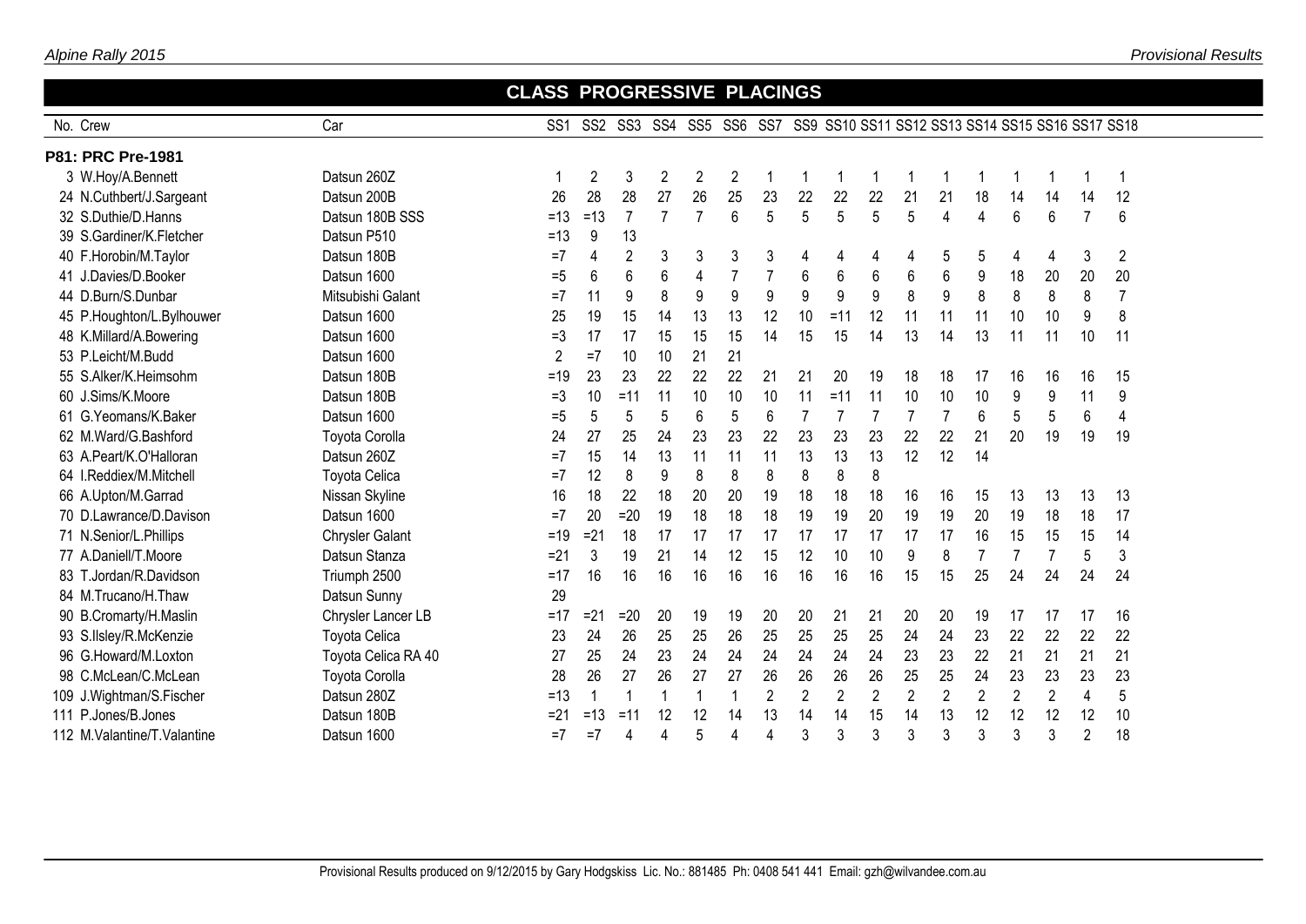## CLASS PROGRESSIVE PLACINGS

| No. | Crew | Car | SS1 | SS2 | SS3 | SS4 | SS5 | SS6 | SS7 | SS9 | SS10 | SS11 | SS12 | SS13 | SS14 | SS15 | SS16 | SS17 | SS18 |
|---|---|---|---|---|---|---|---|---|---|---|---|---|---|---|---|---|---|---|---|
| **P81: PRC Pre-1981** | | | | | | | | | | | | | | | | | | | |
| 3 | W.Hoy/A.Bennett | Datsun 260Z | 1 | 2 | 3 | 2 | 2 | 2 | 1 | 1 | 1 | 1 | 1 | 1 | 1 | 1 | 1 | 1 | 1 |
| 24 | N.Cuthbert/J.Sargeant | Datsun 200B | 26 | 28 | 28 | 27 | 26 | 25 | 23 | 22 | 22 | 22 | 21 | 21 | 18 | 14 | 14 | 14 | 12 |
| 32 | S.Duthie/D.Hanns | Datsun 180B SSS | =13 | =13 | 7 | 7 | 7 | 6 | 5 | 5 | 5 | 5 | 5 | 4 | 4 | 6 | 6 | 7 | 6 |
| 39 | S.Gardiner/K.Fletcher | Datsun P510 | =13 | 9 | 13 | | | | | | | | | | | | | | |
| 40 | F.Horobin/M.Taylor | Datsun 180B | =7 | 4 | 2 | 3 | 3 | 3 | 3 | 4 | 4 | 4 | 4 | 5 | 5 | 4 | 4 | 3 | 2 |
| 41 | J.Davies/D.Booker | Datsun 1600 | =5 | 6 | 6 | 6 | 4 | 7 | 7 | 6 | 6 | 6 | 6 | 6 | 9 | 18 | 20 | 20 | 20 |
| 44 | D.Burn/S.Dunbar | Mitsubishi Galant | =7 | 11 | 9 | 8 | 9 | 9 | 9 | 9 | 9 | 9 | 8 | 9 | 8 | 8 | 8 | 8 | 7 |
| 45 | P.Houghton/L.Bylhouwer | Datsun 1600 | 25 | 19 | 15 | 14 | 13 | 13 | 12 | 10 | =11 | 12 | 11 | 11 | 11 | 10 | 10 | 9 | 8 |
| 48 | K.Millard/A.Bowering | Datsun 1600 | =3 | 17 | 17 | 15 | 15 | 15 | 14 | 15 | 15 | 14 | 13 | 14 | 13 | 11 | 11 | 10 | 11 |
| 53 | P.Leicht/M.Budd | Datsun 1600 | 2 | =7 | 10 | 10 | 21 | 21 | | | | | | | | | | | |
| 55 | S.Alker/K.Heimsohm | Datsun 180B | =19 | 23 | 23 | 22 | 22 | 22 | 21 | 21 | 20 | 19 | 18 | 18 | 17 | 16 | 16 | 16 | 15 |
| 60 | J.Sims/K.Moore | Datsun 180B | =3 | 10 | =11 | 11 | 10 | 10 | 10 | 11 | =11 | 11 | 10 | 10 | 10 | 9 | 9 | 11 | 9 |
| 61 | G.Yeomans/K.Baker | Datsun 1600 | =5 | 5 | 5 | 5 | 6 | 5 | 6 | 7 | 7 | 7 | 7 | 7 | 6 | 5 | 5 | 6 | 4 |
| 62 | M.Ward/G.Bashford | Toyota Corolla | 24 | 27 | 25 | 24 | 23 | 23 | 22 | 23 | 23 | 23 | 22 | 22 | 21 | 20 | 19 | 19 | 19 |
| 63 | A.Peart/K.O'Halloran | Datsun 260Z | =7 | 15 | 14 | 13 | 11 | 11 | 11 | 13 | 13 | 13 | 12 | 12 | 14 | | | | |
| 64 | I.Reddiex/M.Mitchell | Toyota Celica | =7 | 12 | 8 | 9 | 8 | 8 | 8 | 8 | 8 | 8 | | | | | | | |
| 66 | A.Upton/M.Garrad | Nissan Skyline | 16 | 18 | 22 | 18 | 20 | 20 | 19 | 18 | 18 | 18 | 16 | 16 | 15 | 13 | 13 | 13 | 13 |
| 70 | D.Lawrance/D.Davison | Datsun 1600 | =7 | 20 | =20 | 19 | 18 | 18 | 18 | 19 | 19 | 20 | 19 | 19 | 20 | 19 | 18 | 18 | 17 |
| 71 | N.Senior/L.Phillips | Chrysler Galant | =19 | =21 | 18 | 17 | 17 | 17 | 17 | 17 | 17 | 17 | 17 | 17 | 16 | 15 | 15 | 15 | 14 |
| 77 | A.Daniell/T.Moore | Datsun Stanza | =21 | 3 | 19 | 21 | 14 | 12 | 15 | 12 | 10 | 10 | 9 | 8 | 7 | 7 | 7 | 5 | 3 |
| 83 | T.Jordan/R.Davidson | Triumph 2500 | =17 | 16 | 16 | 16 | 16 | 16 | 16 | 16 | 16 | 16 | 15 | 15 | 25 | 24 | 24 | 24 | 24 |
| 84 | M.Trucano/H.Thaw | Datsun Sunny | 29 | | | | | | | | | | | | | | | | |
| 90 | B.Cromarty/H.Maslin | Chrysler Lancer LB | =17 | =21 | =20 | 20 | 19 | 19 | 20 | 20 | 21 | 21 | 20 | 20 | 19 | 17 | 17 | 17 | 16 |
| 93 | S.Ilsley/R.McKenzie | Toyota Celica | 23 | 24 | 26 | 25 | 25 | 26 | 25 | 25 | 25 | 25 | 24 | 24 | 23 | 22 | 22 | 22 | 22 |
| 96 | G.Howard/M.Loxton | Toyota Celica RA 40 | 27 | 25 | 24 | 23 | 24 | 24 | 24 | 24 | 24 | 24 | 23 | 23 | 22 | 21 | 21 | 21 | 21 |
| 98 | C.McLean/C.McLean | Toyota Corolla | 28 | 26 | 27 | 26 | 27 | 27 | 26 | 26 | 26 | 26 | 25 | 25 | 24 | 23 | 23 | 23 | 23 |
| 109 | J.Wightman/S.Fischer | Datsun 280Z | =13 | 1 | 1 | 1 | 1 | 1 | 2 | 2 | 2 | 2 | 2 | 2 | 2 | 2 | 2 | 4 | 5 |
| 111 | P.Jones/B.Jones | Datsun 180B | =21 | =13 | =11 | 12 | 12 | 14 | 13 | 14 | 14 | 15 | 14 | 13 | 12 | 12 | 12 | 12 | 10 |
| 112 | M.Valantine/T.Valantine | Datsun 1600 | =7 | =7 | 4 | 4 | 5 | 4 | 4 | 3 | 3 | 3 | 3 | 3 | 3 | 3 | 3 | 2 | 18 |

Provisional Results produced on 9/12/2015 by Gary Hodgskiss Lic. No.: 881485 Ph: 0408 541 441 Email: gzh@wilvandee.com.au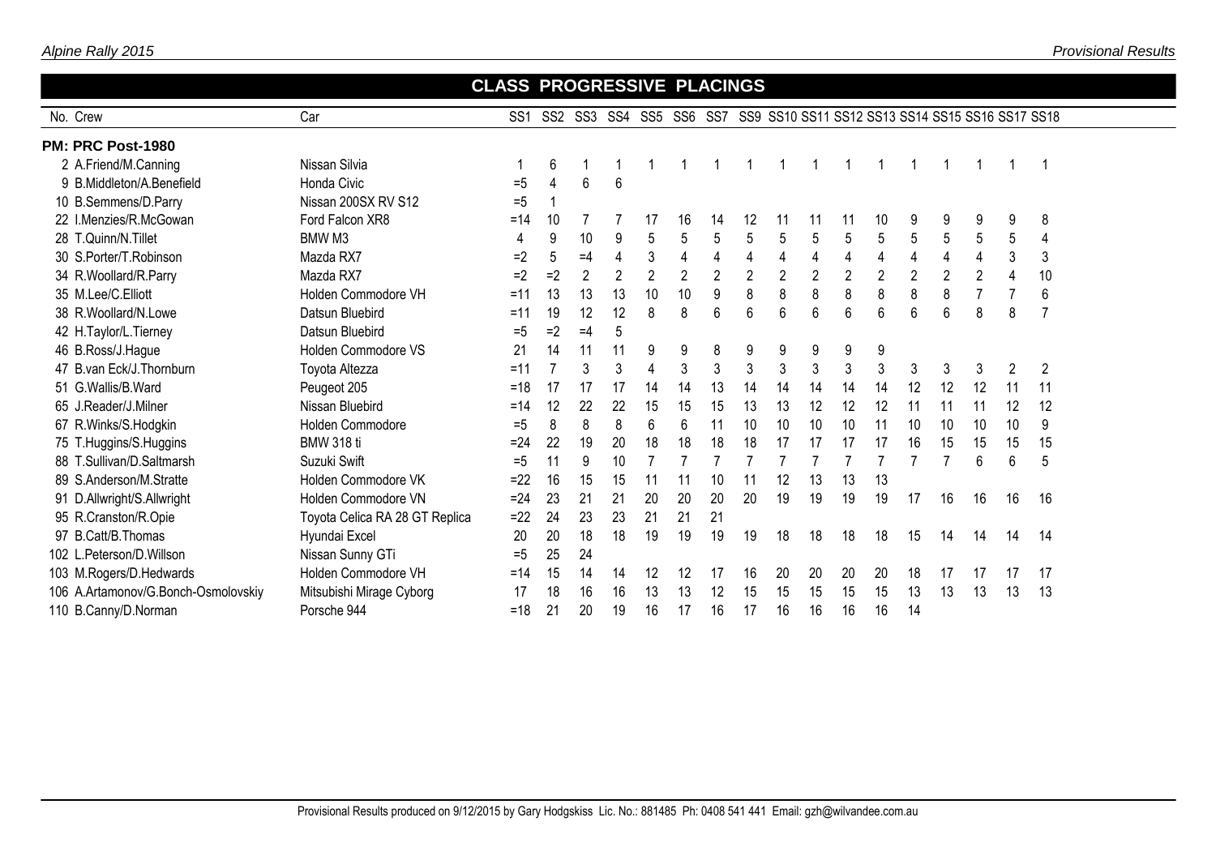## CLASS PROGRESSIVE PLACINGS

| No. | Crew | Car | SS1 | SS2 | SS3 | SS4 | SS5 | SS6 | SS7 | SS9 | SS10 | SS11 | SS12 | SS13 | SS14 | SS15 | SS16 | SS17 | SS18 |
|---|---|---|---|---|---|---|---|---|---|---|---|---|---|---|---|---|---|---|---|
| **PM: PRC Post-1980** | | | | | | | | | | | | | | | | | | | |
| 2 | A.Friend/M.Canning | Nissan Silvia | 1 | 6 | 1 | 1 | 1 | 1 | 1 | 1 | 1 | 1 | 1 | 1 | 1 | 1 | 1 | 1 | 1 |
| 9 | B.Middleton/A.Benefield | Honda Civic | =5 | 4 | 6 | 6 | | | | | | | | | | | | | |
| 10 | B.Semmens/D.Parry | Nissan 200SX RV S12 | =5 | 1 | | | | | | | | | | | | | | | |
| 22 | I.Menzies/R.McGowan | Ford Falcon XR8 | =14 | 10 | 7 | 7 | 17 | 16 | 14 | 12 | 11 | 11 | 11 | 10 | 9 | 9 | 9 | 9 | 8 |
| 28 | T.Quinn/N.Tillet | BMW M3 | 4 | 9 | 10 | 9 | 5 | 5 | 5 | 5 | 5 | 5 | 5 | 5 | 5 | 5 | 5 | 5 | 4 |
| 30 | S.Porter/T.Robinson | Mazda RX7 | =2 | 5 | =4 | 4 | 3 | 4 | 4 | 4 | 4 | 4 | 4 | 4 | 4 | 4 | 4 | 3 | 3 |
| 34 | R.Woollard/R.Parry | Mazda RX7 | =2 | =2 | 2 | 2 | 2 | 2 | 2 | 2 | 2 | 2 | 2 | 2 | 2 | 2 | 2 | 4 | 10 |
| 35 | M.Lee/C.Elliott | Holden Commodore VH | =11 | 13 | 13 | 13 | 10 | 10 | 9 | 8 | 8 | 8 | 8 | 8 | 8 | 8 | 7 | 7 | 6 |
| 38 | R.Woollard/N.Lowe | Datsun Bluebird | =11 | 19 | 12 | 12 | 8 | 8 | 6 | 6 | 6 | 6 | 6 | 6 | 6 | 6 | 8 | 8 | 7 |
| 42 | H.Taylor/L.Tierney | Datsun Bluebird | =5 | =2 | =4 | 5 | | | | | | | | | | | | | |
| 46 | B.Ross/J.Hague | Holden Commodore VS | 21 | 14 | 11 | 11 | 9 | 9 | 8 | 9 | 9 | 9 | 9 | 9 | | | | | |
| 47 | B.van Eck/J.Thornburn | Toyota Altezza | =11 | 7 | 3 | 3 | 4 | 3 | 3 | 3 | 3 | 3 | 3 | 3 | 3 | 3 | 3 | 2 | 2 |
| 51 | G.Wallis/B.Ward | Peugeot 205 | =18 | 17 | 17 | 17 | 14 | 14 | 13 | 14 | 14 | 14 | 14 | 14 | 12 | 12 | 12 | 11 | 11 |
| 65 | J.Reader/J.Milner | Nissan Bluebird | =14 | 12 | 22 | 22 | 15 | 15 | 15 | 13 | 13 | 12 | 12 | 12 | 11 | 11 | 11 | 12 | 12 |
| 67 | R.Winks/S.Hodgkin | Holden Commodore | =5 | 8 | 8 | 8 | 6 | 6 | 11 | 10 | 10 | 10 | 10 | 11 | 10 | 10 | 10 | 10 | 9 |
| 75 | T.Huggins/S.Huggins | BMW 318 ti | =24 | 22 | 19 | 20 | 18 | 18 | 18 | 18 | 17 | 17 | 17 | 17 | 16 | 15 | 15 | 15 | 15 |
| 88 | T.Sullivan/D.Saltmarsh | Suzuki Swift | =5 | 11 | 9 | 10 | 7 | 7 | 7 | 7 | 7 | 7 | 7 | 7 | 7 | 7 | 6 | 6 | 5 |
| 89 | S.Anderson/M.Stratte | Holden Commodore VK | =22 | 16 | 15 | 15 | 11 | 11 | 10 | 11 | 12 | 13 | 13 | 13 | | | | | |
| 91 | D.Allwright/S.Allwright | Holden Commodore VN | =24 | 23 | 21 | 21 | 20 | 20 | 20 | 20 | 19 | 19 | 19 | 19 | 17 | 16 | 16 | 16 | 16 |
| 95 | R.Cranston/R.Opie | Toyota Celica RA 28 GT Replica | =22 | 24 | 23 | 23 | 21 | 21 | 21 | | | | | | | | | | |
| 97 | B.Catt/B.Thomas | Hyundai Excel | 20 | 20 | 18 | 18 | 19 | 19 | 19 | 19 | 18 | 18 | 18 | 18 | 15 | 14 | 14 | 14 | 14 |
| 102 | L.Peterson/D.Willson | Nissan Sunny GTi | =5 | 25 | 24 | | | | | | | | | | | | | | |
| 103 | M.Rogers/D.Hedwards | Holden Commodore VH | =14 | 15 | 14 | 14 | 12 | 12 | 17 | 16 | 20 | 20 | 20 | 20 | 18 | 17 | 17 | 17 | 17 |
| 106 | A.Artamonov/G.Bonch-Osmolovskiy | Mitsubishi Mirage Cyborg | 17 | 18 | 16 | 16 | 13 | 13 | 12 | 15 | 15 | 15 | 15 | 15 | 13 | 13 | 13 | 13 | 13 |
| 110 | B.Canny/D.Norman | Porsche 944 | =18 | 21 | 20 | 19 | 16 | 17 | 16 | 17 | 16 | 16 | 16 | 16 | 14 | | | | |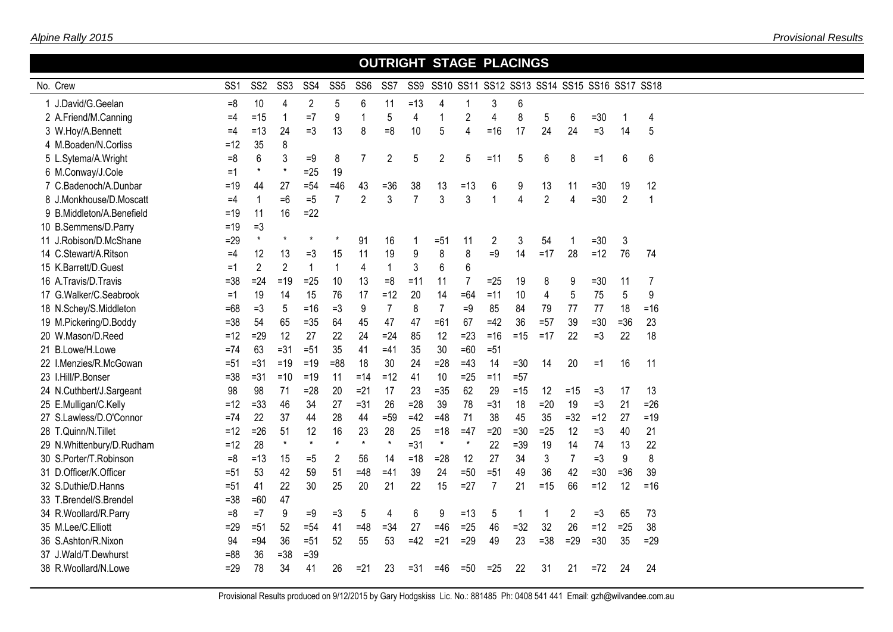## OUTRIGHT STAGE PLACINGS

| No. | Crew | SS1 | SS2 | SS3 | SS4 | SS5 | SS6 | SS7 | SS9 | SS10 | SS11 | SS12 | SS13 | SS14 | SS15 | SS16 | SS17 | SS18 |
|---|---|---|---|---|---|---|---|---|---|---|---|---|---|---|---|---|---|---|
| 1 | J.David/G.Geelan | =8 | 10 | 4 | 2 | 5 | 6 | 11 | =13 | 4 | 1 | 3 | 6 | | | | | |
| 2 | A.Friend/M.Canning | =4 | =15 | 1 | =7 | 9 | 1 | 5 | 4 | 1 | 2 | 4 | 8 | 5 | 6 | =30 | 1 | 4 |
| 3 | W.Hoy/A.Bennett | =4 | =13 | 24 | =3 | 13 | 8 | =8 | 10 | 5 | 4 | =16 | 17 | 24 | 24 | =3 | 14 | 5 |
| 4 | M.Boaden/N.Corliss | =12 | 35 | 8 | | | | | | | | | | | | | | |
| 5 | L.Sytema/A.Wright | =8 | 6 | 3 | =9 | 8 | 7 | 2 | 5 | 2 | 5 | =11 | 5 | 6 | 8 | =1 | 6 | 6 |
| 6 | M.Conway/J.Cole | =1 | * | * | =25 | 19 | | | | | | | | | | | | |
| 7 | C.Badenoch/A.Dunbar | =19 | 44 | 27 | =54 | =46 | 43 | =36 | 38 | 13 | =13 | 6 | 9 | 13 | 11 | =30 | 19 | 12 |
| 8 | J.Monkhouse/D.Moscatt | =4 | 1 | =6 | =5 | 7 | 2 | 3 | 7 | 3 | 3 | 1 | 4 | 2 | 4 | =30 | 2 | 1 |
| 9 | B.Middleton/A.Benefield | =19 | 11 | 16 | =22 | | | | | | | | | | | | | |
| 10 | B.Semmens/D.Parry | =19 | =3 | | | | | | | | | | | | | | | |
| 11 | J.Robison/D.McShane | =29 | * | * | * | * | 91 | 16 | 1 | =51 | 11 | 2 | 3 | 54 | 1 | =30 | 3 | |
| 14 | C.Stewart/A.Ritson | =4 | 12 | 13 | =3 | 15 | 11 | 19 | 9 | 8 | 8 | =9 | 14 | =17 | 28 | =12 | 76 | 74 |
| 15 | K.Barrett/D.Guest | =1 | 2 | 2 | 1 | 1 | 4 | 1 | 3 | 6 | 6 | | | | | | | |
| 16 | A.Travis/D.Travis | =38 | =24 | =19 | =25 | 10 | 13 | =8 | =11 | 11 | 7 | =25 | 19 | 8 | 9 | =30 | 11 | 7 |
| 17 | G.Walker/C.Seabrook | =1 | 19 | 14 | 15 | 76 | 17 | =12 | 20 | 14 | =64 | =11 | 10 | 4 | 5 | 75 | 5 | 9 |
| 18 | N.Schey/S.Middleton | =68 | =3 | 5 | =16 | =3 | 9 | 7 | 8 | 7 | =9 | 85 | 84 | 79 | 77 | 77 | 18 | =16 |
| 19 | M.Pickering/D.Boddy | =38 | 54 | 65 | =35 | 64 | 45 | 47 | 47 | =61 | 67 | =42 | 36 | =57 | 39 | =30 | =36 | 23 |
| 20 | W.Mason/D.Reed | =12 | =29 | 12 | 27 | 22 | 24 | =24 | 85 | 12 | =23 | =16 | =15 | =17 | 22 | =3 | 22 | 18 |
| 21 | B.Lowe/H.Lowe | =74 | 63 | =31 | =51 | 35 | 41 | =41 | 35 | 30 | =60 | =51 | | | | | | |
| 22 | I.Menzies/R.McGowan | =51 | =31 | =19 | =19 | =88 | 18 | 30 | 24 | =28 | =43 | 14 | =30 | 14 | 20 | =1 | 16 | 11 |
| 23 | I.Hill/P.Bonser | =38 | =31 | =10 | =19 | 11 | =14 | =12 | 41 | 10 | =25 | =11 | =57 | | | | | |
| 24 | N.Cuthbert/J.Sargeant | 98 | 98 | 71 | =28 | 20 | =21 | 17 | 23 | =35 | 62 | 29 | =15 | 12 | =15 | =3 | 17 | 13 |
| 25 | E.Mulligan/C.Kelly | =12 | =33 | 46 | 34 | 27 | =31 | 26 | =28 | 39 | 78 | =31 | 18 | =20 | 19 | =3 | 21 | =26 |
| 27 | S.Lawless/D.O'Connor | =74 | 22 | 37 | 44 | 28 | 44 | =59 | =42 | =48 | 71 | 38 | 45 | 35 | =32 | =12 | 27 | =19 |
| 28 | T.Quinn/N.Tillet | =12 | =26 | 51 | 12 | 16 | 23 | 28 | 25 | =18 | =47 | =20 | =30 | =25 | 12 | =3 | 40 | 21 |
| 29 | N.Whittenbury/D.Rudham | =12 | 28 | * | * | * | * | * | =31 | * | * | 22 | =39 | 19 | 14 | 74 | 13 | 22 |
| 30 | S.Porter/T.Robinson | =8 | =13 | 15 | =5 | 2 | 56 | 14 | =18 | =28 | 12 | 27 | 34 | 3 | 7 | =3 | 9 | 8 |
| 31 | D.Officer/K.Officer | =51 | 53 | 42 | 59 | 51 | =48 | =41 | 39 | 24 | =50 | =51 | 49 | 36 | 42 | =30 | =36 | 39 |
| 32 | S.Duthie/D.Hanns | =51 | 41 | 22 | 30 | 25 | 20 | 21 | 22 | 15 | =27 | 7 | 21 | =15 | 66 | =12 | 12 | =16 |
| 33 | T.Brendel/S.Brendel | =38 | =60 | 47 | | | | | | | | | | | | | | |
| 34 | R.Woollard/R.Parry | =8 | =7 | 9 | =9 | =3 | 5 | 4 | 6 | 9 | =13 | 5 | 1 | 1 | 2 | =3 | 65 | 73 |
| 35 | M.Lee/C.Elliott | =29 | =51 | 52 | =54 | 41 | =48 | =34 | 27 | =46 | =25 | 46 | =32 | 32 | 26 | =12 | =25 | 38 |
| 36 | S.Ashton/R.Nixon | 94 | =94 | 36 | =51 | 52 | 55 | 53 | =42 | =21 | =29 | 49 | 23 | =38 | =29 | =30 | 35 | =29 |
| 37 | J.Wald/T.Dewhurst | =88 | 36 | =38 | =39 | | | | | | | | | | | | | |
| 38 | R.Woollard/N.Lowe | =29 | 78 | 34 | 41 | 26 | =21 | 23 | =31 | =46 | =50 | =25 | 22 | 31 | 21 | =72 | 24 | 24 |

Provisional Results produced on 9/12/2015 by Gary Hodgskiss Lic. No.: 881485 Ph: 0408 541 441 Email: gzh@wilvandee.com.au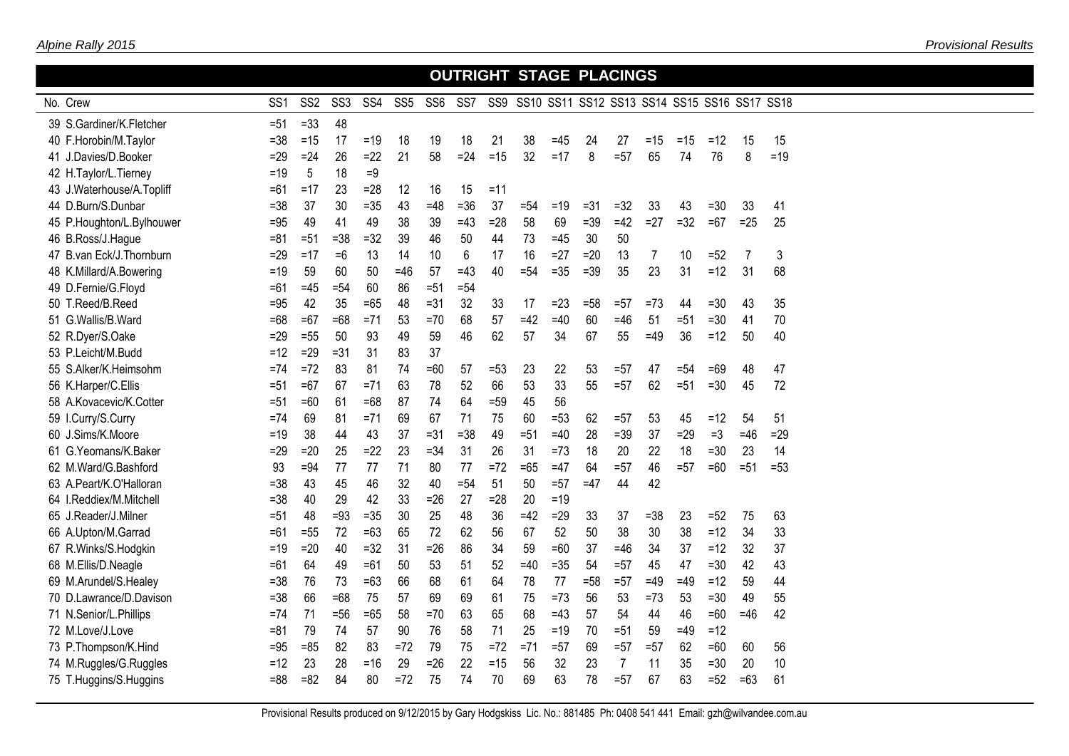## OUTRIGHT STAGE PLACINGS

| No. | Crew | SS1 | SS2 | SS3 | SS4 | SS5 | SS6 | SS7 | SS9 | SS10 | SS11 | SS12 | SS13 | SS14 | SS15 | SS16 | SS17 | SS18 |
|---|---|---|---|---|---|---|---|---|---|---|---|---|---|---|---|---|---|---|
| 39 | S.Gardiner/K.Fletcher | =51 | =33 | 48 | | | | | | | | | | | | | | |
| 40 | F.Horobin/M.Taylor | =38 | =15 | 17 | =19 | 18 | 19 | 18 | 21 | 38 | =45 | 24 | 27 | =15 | =15 | =12 | 15 | 15 |
| 41 | J.Davies/D.Booker | =29 | =24 | 26 | =22 | 21 | 58 | =24 | =15 | 32 | =17 | 8 | =57 | 65 | 74 | 76 | 8 | =19 |
| 42 | H.Taylor/L.Tierney | =19 | 5 | 18 | =9 | | | | | | | | | | | | | |
| 43 | J.Waterhouse/A.Topliff | =61 | =17 | 23 | =28 | 12 | 16 | 15 | =11 | | | | | | | | | |
| 44 | D.Burn/S.Dunbar | =38 | 37 | 30 | =35 | 43 | =48 | =36 | 37 | =54 | =19 | =31 | =32 | 33 | 43 | =30 | 33 | 41 |
| 45 | P.Houghton/L.Bylhouwer | =95 | 49 | 41 | 49 | 38 | 39 | =43 | =28 | 58 | 69 | =39 | =42 | =27 | =32 | =67 | =25 | 25 |
| 46 | B.Ross/J.Hague | =81 | =51 | =38 | =32 | 39 | 46 | 50 | 44 | 73 | =45 | 30 | 50 | | | | | |
| 47 | B.van Eck/J.Thornburn | =29 | =17 | =6 | 13 | 14 | 10 | 6 | 17 | 16 | =27 | =20 | 13 | 7 | 10 | =52 | 7 | 3 |
| 48 | K.Millard/A.Bowering | =19 | 59 | 60 | 50 | =46 | 57 | =43 | 40 | =54 | =35 | =39 | 35 | 23 | 31 | =12 | 31 | 68 |
| 49 | D.Fernie/G.Floyd | =61 | =45 | =54 | 60 | 86 | =51 | =54 | | | | | | | | | | |
| 50 | T.Reed/B.Reed | =95 | 42 | 35 | =65 | 48 | =31 | 32 | 33 | 17 | =23 | =58 | =57 | =73 | 44 | =30 | 43 | 35 |
| 51 | G.Wallis/B.Ward | =68 | =67 | =68 | =71 | 53 | =70 | 68 | 57 | =42 | =40 | 60 | =46 | 51 | =51 | =30 | 41 | 70 |
| 52 | R.Dyer/S.Oake | =29 | =55 | 50 | 93 | 49 | 59 | 46 | 62 | 57 | 34 | 67 | 55 | =49 | 36 | =12 | 50 | 40 |
| 53 | P.Leicht/M.Budd | =12 | =29 | =31 | 31 | 83 | 37 | | | | | | | | | | | |
| 55 | S.Alker/K.Heimsohm | =74 | =72 | 83 | 81 | 74 | =60 | 57 | =53 | 23 | 22 | 53 | =57 | 47 | =54 | =69 | 48 | 47 |
| 56 | K.Harper/C.Ellis | =51 | =67 | 67 | =71 | 63 | 78 | 52 | 66 | 53 | 33 | 55 | =57 | 62 | =51 | =30 | 45 | 72 |
| 58 | A.Kovacevic/K.Cotter | =51 | =60 | 61 | =68 | 87 | 74 | 64 | =59 | 45 | 56 | | | | | | | |
| 59 | I.Curry/S.Curry | =74 | 69 | 81 | =71 | 69 | 67 | 71 | 75 | 60 | =53 | 62 | =57 | 53 | 45 | =12 | 54 | 51 |
| 60 | J.Sims/K.Moore | =19 | 38 | 44 | 43 | 37 | =31 | =38 | 49 | =51 | =40 | 28 | =39 | 37 | =29 | =3 | =46 | =29 |
| 61 | G.Yeomans/K.Baker | =29 | =20 | 25 | =22 | 23 | =34 | 31 | 26 | 31 | =73 | 18 | 20 | 22 | 18 | =30 | 23 | 14 |
| 62 | M.Ward/G.Bashford | 93 | =94 | 77 | 77 | 71 | 80 | 77 | =72 | =65 | =47 | 64 | =57 | 46 | =57 | =60 | =51 | =53 |
| 63 | A.Peart/K.O'Halloran | =38 | 43 | 45 | 46 | 32 | 40 | =54 | 51 | 50 | =57 | =47 | 44 | 42 | | | | |
| 64 | I.Reddiex/M.Mitchell | =38 | 40 | 29 | 42 | 33 | =26 | 27 | =28 | 20 | =19 | | | | | | | |
| 65 | J.Reader/J.Milner | =51 | 48 | =93 | =35 | 30 | 25 | 48 | 36 | =42 | =29 | 33 | 37 | =38 | 23 | =52 | 75 | 63 |
| 66 | A.Upton/M.Garrad | =61 | =55 | 72 | =63 | 65 | 72 | 62 | 56 | 67 | 52 | 50 | 38 | 30 | 38 | =12 | 34 | 33 |
| 67 | R.Winks/S.Hodgkin | =19 | =20 | 40 | =32 | 31 | =26 | 86 | 34 | 59 | =60 | 37 | =46 | 34 | 37 | =12 | 32 | 37 |
| 68 | M.Ellis/D.Neagle | =61 | 64 | 49 | =61 | 50 | 53 | 51 | 52 | =40 | =35 | 54 | =57 | 45 | 47 | =30 | 42 | 43 |
| 69 | M.Arundel/S.Healey | =38 | 76 | 73 | =63 | 66 | 68 | 61 | 64 | 78 | 77 | =58 | =57 | =49 | =49 | =12 | 59 | 44 |
| 70 | D.Lawrance/D.Davison | =38 | 66 | =68 | 75 | 57 | 69 | 69 | 61 | 75 | =73 | 56 | 53 | =73 | 53 | =30 | 49 | 55 |
| 71 | N.Senior/L.Phillips | =74 | 71 | =56 | =65 | 58 | =70 | 63 | 65 | 68 | =43 | 57 | 54 | 44 | 46 | =60 | =46 | 42 |
| 72 | M.Love/J.Love | =81 | 79 | 74 | 57 | 90 | 76 | 58 | 71 | 25 | =19 | 70 | =51 | 59 | =49 | =12 | | |
| 73 | P.Thompson/K.Hind | =95 | =85 | 82 | 83 | =72 | 79 | 75 | =72 | =71 | =57 | 69 | =57 | =57 | 62 | =60 | 60 | 56 |
| 74 | M.Ruggles/G.Ruggles | =12 | 23 | 28 | =16 | 29 | =26 | 22 | =15 | 56 | 32 | 23 | 7 | 11 | 35 | =30 | 20 | 10 |
| 75 | T.Huggins/S.Huggins | =88 | =82 | 84 | 80 | =72 | 75 | 74 | 70 | 69 | 63 | 78 | =57 | 67 | 63 | =52 | =63 | 61 |

Provisional Results produced on 9/12/2015 by Gary Hodgskiss Lic. No.: 881485 Ph: 0408 541 441 Email: gzh@wilvandee.com.au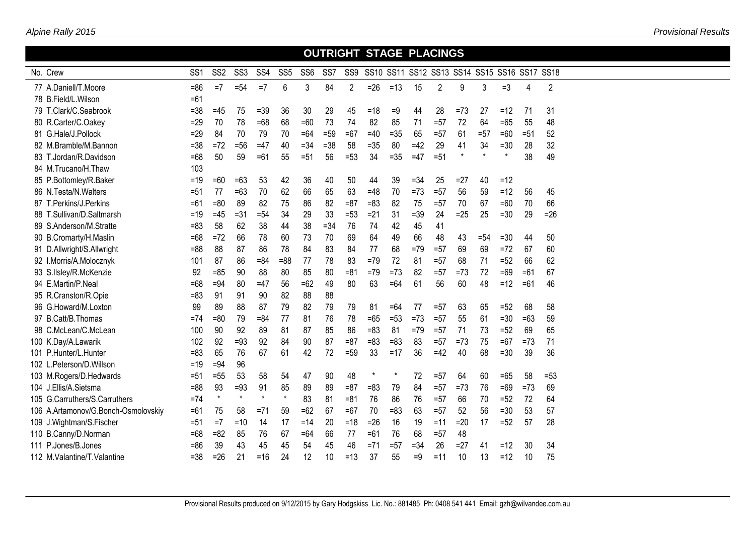## OUTRIGHT STAGE PLACINGS

| No. | Crew | SS1 | SS2 | SS3 | SS4 | SS5 | SS6 | SS7 | SS9 | SS10 | SS11 | SS12 | SS13 | SS14 | SS15 | SS16 | SS17 | SS18 |
|---|---|---|---|---|---|---|---|---|---|---|---|---|---|---|---|---|---|---|
| 77 | A.Daniell/T.Moore | =86 | =7 | =54 | =7 | 6 | 3 | 84 | 2 | =26 | =13 | 15 | 2 | 9 | 3 | =3 | 4 | 2 |
| 78 | B.Field/L.Wilson | =61 | | | | | | | | | | | | | | | | |
| 79 | T.Clark/C.Seabrook | =38 | =45 | 75 | =39 | 36 | 30 | 29 | 45 | =18 | =9 | 44 | 28 | =73 | 27 | =12 | 71 | 31 |
| 80 | R.Carter/C.Oakey | =29 | 70 | 78 | =68 | 68 | =60 | 73 | 74 | 82 | 85 | 71 | =57 | 72 | 64 | =65 | 55 | 48 |
| 81 | G.Hale/J.Pollock | =29 | 84 | 70 | 79 | 70 | =64 | =59 | =67 | =40 | =35 | 65 | =57 | 61 | =57 | =60 | =51 | 52 |
| 82 | M.Bramble/M.Bannon | =38 | =72 | =56 | =47 | 40 | =34 | =38 | 58 | =35 | 80 | =42 | 29 | 41 | 34 | =30 | 28 | 32 |
| 83 | T.Jordan/R.Davidson | =68 | 50 | 59 | =61 | 55 | =51 | 56 | =53 | 34 | =35 | =47 | =51 | * | * | * | 38 | 49 |
| 84 | M.Trucano/H.Thaw | 103 | | | | | | | | | | | | | | | | |
| 85 | P.Bottomley/R.Baker | =19 | =60 | =63 | 53 | 42 | 36 | 40 | 50 | 44 | 39 | =34 | 25 | =27 | 40 | =12 | | |
| 86 | N.Testa/N.Walters | =51 | 77 | =63 | 70 | 62 | 66 | 65 | 63 | =48 | 70 | =73 | =57 | 56 | 59 | =12 | 56 | 45 |
| 87 | T.Perkins/J.Perkins | =61 | =80 | 89 | 82 | 75 | 86 | 82 | =87 | =83 | 82 | 75 | =57 | 70 | 67 | =60 | 70 | 66 |
| 88 | T.Sullivan/D.Saltmarsh | =19 | =45 | =31 | =54 | 34 | 29 | 33 | =53 | =21 | 31 | =39 | 24 | =25 | 25 | =30 | 29 | =26 |
| 89 | S.Anderson/M.Stratte | =83 | 58 | 62 | 38 | 44 | 38 | =34 | 76 | 74 | 42 | 45 | 41 | | | | | |
| 90 | B.Cromarty/H.Maslin | =68 | =72 | 66 | 78 | 60 | 73 | 70 | 69 | 64 | 49 | 66 | 48 | 43 | =54 | =30 | 44 | 50 |
| 91 | D.Allwright/S.Allwright | =88 | 88 | 87 | 86 | 78 | 84 | 83 | 84 | 77 | 68 | =79 | =57 | 69 | 69 | =72 | 67 | 60 |
| 92 | I.Morris/A.Molocznyk | 101 | 87 | 86 | =84 | =88 | 77 | 78 | 83 | =79 | 72 | 81 | =57 | 68 | 71 | =52 | 66 | 62 |
| 93 | S.Ilsley/R.McKenzie | 92 | =85 | 90 | 88 | 80 | 85 | 80 | =81 | =79 | =73 | 82 | =57 | =73 | 72 | =69 | =61 | 67 |
| 94 | E.Martin/P.Neal | =68 | =94 | 80 | =47 | 56 | =62 | 49 | 80 | 63 | =64 | 61 | 56 | 60 | 48 | =12 | =61 | 46 |
| 95 | R.Cranston/R.Opie | =83 | 91 | 91 | 90 | 82 | 88 | 88 | | | | | | | | | | |
| 96 | G.Howard/M.Loxton | 99 | 89 | 88 | 87 | 79 | 82 | 79 | 79 | 81 | =64 | 77 | =57 | 63 | 65 | =52 | 68 | 58 |
| 97 | B.Catt/B.Thomas | =74 | =80 | 79 | =84 | 77 | 81 | 76 | 78 | =65 | =53 | =73 | =57 | 55 | 61 | =30 | =63 | 59 |
| 98 | C.McLean/C.McLean | 100 | 90 | 92 | 89 | 81 | 87 | 85 | 86 | =83 | 81 | =79 | =57 | 71 | 73 | =52 | 69 | 65 |
| 100 | K.Day/A.Lawarik | 102 | 92 | =93 | 92 | 84 | 90 | 87 | =87 | =83 | =83 | 83 | =57 | =73 | 75 | =67 | =73 | 71 |
| 101 | P.Hunter/L.Hunter | =83 | 65 | 76 | 67 | 61 | 42 | 72 | =59 | 33 | =17 | 36 | =42 | 40 | 68 | =30 | 39 | 36 |
| 102 | L.Peterson/D.Willson | =19 | =94 | 96 | | | | | | | | | | | | | | |
| 103 | M.Rogers/D.Hedwards | =51 | =55 | 53 | 58 | 54 | 47 | 90 | 48 | * | * | 72 | =57 | 64 | 60 | =65 | 58 | =53 |
| 104 | J.Ellis/A.Sietsma | =88 | 93 | =93 | 91 | 85 | 89 | 89 | =87 | =83 | 79 | 84 | =57 | =73 | 76 | =69 | =73 | 69 |
| 105 | G.Carruthers/S.Carruthers | =74 | * | * | * | * | 83 | 81 | =81 | 76 | 86 | 76 | =57 | 66 | 70 | =52 | 72 | 64 |
| 106 | A.Artamonov/G.Bonch-Osmolovskiy | =61 | 75 | 58 | =71 | 59 | =62 | 67 | =67 | 70 | =83 | 63 | =57 | 52 | 56 | =30 | 53 | 57 |
| 109 | J.Wightman/S.Fischer | =51 | =7 | =10 | 14 | 17 | =14 | 20 | =18 | =26 | 16 | 19 | =11 | =20 | 17 | =52 | 57 | 28 |
| 110 | B.Canny/D.Norman | =68 | =82 | 85 | 76 | 67 | =64 | 66 | 77 | =61 | 76 | 68 | =57 | 48 | | | | |
| 111 | P.Jones/B.Jones | =86 | 39 | 43 | 45 | 45 | 54 | 45 | 46 | =71 | =57 | =34 | 26 | =27 | 41 | =12 | 30 | 34 |
| 112 | M.Valantine/T.Valantine | =38 | =26 | 21 | =16 | 24 | 12 | 10 | =13 | 37 | 55 | =9 | =11 | 10 | 13 | =12 | 10 | 75 |

Provisional Results produced on 9/12/2015 by Gary Hodgskiss Lic. No.: 881485 Ph: 0408 541 441 Email: gzh@wilvandee.com.au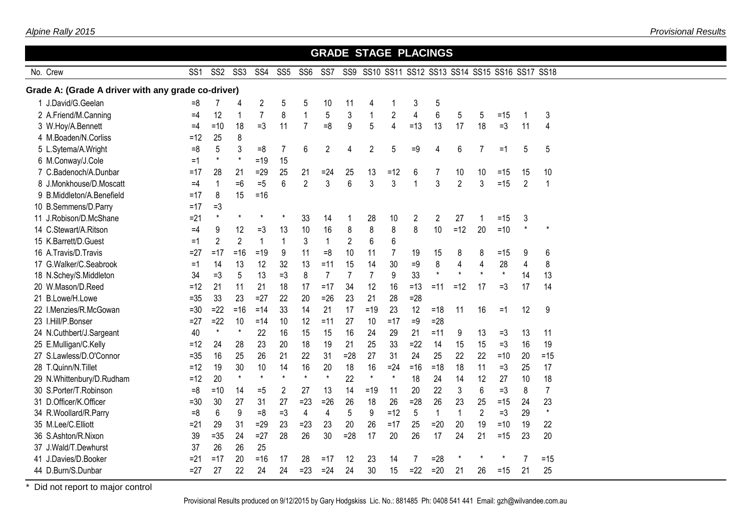## GRADE STAGE PLACINGS

| No. | Crew | SS1 | SS2 | SS3 | SS4 | SS5 | SS6 | SS7 | SS9 | SS10 | SS11 | SS12 | SS13 | SS14 | SS15 | SS16 | SS17 | SS18 |
|---|---|---|---|---|---|---|---|---|---|---|---|---|---|---|---|---|---|---|
| **Grade A: (Grade A driver with any grade co-driver)** | | | | | | | | | | | | | | | | | | |
| 1 | J.David/G.Geelan | =8 | 7 | 4 | 2 | 5 | 5 | 10 | 11 | 4 | 1 | 3 | 5 | | | | | |
| 2 | A.Friend/M.Canning | =4 | 12 | 1 | 7 | 8 | 1 | 5 | 3 | 1 | 2 | 4 | 6 | 5 | 5 | =15 | 1 | 3 |
| 3 | W.Hoy/A.Bennett | =4 | =10 | 18 | =3 | 11 | 7 | =8 | 9 | 5 | 4 | =13 | 13 | 17 | 18 | =3 | 11 | 4 |
| 4 | M.Boaden/N.Corliss | =12 | 25 | 8 | | | | | | | | | | | | | | |
| 5 | L.Sytema/A.Wright | =8 | 5 | 3 | =8 | 7 | 6 | 2 | 4 | 2 | 5 | =9 | 4 | 6 | 7 | =1 | 5 | 5 |
| 6 | M.Conway/J.Cole | =1 | * | * | =19 | 15 | | | | | | | | | | | | |
| 7 | C.Badenoch/A.Dunbar | =17 | 28 | 21 | =29 | 25 | 21 | =24 | 25 | 13 | =12 | 6 | 7 | 10 | 10 | =15 | 15 | 10 |
| 8 | J.Monkhouse/D.Moscatt | =4 | 1 | =6 | =5 | 6 | 2 | 3 | 6 | 3 | 3 | 1 | 3 | 2 | 3 | =15 | 2 | 1 |
| 9 | B.Middleton/A.Benefield | =17 | 8 | 15 | =16 | | | | | | | | | | | | | |
| 10 | B.Semmens/D.Parry | =17 | =3 | | | | | | | | | | | | | | | |
| 11 | J.Robison/D.McShane | =21 | * | * | * | * | 33 | 14 | 1 | 28 | 10 | 2 | 2 | 27 | 1 | =15 | 3 | |
| 14 | C.Stewart/A.Ritson | =4 | 9 | 12 | =3 | 13 | 10 | 16 | 8 | 8 | 8 | 8 | 10 | =12 | 20 | =10 | * | * |
| 15 | K.Barrett/D.Guest | =1 | 2 | 2 | 1 | 1 | 3 | 1 | 2 | 6 | 6 | | | | | | | |
| 16 | A.Travis/D.Travis | =27 | =17 | =16 | =19 | 9 | 11 | =8 | 10 | 11 | 7 | 19 | 15 | 8 | 8 | =15 | 9 | 6 |
| 17 | G.Walker/C.Seabrook | =1 | 14 | 13 | 12 | 32 | 13 | =11 | 15 | 14 | 30 | =9 | 8 | 4 | 4 | 28 | 4 | 8 |
| 18 | N.Schey/S.Middleton | 34 | =3 | 5 | 13 | =3 | 8 | 7 | 7 | 7 | 9 | 33 | * | * | * | * | 14 | 13 |
| 20 | W.Mason/D.Reed | =12 | 21 | 11 | 21 | 18 | 17 | =17 | 34 | 12 | 16 | =13 | =11 | =12 | 17 | =3 | 17 | 14 |
| 21 | B.Lowe/H.Lowe | =35 | 33 | 23 | =27 | 22 | 20 | =26 | 23 | 21 | 28 | =28 | | | | | | |
| 22 | I.Menzies/R.McGowan | =30 | =22 | =16 | =14 | 33 | 14 | 21 | 17 | =19 | 23 | 12 | =18 | 11 | 16 | =1 | 12 | 9 |
| 23 | I.Hill/P.Bonser | =27 | =22 | 10 | =14 | 10 | 12 | =11 | 27 | 10 | =17 | =9 | =28 | | | | | |
| 24 | N.Cuthbert/J.Sargeant | 40 | * | * | 22 | 16 | 15 | 15 | 16 | 24 | 29 | 21 | =11 | 9 | 13 | =3 | 13 | 11 |
| 25 | E.Mulligan/C.Kelly | =12 | 24 | 28 | 23 | 20 | 18 | 19 | 21 | 25 | 33 | =22 | 14 | 15 | 15 | =3 | 16 | 19 |
| 27 | S.Lawless/D.O'Connor | =35 | 16 | 25 | 26 | 21 | 22 | 31 | =28 | 27 | 31 | 24 | 25 | 22 | 22 | =10 | 20 | =15 |
| 28 | T.Quinn/N.Tillet | =12 | 19 | 30 | 10 | 14 | 16 | 20 | 18 | 16 | =24 | =16 | =18 | 18 | 11 | =3 | 25 | 17 |
| 29 | N.Whittenbury/D.Rudham | =12 | 20 | * | * | * | * | * | 22 | * | * | 18 | 24 | 14 | 12 | 27 | 10 | 18 |
| 30 | S.Porter/T.Robinson | =8 | =10 | 14 | =5 | 2 | 27 | 13 | 14 | =19 | 11 | 20 | 22 | 3 | 6 | =3 | 8 | 7 |
| 31 | D.Officer/K.Officer | =30 | 30 | 27 | 31 | 27 | =23 | =26 | 26 | 18 | 26 | =28 | 26 | 23 | 25 | =15 | 24 | 23 |
| 34 | R.Woollard/R.Parry | =8 | 6 | 9 | =8 | =3 | 4 | 4 | 5 | 9 | =12 | 5 | 1 | 1 | 2 | =3 | 29 | * |
| 35 | M.Lee/C.Elliott | =21 | 29 | 31 | =29 | 23 | =23 | 23 | 20 | 26 | =17 | 25 | =20 | 20 | 19 | =10 | 19 | 22 |
| 36 | S.Ashton/R.Nixon | 39 | =35 | 24 | =27 | 28 | 26 | 30 | =28 | 17 | 20 | 26 | 17 | 24 | 21 | =15 | 23 | 20 |
| 37 | J.Wald/T.Dewhurst | 37 | 26 | 26 | 25 | | | | | | | | | | | | | |
| 41 | J.Davies/D.Booker | =21 | =17 | 20 | =16 | 17 | 28 | =17 | 12 | 23 | 14 | 7 | =28 | * | * | * | 7 | =15 |
| 44 | D.Burn/S.Dunbar | =27 | 27 | 22 | 24 | 24 | =23 | =24 | 24 | 30 | 15 | =22 | =20 | 21 | 26 | =15 | 21 | 25 |

\* Did not report to major control

Provisional Results produced on 9/12/2015 by Gary Hodgskiss Lic. No.: 881485 Ph: 0408 541 441 Email: gzh@wilvandee.com.au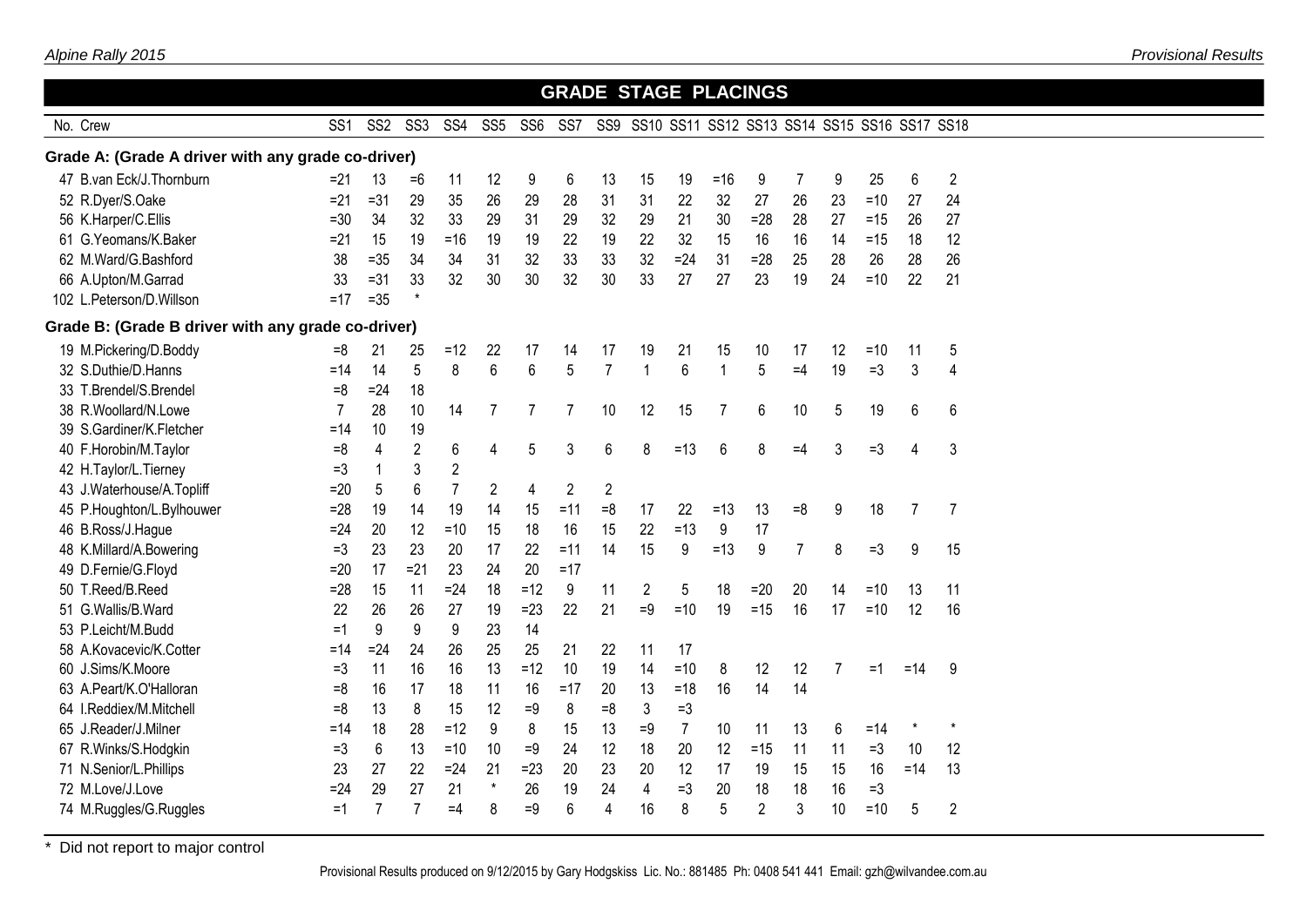## GRADE STAGE PLACINGS

| No. | Crew | SS1 | SS2 | SS3 | SS4 | SS5 | SS6 | SS7 | SS9 | SS10 | SS11 | SS12 | SS13 | SS14 | SS15 | SS16 | SS17 | SS18 |
|---|---|---|---|---|---|---|---|---|---|---|---|---|---|---|---|---|---|---|
| **Grade A: (Grade A driver with any grade co-driver)** | | | | | | | | | | | | | | | | | | |
| 47 | B.van Eck/J.Thornburn | =21 | 13 | =6 | 11 | 12 | 9 | 6 | 13 | 15 | 19 | =16 | 9 | 7 | 9 | 25 | 6 | 2 |
| 52 | R.Dyer/S.Oake | =21 | =31 | 29 | 35 | 26 | 29 | 28 | 31 | 31 | 22 | 32 | 27 | 26 | 23 | =10 | 27 | 24 |
| 56 | K.Harper/C.Ellis | =30 | 34 | 32 | 33 | 29 | 31 | 29 | 32 | 29 | 21 | 30 | =28 | 28 | 27 | =15 | 26 | 27 |
| 61 | G.Yeomans/K.Baker | =21 | 15 | 19 | =16 | 19 | 19 | 22 | 19 | 22 | 32 | 15 | 16 | 16 | 14 | =15 | 18 | 12 |
| 62 | M.Ward/G.Bashford | 38 | =35 | 34 | 34 | 31 | 32 | 33 | 33 | 32 | =24 | 31 | =28 | 25 | 28 | 26 | 28 | 26 |
| 66 | A.Upton/M.Garrad | 33 | =31 | 33 | 32 | 30 | 30 | 32 | 30 | 33 | 27 | 27 | 23 | 19 | 24 | =10 | 22 | 21 |
| 102 | L.Peterson/D.Willson | =17 | =35 | * | | | | | | | | | | | | | | |
| **Grade B: (Grade B driver with any grade co-driver)** | | | | | | | | | | | | | | | | | | |
| 19 | M.Pickering/D.Boddy | =8 | 21 | 25 | =12 | 22 | 17 | 14 | 17 | 19 | 21 | 15 | 10 | 17 | 12 | =10 | 11 | 5 |
| 32 | S.Duthie/D.Hanns | =14 | 14 | 5 | 8 | 6 | 6 | 5 | 7 | 1 | 6 | 1 | 5 | =4 | 19 | =3 | 3 | 4 |
| 33 | T.Brendel/S.Brendel | =8 | =24 | 18 | | | | | | | | | | | | | | |
| 38 | R.Woollard/N.Lowe | 7 | 28 | 10 | 14 | 7 | 7 | 7 | 10 | 12 | 15 | 7 | 6 | 10 | 5 | 19 | 6 | 6 |
| 39 | S.Gardiner/K.Fletcher | =14 | 10 | 19 | | | | | | | | | | | | | | |
| 40 | F.Horobin/M.Taylor | =8 | 4 | 2 | 6 | 4 | 5 | 3 | 6 | 8 | =13 | 6 | 8 | =4 | 3 | =3 | 4 | 3 |
| 42 | H.Taylor/L.Tierney | =3 | 1 | 3 | 2 | | | | | | | | | | | | | |
| 43 | J.Waterhouse/A.Topliff | =20 | 5 | 6 | 7 | 2 | 4 | 2 | 2 | | | | | | | | | |
| 45 | P.Houghton/L.Bylhouwer | =28 | 19 | 14 | 19 | 14 | 15 | =11 | =8 | 17 | 22 | =13 | 13 | =8 | 9 | 18 | 7 | 7 |
| 46 | B.Ross/J.Hague | =24 | 20 | 12 | =10 | 15 | 18 | 16 | 15 | 22 | =13 | 9 | 17 | | | | | |
| 48 | K.Millard/A.Bowering | =3 | 23 | 23 | 20 | 17 | 22 | =11 | 14 | 15 | 9 | =13 | 9 | 7 | 8 | =3 | 9 | 15 |
| 49 | D.Fernie/G.Floyd | =20 | 17 | =21 | 23 | 24 | 20 | =17 | | | | | | | | | | |
| 50 | T.Reed/B.Reed | =28 | 15 | 11 | =24 | 18 | =12 | 9 | 11 | 2 | 5 | 18 | =20 | 20 | 14 | =10 | 13 | 11 |
| 51 | G.Wallis/B.Ward | 22 | 26 | 26 | 27 | 19 | =23 | 22 | 21 | =9 | =10 | 19 | =15 | 16 | 17 | =10 | 12 | 16 |
| 53 | P.Leicht/M.Budd | =1 | 9 | 9 | 9 | 23 | 14 | | | | | | | | | | | |
| 58 | A.Kovacevic/K.Cotter | =14 | =24 | 24 | 26 | 25 | 25 | 21 | 22 | 11 | 17 | | | | | | | |
| 60 | J.Sims/K.Moore | =3 | 11 | 16 | 16 | 13 | =12 | 10 | 19 | 14 | =10 | 8 | 12 | 12 | 7 | =1 | =14 | 9 |
| 63 | A.Peart/K.O'Halloran | =8 | 16 | 17 | 18 | 11 | 16 | =17 | 20 | 13 | =18 | 16 | 14 | 14 | | | | |
| 64 | I.Reddiex/M.Mitchell | =8 | 13 | 8 | 15 | 12 | =9 | 8 | =8 | 3 | =3 | | | | | | | |
| 65 | J.Reader/J.Milner | =14 | 18 | 28 | =12 | 9 | 8 | 15 | 13 | =9 | 7 | 10 | 11 | 13 | 6 | =14 | * | * |
| 67 | R.Winks/S.Hodgkin | =3 | 6 | 13 | =10 | 10 | =9 | 24 | 12 | 18 | 20 | 12 | =15 | 11 | 11 | =3 | 10 | 12 |
| 71 | N.Senior/L.Phillips | 23 | 27 | 22 | =24 | 21 | =23 | 20 | 23 | 20 | 12 | 17 | 19 | 15 | 15 | 16 | =14 | 13 |
| 72 | M.Love/J.Love | =24 | 29 | 27 | 21 | * | 26 | 19 | 24 | 4 | =3 | 20 | 18 | 18 | 16 | =3 | | |
| 74 | M.Ruggles/G.Ruggles | =1 | 7 | 7 | =4 | 8 | =9 | 6 | 4 | 16 | 8 | 5 | 2 | 3 | 10 | =10 | 5 | 2 |

* Did not report to major control

Provisional Results produced on 9/12/2015 by Gary Hodgskiss Lic. No.: 881485 Ph: 0408 541 441 Email: gzh@wilvandee.com.au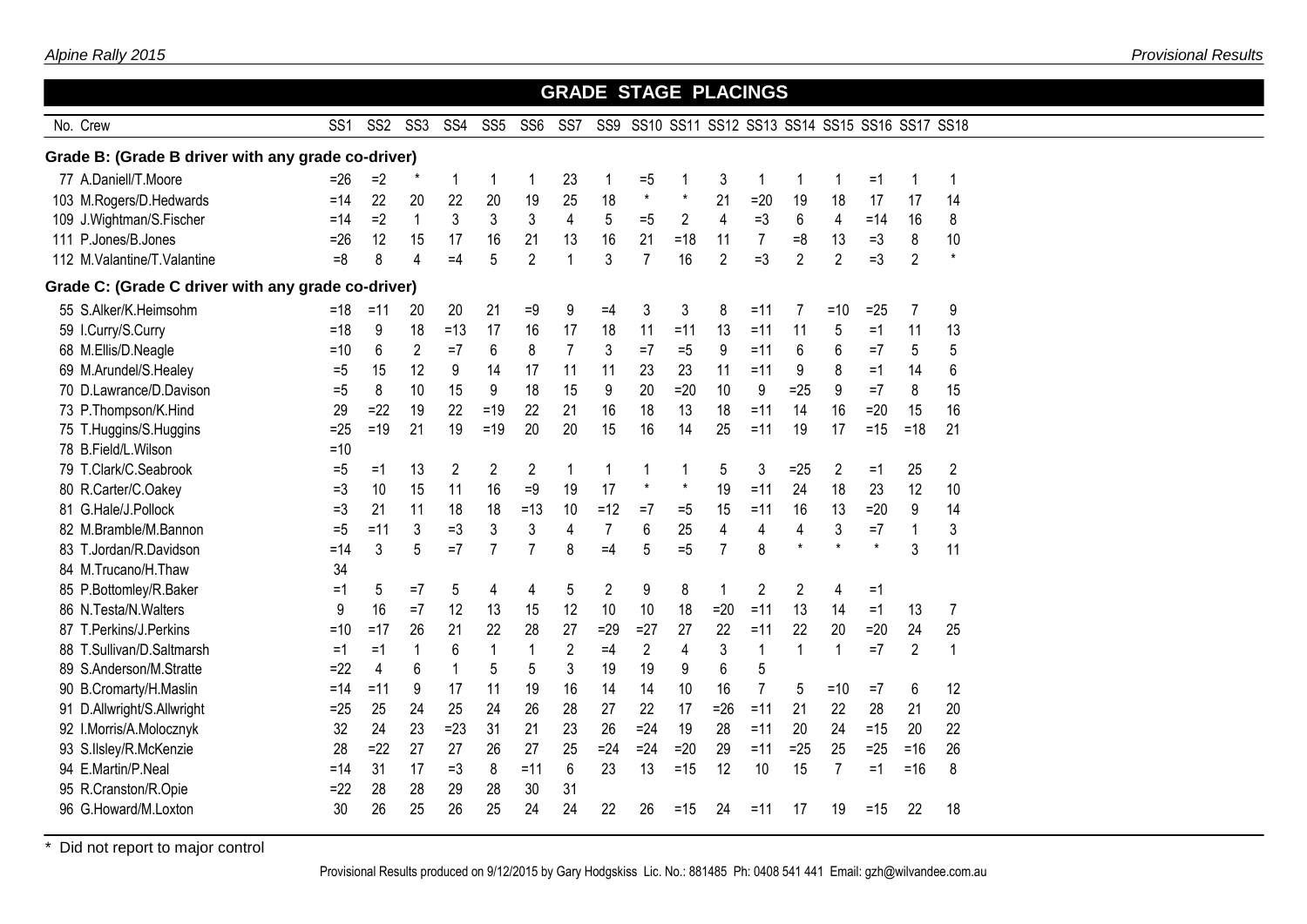## GRADE STAGE PLACINGS

| No. | Crew | SS1 | SS2 | SS3 | SS4 | SS5 | SS6 | SS7 | SS9 | SS10 | SS11 | SS12 | SS13 | SS14 | SS15 | SS16 | SS17 | SS18 |
|---|---|---|---|---|---|---|---|---|---|---|---|---|---|---|---|---|---|---|
| **Grade B: (Grade B driver with any grade co-driver)** | | | | | | | | | | | | | | | | | | |
| 77 | A.Daniell/T.Moore | =26 | =2 | * | 1 | 1 | 1 | 23 | 1 | =5 | 1 | 3 | 1 | 1 | 1 | =1 | 1 | 1 |
| 103 | M.Rogers/D.Hedwards | =14 | 22 | 20 | 22 | 20 | 19 | 25 | 18 | * | * | 21 | =20 | 19 | 18 | 17 | 17 | 14 |
| 109 | J.Wightman/S.Fischer | =14 | =2 | 1 | 3 | 3 | 3 | 4 | 5 | =5 | 2 | 4 | =3 | 6 | 4 | =14 | 16 | 8 |
| 111 | P.Jones/B.Jones | =26 | 12 | 15 | 17 | 16 | 21 | 13 | 16 | 21 | =18 | 11 | 7 | =8 | 13 | =3 | 8 | 10 |
| 112 | M.Valantine/T.Valantine | =8 | 8 | 4 | =4 | 5 | 2 | 1 | 3 | 7 | 16 | 2 | =3 | 2 | 2 | =3 | 2 | * |
| **Grade C: (Grade C driver with any grade co-driver)** | | | | | | | | | | | | | | | | | | |
| 55 | S.Alker/K.Heimsohm | =18 | =11 | 20 | 20 | 21 | =9 | 9 | =4 | 3 | 3 | 8 | =11 | 7 | =10 | =25 | 7 | 9 |
| 59 | I.Curry/S.Curry | =18 | 9 | 18 | =13 | 17 | 16 | 17 | 18 | 11 | =11 | 13 | =11 | 11 | 5 | =1 | 11 | 13 |
| 68 | M.Ellis/D.Neagle | =10 | 6 | 2 | =7 | 6 | 8 | 7 | 3 | =7 | =5 | 9 | =11 | 6 | 6 | =7 | 5 | 5 |
| 69 | M.Arundel/S.Healey | =5 | 15 | 12 | 9 | 14 | 17 | 11 | 11 | 23 | 23 | 11 | =11 | 9 | 8 | =1 | 14 | 6 |
| 70 | D.Lawrance/D.Davison | =5 | 8 | 10 | 15 | 9 | 18 | 15 | 9 | 20 | =20 | 10 | 9 | =25 | 9 | =7 | 8 | 15 |
| 73 | P.Thompson/K.Hind | 29 | =22 | 19 | 22 | =19 | 22 | 21 | 16 | 18 | 13 | 18 | =11 | 14 | 16 | =20 | 15 | 16 |
| 75 | T.Huggins/S.Huggins | =25 | =19 | 21 | 19 | =19 | 20 | 20 | 15 | 16 | 14 | 25 | =11 | 19 | 17 | =15 | =18 | 21 |
| 78 | B.Field/L.Wilson | =10 | | | | | | | | | | | | | | | | |
| 79 | T.Clark/C.Seabrook | =5 | =1 | 13 | 2 | 2 | 2 | 1 | 1 | 1 | 1 | 5 | 3 | =25 | 2 | =1 | 25 | 2 |
| 80 | R.Carter/C.Oakey | =3 | 10 | 15 | 11 | 16 | =9 | 19 | 17 | * | * | 19 | =11 | 24 | 18 | 23 | 12 | 10 |
| 81 | G.Hale/J.Pollock | =3 | 21 | 11 | 18 | 18 | =13 | 10 | =12 | =7 | =5 | 15 | =11 | 16 | 13 | =20 | 9 | 14 |
| 82 | M.Bramble/M.Bannon | =5 | =11 | 3 | =3 | 3 | 3 | 4 | 7 | 6 | 25 | 4 | 4 | 4 | 3 | =7 | 1 | 3 |
| 83 | T.Jordan/R.Davidson | =14 | 3 | 5 | =7 | 7 | 7 | 8 | =4 | 5 | =5 | 7 | 8 | * | * | * | 3 | 11 |
| 84 | M.Trucano/H.Thaw | 34 | | | | | | | | | | | | | | | | |
| 85 | P.Bottomley/R.Baker | =1 | 5 | =7 | 5 | 4 | 4 | 5 | 2 | 9 | 8 | 1 | 2 | 2 | 4 | =1 | | |
| 86 | N.Testa/N.Walters | 9 | 16 | =7 | 12 | 13 | 15 | 12 | 10 | 10 | 18 | =20 | =11 | 13 | 14 | =1 | 13 | 7 |
| 87 | T.Perkins/J.Perkins | =10 | =17 | 26 | 21 | 22 | 28 | 27 | =29 | =27 | 27 | 22 | =11 | 22 | 20 | =20 | 24 | 25 |
| 88 | T.Sullivan/D.Saltmarsh | =1 | =1 | 1 | 6 | 1 | 1 | 2 | =4 | 2 | 4 | 3 | 1 | 1 | 1 | =7 | 2 | 1 |
| 89 | S.Anderson/M.Stratte | =22 | 4 | 6 | 1 | 5 | 5 | 3 | 19 | 19 | 9 | 6 | 5 | | | | | |
| 90 | B.Cromarty/H.Maslin | =14 | =11 | 9 | 17 | 11 | 19 | 16 | 14 | 14 | 10 | 16 | 7 | 5 | =10 | =7 | 6 | 12 |
| 91 | D.Allwright/S.Allwright | =25 | 25 | 24 | 25 | 24 | 26 | 28 | 27 | 22 | 17 | =26 | =11 | 21 | 22 | 28 | 21 | 20 |
| 92 | I.Morris/A.Molocznyk | 32 | 24 | 23 | =23 | 31 | 21 | 23 | 26 | =24 | 19 | 28 | =11 | 20 | 24 | =15 | 20 | 22 |
| 93 | S.Ilsley/R.McKenzie | 28 | =22 | 27 | 27 | 26 | 27 | 25 | =24 | =24 | =20 | 29 | =11 | =25 | 25 | =25 | =16 | 26 |
| 94 | E.Martin/P.Neal | =14 | 31 | 17 | =3 | 8 | =11 | 6 | 23 | 13 | =15 | 12 | 10 | 15 | 7 | =1 | =16 | 8 |
| 95 | R.Cranston/R.Opie | =22 | 28 | 28 | 29 | 28 | 30 | 31 | | | | | | | | | | |
| 96 | G.Howard/M.Loxton | 30 | 26 | 25 | 26 | 25 | 24 | 24 | 22 | 26 | =15 | 24 | =11 | 17 | 19 | =15 | 22 | 18 |

\* Did not report to major control

Provisional Results produced on 9/12/2015 by Gary Hodgskiss Lic. No.: 881485 Ph: 0408 541 441 Email: gzh@wilvandee.com.au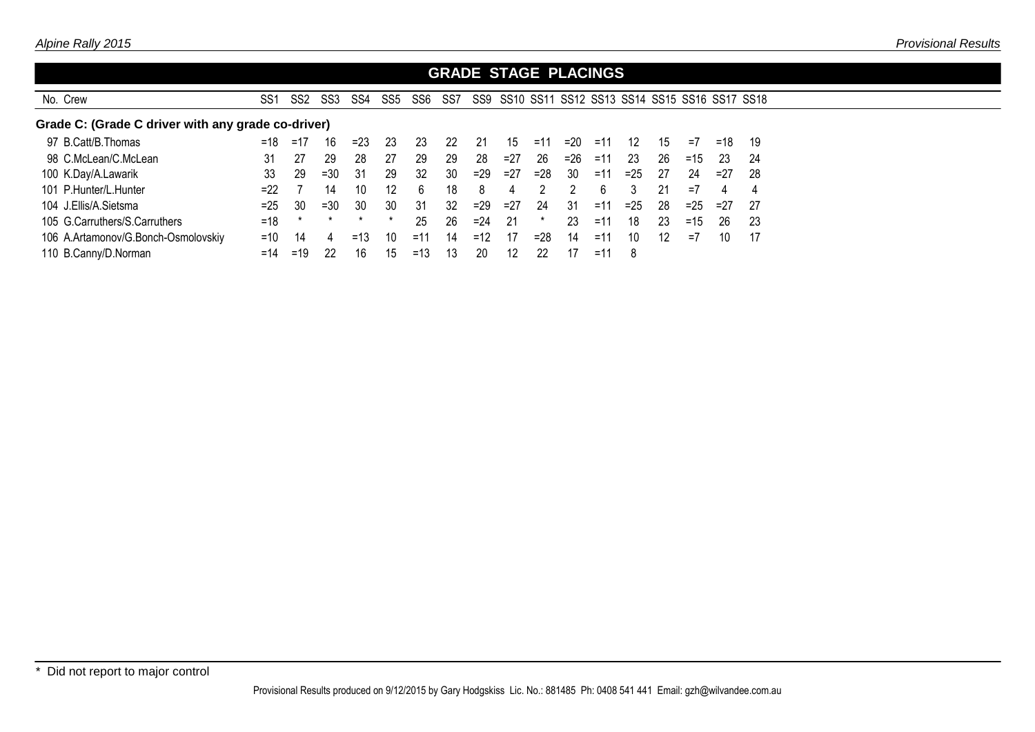## GRADE STAGE PLACINGS

| No. | Crew | SS1 | SS2 | SS3 | SS4 | SS5 | SS6 | SS7 | SS9 | SS10 | SS11 | SS12 | SS13 | SS14 | SS15 | SS16 | SS17 | SS18 |
|---|---|---|---|---|---|---|---|---|---|---|---|---|---|---|---|---|---|---|
| **Grade C: (Grade C driver with any grade co-driver)** | | | | | | | | | | | | | | | | | | |
| 97 | B.Catt/B.Thomas | =18 | =17 | 16 | =23 | 23 | 23 | 22 | 21 | 15 | =11 | =20 | =11 | 12 | 15 | =7 | =18 | 19 |
| 98 | C.McLean/C.McLean | 31 | 27 | 29 | 28 | 27 | 29 | 29 | 28 | =27 | 26 | =26 | =11 | 23 | 26 | =15 | 23 | 24 |
| 100 | K.Day/A.Lawarik | 33 | 29 | =30 | 31 | 29 | 32 | 30 | =29 | =27 | =28 | 30 | =11 | =25 | 27 | 24 | =27 | 28 |
| 101 | P.Hunter/L.Hunter | =22 | 7 | 14 | 10 | 12 | 6 | 18 | 8 | 4 | 2 | 2 | 6 | 3 | 21 | =7 | 4 | 4 |
| 104 | J.Ellis/A.Sietsma | =25 | 30 | =30 | 30 | 30 | 31 | 32 | =29 | =27 | 24 | 31 | =11 | =25 | 28 | =25 | =27 | 27 |
| 105 | G.Carruthers/S.Carruthers | =18 | * | * | * | * | 25 | 26 | =24 | 21 | * | 23 | =11 | 18 | 23 | =15 | 26 | 23 |
| 106 | A.Artamonov/G.Bonch-Osmolovskiy | =10 | 14 | 4 | =13 | 10 | =11 | 14 | =12 | 17 | =28 | 14 | =11 | 10 | 12 | =7 | 10 | 17 |
| 110 | B.Canny/D.Norman | =14 | =19 | 22 | 16 | 15 | =13 | 13 | 20 | 12 | 22 | 17 | =11 | 8 | | | | |

* Did not report to major control

Provisional Results produced on 9/12/2015 by Gary Hodgskiss Lic. No.: 881485 Ph: 0408 541 441 Email: gzh@wilvandee.com.au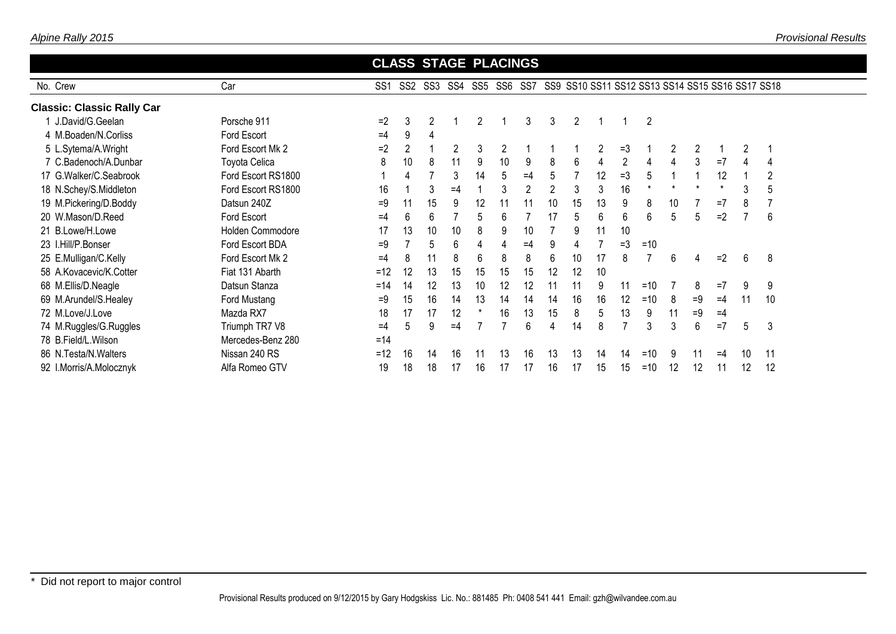## CLASS STAGE PLACINGS

| No. | Crew | Car | SS1 | SS2 | SS3 | SS4 | SS5 | SS6 | SS7 | SS9 | SS10 | SS11 | SS12 | SS13 | SS14 | SS15 | SS16 | SS17 | SS18 |
|---|---|---|---|---|---|---|---|---|---|---|---|---|---|---|---|---|---|---|---|
| **Classic: Classic Rally Car** | | | | | | | | | | | | | | | | | | | |
| 1 | J.David/G.Geelan | Porsche 911 | =2 | 3 | 2 | 1 | 2 | 1 | 3 | 3 | 2 | 1 | 1 | 2 | | | | | |
| 4 | M.Boaden/N.Corliss | Ford Escort | =4 | 9 | 4 | | | | | | | | | | | | | | |
| 5 | L.Sytema/A.Wright | Ford Escort Mk 2 | =2 | 2 | 1 | 2 | 3 | 2 | 1 | 1 | 1 | 2 | =3 | 1 | 2 | 2 | 1 | 2 | 1 |
| 7 | C.Badenoch/A.Dunbar | Toyota Celica | 8 | 10 | 8 | 11 | 9 | 10 | 9 | 8 | 6 | 4 | 2 | 4 | 4 | 3 | =7 | 4 | 4 |
| 17 | G.Walker/C.Seabrook | Ford Escort RS1800 | 1 | 4 | 7 | 3 | 14 | 5 | =4 | 5 | 7 | 12 | =3 | 5 | 1 | 1 | 12 | 1 | 2 |
| 18 | N.Schey/S.Middleton | Ford Escort RS1800 | 16 | 1 | 3 | =4 | 1 | 3 | 2 | 2 | 3 | 3 | 16 | * | * | * | * | 3 | 5 |
| 19 | M.Pickering/D.Boddy | Datsun 240Z | =9 | 11 | 15 | 9 | 12 | 11 | 11 | 10 | 15 | 13 | 9 | 8 | 10 | 7 | =7 | 8 | 7 |
| 20 | W.Mason/D.Reed | Ford Escort | =4 | 6 | 6 | 7 | 5 | 6 | 7 | 17 | 5 | 6 | 6 | 6 | 5 | 5 | =2 | 7 | 6 |
| 21 | B.Lowe/H.Lowe | Holden Commodore | 17 | 13 | 10 | 10 | 8 | 9 | 10 | 7 | 9 | 11 | 10 | | | | | | |
| 23 | I.Hill/P.Bonser | Ford Escort BDA | =9 | 7 | 5 | 6 | 4 | 4 | =4 | 9 | 4 | 7 | =3 | =10 | | | | | |
| 25 | E.Mulligan/C.Kelly | Ford Escort Mk 2 | =4 | 8 | 11 | 8 | 6 | 8 | 8 | 6 | 10 | 17 | 8 | 7 | 6 | 4 | =2 | 6 | 8 |
| 58 | A.Kovacevic/K.Cotter | Fiat 131 Abarth | =12 | 12 | 13 | 15 | 15 | 15 | 15 | 12 | 12 | 10 | | | | | | | |
| 68 | M.Ellis/D.Neagle | Datsun Stanza | =14 | 14 | 12 | 13 | 10 | 12 | 12 | 11 | 11 | 9 | 11 | =10 | 7 | 8 | =7 | 9 | 9 |
| 69 | M.Arundel/S.Healey | Ford Mustang | =9 | 15 | 16 | 14 | 13 | 14 | 14 | 14 | 16 | 16 | 12 | =10 | 8 | =9 | =4 | 11 | 10 |
| 72 | M.Love/J.Love | Mazda RX7 | 18 | 17 | 17 | 12 | * | 16 | 13 | 15 | 8 | 5 | 13 | 9 | 11 | =9 | =4 | | |
| 74 | M.Ruggles/G.Ruggles | Triumph TR7 V8 | =4 | 5 | 9 | =4 | 7 | 7 | 6 | 4 | 14 | 8 | 7 | 3 | 3 | 6 | =7 | 5 | 3 |
| 78 | B.Field/L.Wilson | Mercedes-Benz 280 | =14 | | | | | | | | | | | | | | | | |
| 86 | N.Testa/N.Walters | Nissan 240 RS | =12 | 16 | 14 | 16 | 11 | 13 | 16 | 13 | 13 | 14 | 14 | =10 | 9 | 11 | =4 | 10 | 11 |
| 92 | I.Morris/A.Molocznyk | Alfa Romeo GTV | 19 | 18 | 18 | 17 | 16 | 17 | 17 | 16 | 17 | 15 | 15 | =10 | 12 | 12 | 11 | 12 | 12 |

\* Did not report to major control

Provisional Results produced on 9/12/2015 by Gary Hodgskiss Lic. No.: 881485 Ph: 0408 541 441 Email: gzh@wilvandee.com.au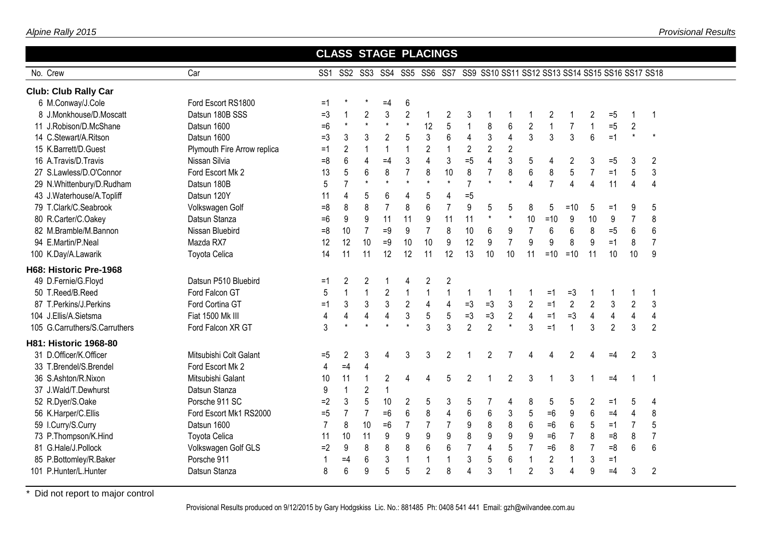## CLASS STAGE PLACINGS

| No. | Crew | Car | SS1 | SS2 | SS3 | SS4 | SS5 | SS6 | SS7 | SS9 | SS10 | SS11 | SS12 | SS13 | SS14 | SS15 | SS16 | SS17 | SS18 |
|---|---|---|---|---|---|---|---|---|---|---|---|---|---|---|---|---|---|---|---|
| **Club: Club Rally Car** | | | | | | | | | | | | | | | | | | | |
| 6 | M.Conway/J.Cole | Ford Escort RS1800 | =1 | * | * | =4 | 6 | | | | | | | | | | | | |
| 8 | J.Monkhouse/D.Moscatt | Datsun 180B SSS | =3 | 1 | 2 | 3 | 2 | 1 | 2 | 3 | 1 | 1 | 1 | 2 | 1 | 2 | =5 | 1 | 1 |
| 11 | J.Robison/D.McShane | Datsun 1600 | =6 | * | * | * | * | 12 | 5 | 1 | 8 | 6 | 2 | 1 | 7 | 1 | =5 | 2 | |
| 14 | C.Stewart/A.Ritson | Datsun 1600 | =3 | 3 | 3 | 2 | 5 | 3 | 6 | 4 | 3 | 4 | 3 | 3 | 3 | 6 | =1 | * | * |
| 15 | K.Barrett/D.Guest | Plymouth Fire Arrow replica | =1 | 2 | 1 | 1 | 1 | 2 | 1 | 2 | 2 | 2 | | | | | | | |
| 16 | A.Travis/D.Travis | Nissan Silvia | =8 | 6 | 4 | =4 | 3 | 4 | 3 | =5 | 4 | 3 | 5 | 4 | 2 | 3 | =5 | 3 | 2 |
| 27 | S.Lawless/D.O'Connor | Ford Escort Mk 2 | 13 | 5 | 6 | 8 | 7 | 8 | 10 | 8 | 7 | 8 | 6 | 8 | 5 | 7 | =1 | 5 | 3 |
| 29 | N.Whittenbury/D.Rudham | Datsun 180B | 5 | 7 | * | * | * | * | * | 7 | * | * | 4 | 7 | 4 | 4 | 11 | 4 | 4 |
| 43 | J.Waterhouse/A.Topliff | Datsun 120Y | 11 | 4 | 5 | 6 | 4 | 5 | 4 | =5 | | | | | | | | | |
| 79 | T.Clark/C.Seabrook | Volkswagen Golf | =8 | 8 | 8 | 7 | 8 | 6 | 7 | 9 | 5 | 5 | 8 | 5 | =10 | 5 | =1 | 9 | 5 |
| 80 | R.Carter/C.Oakey | Datsun Stanza | =6 | 9 | 9 | 11 | 11 | 9 | 11 | 11 | * | * | 10 | =10 | 9 | 10 | 9 | 7 | 8 |
| 82 | M.Bramble/M.Bannon | Nissan Bluebird | =8 | 10 | 7 | =9 | 9 | 7 | 8 | 10 | 6 | 9 | 7 | 6 | 6 | 8 | =5 | 6 | 6 |
| 94 | E.Martin/P.Neal | Mazda RX7 | 12 | 12 | 10 | =9 | 10 | 10 | 9 | 12 | 9 | 7 | 9 | 9 | 8 | 9 | =1 | 8 | 7 |
| 100 | K.Day/A.Lawarik | Toyota Celica | 14 | 11 | 11 | 12 | 12 | 11 | 12 | 13 | 10 | 10 | 11 | =10 | =10 | 11 | 10 | 10 | 9 |
| **H68: Historic Pre-1968** | | | | | | | | | | | | | | | | | | | |
| 49 | D.Fernie/G.Floyd | Datsun P510 Bluebird | =1 | 2 | 2 | 1 | 4 | 2 | 2 | | | | | | | | | | |
| 50 | T.Reed/B.Reed | Ford Falcon GT | 5 | 1 | 1 | 2 | 1 | 1 | 1 | 1 | 1 | 1 | 1 | =1 | =3 | 1 | 1 | 1 | 1 |
| 87 | T.Perkins/J.Perkins | Ford Cortina GT | =1 | 3 | 3 | 3 | 2 | 4 | 4 | =3 | =3 | 3 | 2 | =1 | 2 | 2 | 3 | 2 | 3 |
| 104 | J.Ellis/A.Sietsma | Fiat 1500 Mk III | 4 | 4 | 4 | 4 | 3 | 5 | 5 | =3 | =3 | 2 | 4 | =1 | =3 | 4 | 4 | 4 | 4 |
| 105 | G.Carruthers/S.Carruthers | Ford Falcon XR GT | 3 | * | * | * | * | 3 | 3 | 2 | 2 | * | 3 | =1 | 1 | 3 | 2 | 3 | 2 |
| **H81: Historic 1968-80** | | | | | | | | | | | | | | | | | | | |
| 31 | D.Officer/K.Officer | Mitsubishi Colt Galant | =5 | 2 | 3 | 4 | 3 | 3 | 2 | 1 | 2 | 7 | 4 | 4 | 2 | 4 | =4 | 2 | 3 |
| 33 | T.Brendel/S.Brendel | Ford Escort Mk 2 | 4 | =4 | 4 | | | | | | | | | | | | | | |
| 36 | S.Ashton/R.Nixon | Mitsubishi Galant | 10 | 11 | 1 | 2 | 4 | 4 | 5 | 2 | 1 | 2 | 3 | 1 | 3 | 1 | =4 | 1 | 1 |
| 37 | J.Wald/T.Dewhurst | Datsun Stanza | 9 | 1 | 2 | 1 | | | | | | | | | | | | | |
| 52 | R.Dyer/S.Oake | Porsche 911 SC | =2 | 3 | 5 | 10 | 2 | 5 | 3 | 5 | 7 | 4 | 8 | 5 | 5 | 2 | =1 | 5 | 4 |
| 56 | K.Harper/C.Ellis | Ford Escort Mk1 RS2000 | =5 | 7 | 7 | =6 | 6 | 8 | 4 | 6 | 6 | 3 | 5 | =6 | 9 | 6 | =4 | 4 | 8 |
| 59 | I.Curry/S.Curry | Datsun 1600 | 7 | 8 | 10 | =6 | 7 | 7 | 7 | 9 | 8 | 8 | 6 | =6 | 6 | 5 | =1 | 7 | 5 |
| 73 | P.Thompson/K.Hind | Toyota Celica | 11 | 10 | 11 | 9 | 9 | 9 | 9 | 8 | 9 | 9 | 9 | =6 | 7 | 8 | =8 | 8 | 7 |
| 81 | G.Hale/J.Pollock | Volkswagen Golf GLS | =2 | 9 | 8 | 8 | 8 | 6 | 6 | 7 | 4 | 5 | 7 | =6 | 8 | 7 | =8 | 6 | 6 |
| 85 | P.Bottomley/R.Baker | Porsche 911 | 1 | =4 | 6 | 3 | 1 | 1 | 1 | 3 | 5 | 6 | 1 | 2 | 1 | 3 | =1 | | |
| 101 | P.Hunter/L.Hunter | Datsun Stanza | 8 | 6 | 9 | 5 | 5 | 2 | 8 | 4 | 3 | 1 | 2 | 3 | 4 | 9 | =4 | 3 | 2 |

* Did not report to major control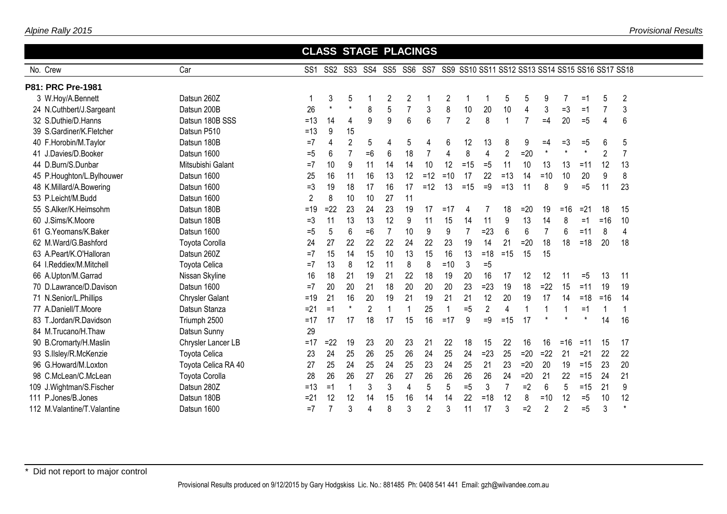## CLASS STAGE PLACINGS

| No. | Crew | Car | SS1 | SS2 | SS3 | SS4 | SS5 | SS6 | SS7 | SS9 | SS10 | SS11 | SS12 | SS13 | SS14 | SS15 | SS16 | SS17 | SS18 |
|---|---|---|---|---|---|---|---|---|---|---|---|---|---|---|---|---|---|---|---|
| **P81: PRC Pre-1981** | | | | | | | | | | | | | | | | | | | |
| 3 | W.Hoy/A.Bennett | Datsun 260Z | 1 | 3 | 5 | 1 | 2 | 2 | 1 | 2 | 1 | 1 | 5 | 5 | 9 | 7 | =1 | 5 | 2 |
| 24 | N.Cuthbert/J.Sargeant | Datsun 200B | 26 | * | * | 8 | 5 | 7 | 3 | 8 | 10 | 20 | 10 | 4 | 3 | =3 | =1 | 7 | 3 |
| 32 | S.Duthie/D.Hanns | Datsun 180B SSS | =13 | 14 | 4 | 9 | 9 | 6 | 6 | 7 | 2 | 8 | 1 | 7 | =4 | 20 | =5 | 4 | 6 |
| 39 | S.Gardiner/K.Fletcher | Datsun P510 | =13 | 9 | 15 | | | | | | | | | | | | | | |
| 40 | F.Horobin/M.Taylor | Datsun 180B | =7 | 4 | 2 | 5 | 4 | 5 | 4 | 6 | 12 | 13 | 8 | 9 | =4 | =3 | =5 | 6 | 5 |
| 41 | J.Davies/D.Booker | Datsun 1600 | =5 | 6 | 7 | =6 | 6 | 18 | 7 | 4 | 8 | 4 | 2 | =20 | * | * | * | 2 | 7 |
| 44 | D.Burn/S.Dunbar | Mitsubishi Galant | =7 | 10 | 9 | 11 | 14 | 14 | 10 | 12 | =15 | =5 | 11 | 10 | 13 | 13 | =11 | 12 | 13 |
| 45 | P.Houghton/L.Bylhouwer | Datsun 1600 | 25 | 16 | 11 | 16 | 13 | 12 | =12 | =10 | 17 | 22 | =13 | 14 | =10 | 10 | 20 | 9 | 8 |
| 48 | K.Millard/A.Bowering | Datsun 1600 | =3 | 19 | 18 | 17 | 16 | 17 | =12 | 13 | =15 | =9 | =13 | 11 | 8 | 9 | =5 | 11 | 23 |
| 53 | P.Leicht/M.Budd | Datsun 1600 | 2 | 8 | 10 | 10 | 27 | 11 | | | | | | | | | | | |
| 55 | S.Alker/K.Heimsohm | Datsun 180B | =19 | =22 | 23 | 24 | 23 | 19 | 17 | =17 | 4 | 7 | 18 | =20 | 19 | =16 | =21 | 18 | 15 |
| 60 | J.Sims/K.Moore | Datsun 180B | =3 | 11 | 13 | 13 | 12 | 9 | 11 | 15 | 14 | 11 | 9 | 13 | 14 | 8 | =1 | =16 | 10 |
| 61 | G.Yeomans/K.Baker | Datsun 1600 | =5 | 5 | 6 | =6 | 7 | 10 | 9 | 9 | 7 | =23 | 6 | 6 | 7 | 6 | =11 | 8 | 4 |
| 62 | M.Ward/G.Bashford | Toyota Corolla | 24 | 27 | 22 | 22 | 22 | 24 | 22 | 23 | 19 | 14 | 21 | =20 | 18 | 18 | =18 | 20 | 18 |
| 63 | A.Peart/K.O'Halloran | Datsun 260Z | =7 | 15 | 14 | 15 | 10 | 13 | 15 | 16 | 13 | =18 | =15 | 15 | 15 | | | | |
| 64 | I.Reddiex/M.Mitchell | Toyota Celica | =7 | 13 | 8 | 12 | 11 | 8 | 8 | =10 | 3 | =5 | | | | | | | |
| 66 | A.Upton/M.Garrad | Nissan Skyline | 16 | 18 | 21 | 19 | 21 | 22 | 18 | 19 | 20 | 16 | 17 | 12 | 12 | 11 | =5 | 13 | 11 |
| 70 | D.Lawrance/D.Davison | Datsun 1600 | =7 | 20 | 20 | 21 | 18 | 20 | 20 | 20 | 23 | =23 | 19 | 18 | =22 | 15 | =11 | 19 | 19 |
| 71 | N.Senior/L.Phillips | Chrysler Galant | =19 | 21 | 16 | 20 | 19 | 21 | 19 | 21 | 21 | 12 | 20 | 19 | 17 | 14 | =18 | =16 | 14 |
| 77 | A.Daniell/T.Moore | Datsun Stanza | =21 | =1 | * | 2 | 1 | 1 | 25 | 1 | =5 | 2 | 4 | 1 | 1 | 1 | =1 | 1 | 1 |
| 83 | T.Jordan/R.Davidson | Triumph 2500 | =17 | 17 | 17 | 18 | 17 | 15 | 16 | =17 | 9 | =9 | =15 | 17 | * | * | * | 14 | 16 |
| 84 | M.Trucano/H.Thaw | Datsun Sunny | 29 | | | | | | | | | | | | | | | | |
| 90 | B.Cromarty/H.Maslin | Chrysler Lancer LB | =17 | =22 | 19 | 23 | 20 | 23 | 21 | 22 | 18 | 15 | 22 | 16 | 16 | =16 | =11 | 15 | 17 |
| 93 | S.Ilsley/R.McKenzie | Toyota Celica | 23 | 24 | 25 | 26 | 25 | 26 | 24 | 25 | 24 | =23 | 25 | =20 | =22 | 21 | =21 | 22 | 22 |
| 96 | G.Howard/M.Loxton | Toyota Celica RA 40 | 27 | 25 | 24 | 25 | 24 | 25 | 23 | 24 | 25 | 21 | 23 | =20 | 20 | 19 | =15 | 23 | 20 |
| 98 | C.McLean/C.McLean | Toyota Corolla | 28 | 26 | 26 | 27 | 26 | 27 | 26 | 26 | 26 | 26 | 24 | =20 | 21 | 22 | =15 | 24 | 21 |
| 109 | J.Wightman/S.Fischer | Datsun 280Z | =13 | =1 | 1 | 3 | 3 | 4 | 5 | 5 | =5 | 3 | 7 | =2 | 6 | 5 | =15 | 21 | 9 |
| 111 | P.Jones/B.Jones | Datsun 180B | =21 | 12 | 12 | 14 | 15 | 16 | 14 | 14 | 22 | =18 | 12 | 8 | =10 | 12 | =5 | 10 | 12 |
| 112 | M.Valantine/T.Valantine | Datsun 1600 | =7 | 7 | 3 | 4 | 8 | 3 | 2 | 3 | 11 | 17 | 3 | =2 | 2 | 2 | =5 | 3 | * |

\* Did not report to major control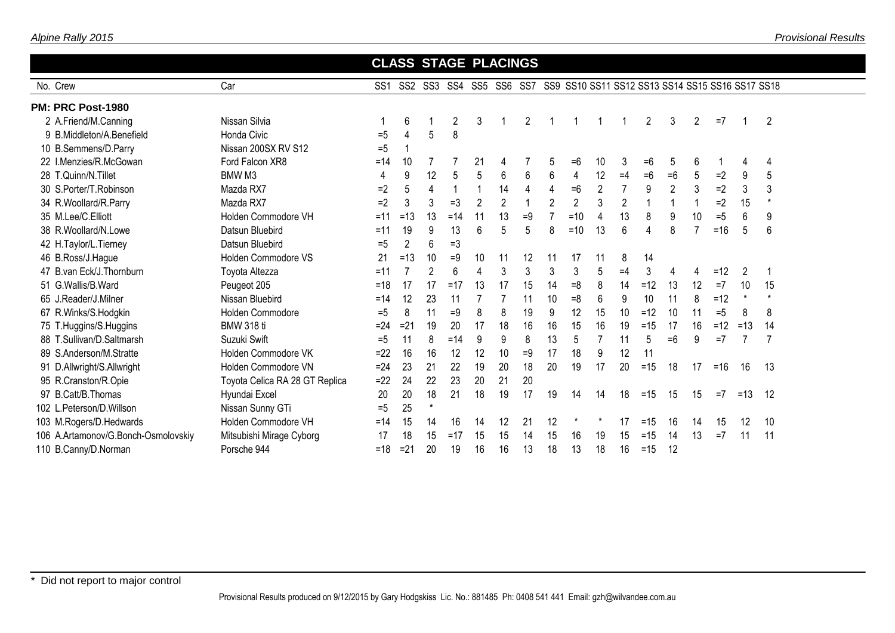## CLASS STAGE PLACINGS

| No. | Crew | Car | SS1 | SS2 | SS3 | SS4 | SS5 | SS6 | SS7 | SS9 | SS10 | SS11 | SS12 | SS13 | SS14 | SS15 | SS16 | SS17 | SS18 |
|---|---|---|---|---|---|---|---|---|---|---|---|---|---|---|---|---|---|---|---|
| **PM: PRC Post-1980** | | | | | | | | | | | | | | | | | | | |
| 2 | A.Friend/M.Canning | Nissan Silvia | 1 | 6 | 1 | 2 | 3 | 1 | 2 | 1 | 1 | 1 | 1 | 2 | 3 | 2 | =7 | 1 | 2 |
| 9 | B.Middleton/A.Benefield | Honda Civic | =5 | 4 | 5 | 8 | | | | | | | | | | | | | |
| 10 | B.Semmens/D.Parry | Nissan 200SX RV S12 | =5 | 1 | | | | | | | | | | | | | | | |
| 22 | I.Menzies/R.McGowan | Ford Falcon XR8 | =14 | 10 | 7 | 7 | 21 | 4 | 7 | 5 | =6 | 10 | 3 | =6 | 5 | 6 | 1 | 4 | 4 |
| 28 | T.Quinn/N.Tillet | BMW M3 | 4 | 9 | 12 | 5 | 5 | 6 | 6 | 6 | 4 | 12 | =4 | =6 | =6 | 5 | =2 | 9 | 5 |
| 30 | S.Porter/T.Robinson | Mazda RX7 | =2 | 5 | 4 | 1 | 1 | 14 | 4 | 4 | =6 | 2 | 7 | 9 | 2 | 3 | =2 | 3 | 3 |
| 34 | R.Woollard/R.Parry | Mazda RX7 | =2 | 3 | 3 | =3 | 2 | 2 | 1 | 2 | 2 | 3 | 2 | 1 | 1 | 1 | =2 | 15 | * |
| 35 | M.Lee/C.Elliott | Holden Commodore VH | =11 | =13 | 13 | =14 | 11 | 13 | =9 | 7 | =10 | 4 | 13 | 8 | 9 | 10 | =5 | 6 | 9 |
| 38 | R.Woollard/N.Lowe | Datsun Bluebird | =11 | 19 | 9 | 13 | 6 | 5 | 5 | 8 | =10 | 13 | 6 | 4 | 8 | 7 | =16 | 5 | 6 |
| 42 | H.Taylor/L.Tierney | Datsun Bluebird | =5 | 2 | 6 | =3 | | | | | | | | | | | | | |
| 46 | B.Ross/J.Hague | Holden Commodore VS | 21 | =13 | 10 | =9 | 10 | 11 | 12 | 11 | 17 | 11 | 8 | 14 | | | | | |
| 47 | B.van Eck/J.Thornburn | Toyota Altezza | =11 | 7 | 2 | 6 | 4 | 3 | 3 | 3 | 3 | 5 | =4 | 3 | 4 | 4 | =12 | 2 | 1 |
| 51 | G.Wallis/B.Ward | Peugeot 205 | =18 | 17 | 17 | =17 | 13 | 17 | 15 | 14 | =8 | 8 | 14 | =12 | 13 | 12 | =7 | 10 | 15 |
| 65 | J.Reader/J.Milner | Nissan Bluebird | =14 | 12 | 23 | 11 | 7 | 7 | 11 | 10 | =8 | 6 | 9 | 10 | 11 | 8 | =12 | * | * |
| 67 | R.Winks/S.Hodgkin | Holden Commodore | =5 | 8 | 11 | =9 | 8 | 8 | 19 | 9 | 12 | 15 | 10 | =12 | 10 | 11 | =5 | 8 | 8 |
| 75 | T.Huggins/S.Huggins | BMW 318 ti | =24 | =21 | 19 | 20 | 17 | 18 | 16 | 16 | 15 | 16 | 19 | =15 | 17 | 16 | =12 | =13 | 14 |
| 88 | T.Sullivan/D.Saltmarsh | Suzuki Swift | =5 | 11 | 8 | =14 | 9 | 9 | =9 | 13 | 5 | 7 | 11 | 5 | =6 | 9 | =7 | 7 | 7 |
| 89 | S.Anderson/M.Stratte | Holden Commodore VK | =22 | 16 | 16 | 12 | 12 | 10 | =9 | 17 | 18 | 9 | 12 | 11 | | | | | |
| 91 | D.Allwright/S.Allwright | Holden Commodore VN | =24 | 23 | 21 | 22 | 19 | 20 | 18 | 20 | 19 | 17 | 20 | =15 | 18 | 17 | =16 | 16 | 13 |
| 95 | R.Cranston/R.Opie | Toyota Celica RA 28 GT Replica | =22 | 24 | 22 | 23 | 20 | 21 | 20 | | | | | | | | | | |
| 97 | B.Catt/B.Thomas | Hyundai Excel | 20 | 20 | 18 | 21 | 18 | 19 | 17 | 19 | 14 | 14 | 18 | =15 | 15 | 15 | =7 | =13 | 12 |
| 102 | L.Peterson/D.Willson | Nissan Sunny GTi | =5 | 25 | * | | | | | | | | | | | | | | |
| 103 | M.Rogers/D.Hedwards | Holden Commodore VH | =14 | 15 | 14 | 16 | 14 | 12 | 21 | 12 | * | * | 17 | =15 | 16 | 14 | 15 | 12 | 10 |
| 106 | A.Artamonov/G.Bonch-Osmolovskiy | Mitsubishi Mirage Cyborg | 17 | 18 | 15 | =17 | 15 | 15 | 14 | 15 | 16 | 19 | 15 | =15 | 14 | 13 | =7 | 11 | 11 |
| 110 | B.Canny/D.Norman | Porsche 944 | =18 | =21 | 20 | 19 | 16 | 16 | 13 | 18 | 13 | 18 | 16 | =15 | 12 | | | | |

\* Did not report to major control

Provisional Results produced on 9/12/2015 by Gary Hodgskiss Lic. No.: 881485 Ph: 0408 541 441 Email: gzh@wilvandee.com.au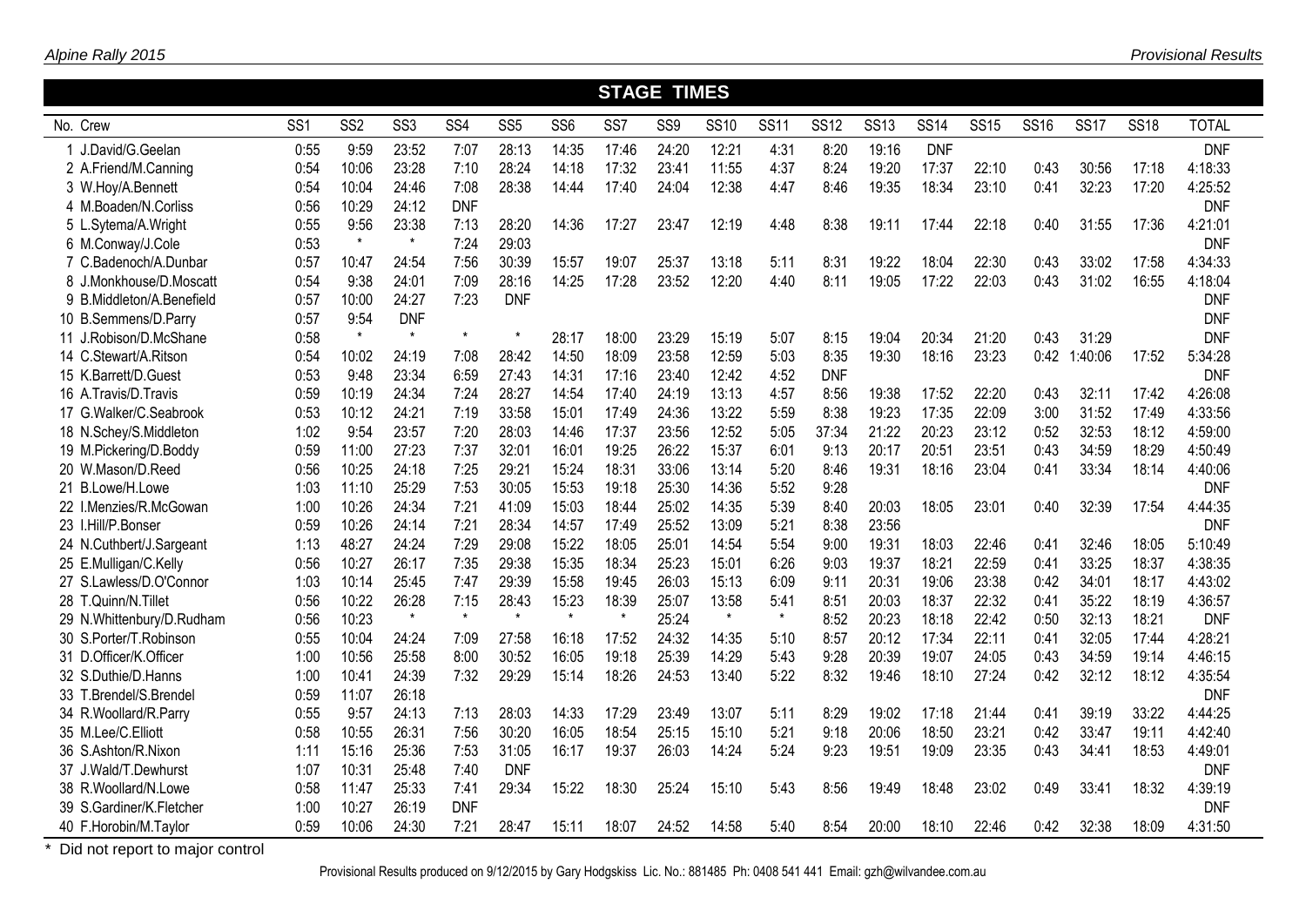*Alpine Rally 2015* *Provisional Results*

# STAGE TIMES

| No. | Crew | SS1 | SS2 | SS3 | SS4 | SS5 | SS6 | SS7 | SS9 | SS10 | SS11 | SS12 | SS13 | SS14 | SS15 | SS16 | SS17 | SS18 | TOTAL |
|---|---|---|---|---|---|---|---|---|---|---|---|---|---|---|---|---|---|---|---|
| 1 | J.David/G.Geelan | 0:55 | 9:59 | 23:52 | 7:07 | 28:13 | 14:35 | 17:46 | 24:20 | 12:21 | 4:31 | 8:20 | 19:16 | DNF | | | | | DNF |
| 2 | A.Friend/M.Canning | 0:54 | 10:06 | 23:28 | 7:10 | 28:24 | 14:18 | 17:32 | 23:41 | 11:55 | 4:37 | 8:24 | 19:20 | 17:37 | 22:10 | 0:43 | 30:56 | 17:18 | 4:18:33 |
| 3 | W.Hoy/A.Bennett | 0:54 | 10:04 | 24:46 | 7:08 | 28:38 | 14:44 | 17:40 | 24:04 | 12:38 | 4:47 | 8:46 | 19:35 | 18:34 | 23:10 | 0:41 | 32:23 | 17:20 | 4:25:52 |
| 4 | M.Boaden/N.Corliss | 0:56 | 10:29 | 24:12 | DNF | | | | | | | | | | | | | | DNF |
| 5 | L.Sytema/A.Wright | 0:55 | 9:56 | 23:38 | 7:13 | 28:20 | 14:36 | 17:27 | 23:47 | 12:19 | 4:48 | 8:38 | 19:11 | 17:44 | 22:18 | 0:40 | 31:55 | 17:36 | 4:21:01 |
| 6 | M.Conway/J.Cole | 0:53 | * | * | 7:24 | 29:03 | | | | | | | | | | | | | DNF |
| 7 | C.Badenoch/A.Dunbar | 0:57 | 10:47 | 24:54 | 7:56 | 30:39 | 15:57 | 19:07 | 25:37 | 13:18 | 5:11 | 8:31 | 19:22 | 18:04 | 22:30 | 0:43 | 33:02 | 17:58 | 4:34:33 |
| 8 | J.Monkhouse/D.Moscatt | 0:54 | 9:38 | 24:01 | 7:09 | 28:16 | 14:25 | 17:28 | 23:52 | 12:20 | 4:40 | 8:11 | 19:05 | 17:22 | 22:03 | 0:43 | 31:02 | 16:55 | 4:18:04 |
| 9 | B.Middleton/A.Benefield | 0:57 | 10:00 | 24:27 | 7:23 | DNF | | | | | | | | | | | | | DNF |
| 10 | B.Semmens/D.Parry | 0:57 | 9:54 | DNF | | | | | | | | | | | | | | | DNF |
| 11 | J.Robison/D.McShane | 0:58 | * | * | * | * | 28:17 | 18:00 | 23:29 | 15:19 | 5:07 | 8:15 | 19:04 | 20:34 | 21:20 | 0:43 | 31:29 | | DNF |
| 14 | C.Stewart/A.Ritson | 0:54 | 10:02 | 24:19 | 7:08 | 28:42 | 14:50 | 18:09 | 23:58 | 12:59 | 5:03 | 8:35 | 19:30 | 18:16 | 23:23 | 0:42 | 1:40:06 | 17:52 | 5:34:28 |
| 15 | K.Barrett/D.Guest | 0:53 | 9:48 | 23:34 | 6:59 | 27:43 | 14:31 | 17:16 | 23:40 | 12:42 | 4:52 | DNF | | | | | | | DNF |
| 16 | A.Travis/D.Travis | 0:59 | 10:19 | 24:34 | 7:24 | 28:27 | 14:54 | 17:40 | 24:19 | 13:13 | 4:57 | 8:56 | 19:38 | 17:52 | 22:20 | 0:43 | 32:11 | 17:42 | 4:26:08 |
| 17 | G.Walker/C.Seabrook | 0:53 | 10:12 | 24:21 | 7:19 | 33:58 | 15:01 | 17:49 | 24:36 | 13:22 | 5:59 | 8:38 | 19:23 | 17:35 | 22:09 | 3:00 | 31:52 | 17:49 | 4:33:56 |
| 18 | N.Schey/S.Middleton | 1:02 | 9:54 | 23:57 | 7:20 | 28:03 | 14:46 | 17:37 | 23:56 | 12:52 | 5:05 | 37:34 | 21:22 | 20:23 | 23:12 | 0:52 | 32:53 | 18:12 | 4:59:00 |
| 19 | M.Pickering/D.Boddy | 0:59 | 11:00 | 27:23 | 7:37 | 32:01 | 16:01 | 19:25 | 26:22 | 15:37 | 6:01 | 9:13 | 20:17 | 20:51 | 23:51 | 0:43 | 34:59 | 18:29 | 4:50:49 |
| 20 | W.Mason/D.Reed | 0:56 | 10:25 | 24:18 | 7:25 | 29:21 | 15:24 | 18:31 | 33:06 | 13:14 | 5:20 | 8:46 | 19:31 | 18:16 | 23:04 | 0:41 | 33:34 | 18:14 | 4:40:06 |
| 21 | B.Lowe/H.Lowe | 1:03 | 11:10 | 25:29 | 7:53 | 30:05 | 15:53 | 19:18 | 25:30 | 14:36 | 5:52 | 9:28 | | | | | | | DNF |
| 22 | I.Menzies/R.McGowan | 1:00 | 10:26 | 24:34 | 7:21 | 41:09 | 15:03 | 18:44 | 25:02 | 14:35 | 5:39 | 8:40 | 20:03 | 18:05 | 23:01 | 0:40 | 32:39 | 17:54 | 4:44:35 |
| 23 | I.Hill/P.Bonser | 0:59 | 10:26 | 24:14 | 7:21 | 28:34 | 14:57 | 17:49 | 25:52 | 13:09 | 5:21 | 8:38 | 23:56 | | | | | | DNF |
| 24 | N.Cuthbert/J.Sargeant | 1:13 | 48:27 | 24:24 | 7:29 | 29:08 | 15:22 | 18:05 | 25:01 | 14:54 | 5:54 | 9:00 | 19:31 | 18:03 | 22:46 | 0:41 | 32:46 | 18:05 | 5:10:49 |
| 25 | E.Mulligan/C.Kelly | 0:56 | 10:27 | 26:17 | 7:35 | 29:38 | 15:35 | 18:34 | 25:23 | 15:01 | 6:26 | 9:03 | 19:37 | 18:21 | 22:59 | 0:41 | 33:25 | 18:37 | 4:38:35 |
| 27 | S.Lawless/D.O'Connor | 1:03 | 10:14 | 25:45 | 7:47 | 29:39 | 15:58 | 19:45 | 26:03 | 15:13 | 6:09 | 9:11 | 20:31 | 19:06 | 23:38 | 0:42 | 34:01 | 18:17 | 4:43:02 |
| 28 | T.Quinn/N.Tillet | 0:56 | 10:22 | 26:28 | 7:15 | 28:43 | 15:23 | 18:39 | 25:07 | 13:58 | 5:41 | 8:51 | 20:03 | 18:37 | 22:32 | 0:41 | 35:22 | 18:19 | 4:36:57 |
| 29 | N.Whittenbury/D.Rudham | 0:56 | 10:23 | * | * | * | * | * | 25:24 | * | * | 8:52 | 20:23 | 18:18 | 22:42 | 0:50 | 32:13 | 18:21 | DNF |
| 30 | S.Porter/T.Robinson | 0:55 | 10:04 | 24:24 | 7:09 | 27:58 | 16:18 | 17:52 | 24:32 | 14:35 | 5:10 | 8:57 | 20:12 | 17:34 | 22:11 | 0:41 | 32:05 | 17:44 | 4:28:21 |
| 31 | D.Officer/K.Officer | 1:00 | 10:56 | 25:58 | 8:00 | 30:52 | 16:05 | 19:18 | 25:39 | 14:29 | 5:43 | 9:28 | 20:39 | 19:07 | 24:05 | 0:43 | 34:59 | 19:14 | 4:46:15 |
| 32 | S.Duthie/D.Hanns | 1:00 | 10:41 | 24:39 | 7:32 | 29:29 | 15:14 | 18:26 | 24:53 | 13:40 | 5:22 | 8:32 | 19:46 | 18:10 | 27:24 | 0:42 | 32:12 | 18:12 | 4:35:54 |
| 33 | T.Brendel/S.Brendel | 0:59 | 11:07 | 26:18 | | | | | | | | | | | | | | | DNF |
| 34 | R.Woollard/R.Parry | 0:55 | 9:57 | 24:13 | 7:13 | 28:03 | 14:33 | 17:29 | 23:49 | 13:07 | 5:11 | 8:29 | 19:02 | 17:18 | 21:44 | 0:41 | 39:19 | 33:22 | 4:44:25 |
| 35 | M.Lee/C.Elliott | 0:58 | 10:55 | 26:31 | 7:56 | 30:20 | 16:05 | 18:54 | 25:15 | 15:10 | 5:21 | 9:18 | 20:06 | 18:50 | 23:21 | 0:42 | 33:47 | 19:11 | 4:42:40 |
| 36 | S.Ashton/R.Nixon | 1:11 | 15:16 | 25:36 | 7:53 | 31:05 | 16:17 | 19:37 | 26:03 | 14:24 | 5:24 | 9:23 | 19:51 | 19:09 | 23:35 | 0:43 | 34:41 | 18:53 | 4:49:01 |
| 37 | J.Wald/T.Dewhurst | 1:07 | 10:31 | 25:48 | 7:40 | DNF | | | | | | | | | | | | | DNF |
| 38 | R.Woollard/N.Lowe | 0:58 | 11:47 | 25:33 | 7:41 | 29:34 | 15:22 | 18:30 | 25:24 | 15:10 | 5:43 | 8:56 | 19:49 | 18:48 | 23:02 | 0:49 | 33:41 | 18:32 | 4:39:19 |
| 39 | S.Gardiner/K.Fletcher | 1:00 | 10:27 | 26:19 | DNF | | | | | | | | | | | | | | DNF |
| 40 | F.Horobin/M.Taylor | 0:59 | 10:06 | 24:30 | 7:21 | 28:47 | 15:11 | 18:07 | 24:52 | 14:58 | 5:40 | 8:54 | 20:00 | 18:10 | 22:46 | 0:42 | 32:38 | 18:09 | 4:31:50 |

\* Did not report to major control

Provisional Results produced on 9/12/2015 by Gary Hodgskiss Lic. No.: 881485 Ph: 0408 541 441 Email: gzh@wilvandee.com.au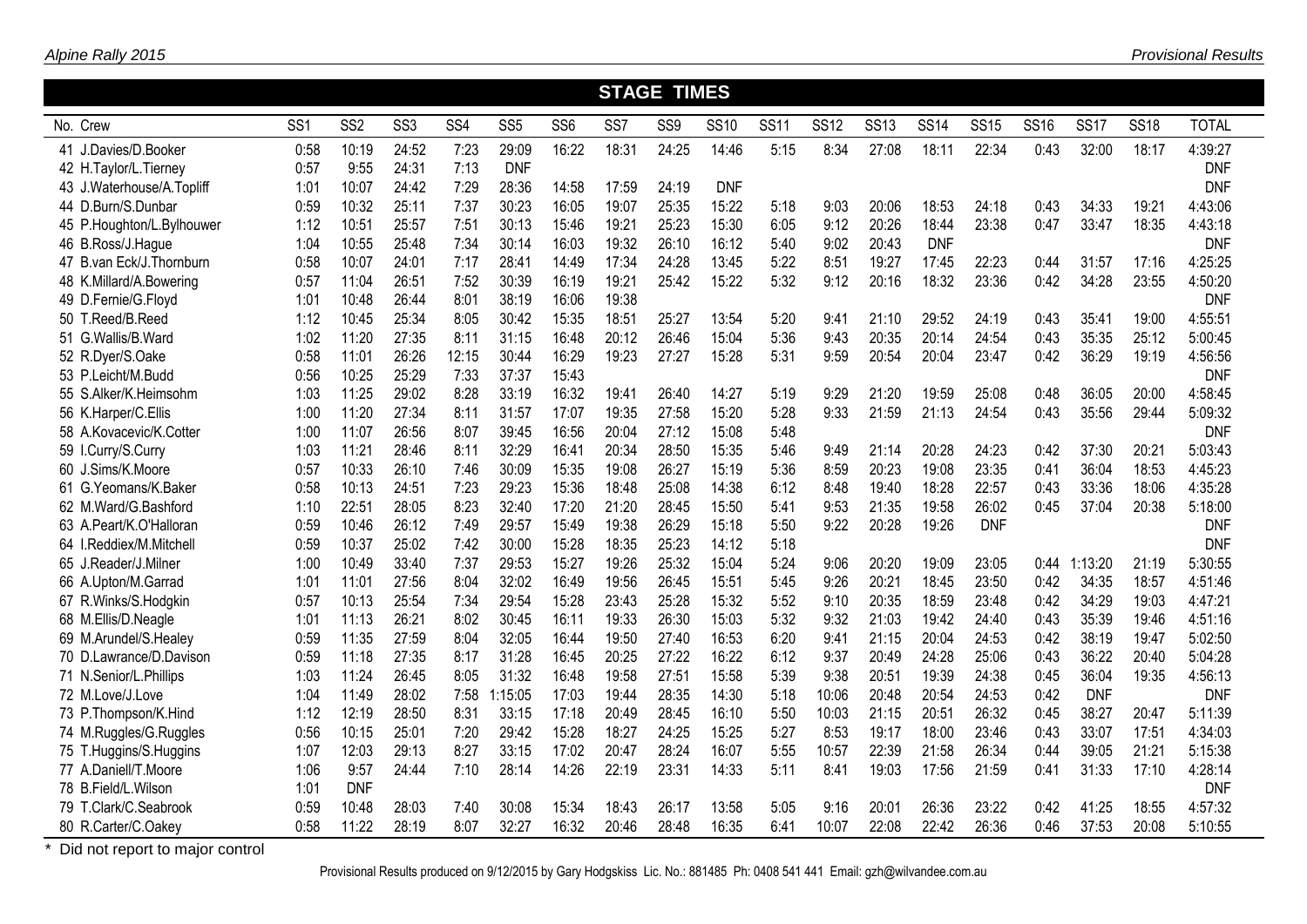## STAGE TIMES

| No. | Crew | SS1 | SS2 | SS3 | SS4 | SS5 | SS6 | SS7 | SS9 | SS10 | SS11 | SS12 | SS13 | SS14 | SS15 | SS16 | SS17 | SS18 | TOTAL |
|---|---|---|---|---|---|---|---|---|---|---|---|---|---|---|---|---|---|---|---|
| 41 | J.Davies/D.Booker | 0:58 | 10:19 | 24:52 | 7:23 | 29:09 | 16:22 | 18:31 | 24:25 | 14:46 | 5:15 | 8:34 | 27:08 | 18:11 | 22:34 | 0:43 | 32:00 | 18:17 | 4:39:27 |
| 42 | H.Taylor/L.Tierney | 0:57 | 9:55 | 24:31 | 7:13 | DNF | | | | | | | | | | | | | DNF |
| 43 | J.Waterhouse/A.Topliff | 1:01 | 10:07 | 24:42 | 7:29 | 28:36 | 14:58 | 17:59 | 24:19 | DNF | | | | | | | | | DNF |
| 44 | D.Burn/S.Dunbar | 0:59 | 10:32 | 25:11 | 7:37 | 30:23 | 16:05 | 19:07 | 25:35 | 15:22 | 5:18 | 9:03 | 20:06 | 18:53 | 24:18 | 0:43 | 34:33 | 19:21 | 4:43:06 |
| 45 | P.Houghton/L.Bylhouwer | 1:12 | 10:51 | 25:57 | 7:51 | 30:13 | 15:46 | 19:21 | 25:23 | 15:30 | 6:05 | 9:12 | 20:26 | 18:44 | 23:38 | 0:47 | 33:47 | 18:35 | 4:43:18 |
| 46 | B.Ross/J.Hague | 1:04 | 10:55 | 25:48 | 7:34 | 30:14 | 16:03 | 19:32 | 26:10 | 16:12 | 5:40 | 9:02 | 20:43 | DNF | | | | | DNF |
| 47 | B.van Eck/J.Thornburn | 0:58 | 10:07 | 24:01 | 7:17 | 28:41 | 14:49 | 17:34 | 24:28 | 13:45 | 5:22 | 8:51 | 19:27 | 17:45 | 22:23 | 0:44 | 31:57 | 17:16 | 4:25:25 |
| 48 | K.Millard/A.Bowering | 0:57 | 11:04 | 26:51 | 7:52 | 30:39 | 16:19 | 19:21 | 25:42 | 15:22 | 5:32 | 9:12 | 20:16 | 18:32 | 23:36 | 0:42 | 34:28 | 23:55 | 4:50:20 |
| 49 | D.Fernie/G.Floyd | 1:01 | 10:48 | 26:44 | 8:01 | 38:19 | 16:06 | 19:38 | | | | | | | | | | | DNF |
| 50 | T.Reed/B.Reed | 1:12 | 10:45 | 25:34 | 8:05 | 30:42 | 15:35 | 18:51 | 25:27 | 13:54 | 5:20 | 9:41 | 21:10 | 29:52 | 24:19 | 0:43 | 35:41 | 19:00 | 4:55:51 |
| 51 | G.Wallis/B.Ward | 1:02 | 11:20 | 27:35 | 8:11 | 31:15 | 16:48 | 20:12 | 26:46 | 15:04 | 5:36 | 9:43 | 20:35 | 20:14 | 24:54 | 0:43 | 35:35 | 25:12 | 5:00:45 |
| 52 | R.Dyer/S.Oake | 0:58 | 11:01 | 26:26 | 12:15 | 30:44 | 16:29 | 19:23 | 27:27 | 15:28 | 5:31 | 9:59 | 20:54 | 20:04 | 23:47 | 0:42 | 36:29 | 19:19 | 4:56:56 |
| 53 | P.Leicht/M.Budd | 0:56 | 10:25 | 25:29 | 7:33 | 37:37 | 15:43 | | | | | | | | | | | | DNF |
| 55 | S.Alker/K.Heimsohm | 1:03 | 11:25 | 29:02 | 8:28 | 33:19 | 16:32 | 19:41 | 26:40 | 14:27 | 5:19 | 9:29 | 21:20 | 19:59 | 25:08 | 0:48 | 36:05 | 20:00 | 4:58:45 |
| 56 | K.Harper/C.Ellis | 1:00 | 11:20 | 27:34 | 8:11 | 31:57 | 17:07 | 19:35 | 27:58 | 15:20 | 5:28 | 9:33 | 21:59 | 21:13 | 24:54 | 0:43 | 35:56 | 29:44 | 5:09:32 |
| 58 | A.Kovacevic/K.Cotter | 1:00 | 11:07 | 26:56 | 8:07 | 39:45 | 16:56 | 20:04 | 27:12 | 15:08 | 5:48 | | | | | | | | DNF |
| 59 | I.Curry/S.Curry | 1:03 | 11:21 | 28:46 | 8:11 | 32:29 | 16:41 | 20:34 | 28:50 | 15:35 | 5:46 | 9:49 | 21:14 | 20:28 | 24:23 | 0:42 | 37:30 | 20:21 | 5:03:43 |
| 60 | J.Sims/K.Moore | 0:57 | 10:33 | 26:10 | 7:46 | 30:09 | 15:35 | 19:08 | 26:27 | 15:19 | 5:36 | 8:59 | 20:23 | 19:08 | 23:35 | 0:41 | 36:04 | 18:53 | 4:45:23 |
| 61 | G.Yeomans/K.Baker | 0:58 | 10:13 | 24:51 | 7:23 | 29:23 | 15:36 | 18:48 | 25:08 | 14:38 | 6:12 | 8:48 | 19:40 | 18:28 | 22:57 | 0:43 | 33:36 | 18:06 | 4:35:28 |
| 62 | M.Ward/G.Bashford | 1:10 | 22:51 | 28:05 | 8:23 | 32:40 | 17:20 | 21:20 | 28:45 | 15:50 | 5:41 | 9:53 | 21:35 | 19:58 | 26:02 | 0:45 | 37:04 | 20:38 | 5:18:00 |
| 63 | A.Peart/K.O'Halloran | 0:59 | 10:46 | 26:12 | 7:49 | 29:57 | 15:49 | 19:38 | 26:29 | 15:18 | 5:50 | 9:22 | 20:28 | 19:26 | DNF | | | | DNF |
| 64 | I.Reddiex/M.Mitchell | 0:59 | 10:37 | 25:02 | 7:42 | 30:00 | 15:28 | 18:35 | 25:23 | 14:12 | 5:18 | | | | | | | | DNF |
| 65 | J.Reader/J.Milner | 1:00 | 10:49 | 33:40 | 7:37 | 29:53 | 15:27 | 19:26 | 25:32 | 15:04 | 5:24 | 9:06 | 20:20 | 19:09 | 23:05 | 0:44 | 1:13:20 | 21:19 | 5:30:55 |
| 66 | A.Upton/M.Garrad | 1:01 | 11:01 | 27:56 | 8:04 | 32:02 | 16:49 | 19:56 | 26:45 | 15:51 | 5:45 | 9:26 | 20:21 | 18:45 | 23:50 | 0:42 | 34:35 | 18:57 | 4:51:46 |
| 67 | R.Winks/S.Hodgkin | 0:57 | 10:13 | 25:54 | 7:34 | 29:54 | 15:28 | 23:43 | 25:28 | 15:32 | 5:52 | 9:10 | 20:35 | 18:59 | 23:48 | 0:42 | 34:29 | 19:03 | 4:47:21 |
| 68 | M.Ellis/D.Neagle | 1:01 | 11:13 | 26:21 | 8:02 | 30:45 | 16:11 | 19:33 | 26:30 | 15:03 | 5:32 | 9:32 | 21:03 | 19:42 | 24:40 | 0:43 | 35:39 | 19:46 | 4:51:16 |
| 69 | M.Arundel/S.Healey | 0:59 | 11:35 | 27:59 | 8:04 | 32:05 | 16:44 | 19:50 | 27:40 | 16:53 | 6:20 | 9:41 | 21:15 | 20:04 | 24:53 | 0:42 | 38:19 | 19:47 | 5:02:50 |
| 70 | D.Lawrance/D.Davison | 0:59 | 11:18 | 27:35 | 8:17 | 31:28 | 16:45 | 20:25 | 27:22 | 16:22 | 6:12 | 9:37 | 20:49 | 24:28 | 25:06 | 0:43 | 36:22 | 20:40 | 5:04:28 |
| 71 | N.Senior/L.Phillips | 1:03 | 11:24 | 26:45 | 8:05 | 31:32 | 16:48 | 19:58 | 27:51 | 15:58 | 5:39 | 9:38 | 20:51 | 19:39 | 24:38 | 0:45 | 36:04 | 19:35 | 4:56:13 |
| 72 | M.Love/J.Love | 1:04 | 11:49 | 28:02 | 7:58 | 1:15:05 | 17:03 | 19:44 | 28:35 | 14:30 | 5:18 | 10:06 | 20:48 | 20:54 | 24:53 | 0:42 | DNF | | DNF |
| 73 | P.Thompson/K.Hind | 1:12 | 12:19 | 28:50 | 8:31 | 33:15 | 17:18 | 20:49 | 28:45 | 16:10 | 5:50 | 10:03 | 21:15 | 20:51 | 26:32 | 0:45 | 38:27 | 20:47 | 5:11:39 |
| 74 | M.Ruggles/G.Ruggles | 0:56 | 10:15 | 25:01 | 7:20 | 29:42 | 15:28 | 18:27 | 24:25 | 15:25 | 5:27 | 8:53 | 19:17 | 18:00 | 23:46 | 0:43 | 33:07 | 17:51 | 4:34:03 |
| 75 | T.Huggins/S.Huggins | 1:07 | 12:03 | 29:13 | 8:27 | 33:15 | 17:02 | 20:47 | 28:24 | 16:07 | 5:55 | 10:57 | 22:39 | 21:58 | 26:34 | 0:44 | 39:05 | 21:21 | 5:15:38 |
| 77 | A.Daniell/T.Moore | 1:06 | 9:57 | 24:44 | 7:10 | 28:14 | 14:26 | 22:19 | 23:31 | 14:33 | 5:11 | 8:41 | 19:03 | 17:56 | 21:59 | 0:41 | 31:33 | 17:10 | 4:28:14 |
| 78 | B.Field/L.Wilson | 1:01 | DNF | | | | | | | | | | | | | | | | DNF |
| 79 | T.Clark/C.Seabrook | 0:59 | 10:48 | 28:03 | 7:40 | 30:08 | 15:34 | 18:43 | 26:17 | 13:58 | 5:05 | 9:16 | 20:01 | 26:36 | 23:22 | 0:42 | 41:25 | 18:55 | 4:57:32 |
| 80 | R.Carter/C.Oakey | 0:58 | 11:22 | 28:19 | 8:07 | 32:27 | 16:32 | 20:46 | 28:48 | 16:35 | 6:41 | 10:07 | 22:08 | 22:42 | 26:36 | 0:46 | 37:53 | 20:08 | 5:10:55 |

* Did not report to major control

Provisional Results produced on 9/12/2015 by Gary Hodgskiss Lic. No.: 881485 Ph: 0408 541 441 Email: gzh@wilvandee.com.au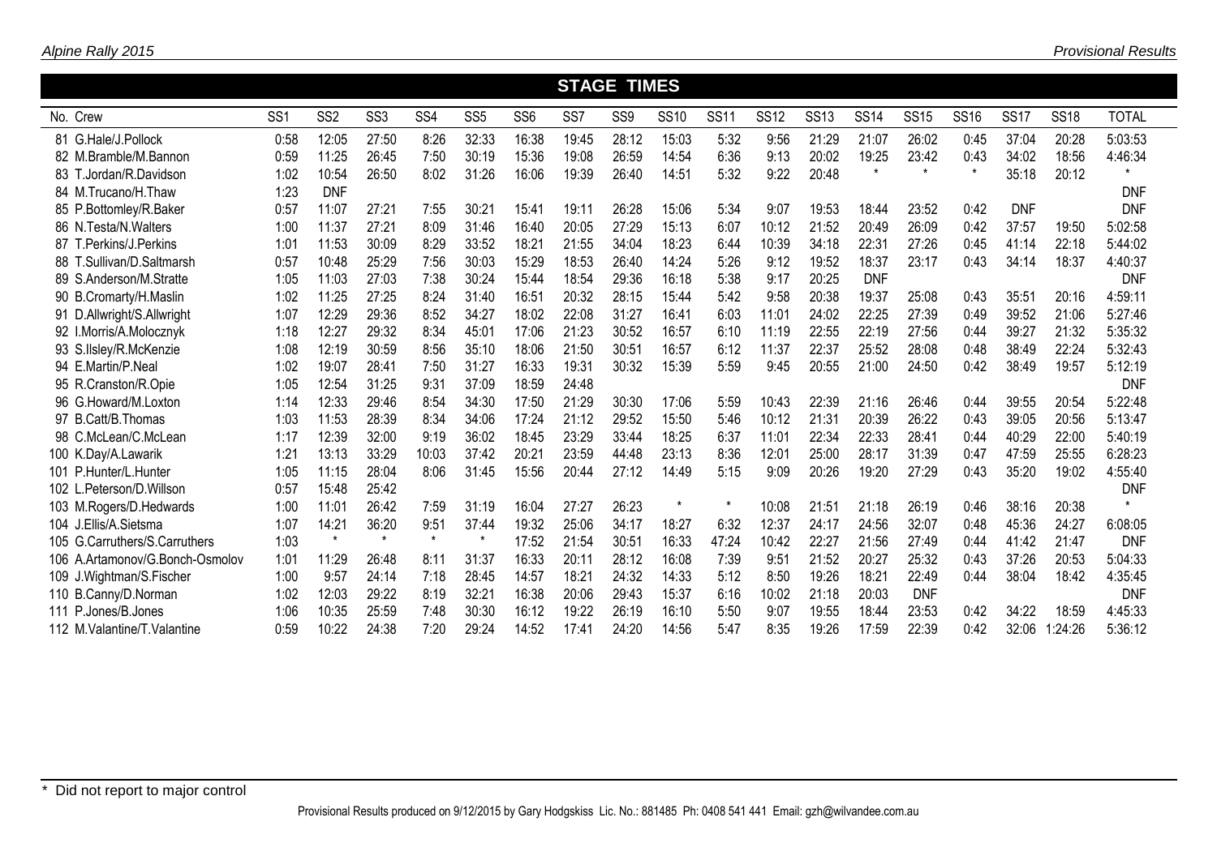## STAGE TIMES

| No. | Crew | SS1 | SS2 | SS3 | SS4 | SS5 | SS6 | SS7 | SS9 | SS10 | SS11 | SS12 | SS13 | SS14 | SS15 | SS16 | SS17 | SS18 | TOTAL |
|---|---|---|---|---|---|---|---|---|---|---|---|---|---|---|---|---|---|---|---|
| 81 | G.Hale/J.Pollock | 0:58 | 12:05 | 27:50 | 8:26 | 32:33 | 16:38 | 19:45 | 28:12 | 15:03 | 5:32 | 9:56 | 21:29 | 21:07 | 26:02 | 0:45 | 37:04 | 20:28 | 5:03:53 |
| 82 | M.Bramble/M.Bannon | 0:59 | 11:25 | 26:45 | 7:50 | 30:19 | 15:36 | 19:08 | 26:59 | 14:54 | 6:36 | 9:13 | 20:02 | 19:25 | 23:42 | 0:43 | 34:02 | 18:56 | 4:46:34 |
| 83 | T.Jordan/R.Davidson | 1:02 | 10:54 | 26:50 | 8:02 | 31:26 | 16:06 | 19:39 | 26:40 | 14:51 | 5:32 | 9:22 | 20:48 | * | * | * | 35:18 | 20:12 | * |
| 84 | M.Trucano/H.Thaw | 1:23 | DNF | | | | | | | | | | | | | | | | DNF |
| 85 | P.Bottomley/R.Baker | 0:57 | 11:07 | 27:21 | 7:55 | 30:21 | 15:41 | 19:11 | 26:28 | 15:06 | 5:34 | 9:07 | 19:53 | 18:44 | 23:52 | 0:42 | DNF | | DNF |
| 86 | N.Testa/N.Walters | 1:00 | 11:37 | 27:21 | 8:09 | 31:46 | 16:40 | 20:05 | 27:29 | 15:13 | 6:07 | 10:12 | 21:52 | 20:49 | 26:09 | 0:42 | 37:57 | 19:50 | 5:02:58 |
| 87 | T.Perkins/J.Perkins | 1:01 | 11:53 | 30:09 | 8:29 | 33:52 | 18:21 | 21:55 | 34:04 | 18:23 | 6:44 | 10:39 | 34:18 | 22:31 | 27:26 | 0:45 | 41:14 | 22:18 | 5:44:02 |
| 88 | T.Sullivan/D.Saltmarsh | 0:57 | 10:48 | 25:29 | 7:56 | 30:03 | 15:29 | 18:53 | 26:40 | 14:24 | 5:26 | 9:12 | 19:52 | 18:37 | 23:17 | 0:43 | 34:14 | 18:37 | 4:40:37 |
| 89 | S.Anderson/M.Stratte | 1:05 | 11:03 | 27:03 | 7:38 | 30:24 | 15:44 | 18:54 | 29:36 | 16:18 | 5:38 | 9:17 | 20:25 | DNF | | | | | DNF |
| 90 | B.Cromarty/H.Maslin | 1:02 | 11:25 | 27:25 | 8:24 | 31:40 | 16:51 | 20:32 | 28:15 | 15:44 | 5:42 | 9:58 | 20:38 | 19:37 | 25:08 | 0:43 | 35:51 | 20:16 | 4:59:11 |
| 91 | D.Allwright/S.Allwright | 1:07 | 12:29 | 29:36 | 8:52 | 34:27 | 18:02 | 22:08 | 31:27 | 16:41 | 6:03 | 11:01 | 24:02 | 22:25 | 27:39 | 0:49 | 39:52 | 21:06 | 5:27:46 |
| 92 | I.Morris/A.Molocznyk | 1:18 | 12:27 | 29:32 | 8:34 | 45:01 | 17:06 | 21:23 | 30:52 | 16:57 | 6:10 | 11:19 | 22:55 | 22:19 | 27:56 | 0:44 | 39:27 | 21:32 | 5:35:32 |
| 93 | S.Ilsley/R.McKenzie | 1:08 | 12:19 | 30:59 | 8:56 | 35:10 | 18:06 | 21:50 | 30:51 | 16:57 | 6:12 | 11:37 | 22:37 | 25:52 | 28:08 | 0:48 | 38:49 | 22:24 | 5:32:43 |
| 94 | E.Martin/P.Neal | 1:02 | 19:07 | 28:41 | 7:50 | 31:27 | 16:33 | 19:31 | 30:32 | 15:39 | 5:59 | 9:45 | 20:55 | 21:00 | 24:50 | 0:42 | 38:49 | 19:57 | 5:12:19 |
| 95 | R.Cranston/R.Opie | 1:05 | 12:54 | 31:25 | 9:31 | 37:09 | 18:59 | 24:48 | | | | | | | | | | | DNF |
| 96 | G.Howard/M.Loxton | 1:14 | 12:33 | 29:46 | 8:54 | 34:30 | 17:50 | 21:29 | 30:30 | 17:06 | 5:59 | 10:43 | 22:39 | 21:16 | 26:46 | 0:44 | 39:55 | 20:54 | 5:22:48 |
| 97 | B.Catt/B.Thomas | 1:03 | 11:53 | 28:39 | 8:34 | 34:06 | 17:24 | 21:12 | 29:52 | 15:50 | 5:46 | 10:12 | 21:31 | 20:39 | 26:22 | 0:43 | 39:05 | 20:56 | 5:13:47 |
| 98 | C.McLean/C.McLean | 1:17 | 12:39 | 32:00 | 9:19 | 36:02 | 18:45 | 23:29 | 33:44 | 18:25 | 6:37 | 11:01 | 22:34 | 22:33 | 28:41 | 0:44 | 40:29 | 22:00 | 5:40:19 |
| 100 | K.Day/A.Lawarik | 1:21 | 13:13 | 33:29 | 10:03 | 37:42 | 20:21 | 23:59 | 44:48 | 23:13 | 8:36 | 12:01 | 25:00 | 28:17 | 31:39 | 0:47 | 47:59 | 25:55 | 6:28:23 |
| 101 | P.Hunter/L.Hunter | 1:05 | 11:15 | 28:04 | 8:06 | 31:45 | 15:56 | 20:44 | 27:12 | 14:49 | 5:15 | 9:09 | 20:26 | 19:20 | 27:29 | 0:43 | 35:20 | 19:02 | 4:55:40 |
| 102 | L.Peterson/D.Willson | 0:57 | 15:48 | 25:42 | | | | | | | | | | | | | | | DNF |
| 103 | M.Rogers/D.Hedwards | 1:00 | 11:01 | 26:42 | 7:59 | 31:19 | 16:04 | 27:27 | 26:23 | * | * | 10:08 | 21:51 | 21:18 | 26:19 | 0:46 | 38:16 | 20:38 | * |
| 104 | J.Ellis/A.Sietsma | 1:07 | 14:21 | 36:20 | 9:51 | 37:44 | 19:32 | 25:06 | 34:17 | 18:27 | 6:32 | 12:37 | 24:17 | 24:56 | 32:07 | 0:48 | 45:36 | 24:27 | 6:08:05 |
| 105 | G.Carruthers/S.Carruthers | 1:03 | * | * | * | * | 17:52 | 21:54 | 30:51 | 16:33 | 47:24 | 10:42 | 22:27 | 21:56 | 27:49 | 0:44 | 41:42 | 21:47 | DNF |
| 106 | A.Artamonov/G.Bonch-Osmolov | 1:01 | 11:29 | 26:48 | 8:11 | 31:37 | 16:33 | 20:11 | 28:12 | 16:08 | 7:39 | 9:51 | 21:52 | 20:27 | 25:32 | 0:43 | 37:26 | 20:53 | 5:04:33 |
| 109 | J.Wightman/S.Fischer | 1:00 | 9:57 | 24:14 | 7:18 | 28:45 | 14:57 | 18:21 | 24:32 | 14:33 | 5:12 | 8:50 | 19:26 | 18:21 | 22:49 | 0:44 | 38:04 | 18:42 | 4:35:45 |
| 110 | B.Canny/D.Norman | 1:02 | 12:03 | 29:22 | 8:19 | 32:21 | 16:38 | 20:06 | 29:43 | 15:37 | 6:16 | 10:02 | 21:18 | 20:03 | DNF | | | | DNF |
| 111 | P.Jones/B.Jones | 1:06 | 10:35 | 25:59 | 7:48 | 30:30 | 16:12 | 19:22 | 26:19 | 16:10 | 5:50 | 9:07 | 19:55 | 18:44 | 23:53 | 0:42 | 34:22 | 18:59 | 4:45:33 |
| 112 | M.Valantine/T.Valantine | 0:59 | 10:22 | 24:38 | 7:20 | 29:24 | 14:52 | 17:41 | 24:20 | 14:56 | 5:47 | 8:35 | 19:26 | 17:59 | 22:39 | 0:42 | 32:06 | 1:24:26 | 5:36:12 |

* Did not report to major control

Provisional Results produced on 9/12/2015 by Gary Hodgskiss Lic. No.: 881485 Ph: 0408 541 441 Email: gzh@wilvandee.com.au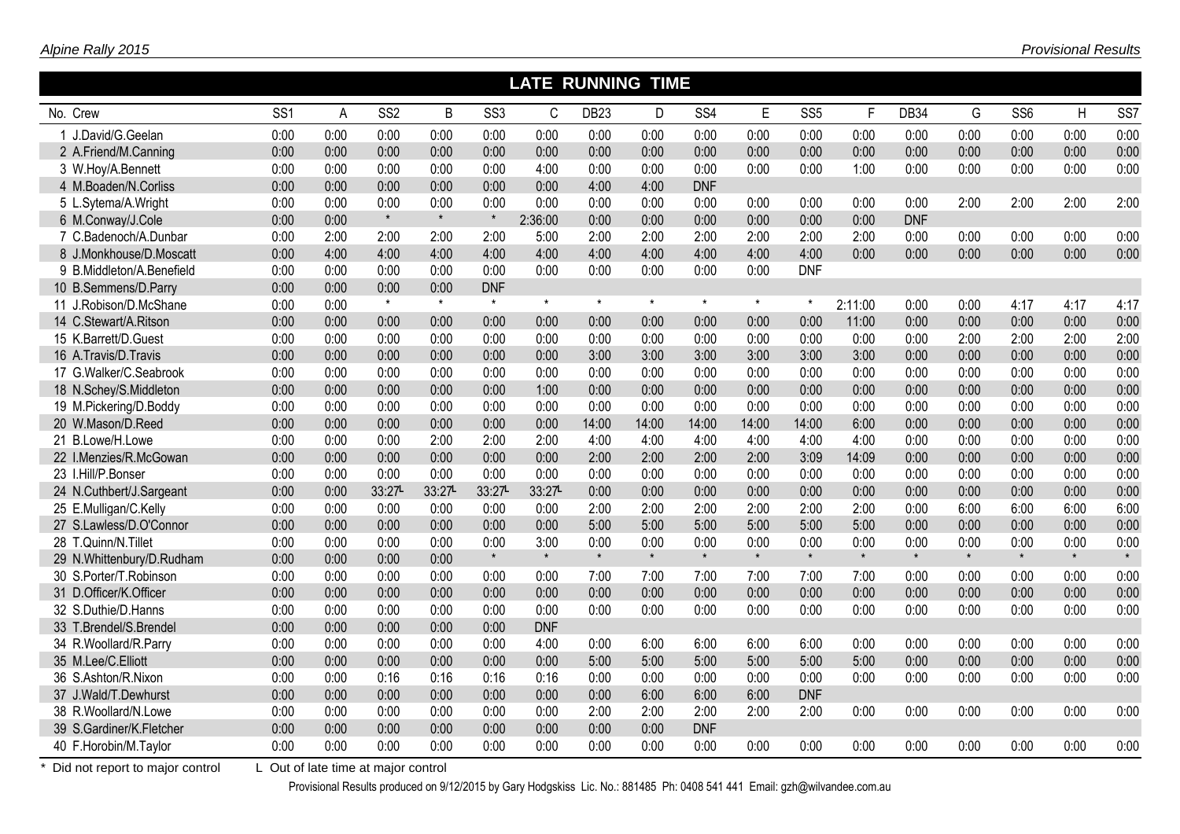## LATE RUNNING TIME

| No. | Crew | SS1 | A | SS2 | B | SS3 | C | DB23 | D | SS4 | E | SS5 | F | DB34 | G | SS6 | H | SS7 |
|---|---|---|---|---|---|---|---|---|---|---|---|---|---|---|---|---|---|---|
| 1 | J.David/G.Geelan | 0:00 | 0:00 | 0:00 | 0:00 | 0:00 | 0:00 | 0:00 | 0:00 | 0:00 | 0:00 | 0:00 | 0:00 | 0:00 | 0:00 | 0:00 | 0:00 | 0:00 |
| 2 | A.Friend/M.Canning | 0:00 | 0:00 | 0:00 | 0:00 | 0:00 | 0:00 | 0:00 | 0:00 | 0:00 | 0:00 | 0:00 | 0:00 | 0:00 | 0:00 | 0:00 | 0:00 | 0:00 |
| 3 | W.Hoy/A.Bennett | 0:00 | 0:00 | 0:00 | 0:00 | 0:00 | 4:00 | 0:00 | 0:00 | 0:00 | 0:00 | 0:00 | 1:00 | 0:00 | 0:00 | 0:00 | 0:00 | 0:00 |
| 4 | M.Boaden/N.Corliss | 0:00 | 0:00 | 0:00 | 0:00 | 0:00 | 0:00 | 4:00 | 4:00 | DNF | | | | | | | | |
| 5 | L.Sytema/A.Wright | 0:00 | 0:00 | 0:00 | 0:00 | 0:00 | 0:00 | 0:00 | 0:00 | 0:00 | 0:00 | 0:00 | 0:00 | 0:00 | 2:00 | 2:00 | 2:00 | 2:00 |
| 6 | M.Conway/J.Cole | 0:00 | 0:00 | * | * | * | 2:36:00 | 0:00 | 0:00 | 0:00 | 0:00 | 0:00 | 0:00 | DNF | | | | |
| 7 | C.Badenoch/A.Dunbar | 0:00 | 2:00 | 2:00 | 2:00 | 2:00 | 5:00 | 2:00 | 2:00 | 2:00 | 2:00 | 2:00 | 2:00 | 0:00 | 0:00 | 0:00 | 0:00 | 0:00 |
| 8 | J.Monkhouse/D.Moscatt | 0:00 | 4:00 | 4:00 | 4:00 | 4:00 | 4:00 | 4:00 | 4:00 | 4:00 | 4:00 | 4:00 | 0:00 | 0:00 | 0:00 | 0:00 | 0:00 | 0:00 |
| 9 | B.Middleton/A.Benefield | 0:00 | 0:00 | 0:00 | 0:00 | 0:00 | 0:00 | 0:00 | 0:00 | 0:00 | 0:00 | DNF | | | | | | |
| 10 | B.Semmens/D.Parry | 0:00 | 0:00 | 0:00 | 0:00 | DNF | | | | | | | | | | | | |
| 11 | J.Robison/D.McShane | 0:00 | 0:00 | * | * | * | * | * | * | * | * | * | 2:11:00 | 0:00 | 0:00 | 4:17 | 4:17 | 4:17 |
| 14 | C.Stewart/A.Ritson | 0:00 | 0:00 | 0:00 | 0:00 | 0:00 | 0:00 | 0:00 | 0:00 | 0:00 | 0:00 | 0:00 | 11:00 | 0:00 | 0:00 | 0:00 | 0:00 | 0:00 |
| 15 | K.Barrett/D.Guest | 0:00 | 0:00 | 0:00 | 0:00 | 0:00 | 0:00 | 0:00 | 0:00 | 0:00 | 0:00 | 0:00 | 0:00 | 0:00 | 2:00 | 2:00 | 2:00 | 2:00 |
| 16 | A.Travis/D.Travis | 0:00 | 0:00 | 0:00 | 0:00 | 0:00 | 0:00 | 3:00 | 3:00 | 3:00 | 3:00 | 3:00 | 3:00 | 0:00 | 0:00 | 0:00 | 0:00 | 0:00 |
| 17 | G.Walker/C.Seabrook | 0:00 | 0:00 | 0:00 | 0:00 | 0:00 | 0:00 | 0:00 | 0:00 | 0:00 | 0:00 | 0:00 | 0:00 | 0:00 | 0:00 | 0:00 | 0:00 | 0:00 |
| 18 | N.Schey/S.Middleton | 0:00 | 0:00 | 0:00 | 0:00 | 0:00 | 1:00 | 0:00 | 0:00 | 0:00 | 0:00 | 0:00 | 0:00 | 0:00 | 0:00 | 0:00 | 0:00 | 0:00 |
| 19 | M.Pickering/D.Boddy | 0:00 | 0:00 | 0:00 | 0:00 | 0:00 | 0:00 | 0:00 | 0:00 | 0:00 | 0:00 | 0:00 | 0:00 | 0:00 | 0:00 | 0:00 | 0:00 | 0:00 |
| 20 | W.Mason/D.Reed | 0:00 | 0:00 | 0:00 | 0:00 | 0:00 | 0:00 | 14:00 | 14:00 | 14:00 | 14:00 | 14:00 | 6:00 | 0:00 | 0:00 | 0:00 | 0:00 | 0:00 |
| 21 | B.Lowe/H.Lowe | 0:00 | 0:00 | 0:00 | 2:00 | 2:00 | 2:00 | 4:00 | 4:00 | 4:00 | 4:00 | 4:00 | 4:00 | 0:00 | 0:00 | 0:00 | 0:00 | 0:00 |
| 22 | I.Menzies/R.McGowan | 0:00 | 0:00 | 0:00 | 0:00 | 0:00 | 0:00 | 2:00 | 2:00 | 2:00 | 2:00 | 3:09 | 14:09 | 0:00 | 0:00 | 0:00 | 0:00 | 0:00 |
| 23 | I.Hill/P.Bonser | 0:00 | 0:00 | 0:00 | 0:00 | 0:00 | 0:00 | 0:00 | 0:00 | 0:00 | 0:00 | 0:00 | 0:00 | 0:00 | 0:00 | 0:00 | 0:00 | 0:00 |
| 24 | N.Cuthbert/J.Sargeant | 0:00 | 0:00 | 33:27L | 33:27L | 33:27L | 33:27L | 0:00 | 0:00 | 0:00 | 0:00 | 0:00 | 0:00 | 0:00 | 0:00 | 0:00 | 0:00 | 0:00 |
| 25 | E.Mulligan/C.Kelly | 0:00 | 0:00 | 0:00 | 0:00 | 0:00 | 0:00 | 2:00 | 2:00 | 2:00 | 2:00 | 2:00 | 2:00 | 0:00 | 6:00 | 6:00 | 6:00 | 6:00 |
| 27 | S.Lawless/D.O'Connor | 0:00 | 0:00 | 0:00 | 0:00 | 0:00 | 0:00 | 5:00 | 5:00 | 5:00 | 5:00 | 5:00 | 5:00 | 0:00 | 0:00 | 0:00 | 0:00 | 0:00 |
| 28 | T.Quinn/N.Tillet | 0:00 | 0:00 | 0:00 | 0:00 | 0:00 | 3:00 | 0:00 | 0:00 | 0:00 | 0:00 | 0:00 | 0:00 | 0:00 | 0:00 | 0:00 | 0:00 | 0:00 |
| 29 | N.Whittenbury/D.Rudham | 0:00 | 0:00 | 0:00 | 0:00 | * | * | * | * | * | * | * | * | * | * | * | * | * |
| 30 | S.Porter/T.Robinson | 0:00 | 0:00 | 0:00 | 0:00 | 0:00 | 0:00 | 7:00 | 7:00 | 7:00 | 7:00 | 7:00 | 7:00 | 0:00 | 0:00 | 0:00 | 0:00 | 0:00 |
| 31 | D.Officer/K.Officer | 0:00 | 0:00 | 0:00 | 0:00 | 0:00 | 0:00 | 0:00 | 0:00 | 0:00 | 0:00 | 0:00 | 0:00 | 0:00 | 0:00 | 0:00 | 0:00 | 0:00 |
| 32 | S.Duthie/D.Hanns | 0:00 | 0:00 | 0:00 | 0:00 | 0:00 | 0:00 | 0:00 | 0:00 | 0:00 | 0:00 | 0:00 | 0:00 | 0:00 | 0:00 | 0:00 | 0:00 | 0:00 |
| 33 | T.Brendel/S.Brendel | 0:00 | 0:00 | 0:00 | 0:00 | 0:00 | DNF | | | | | | | | | | | |
| 34 | R.Woollard/R.Parry | 0:00 | 0:00 | 0:00 | 0:00 | 0:00 | 4:00 | 0:00 | 6:00 | 6:00 | 6:00 | 6:00 | 0:00 | 0:00 | 0:00 | 0:00 | 0:00 | 0:00 |
| 35 | M.Lee/C.Elliott | 0:00 | 0:00 | 0:00 | 0:00 | 0:00 | 0:00 | 5:00 | 5:00 | 5:00 | 5:00 | 5:00 | 5:00 | 0:00 | 0:00 | 0:00 | 0:00 | 0:00 |
| 36 | S.Ashton/R.Nixon | 0:00 | 0:00 | 0:16 | 0:16 | 0:16 | 0:16 | 0:00 | 0:00 | 0:00 | 0:00 | 0:00 | 0:00 | 0:00 | 0:00 | 0:00 | 0:00 | 0:00 |
| 37 | J.Wald/T.Dewhurst | 0:00 | 0:00 | 0:00 | 0:00 | 0:00 | 0:00 | 0:00 | 6:00 | 6:00 | 6:00 | DNF | | | | | | |
| 38 | R.Woollard/N.Lowe | 0:00 | 0:00 | 0:00 | 0:00 | 0:00 | 0:00 | 2:00 | 2:00 | 2:00 | 2:00 | 2:00 | 0:00 | 0:00 | 0:00 | 0:00 | 0:00 | 0:00 |
| 39 | S.Gardiner/K.Fletcher | 0:00 | 0:00 | 0:00 | 0:00 | 0:00 | 0:00 | 0:00 | 0:00 | DNF | | | | | | | | |
| 40 | F.Horobin/M.Taylor | 0:00 | 0:00 | 0:00 | 0:00 | 0:00 | 0:00 | 0:00 | 0:00 | 0:00 | 0:00 | 0:00 | 0:00 | 0:00 | 0:00 | 0:00 | 0:00 | 0:00 |

* Did not report to major control   L Out of late time at major control

Provisional Results produced on 9/12/2015 by Gary Hodgskiss Lic. No.: 881485 Ph: 0408 541 441 Email: gzh@wilvandee.com.au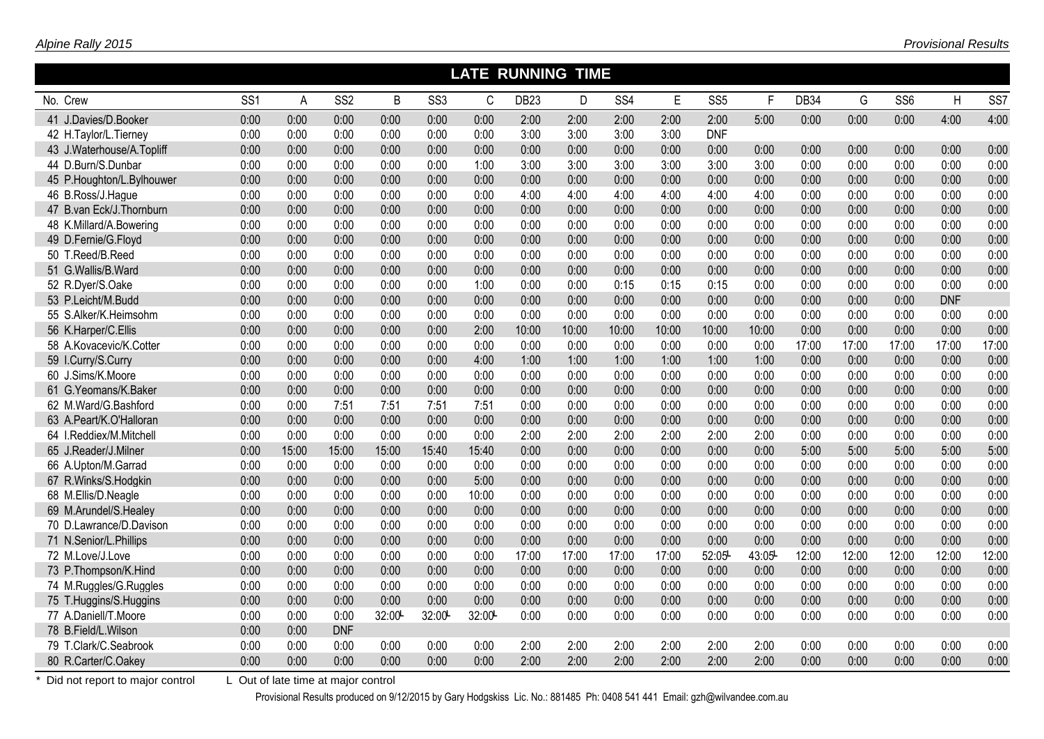## LATE RUNNING TIME

| No. | Crew | SS1 | A | SS2 | B | SS3 | C | DB23 | D | SS4 | E | SS5 | F | DB34 | G | SS6 | H | SS7 |
|---|---|---|---|---|---|---|---|---|---|---|---|---|---|---|---|---|---|---|
| 41 | J.Davies/D.Booker | 0:00 | 0:00 | 0:00 | 0:00 | 0:00 | 0:00 | 2:00 | 2:00 | 2:00 | 2:00 | 2:00 | 5:00 | 0:00 | 0:00 | 0:00 | 4:00 | 4:00 |
| 42 | H.Taylor/L.Tierney | 0:00 | 0:00 | 0:00 | 0:00 | 0:00 | 0:00 | 3:00 | 3:00 | 3:00 | 3:00 | DNF | | | | | | |
| 43 | J.Waterhouse/A.Topliff | 0:00 | 0:00 | 0:00 | 0:00 | 0:00 | 0:00 | 0:00 | 0:00 | 0:00 | 0:00 | 0:00 | 0:00 | 0:00 | 0:00 | 0:00 | 0:00 | 0:00 |
| 44 | D.Burn/S.Dunbar | 0:00 | 0:00 | 0:00 | 0:00 | 0:00 | 1:00 | 3:00 | 3:00 | 3:00 | 3:00 | 3:00 | 3:00 | 0:00 | 0:00 | 0:00 | 0:00 | 0:00 |
| 45 | P.Houghton/L.Bylhouwer | 0:00 | 0:00 | 0:00 | 0:00 | 0:00 | 0:00 | 0:00 | 0:00 | 0:00 | 0:00 | 0:00 | 0:00 | 0:00 | 0:00 | 0:00 | 0:00 | 0:00 |
| 46 | B.Ross/J.Hague | 0:00 | 0:00 | 0:00 | 0:00 | 0:00 | 0:00 | 4:00 | 4:00 | 4:00 | 4:00 | 4:00 | 4:00 | 0:00 | 0:00 | 0:00 | 0:00 | 0:00 |
| 47 | B.van Eck/J.Thornburn | 0:00 | 0:00 | 0:00 | 0:00 | 0:00 | 0:00 | 0:00 | 0:00 | 0:00 | 0:00 | 0:00 | 0:00 | 0:00 | 0:00 | 0:00 | 0:00 | 0:00 |
| 48 | K.Millard/A.Bowering | 0:00 | 0:00 | 0:00 | 0:00 | 0:00 | 0:00 | 0:00 | 0:00 | 0:00 | 0:00 | 0:00 | 0:00 | 0:00 | 0:00 | 0:00 | 0:00 | 0:00 |
| 49 | D.Fernie/G.Floyd | 0:00 | 0:00 | 0:00 | 0:00 | 0:00 | 0:00 | 0:00 | 0:00 | 0:00 | 0:00 | 0:00 | 0:00 | 0:00 | 0:00 | 0:00 | 0:00 | 0:00 |
| 50 | T.Reed/B.Reed | 0:00 | 0:00 | 0:00 | 0:00 | 0:00 | 0:00 | 0:00 | 0:00 | 0:00 | 0:00 | 0:00 | 0:00 | 0:00 | 0:00 | 0:00 | 0:00 | 0:00 |
| 51 | G.Wallis/B.Ward | 0:00 | 0:00 | 0:00 | 0:00 | 0:00 | 0:00 | 0:00 | 0:00 | 0:00 | 0:00 | 0:00 | 0:00 | 0:00 | 0:00 | 0:00 | 0:00 | 0:00 |
| 52 | R.Dyer/S.Oake | 0:00 | 0:00 | 0:00 | 0:00 | 0:00 | 1:00 | 0:00 | 0:00 | 0:15 | 0:15 | 0:15 | 0:00 | 0:00 | 0:00 | 0:00 | 0:00 | 0:00 |
| 53 | P.Leicht/M.Budd | 0:00 | 0:00 | 0:00 | 0:00 | 0:00 | 0:00 | 0:00 | 0:00 | 0:00 | 0:00 | 0:00 | 0:00 | 0:00 | 0:00 | 0:00 | DNF | |
| 55 | S.Alker/K.Heimsohm | 0:00 | 0:00 | 0:00 | 0:00 | 0:00 | 0:00 | 0:00 | 0:00 | 0:00 | 0:00 | 0:00 | 0:00 | 0:00 | 0:00 | 0:00 | 0:00 | 0:00 |
| 56 | K.Harper/C.Ellis | 0:00 | 0:00 | 0:00 | 0:00 | 0:00 | 2:00 | 10:00 | 10:00 | 10:00 | 10:00 | 10:00 | 10:00 | 0:00 | 0:00 | 0:00 | 0:00 | 0:00 |
| 58 | A.Kovacevic/K.Cotter | 0:00 | 0:00 | 0:00 | 0:00 | 0:00 | 0:00 | 0:00 | 0:00 | 0:00 | 0:00 | 0:00 | 0:00 | 17:00 | 17:00 | 17:00 | 17:00 | 17:00 |
| 59 | I.Curry/S.Curry | 0:00 | 0:00 | 0:00 | 0:00 | 0:00 | 4:00 | 1:00 | 1:00 | 1:00 | 1:00 | 1:00 | 1:00 | 0:00 | 0:00 | 0:00 | 0:00 | 0:00 |
| 60 | J.Sims/K.Moore | 0:00 | 0:00 | 0:00 | 0:00 | 0:00 | 0:00 | 0:00 | 0:00 | 0:00 | 0:00 | 0:00 | 0:00 | 0:00 | 0:00 | 0:00 | 0:00 | 0:00 |
| 61 | G.Yeomans/K.Baker | 0:00 | 0:00 | 0:00 | 0:00 | 0:00 | 0:00 | 0:00 | 0:00 | 0:00 | 0:00 | 0:00 | 0:00 | 0:00 | 0:00 | 0:00 | 0:00 | 0:00 |
| 62 | M.Ward/G.Bashford | 0:00 | 0:00 | 7:51 | 7:51 | 7:51 | 7:51 | 0:00 | 0:00 | 0:00 | 0:00 | 0:00 | 0:00 | 0:00 | 0:00 | 0:00 | 0:00 | 0:00 |
| 63 | A.Peart/K.O'Halloran | 0:00 | 0:00 | 0:00 | 0:00 | 0:00 | 0:00 | 0:00 | 0:00 | 0:00 | 0:00 | 0:00 | 0:00 | 0:00 | 0:00 | 0:00 | 0:00 | 0:00 |
| 64 | I.Reddiex/M.Mitchell | 0:00 | 0:00 | 0:00 | 0:00 | 0:00 | 0:00 | 2:00 | 2:00 | 2:00 | 2:00 | 2:00 | 2:00 | 0:00 | 0:00 | 0:00 | 0:00 | 0:00 |
| 65 | J.Reader/J.Milner | 0:00 | 15:00 | 15:00 | 15:00 | 15:40 | 15:40 | 0:00 | 0:00 | 0:00 | 0:00 | 0:00 | 0:00 | 5:00 | 5:00 | 5:00 | 5:00 | 5:00 |
| 66 | A.Upton/M.Garrad | 0:00 | 0:00 | 0:00 | 0:00 | 0:00 | 0:00 | 0:00 | 0:00 | 0:00 | 0:00 | 0:00 | 0:00 | 0:00 | 0:00 | 0:00 | 0:00 | 0:00 |
| 67 | R.Winks/S.Hodgkin | 0:00 | 0:00 | 0:00 | 0:00 | 0:00 | 5:00 | 0:00 | 0:00 | 0:00 | 0:00 | 0:00 | 0:00 | 0:00 | 0:00 | 0:00 | 0:00 | 0:00 |
| 68 | M.Ellis/D.Neagle | 0:00 | 0:00 | 0:00 | 0:00 | 0:00 | 10:00 | 0:00 | 0:00 | 0:00 | 0:00 | 0:00 | 0:00 | 0:00 | 0:00 | 0:00 | 0:00 | 0:00 |
| 69 | M.Arundel/S.Healey | 0:00 | 0:00 | 0:00 | 0:00 | 0:00 | 0:00 | 0:00 | 0:00 | 0:00 | 0:00 | 0:00 | 0:00 | 0:00 | 0:00 | 0:00 | 0:00 | 0:00 |
| 70 | D.Lawrance/D.Davison | 0:00 | 0:00 | 0:00 | 0:00 | 0:00 | 0:00 | 0:00 | 0:00 | 0:00 | 0:00 | 0:00 | 0:00 | 0:00 | 0:00 | 0:00 | 0:00 | 0:00 |
| 71 | N.Senior/L.Phillips | 0:00 | 0:00 | 0:00 | 0:00 | 0:00 | 0:00 | 0:00 | 0:00 | 0:00 | 0:00 | 0:00 | 0:00 | 0:00 | 0:00 | 0:00 | 0:00 | 0:00 |
| 72 | M.Love/J.Love | 0:00 | 0:00 | 0:00 | 0:00 | 0:00 | 0:00 | 17:00 | 17:00 | 17:00 | 17:00 | 52:05L | 43:05L | 12:00 | 12:00 | 12:00 | 12:00 | 12:00 |
| 73 | P.Thompson/K.Hind | 0:00 | 0:00 | 0:00 | 0:00 | 0:00 | 0:00 | 0:00 | 0:00 | 0:00 | 0:00 | 0:00 | 0:00 | 0:00 | 0:00 | 0:00 | 0:00 | 0:00 |
| 74 | M.Ruggles/G.Ruggles | 0:00 | 0:00 | 0:00 | 0:00 | 0:00 | 0:00 | 0:00 | 0:00 | 0:00 | 0:00 | 0:00 | 0:00 | 0:00 | 0:00 | 0:00 | 0:00 | 0:00 |
| 75 | T.Huggins/S.Huggins | 0:00 | 0:00 | 0:00 | 0:00 | 0:00 | 0:00 | 0:00 | 0:00 | 0:00 | 0:00 | 0:00 | 0:00 | 0:00 | 0:00 | 0:00 | 0:00 | 0:00 |
| 77 | A.Daniell/T.Moore | 0:00 | 0:00 | 0:00 | 32:00L | 32:00L | 32:00L | 0:00 | 0:00 | 0:00 | 0:00 | 0:00 | 0:00 | 0:00 | 0:00 | 0:00 | 0:00 | 0:00 |
| 78 | B.Field/L.Wilson | 0:00 | 0:00 | DNF | | | | | | | | | | | | | | |
| 79 | T.Clark/C.Seabrook | 0:00 | 0:00 | 0:00 | 0:00 | 0:00 | 0:00 | 2:00 | 2:00 | 2:00 | 2:00 | 2:00 | 2:00 | 0:00 | 0:00 | 0:00 | 0:00 | 0:00 |
| 80 | R.Carter/C.Oakey | 0:00 | 0:00 | 0:00 | 0:00 | 0:00 | 0:00 | 2:00 | 2:00 | 2:00 | 2:00 | 2:00 | 2:00 | 0:00 | 0:00 | 0:00 | 0:00 | 0:00 |

\* Did not report to major control L Out of late time at major control

Provisional Results produced on 9/12/2015 by Gary Hodgskiss Lic. No.: 881485 Ph: 0408 541 441 Email: gzh@wilvandee.com.au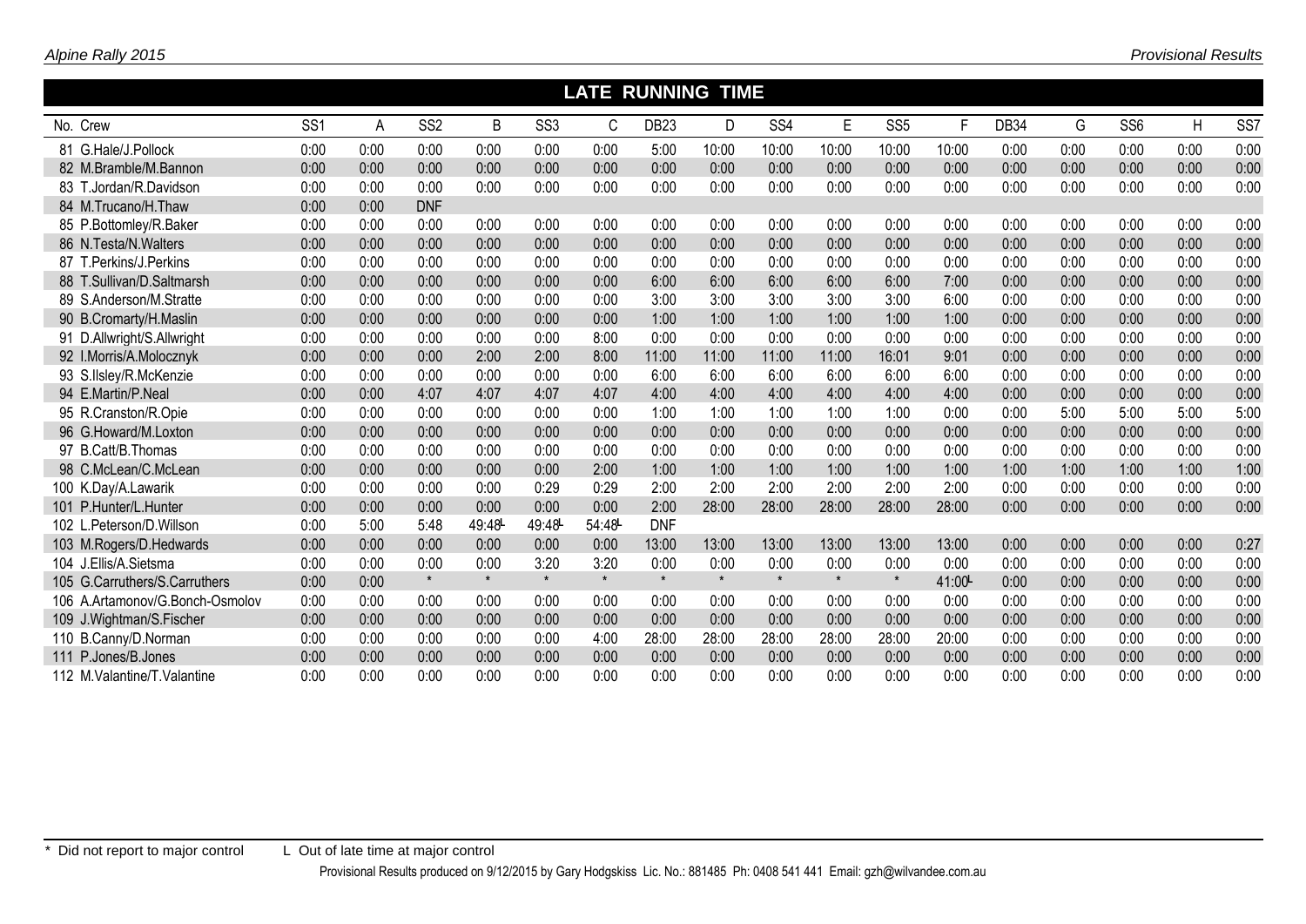## LATE RUNNING TIME

| No. | Crew | SS1 | A | SS2 | B | SS3 | C | DB23 | D | SS4 | E | SS5 | F | DB34 | G | SS6 | H | SS7 |
|---|---|---|---|---|---|---|---|---|---|---|---|---|---|---|---|---|---|---|
| 81 | G.Hale/J.Pollock | 0:00 | 0:00 | 0:00 | 0:00 | 0:00 | 0:00 | 5:00 | 10:00 | 10:00 | 10:00 | 10:00 | 10:00 | 0:00 | 0:00 | 0:00 | 0:00 | 0:00 |
| 82 | M.Bramble/M.Bannon | 0:00 | 0:00 | 0:00 | 0:00 | 0:00 | 0:00 | 0:00 | 0:00 | 0:00 | 0:00 | 0:00 | 0:00 | 0:00 | 0:00 | 0:00 | 0:00 | 0:00 |
| 83 | T.Jordan/R.Davidson | 0:00 | 0:00 | 0:00 | 0:00 | 0:00 | 0:00 | 0:00 | 0:00 | 0:00 | 0:00 | 0:00 | 0:00 | 0:00 | 0:00 | 0:00 | 0:00 | 0:00 |
| 84 | M.Trucano/H.Thaw | 0:00 | 0:00 | DNF | | | | | | | | | | | | | | |
| 85 | P.Bottomley/R.Baker | 0:00 | 0:00 | 0:00 | 0:00 | 0:00 | 0:00 | 0:00 | 0:00 | 0:00 | 0:00 | 0:00 | 0:00 | 0:00 | 0:00 | 0:00 | 0:00 | 0:00 |
| 86 | N.Testa/N.Walters | 0:00 | 0:00 | 0:00 | 0:00 | 0:00 | 0:00 | 0:00 | 0:00 | 0:00 | 0:00 | 0:00 | 0:00 | 0:00 | 0:00 | 0:00 | 0:00 | 0:00 |
| 87 | T.Perkins/J.Perkins | 0:00 | 0:00 | 0:00 | 0:00 | 0:00 | 0:00 | 0:00 | 0:00 | 0:00 | 0:00 | 0:00 | 0:00 | 0:00 | 0:00 | 0:00 | 0:00 | 0:00 |
| 88 | T.Sullivan/D.Saltmarsh | 0:00 | 0:00 | 0:00 | 0:00 | 0:00 | 0:00 | 6:00 | 6:00 | 6:00 | 6:00 | 6:00 | 7:00 | 0:00 | 0:00 | 0:00 | 0:00 | 0:00 |
| 89 | S.Anderson/M.Stratte | 0:00 | 0:00 | 0:00 | 0:00 | 0:00 | 0:00 | 3:00 | 3:00 | 3:00 | 3:00 | 3:00 | 6:00 | 0:00 | 0:00 | 0:00 | 0:00 | 0:00 |
| 90 | B.Cromarty/H.Maslin | 0:00 | 0:00 | 0:00 | 0:00 | 0:00 | 0:00 | 1:00 | 1:00 | 1:00 | 1:00 | 1:00 | 1:00 | 0:00 | 0:00 | 0:00 | 0:00 | 0:00 |
| 91 | D.Allwright/S.Allwright | 0:00 | 0:00 | 0:00 | 0:00 | 0:00 | 8:00 | 0:00 | 0:00 | 0:00 | 0:00 | 0:00 | 0:00 | 0:00 | 0:00 | 0:00 | 0:00 | 0:00 |
| 92 | I.Morris/A.Molocznyk | 0:00 | 0:00 | 0:00 | 2:00 | 2:00 | 8:00 | 11:00 | 11:00 | 11:00 | 11:00 | 16:01 | 9:01 | 0:00 | 0:00 | 0:00 | 0:00 | 0:00 |
| 93 | S.Ilsley/R.McKenzie | 0:00 | 0:00 | 0:00 | 0:00 | 0:00 | 0:00 | 6:00 | 6:00 | 6:00 | 6:00 | 6:00 | 6:00 | 0:00 | 0:00 | 0:00 | 0:00 | 0:00 |
| 94 | E.Martin/P.Neal | 0:00 | 0:00 | 4:07 | 4:07 | 4:07 | 4:07 | 4:00 | 4:00 | 4:00 | 4:00 | 4:00 | 4:00 | 0:00 | 0:00 | 0:00 | 0:00 | 0:00 |
| 95 | R.Cranston/R.Opie | 0:00 | 0:00 | 0:00 | 0:00 | 0:00 | 0:00 | 1:00 | 1:00 | 1:00 | 1:00 | 1:00 | 0:00 | 0:00 | 5:00 | 5:00 | 5:00 | 5:00 |
| 96 | G.Howard/M.Loxton | 0:00 | 0:00 | 0:00 | 0:00 | 0:00 | 0:00 | 0:00 | 0:00 | 0:00 | 0:00 | 0:00 | 0:00 | 0:00 | 0:00 | 0:00 | 0:00 | 0:00 |
| 97 | B.Catt/B.Thomas | 0:00 | 0:00 | 0:00 | 0:00 | 0:00 | 0:00 | 0:00 | 0:00 | 0:00 | 0:00 | 0:00 | 0:00 | 0:00 | 0:00 | 0:00 | 0:00 | 0:00 |
| 98 | C.McLean/C.McLean | 0:00 | 0:00 | 0:00 | 0:00 | 0:00 | 2:00 | 1:00 | 1:00 | 1:00 | 1:00 | 1:00 | 1:00 | 1:00 | 1:00 | 1:00 | 1:00 | 1:00 |
| 100 | K.Day/A.Lawarik | 0:00 | 0:00 | 0:00 | 0:00 | 0:29 | 0:29 | 2:00 | 2:00 | 2:00 | 2:00 | 2:00 | 2:00 | 0:00 | 0:00 | 0:00 | 0:00 | 0:00 |
| 101 | P.Hunter/L.Hunter | 0:00 | 0:00 | 0:00 | 0:00 | 0:00 | 0:00 | 2:00 | 28:00 | 28:00 | 28:00 | 28:00 | 28:00 | 0:00 | 0:00 | 0:00 | 0:00 | 0:00 |
| 102 | L.Peterson/D.Willson | 0:00 | 5:00 | 5:48 | 49:48L | 49:48L | 54:48L | DNF | | | | | | | | | | |
| 103 | M.Rogers/D.Hedwards | 0:00 | 0:00 | 0:00 | 0:00 | 0:00 | 0:00 | 13:00 | 13:00 | 13:00 | 13:00 | 13:00 | 13:00 | 0:00 | 0:00 | 0:00 | 0:00 | 0:27 |
| 104 | J.Ellis/A.Sietsma | 0:00 | 0:00 | 0:00 | 0:00 | 3:20 | 3:20 | 0:00 | 0:00 | 0:00 | 0:00 | 0:00 | 0:00 | 0:00 | 0:00 | 0:00 | 0:00 | 0:00 |
| 105 | G.Carruthers/S.Carruthers | 0:00 | 0:00 | * | * | * | * | * | * | * | * | * | 41:00L | 0:00 | 0:00 | 0:00 | 0:00 | 0:00 |
| 106 | A.Artamonov/G.Bonch-Osmolov | 0:00 | 0:00 | 0:00 | 0:00 | 0:00 | 0:00 | 0:00 | 0:00 | 0:00 | 0:00 | 0:00 | 0:00 | 0:00 | 0:00 | 0:00 | 0:00 | 0:00 |
| 109 | J.Wightman/S.Fischer | 0:00 | 0:00 | 0:00 | 0:00 | 0:00 | 0:00 | 0:00 | 0:00 | 0:00 | 0:00 | 0:00 | 0:00 | 0:00 | 0:00 | 0:00 | 0:00 | 0:00 |
| 110 | B.Canny/D.Norman | 0:00 | 0:00 | 0:00 | 0:00 | 0:00 | 4:00 | 28:00 | 28:00 | 28:00 | 28:00 | 28:00 | 20:00 | 0:00 | 0:00 | 0:00 | 0:00 | 0:00 |
| 111 | P.Jones/B.Jones | 0:00 | 0:00 | 0:00 | 0:00 | 0:00 | 0:00 | 0:00 | 0:00 | 0:00 | 0:00 | 0:00 | 0:00 | 0:00 | 0:00 | 0:00 | 0:00 | 0:00 |
| 112 | M.Valantine/T.Valantine | 0:00 | 0:00 | 0:00 | 0:00 | 0:00 | 0:00 | 0:00 | 0:00 | 0:00 | 0:00 | 0:00 | 0:00 | 0:00 | 0:00 | 0:00 | 0:00 | 0:00 |

\* Did not report to major control   L Out of late time at major control

Provisional Results produced on 9/12/2015 by Gary Hodgskiss Lic. No.: 881485 Ph: 0408 541 441 Email: gzh@wilvandee.com.au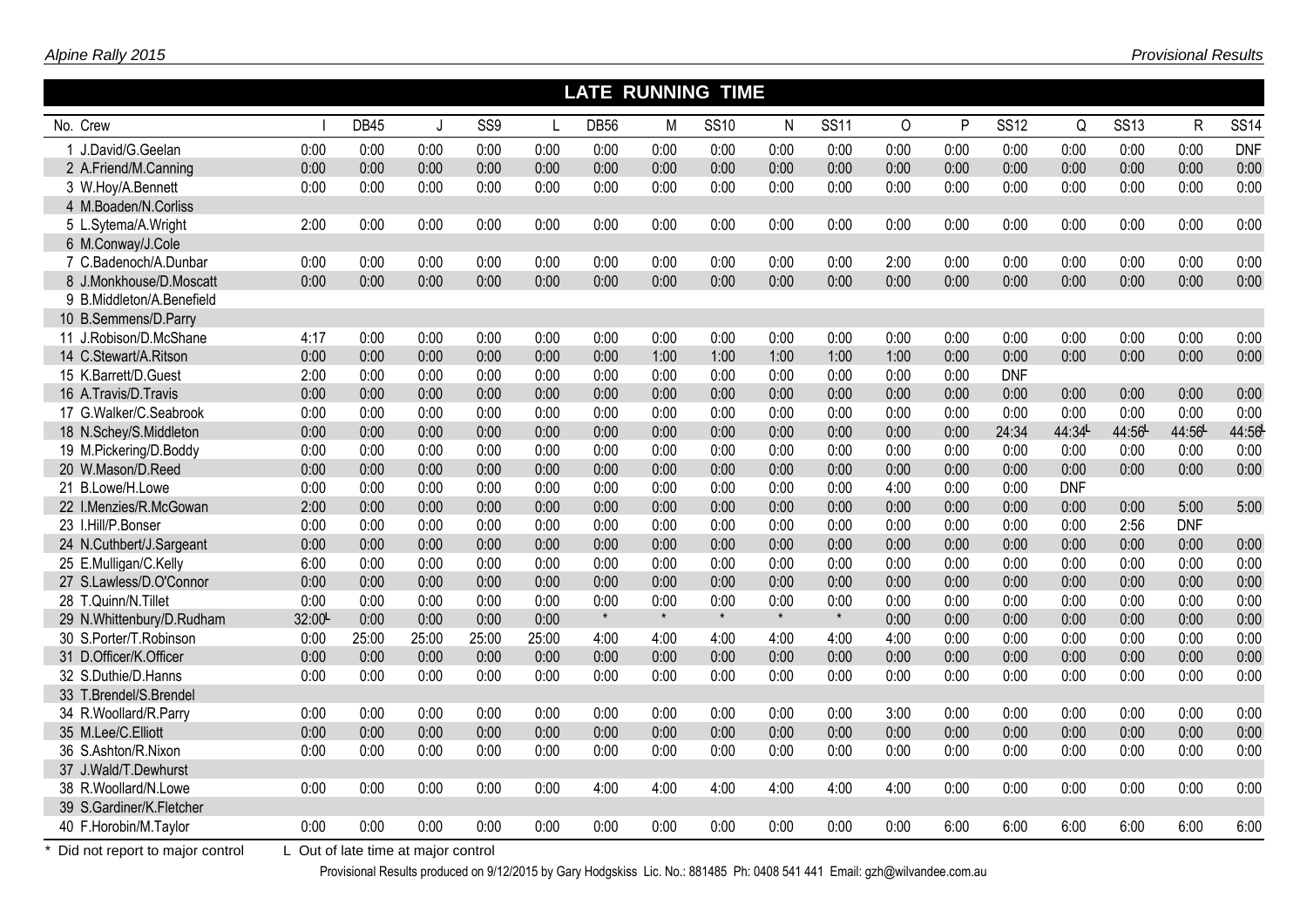## LATE RUNNING TIME

| No. | Crew | I | DB45 | J | SS9 | L | DB56 | M | SS10 | N | SS11 | O | P | SS12 | Q | SS13 | R | SS14 |
|---|---|---|---|---|---|---|---|---|---|---|---|---|---|---|---|---|---|---|
| 1 | J.David/G.Geelan | 0:00 | 0:00 | 0:00 | 0:00 | 0:00 | 0:00 | 0:00 | 0:00 | 0:00 | 0:00 | 0:00 | 0:00 | 0:00 | 0:00 | 0:00 | 0:00 | DNF |
| 2 | A.Friend/M.Canning | 0:00 | 0:00 | 0:00 | 0:00 | 0:00 | 0:00 | 0:00 | 0:00 | 0:00 | 0:00 | 0:00 | 0:00 | 0:00 | 0:00 | 0:00 | 0:00 | 0:00 |
| 3 | W.Hoy/A.Bennett | 0:00 | 0:00 | 0:00 | 0:00 | 0:00 | 0:00 | 0:00 | 0:00 | 0:00 | 0:00 | 0:00 | 0:00 | 0:00 | 0:00 | 0:00 | 0:00 | 0:00 |
| 4 | M.Boaden/N.Corliss | | | | | | | | | | | | | | | | | |
| 5 | L.Sytema/A.Wright | 2:00 | 0:00 | 0:00 | 0:00 | 0:00 | 0:00 | 0:00 | 0:00 | 0:00 | 0:00 | 0:00 | 0:00 | 0:00 | 0:00 | 0:00 | 0:00 | 0:00 |
| 6 | M.Conway/J.Cole | | | | | | | | | | | | | | | | | |
| 7 | C.Badenoch/A.Dunbar | 0:00 | 0:00 | 0:00 | 0:00 | 0:00 | 0:00 | 0:00 | 0:00 | 0:00 | 0:00 | 2:00 | 0:00 | 0:00 | 0:00 | 0:00 | 0:00 | 0:00 |
| 8 | J.Monkhouse/D.Moscatt | 0:00 | 0:00 | 0:00 | 0:00 | 0:00 | 0:00 | 0:00 | 0:00 | 0:00 | 0:00 | 0:00 | 0:00 | 0:00 | 0:00 | 0:00 | 0:00 | 0:00 |
| 9 | B.Middleton/A.Benefield | | | | | | | | | | | | | | | | | |
| 10 | B.Semmens/D.Parry | | | | | | | | | | | | | | | | | |
| 11 | J.Robison/D.McShane | 4:17 | 0:00 | 0:00 | 0:00 | 0:00 | 0:00 | 0:00 | 0:00 | 0:00 | 0:00 | 0:00 | 0:00 | 0:00 | 0:00 | 0:00 | 0:00 | 0:00 |
| 14 | C.Stewart/A.Ritson | 0:00 | 0:00 | 0:00 | 0:00 | 0:00 | 0:00 | 1:00 | 1:00 | 1:00 | 1:00 | 1:00 | 0:00 | 0:00 | 0:00 | 0:00 | 0:00 | 0:00 |
| 15 | K.Barrett/D.Guest | 2:00 | 0:00 | 0:00 | 0:00 | 0:00 | 0:00 | 0:00 | 0:00 | 0:00 | 0:00 | 0:00 | 0:00 | DNF | | | | |
| 16 | A.Travis/D.Travis | 0:00 | 0:00 | 0:00 | 0:00 | 0:00 | 0:00 | 0:00 | 0:00 | 0:00 | 0:00 | 0:00 | 0:00 | 0:00 | 0:00 | 0:00 | 0:00 | 0:00 |
| 17 | G.Walker/C.Seabrook | 0:00 | 0:00 | 0:00 | 0:00 | 0:00 | 0:00 | 0:00 | 0:00 | 0:00 | 0:00 | 0:00 | 0:00 | 0:00 | 0:00 | 0:00 | 0:00 | 0:00 |
| 18 | N.Schey/S.Middleton | 0:00 | 0:00 | 0:00 | 0:00 | 0:00 | 0:00 | 0:00 | 0:00 | 0:00 | 0:00 | 0:00 | 0:00 | 24:34 | 44:34L | 44:56L | 44:56L | 44:56L |
| 19 | M.Pickering/D.Boddy | 0:00 | 0:00 | 0:00 | 0:00 | 0:00 | 0:00 | 0:00 | 0:00 | 0:00 | 0:00 | 0:00 | 0:00 | 0:00 | 0:00 | 0:00 | 0:00 | 0:00 |
| 20 | W.Mason/D.Reed | 0:00 | 0:00 | 0:00 | 0:00 | 0:00 | 0:00 | 0:00 | 0:00 | 0:00 | 0:00 | 0:00 | 0:00 | 0:00 | 0:00 | 0:00 | 0:00 | 0:00 |
| 21 | B.Lowe/H.Lowe | 0:00 | 0:00 | 0:00 | 0:00 | 0:00 | 0:00 | 0:00 | 0:00 | 0:00 | 0:00 | 4:00 | 0:00 | 0:00 | DNF | | | |
| 22 | I.Menzies/R.McGowan | 2:00 | 0:00 | 0:00 | 0:00 | 0:00 | 0:00 | 0:00 | 0:00 | 0:00 | 0:00 | 0:00 | 0:00 | 0:00 | 0:00 | 0:00 | 5:00 | 5:00 |
| 23 | I.Hill/P.Bonser | 0:00 | 0:00 | 0:00 | 0:00 | 0:00 | 0:00 | 0:00 | 0:00 | 0:00 | 0:00 | 0:00 | 0:00 | 0:00 | 0:00 | 2:56 | DNF | |
| 24 | N.Cuthbert/J.Sargeant | 0:00 | 0:00 | 0:00 | 0:00 | 0:00 | 0:00 | 0:00 | 0:00 | 0:00 | 0:00 | 0:00 | 0:00 | 0:00 | 0:00 | 0:00 | 0:00 | 0:00 |
| 25 | E.Mulligan/C.Kelly | 6:00 | 0:00 | 0:00 | 0:00 | 0:00 | 0:00 | 0:00 | 0:00 | 0:00 | 0:00 | 0:00 | 0:00 | 0:00 | 0:00 | 0:00 | 0:00 | 0:00 |
| 27 | S.Lawless/D.O'Connor | 0:00 | 0:00 | 0:00 | 0:00 | 0:00 | 0:00 | 0:00 | 0:00 | 0:00 | 0:00 | 0:00 | 0:00 | 0:00 | 0:00 | 0:00 | 0:00 | 0:00 |
| 28 | T.Quinn/N.Tillet | 0:00 | 0:00 | 0:00 | 0:00 | 0:00 | 0:00 | 0:00 | 0:00 | 0:00 | 0:00 | 0:00 | 0:00 | 0:00 | 0:00 | 0:00 | 0:00 | 0:00 |
| 29 | N.Whittenbury/D.Rudham | 32:00L | 0:00 | 0:00 | 0:00 | 0:00 | * | * | * | * | * | 0:00 | 0:00 | 0:00 | 0:00 | 0:00 | 0:00 | 0:00 |
| 30 | S.Porter/T.Robinson | 0:00 | 25:00 | 25:00 | 25:00 | 25:00 | 4:00 | 4:00 | 4:00 | 4:00 | 4:00 | 4:00 | 0:00 | 0:00 | 0:00 | 0:00 | 0:00 | 0:00 |
| 31 | D.Officer/K.Officer | 0:00 | 0:00 | 0:00 | 0:00 | 0:00 | 0:00 | 0:00 | 0:00 | 0:00 | 0:00 | 0:00 | 0:00 | 0:00 | 0:00 | 0:00 | 0:00 | 0:00 |
| 32 | S.Duthie/D.Hanns | 0:00 | 0:00 | 0:00 | 0:00 | 0:00 | 0:00 | 0:00 | 0:00 | 0:00 | 0:00 | 0:00 | 0:00 | 0:00 | 0:00 | 0:00 | 0:00 | 0:00 |
| 33 | T.Brendel/S.Brendel | | | | | | | | | | | | | | | | | |
| 34 | R.Woollard/R.Parry | 0:00 | 0:00 | 0:00 | 0:00 | 0:00 | 0:00 | 0:00 | 0:00 | 0:00 | 0:00 | 3:00 | 0:00 | 0:00 | 0:00 | 0:00 | 0:00 | 0:00 |
| 35 | M.Lee/C.Elliott | 0:00 | 0:00 | 0:00 | 0:00 | 0:00 | 0:00 | 0:00 | 0:00 | 0:00 | 0:00 | 0:00 | 0:00 | 0:00 | 0:00 | 0:00 | 0:00 | 0:00 |
| 36 | S.Ashton/R.Nixon | 0:00 | 0:00 | 0:00 | 0:00 | 0:00 | 0:00 | 0:00 | 0:00 | 0:00 | 0:00 | 0:00 | 0:00 | 0:00 | 0:00 | 0:00 | 0:00 | 0:00 |
| 37 | J.Wald/T.Dewhurst | | | | | | | | | | | | | | | | | |
| 38 | R.Woollard/N.Lowe | 0:00 | 0:00 | 0:00 | 0:00 | 0:00 | 4:00 | 4:00 | 4:00 | 4:00 | 4:00 | 4:00 | 0:00 | 0:00 | 0:00 | 0:00 | 0:00 | 0:00 |
| 39 | S.Gardiner/K.Fletcher | | | | | | | | | | | | | | | | | |
| 40 | F.Horobin/M.Taylor | 0:00 | 0:00 | 0:00 | 0:00 | 0:00 | 0:00 | 0:00 | 0:00 | 0:00 | 0:00 | 0:00 | 6:00 | 6:00 | 6:00 | 6:00 | 6:00 | 6:00 |

* Did not report to major control    L Out of late time at major control

Provisional Results produced on 9/12/2015 by Gary Hodgskiss Lic. No.: 881485 Ph: 0408 541 441 Email: gzh@wilvandee.com.au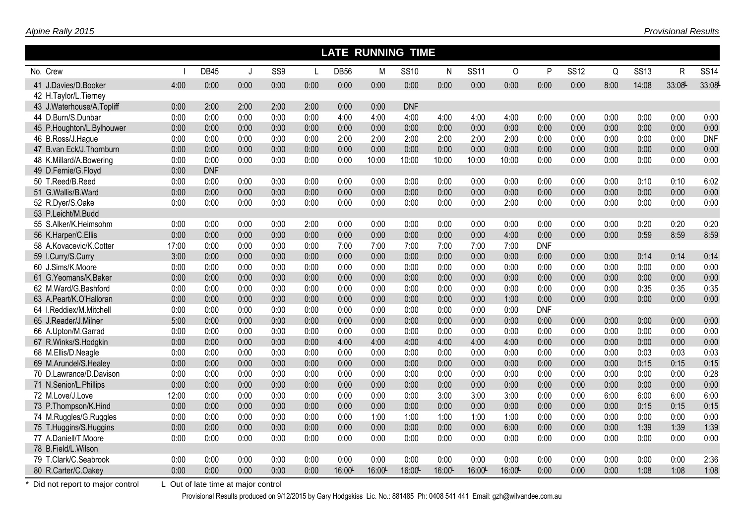## LATE RUNNING TIME

| No. Crew | I | DB45 | J | SS9 | L | DB56 | M | SS10 | N | SS11 | O | P | SS12 | Q | SS13 | R | SS14 |
|---|---|---|---|---|---|---|---|---|---|---|---|---|---|---|---|---|---|
| 41 J.Davies/D.Booker | 4:00 | 0:00 | 0:00 | 0:00 | 0:00 | 0:00 | 0:00 | 0:00 | 0:00 | 0:00 | 0:00 | 0:00 | 0:00 | 8:00 | 14:08 | 33:08L | 33:08L |
| 42 H.Taylor/L.Tierney | | | | | | | | | | | | | | | | | |
| 43 J.Waterhouse/A.Topliff | 0:00 | 2:00 | 2:00 | 2:00 | 2:00 | 0:00 | 0:00 | DNF | | | | | | | | | |
| 44 D.Burn/S.Dunbar | 0:00 | 0:00 | 0:00 | 0:00 | 0:00 | 4:00 | 4:00 | 4:00 | 4:00 | 4:00 | 4:00 | 0:00 | 0:00 | 0:00 | 0:00 | 0:00 | 0:00 |
| 45 P.Houghton/L.Bylhouwer | 0:00 | 0:00 | 0:00 | 0:00 | 0:00 | 0:00 | 0:00 | 0:00 | 0:00 | 0:00 | 0:00 | 0:00 | 0:00 | 0:00 | 0:00 | 0:00 | 0:00 |
| 46 B.Ross/J.Hague | 0:00 | 0:00 | 0:00 | 0:00 | 0:00 | 2:00 | 2:00 | 2:00 | 2:00 | 2:00 | 2:00 | 0:00 | 0:00 | 0:00 | 0:00 | 0:00 | DNF |
| 47 B.van Eck/J.Thornburn | 0:00 | 0:00 | 0:00 | 0:00 | 0:00 | 0:00 | 0:00 | 0:00 | 0:00 | 0:00 | 0:00 | 0:00 | 0:00 | 0:00 | 0:00 | 0:00 | 0:00 |
| 48 K.Millard/A.Bowering | 0:00 | 0:00 | 0:00 | 0:00 | 0:00 | 0:00 | 10:00 | 10:00 | 10:00 | 10:00 | 10:00 | 0:00 | 0:00 | 0:00 | 0:00 | 0:00 | 0:00 |
| 49 D.Fernie/G.Floyd | 0:00 | DNF | | | | | | | | | | | | | | | |
| 50 T.Reed/B.Reed | 0:00 | 0:00 | 0:00 | 0:00 | 0:00 | 0:00 | 0:00 | 0:00 | 0:00 | 0:00 | 0:00 | 0:00 | 0:00 | 0:00 | 0:10 | 0:10 | 6:02 |
| 51 G.Wallis/B.Ward | 0:00 | 0:00 | 0:00 | 0:00 | 0:00 | 0:00 | 0:00 | 0:00 | 0:00 | 0:00 | 0:00 | 0:00 | 0:00 | 0:00 | 0:00 | 0:00 | 0:00 |
| 52 R.Dyer/S.Oake | 0:00 | 0:00 | 0:00 | 0:00 | 0:00 | 0:00 | 0:00 | 0:00 | 0:00 | 0:00 | 2:00 | 0:00 | 0:00 | 0:00 | 0:00 | 0:00 | 0:00 |
| 53 P.Leicht/M.Budd | | | | | | | | | | | | | | | | | |
| 55 S.Alker/K.Heimsohm | 0:00 | 0:00 | 0:00 | 0:00 | 2:00 | 0:00 | 0:00 | 0:00 | 0:00 | 0:00 | 0:00 | 0:00 | 0:00 | 0:00 | 0:20 | 0:20 | 0:20 |
| 56 K.Harper/C.Ellis | 0:00 | 0:00 | 0:00 | 0:00 | 0:00 | 0:00 | 0:00 | 0:00 | 0:00 | 0:00 | 4:00 | 0:00 | 0:00 | 0:00 | 0:59 | 8:59 | 8:59 |
| 58 A.Kovacevic/K.Cotter | 17:00 | 0:00 | 0:00 | 0:00 | 0:00 | 7:00 | 7:00 | 7:00 | 7:00 | 7:00 | 7:00 | DNF | | | | | |
| 59 I.Curry/S.Curry | 3:00 | 0:00 | 0:00 | 0:00 | 0:00 | 0:00 | 0:00 | 0:00 | 0:00 | 0:00 | 0:00 | 0:00 | 0:00 | 0:00 | 0:14 | 0:14 | 0:14 |
| 60 J.Sims/K.Moore | 0:00 | 0:00 | 0:00 | 0:00 | 0:00 | 0:00 | 0:00 | 0:00 | 0:00 | 0:00 | 0:00 | 0:00 | 0:00 | 0:00 | 0:00 | 0:00 | 0:00 |
| 61 G.Yeomans/K.Baker | 0:00 | 0:00 | 0:00 | 0:00 | 0:00 | 0:00 | 0:00 | 0:00 | 0:00 | 0:00 | 0:00 | 0:00 | 0:00 | 0:00 | 0:00 | 0:00 | 0:00 |
| 62 M.Ward/G.Bashford | 0:00 | 0:00 | 0:00 | 0:00 | 0:00 | 0:00 | 0:00 | 0:00 | 0:00 | 0:00 | 0:00 | 0:00 | 0:00 | 0:00 | 0:35 | 0:35 | 0:35 |
| 63 A.Peart/K.O'Halloran | 0:00 | 0:00 | 0:00 | 0:00 | 0:00 | 0:00 | 0:00 | 0:00 | 0:00 | 0:00 | 1:00 | 0:00 | 0:00 | 0:00 | 0:00 | 0:00 | 0:00 |
| 64 I.Reddiex/M.Mitchell | 0:00 | 0:00 | 0:00 | 0:00 | 0:00 | 0:00 | 0:00 | 0:00 | 0:00 | 0:00 | 0:00 | DNF | | | | | |
| 65 J.Reader/J.Milner | 5:00 | 0:00 | 0:00 | 0:00 | 0:00 | 0:00 | 0:00 | 0:00 | 0:00 | 0:00 | 0:00 | 0:00 | 0:00 | 0:00 | 0:00 | 0:00 | 0:00 |
| 66 A.Upton/M.Garrad | 0:00 | 0:00 | 0:00 | 0:00 | 0:00 | 0:00 | 0:00 | 0:00 | 0:00 | 0:00 | 0:00 | 0:00 | 0:00 | 0:00 | 0:00 | 0:00 | 0:00 |
| 67 R.Winks/S.Hodgkin | 0:00 | 0:00 | 0:00 | 0:00 | 0:00 | 4:00 | 4:00 | 4:00 | 4:00 | 4:00 | 4:00 | 0:00 | 0:00 | 0:00 | 0:00 | 0:00 | 0:00 |
| 68 M.Ellis/D.Neagle | 0:00 | 0:00 | 0:00 | 0:00 | 0:00 | 0:00 | 0:00 | 0:00 | 0:00 | 0:00 | 0:00 | 0:00 | 0:00 | 0:00 | 0:03 | 0:03 | 0:03 |
| 69 M.Arundel/S.Healey | 0:00 | 0:00 | 0:00 | 0:00 | 0:00 | 0:00 | 0:00 | 0:00 | 0:00 | 0:00 | 0:00 | 0:00 | 0:00 | 0:00 | 0:15 | 0:15 | 0:15 |
| 70 D.Lawrance/D.Davison | 0:00 | 0:00 | 0:00 | 0:00 | 0:00 | 0:00 | 0:00 | 0:00 | 0:00 | 0:00 | 0:00 | 0:00 | 0:00 | 0:00 | 0:00 | 0:00 | 0:28 |
| 71 N.Senior/L.Phillips | 0:00 | 0:00 | 0:00 | 0:00 | 0:00 | 0:00 | 0:00 | 0:00 | 0:00 | 0:00 | 0:00 | 0:00 | 0:00 | 0:00 | 0:00 | 0:00 | 0:00 |
| 72 M.Love/J.Love | 12:00 | 0:00 | 0:00 | 0:00 | 0:00 | 0:00 | 0:00 | 0:00 | 3:00 | 3:00 | 3:00 | 0:00 | 0:00 | 6:00 | 6:00 | 6:00 | 6:00 |
| 73 P.Thompson/K.Hind | 0:00 | 0:00 | 0:00 | 0:00 | 0:00 | 0:00 | 0:00 | 0:00 | 0:00 | 0:00 | 0:00 | 0:00 | 0:00 | 0:00 | 0:15 | 0:15 | 0:15 |
| 74 M.Ruggles/G.Ruggles | 0:00 | 0:00 | 0:00 | 0:00 | 0:00 | 0:00 | 1:00 | 1:00 | 1:00 | 1:00 | 1:00 | 0:00 | 0:00 | 0:00 | 0:00 | 0:00 | 0:00 |
| 75 T.Huggins/S.Huggins | 0:00 | 0:00 | 0:00 | 0:00 | 0:00 | 0:00 | 0:00 | 0:00 | 0:00 | 0:00 | 6:00 | 0:00 | 0:00 | 0:00 | 1:39 | 1:39 | 1:39 |
| 77 A.Daniell/T.Moore | 0:00 | 0:00 | 0:00 | 0:00 | 0:00 | 0:00 | 0:00 | 0:00 | 0:00 | 0:00 | 0:00 | 0:00 | 0:00 | 0:00 | 0:00 | 0:00 | 0:00 |
| 78 B.Field/L.Wilson | | | | | | | | | | | | | | | | | |
| 79 T.Clark/C.Seabrook | 0:00 | 0:00 | 0:00 | 0:00 | 0:00 | 0:00 | 0:00 | 0:00 | 0:00 | 0:00 | 0:00 | 0:00 | 0:00 | 0:00 | 0:00 | 0:00 | 2:36 |
| 80 R.Carter/C.Oakey | 0:00 | 0:00 | 0:00 | 0:00 | 0:00 | 16:00L | 16:00L | 16:00L | 16:00L | 16:00L | 16:00L | 0:00 | 0:00 | 0:00 | 1:08 | 1:08 | 1:08 |

* Did not report to major control L Out of late time at major control

Provisional Results produced on 9/12/2015 by Gary Hodgskiss Lic. No.: 881485 Ph: 0408 541 441 Email: gzh@wilvandee.com.au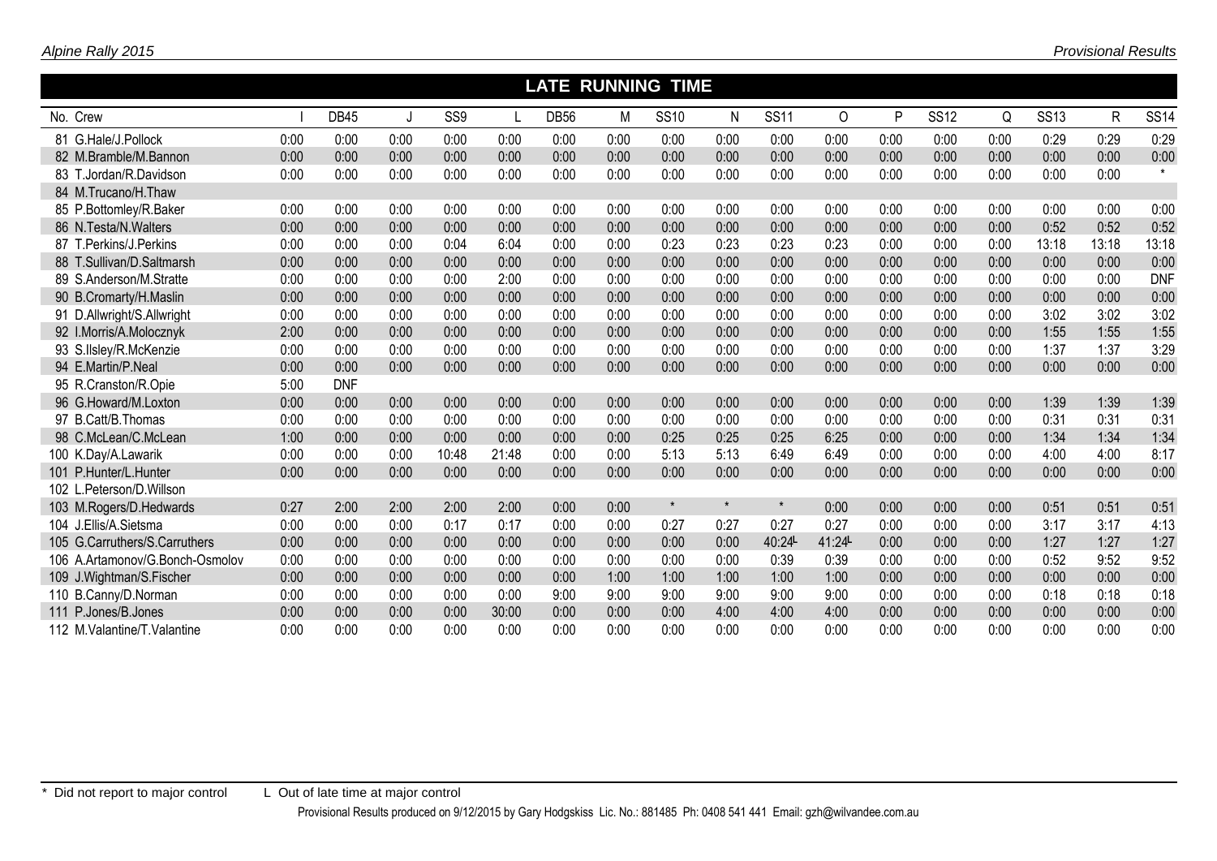## LATE RUNNING TIME

| No. | Crew | I | DB45 | J | SS9 | L | DB56 | M | SS10 | N | SS11 | O | P | SS12 | Q | SS13 | R | SS14 |
|---|---|---|---|---|---|---|---|---|---|---|---|---|---|---|---|---|---|---|
| 81 | G.Hale/J.Pollock | 0:00 | 0:00 | 0:00 | 0:00 | 0:00 | 0:00 | 0:00 | 0:00 | 0:00 | 0:00 | 0:00 | 0:00 | 0:00 | 0:00 | 0:29 | 0:29 | 0:29 |
| 82 | M.Bramble/M.Bannon | 0:00 | 0:00 | 0:00 | 0:00 | 0:00 | 0:00 | 0:00 | 0:00 | 0:00 | 0:00 | 0:00 | 0:00 | 0:00 | 0:00 | 0:00 | 0:00 | 0:00 |
| 83 | T.Jordan/R.Davidson | 0:00 | 0:00 | 0:00 | 0:00 | 0:00 | 0:00 | 0:00 | 0:00 | 0:00 | 0:00 | 0:00 | 0:00 | 0:00 | 0:00 | 0:00 | 0:00 | * |
| 84 | M.Trucano/H.Thaw | | | | | | | | | | | | | | | | | |
| 85 | P.Bottomley/R.Baker | 0:00 | 0:00 | 0:00 | 0:00 | 0:00 | 0:00 | 0:00 | 0:00 | 0:00 | 0:00 | 0:00 | 0:00 | 0:00 | 0:00 | 0:00 | 0:00 | 0:00 |
| 86 | N.Testa/N.Walters | 0:00 | 0:00 | 0:00 | 0:00 | 0:00 | 0:00 | 0:00 | 0:00 | 0:00 | 0:00 | 0:00 | 0:00 | 0:00 | 0:00 | 0:52 | 0:52 | 0:52 |
| 87 | T.Perkins/J.Perkins | 0:00 | 0:00 | 0:00 | 0:04 | 6:04 | 0:00 | 0:00 | 0:23 | 0:23 | 0:23 | 0:23 | 0:00 | 0:00 | 0:00 | 13:18 | 13:18 | 13:18 |
| 88 | T.Sullivan/D.Saltmarsh | 0:00 | 0:00 | 0:00 | 0:00 | 0:00 | 0:00 | 0:00 | 0:00 | 0:00 | 0:00 | 0:00 | 0:00 | 0:00 | 0:00 | 0:00 | 0:00 | 0:00 |
| 89 | S.Anderson/M.Stratte | 0:00 | 0:00 | 0:00 | 0:00 | 2:00 | 0:00 | 0:00 | 0:00 | 0:00 | 0:00 | 0:00 | 0:00 | 0:00 | 0:00 | 0:00 | 0:00 | DNF |
| 90 | B.Cromarty/H.Maslin | 0:00 | 0:00 | 0:00 | 0:00 | 0:00 | 0:00 | 0:00 | 0:00 | 0:00 | 0:00 | 0:00 | 0:00 | 0:00 | 0:00 | 0:00 | 0:00 | 0:00 |
| 91 | D.Allwright/S.Allwright | 0:00 | 0:00 | 0:00 | 0:00 | 0:00 | 0:00 | 0:00 | 0:00 | 0:00 | 0:00 | 0:00 | 0:00 | 0:00 | 0:00 | 3:02 | 3:02 | 3:02 |
| 92 | I.Morris/A.Molocznyk | 2:00 | 0:00 | 0:00 | 0:00 | 0:00 | 0:00 | 0:00 | 0:00 | 0:00 | 0:00 | 0:00 | 0:00 | 0:00 | 0:00 | 1:55 | 1:55 | 1:55 |
| 93 | S.Ilsley/R.McKenzie | 0:00 | 0:00 | 0:00 | 0:00 | 0:00 | 0:00 | 0:00 | 0:00 | 0:00 | 0:00 | 0:00 | 0:00 | 0:00 | 0:00 | 1:37 | 1:37 | 3:29 |
| 94 | E.Martin/P.Neal | 0:00 | 0:00 | 0:00 | 0:00 | 0:00 | 0:00 | 0:00 | 0:00 | 0:00 | 0:00 | 0:00 | 0:00 | 0:00 | 0:00 | 0:00 | 0:00 | 0:00 |
| 95 | R.Cranston/R.Opie | 5:00 | DNF | | | | | | | | | | | | | | | |
| 96 | G.Howard/M.Loxton | 0:00 | 0:00 | 0:00 | 0:00 | 0:00 | 0:00 | 0:00 | 0:00 | 0:00 | 0:00 | 0:00 | 0:00 | 0:00 | 0:00 | 1:39 | 1:39 | 1:39 |
| 97 | B.Catt/B.Thomas | 0:00 | 0:00 | 0:00 | 0:00 | 0:00 | 0:00 | 0:00 | 0:00 | 0:00 | 0:00 | 0:00 | 0:00 | 0:00 | 0:00 | 0:31 | 0:31 | 0:31 |
| 98 | C.McLean/C.McLean | 1:00 | 0:00 | 0:00 | 0:00 | 0:00 | 0:00 | 0:00 | 0:25 | 0:25 | 0:25 | 6:25 | 0:00 | 0:00 | 0:00 | 1:34 | 1:34 | 1:34 |
| 100 | K.Day/A.Lawarik | 0:00 | 0:00 | 0:00 | 10:48 | 21:48 | 0:00 | 0:00 | 5:13 | 5:13 | 6:49 | 6:49 | 0:00 | 0:00 | 0:00 | 4:00 | 4:00 | 8:17 |
| 101 | P.Hunter/L.Hunter | 0:00 | 0:00 | 0:00 | 0:00 | 0:00 | 0:00 | 0:00 | 0:00 | 0:00 | 0:00 | 0:00 | 0:00 | 0:00 | 0:00 | 0:00 | 0:00 | 0:00 |
| 102 | L.Peterson/D.Willson | | | | | | | | | | | | | | | | | |
| 103 | M.Rogers/D.Hedwards | 0:27 | 2:00 | 2:00 | 2:00 | 2:00 | 0:00 | 0:00 | * | * | * | 0:00 | 0:00 | 0:00 | 0:00 | 0:51 | 0:51 | 0:51 |
| 104 | J.Ellis/A.Sietsma | 0:00 | 0:00 | 0:00 | 0:17 | 0:17 | 0:00 | 0:00 | 0:27 | 0:27 | 0:27 | 0:27 | 0:00 | 0:00 | 0:00 | 3:17 | 3:17 | 4:13 |
| 105 | G.Carruthers/S.Carruthers | 0:00 | 0:00 | 0:00 | 0:00 | 0:00 | 0:00 | 0:00 | 0:00 | 0:00 | 40:24L | 41:24L | 0:00 | 0:00 | 0:00 | 1:27 | 1:27 | 1:27 |
| 106 | A.Artamonov/G.Bonch-Osmolov | 0:00 | 0:00 | 0:00 | 0:00 | 0:00 | 0:00 | 0:00 | 0:00 | 0:00 | 0:39 | 0:39 | 0:00 | 0:00 | 0:00 | 0:52 | 9:52 | 9:52 |
| 109 | J.Wightman/S.Fischer | 0:00 | 0:00 | 0:00 | 0:00 | 0:00 | 0:00 | 1:00 | 1:00 | 1:00 | 1:00 | 1:00 | 0:00 | 0:00 | 0:00 | 0:00 | 0:00 | 0:00 |
| 110 | B.Canny/D.Norman | 0:00 | 0:00 | 0:00 | 0:00 | 0:00 | 9:00 | 9:00 | 9:00 | 9:00 | 9:00 | 9:00 | 0:00 | 0:00 | 0:00 | 0:18 | 0:18 | 0:18 |
| 111 | P.Jones/B.Jones | 0:00 | 0:00 | 0:00 | 0:00 | 30:00 | 0:00 | 0:00 | 0:00 | 4:00 | 4:00 | 4:00 | 0:00 | 0:00 | 0:00 | 0:00 | 0:00 | 0:00 |
| 112 | M.Valantine/T.Valantine | 0:00 | 0:00 | 0:00 | 0:00 | 0:00 | 0:00 | 0:00 | 0:00 | 0:00 | 0:00 | 0:00 | 0:00 | 0:00 | 0:00 | 0:00 | 0:00 | 0:00 |

\* Did not report to major control    L Out of late time at major control

Provisional Results produced on 9/12/2015 by Gary Hodgskiss Lic. No.: 881485 Ph: 0408 541 441 Email: gzh@wilvandee.com.au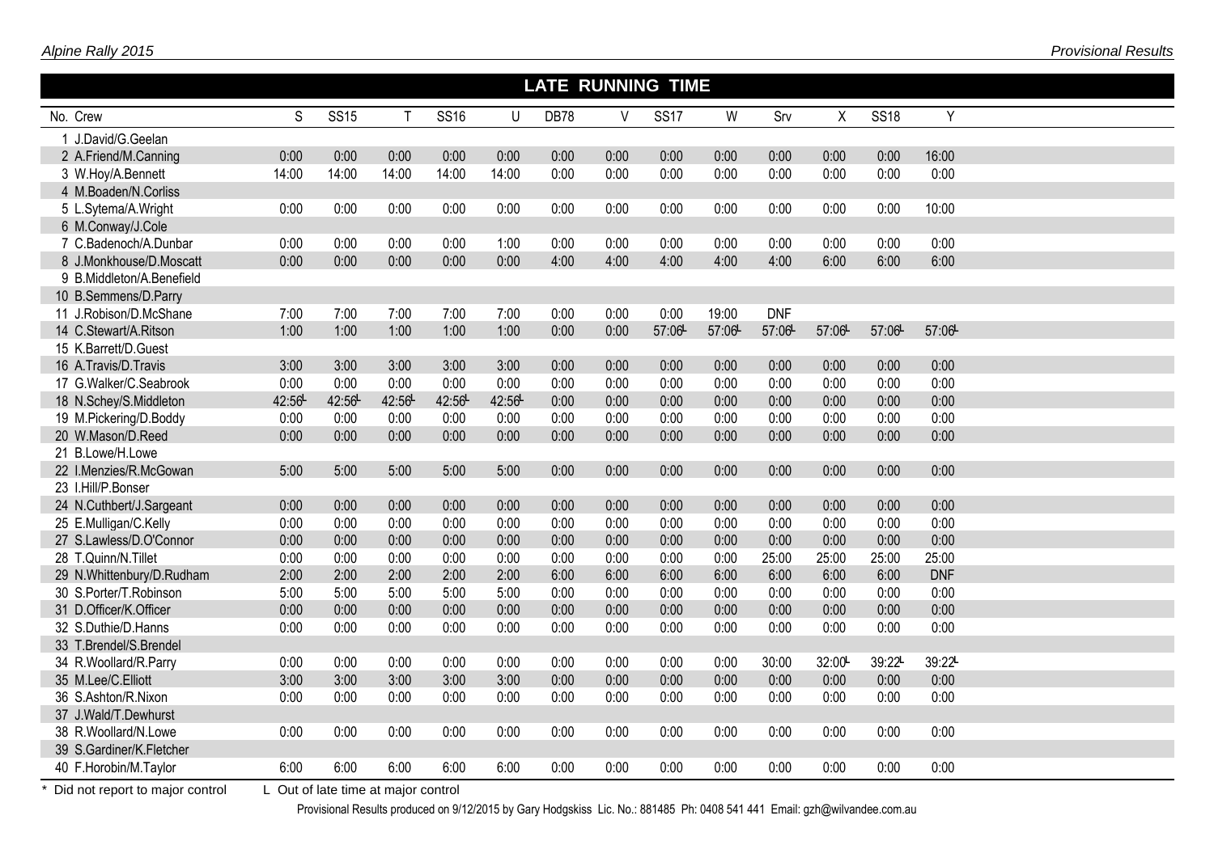# LATE RUNNING TIME

| No. | Crew | S | SS15 | T | SS16 | U | DB78 | V | SS17 | W | Srv | X | SS18 | Y |
|---|---|---|---|---|---|---|---|---|---|---|---|---|---|---|
| 1 | J.David/G.Geelan | | | | | | | | | | | | | |
| 2 | A.Friend/M.Canning | 0:00 | 0:00 | 0:00 | 0:00 | 0:00 | 0:00 | 0:00 | 0:00 | 0:00 | 0:00 | 0:00 | 0:00 | 16:00 |
| 3 | W.Hoy/A.Bennett | 14:00 | 14:00 | 14:00 | 14:00 | 14:00 | 0:00 | 0:00 | 0:00 | 0:00 | 0:00 | 0:00 | 0:00 | 0:00 |
| 4 | M.Boaden/N.Corliss | | | | | | | | | | | | | |
| 5 | L.Sytema/A.Wright | 0:00 | 0:00 | 0:00 | 0:00 | 0:00 | 0:00 | 0:00 | 0:00 | 0:00 | 0:00 | 0:00 | 0:00 | 10:00 |
| 6 | M.Conway/J.Cole | | | | | | | | | | | | | |
| 7 | C.Badenoch/A.Dunbar | 0:00 | 0:00 | 0:00 | 0:00 | 1:00 | 0:00 | 0:00 | 0:00 | 0:00 | 0:00 | 0:00 | 0:00 | 0:00 |
| 8 | J.Monkhouse/D.Moscatt | 0:00 | 0:00 | 0:00 | 0:00 | 0:00 | 4:00 | 4:00 | 4:00 | 4:00 | 4:00 | 6:00 | 6:00 | 6:00 |
| 9 | B.Middleton/A.Benefield | | | | | | | | | | | | | |
| 10 | B.Semmens/D.Parry | | | | | | | | | | | | | |
| 11 | J.Robison/D.McShane | 7:00 | 7:00 | 7:00 | 7:00 | 7:00 | 0:00 | 0:00 | 0:00 | 19:00 | DNF | | | |
| 14 | C.Stewart/A.Ritson | 1:00 | 1:00 | 1:00 | 1:00 | 1:00 | 0:00 | 0:00 | 57:06L | 57:06L | 57:06L | 57:06L | 57:06L | 57:06L |
| 15 | K.Barrett/D.Guest | | | | | | | | | | | | | |
| 16 | A.Travis/D.Travis | 3:00 | 3:00 | 3:00 | 3:00 | 3:00 | 0:00 | 0:00 | 0:00 | 0:00 | 0:00 | 0:00 | 0:00 | 0:00 |
| 17 | G.Walker/C.Seabrook | 0:00 | 0:00 | 0:00 | 0:00 | 0:00 | 0:00 | 0:00 | 0:00 | 0:00 | 0:00 | 0:00 | 0:00 | 0:00 |
| 18 | N.Schey/S.Middleton | 42:56L | 42:56L | 42:56L | 42:56L | 42:56L | 0:00 | 0:00 | 0:00 | 0:00 | 0:00 | 0:00 | 0:00 | 0:00 |
| 19 | M.Pickering/D.Boddy | 0:00 | 0:00 | 0:00 | 0:00 | 0:00 | 0:00 | 0:00 | 0:00 | 0:00 | 0:00 | 0:00 | 0:00 | 0:00 |
| 20 | W.Mason/D.Reed | 0:00 | 0:00 | 0:00 | 0:00 | 0:00 | 0:00 | 0:00 | 0:00 | 0:00 | 0:00 | 0:00 | 0:00 | 0:00 |
| 21 | B.Lowe/H.Lowe | | | | | | | | | | | | | |
| 22 | I.Menzies/R.McGowan | 5:00 | 5:00 | 5:00 | 5:00 | 5:00 | 0:00 | 0:00 | 0:00 | 0:00 | 0:00 | 0:00 | 0:00 | 0:00 |
| 23 | I.Hill/P.Bonser | | | | | | | | | | | | | |
| 24 | N.Cuthbert/J.Sargeant | 0:00 | 0:00 | 0:00 | 0:00 | 0:00 | 0:00 | 0:00 | 0:00 | 0:00 | 0:00 | 0:00 | 0:00 | 0:00 |
| 25 | E.Mulligan/C.Kelly | 0:00 | 0:00 | 0:00 | 0:00 | 0:00 | 0:00 | 0:00 | 0:00 | 0:00 | 0:00 | 0:00 | 0:00 | 0:00 |
| 27 | S.Lawless/D.O'Connor | 0:00 | 0:00 | 0:00 | 0:00 | 0:00 | 0:00 | 0:00 | 0:00 | 0:00 | 0:00 | 0:00 | 0:00 | 0:00 |
| 28 | T.Quinn/N.Tillet | 0:00 | 0:00 | 0:00 | 0:00 | 0:00 | 0:00 | 0:00 | 0:00 | 0:00 | 25:00 | 25:00 | 25:00 | 25:00 |
| 29 | N.Whittenbury/D.Rudham | 2:00 | 2:00 | 2:00 | 2:00 | 2:00 | 6:00 | 6:00 | 6:00 | 6:00 | 6:00 | 6:00 | 6:00 | DNF |
| 30 | S.Porter/T.Robinson | 5:00 | 5:00 | 5:00 | 5:00 | 5:00 | 0:00 | 0:00 | 0:00 | 0:00 | 0:00 | 0:00 | 0:00 | 0:00 |
| 31 | D.Officer/K.Officer | 0:00 | 0:00 | 0:00 | 0:00 | 0:00 | 0:00 | 0:00 | 0:00 | 0:00 | 0:00 | 0:00 | 0:00 | 0:00 |
| 32 | S.Duthie/D.Hanns | 0:00 | 0:00 | 0:00 | 0:00 | 0:00 | 0:00 | 0:00 | 0:00 | 0:00 | 0:00 | 0:00 | 0:00 | 0:00 |
| 33 | T.Brendel/S.Brendel | | | | | | | | | | | | | |
| 34 | R.Woollard/R.Parry | 0:00 | 0:00 | 0:00 | 0:00 | 0:00 | 0:00 | 0:00 | 0:00 | 0:00 | 30:00 | 32:00L | 39:22L | 39:22L |
| 35 | M.Lee/C.Elliott | 3:00 | 3:00 | 3:00 | 3:00 | 3:00 | 0:00 | 0:00 | 0:00 | 0:00 | 0:00 | 0:00 | 0:00 | 0:00 |
| 36 | S.Ashton/R.Nixon | 0:00 | 0:00 | 0:00 | 0:00 | 0:00 | 0:00 | 0:00 | 0:00 | 0:00 | 0:00 | 0:00 | 0:00 | 0:00 |
| 37 | J.Wald/T.Dewhurst | | | | | | | | | | | | | |
| 38 | R.Woollard/N.Lowe | 0:00 | 0:00 | 0:00 | 0:00 | 0:00 | 0:00 | 0:00 | 0:00 | 0:00 | 0:00 | 0:00 | 0:00 | 0:00 |
| 39 | S.Gardiner/K.Fletcher | | | | | | | | | | | | | |
| 40 | F.Horobin/M.Taylor | 6:00 | 6:00 | 6:00 | 6:00 | 6:00 | 0:00 | 0:00 | 0:00 | 0:00 | 0:00 | 0:00 | 0:00 | 0:00 |

\* Did not report to major control    L Out of late time at major control

Provisional Results produced on 9/12/2015 by Gary Hodgskiss Lic. No.: 881485 Ph: 0408 541 441 Email: gzh@wilvandee.com.au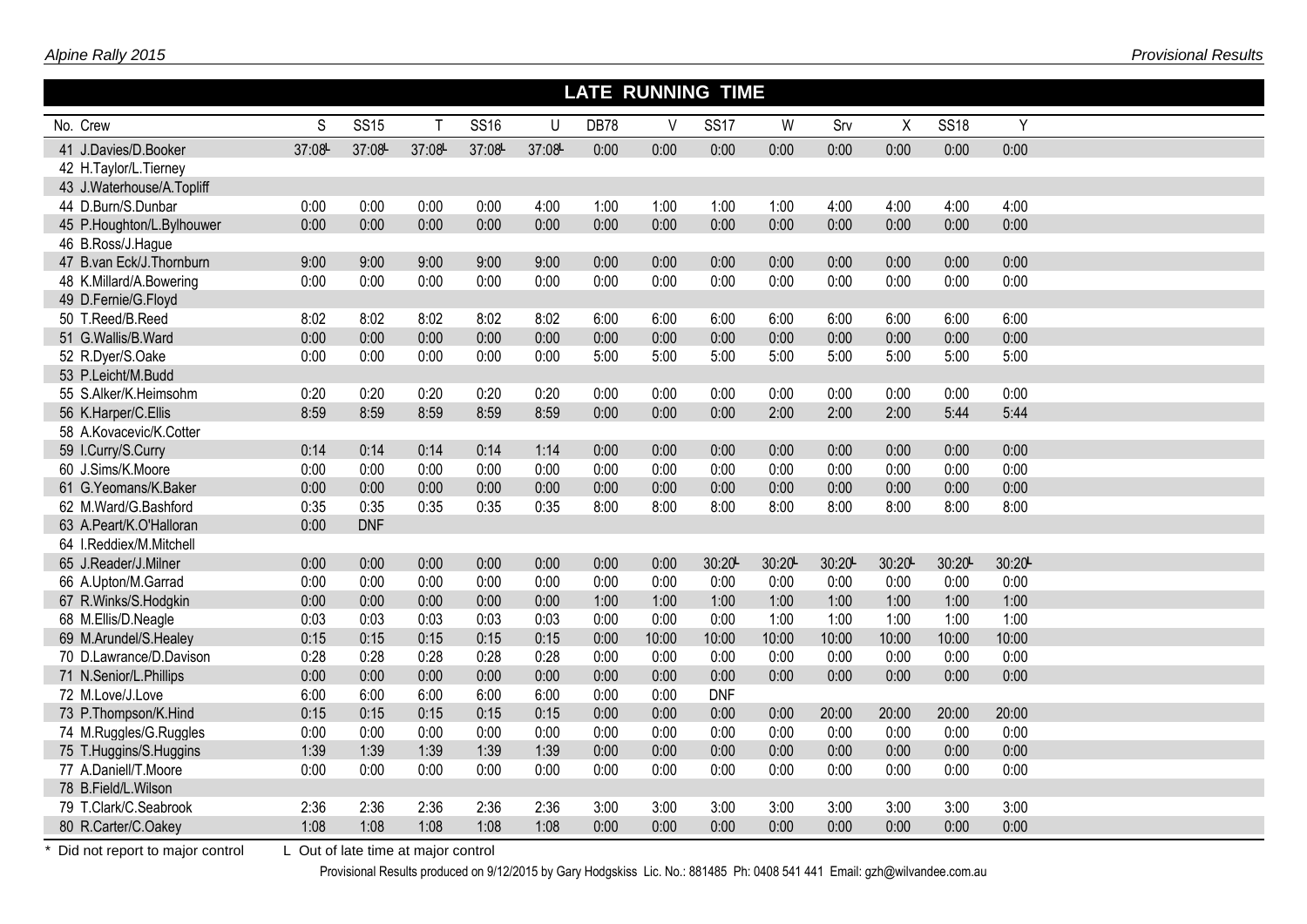## LATE RUNNING TIME

| No. Crew | S | SS15 | T | SS16 | U | DB78 | V | SS17 | W | Srv | X | SS18 | Y |
|---|---|---|---|---|---|---|---|---|---|---|---|---|---|
| 41 J.Davies/D.Booker | 37:08L | 37:08L | 37:08L | 37:08L | 37:08L | 0:00 | 0:00 | 0:00 | 0:00 | 0:00 | 0:00 | 0:00 | 0:00 |
| 42 H.Taylor/L.Tierney | | | | | | | | | | | | | |
| 43 J.Waterhouse/A.Topliff | | | | | | | | | | | | | |
| 44 D.Burn/S.Dunbar | 0:00 | 0:00 | 0:00 | 0:00 | 4:00 | 1:00 | 1:00 | 1:00 | 1:00 | 4:00 | 4:00 | 4:00 | 4:00 |
| 45 P.Houghton/L.Bylhouwer | 0:00 | 0:00 | 0:00 | 0:00 | 0:00 | 0:00 | 0:00 | 0:00 | 0:00 | 0:00 | 0:00 | 0:00 | 0:00 |
| 46 B.Ross/J.Hague | | | | | | | | | | | | | |
| 47 B.van Eck/J.Thornburn | 9:00 | 9:00 | 9:00 | 9:00 | 9:00 | 0:00 | 0:00 | 0:00 | 0:00 | 0:00 | 0:00 | 0:00 | 0:00 |
| 48 K.Millard/A.Bowering | 0:00 | 0:00 | 0:00 | 0:00 | 0:00 | 0:00 | 0:00 | 0:00 | 0:00 | 0:00 | 0:00 | 0:00 | 0:00 |
| 49 D.Fernie/G.Floyd | | | | | | | | | | | | | |
| 50 T.Reed/B.Reed | 8:02 | 8:02 | 8:02 | 8:02 | 8:02 | 6:00 | 6:00 | 6:00 | 6:00 | 6:00 | 6:00 | 6:00 | 6:00 |
| 51 G.Wallis/B.Ward | 0:00 | 0:00 | 0:00 | 0:00 | 0:00 | 0:00 | 0:00 | 0:00 | 0:00 | 0:00 | 0:00 | 0:00 | 0:00 |
| 52 R.Dyer/S.Oake | 0:00 | 0:00 | 0:00 | 0:00 | 0:00 | 5:00 | 5:00 | 5:00 | 5:00 | 5:00 | 5:00 | 5:00 | 5:00 |
| 53 P.Leicht/M.Budd | | | | | | | | | | | | | |
| 55 S.Alker/K.Heimsohm | 0:20 | 0:20 | 0:20 | 0:20 | 0:20 | 0:00 | 0:00 | 0:00 | 0:00 | 0:00 | 0:00 | 0:00 | 0:00 |
| 56 K.Harper/C.Ellis | 8:59 | 8:59 | 8:59 | 8:59 | 8:59 | 0:00 | 0:00 | 0:00 | 2:00 | 2:00 | 2:00 | 5:44 | 5:44 |
| 58 A.Kovacevic/K.Cotter | | | | | | | | | | | | | |
| 59 I.Curry/S.Curry | 0:14 | 0:14 | 0:14 | 0:14 | 1:14 | 0:00 | 0:00 | 0:00 | 0:00 | 0:00 | 0:00 | 0:00 | 0:00 |
| 60 J.Sims/K.Moore | 0:00 | 0:00 | 0:00 | 0:00 | 0:00 | 0:00 | 0:00 | 0:00 | 0:00 | 0:00 | 0:00 | 0:00 | 0:00 |
| 61 G.Yeomans/K.Baker | 0:00 | 0:00 | 0:00 | 0:00 | 0:00 | 0:00 | 0:00 | 0:00 | 0:00 | 0:00 | 0:00 | 0:00 | 0:00 |
| 62 M.Ward/G.Bashford | 0:35 | 0:35 | 0:35 | 0:35 | 0:35 | 8:00 | 8:00 | 8:00 | 8:00 | 8:00 | 8:00 | 8:00 | 8:00 |
| 63 A.Peart/K.O'Halloran | 0:00 | DNF | | | | | | | | | | | |
| 64 I.Reddiex/M.Mitchell | | | | | | | | | | | | | |
| 65 J.Reader/J.Milner | 0:00 | 0:00 | 0:00 | 0:00 | 0:00 | 0:00 | 0:00 | 30:20L | 30:20L | 30:20L | 30:20L | 30:20L | 30:20L |
| 66 A.Upton/M.Garrad | 0:00 | 0:00 | 0:00 | 0:00 | 0:00 | 0:00 | 0:00 | 0:00 | 0:00 | 0:00 | 0:00 | 0:00 | 0:00 |
| 67 R.Winks/S.Hodgkin | 0:00 | 0:00 | 0:00 | 0:00 | 0:00 | 1:00 | 1:00 | 1:00 | 1:00 | 1:00 | 1:00 | 1:00 | 1:00 |
| 68 M.Ellis/D.Neagle | 0:03 | 0:03 | 0:03 | 0:03 | 0:03 | 0:00 | 0:00 | 0:00 | 1:00 | 1:00 | 1:00 | 1:00 | 1:00 |
| 69 M.Arundel/S.Healey | 0:15 | 0:15 | 0:15 | 0:15 | 0:15 | 0:00 | 10:00 | 10:00 | 10:00 | 10:00 | 10:00 | 10:00 | 10:00 |
| 70 D.Lawrance/D.Davison | 0:28 | 0:28 | 0:28 | 0:28 | 0:28 | 0:00 | 0:00 | 0:00 | 0:00 | 0:00 | 0:00 | 0:00 | 0:00 |
| 71 N.Senior/L.Phillips | 0:00 | 0:00 | 0:00 | 0:00 | 0:00 | 0:00 | 0:00 | 0:00 | 0:00 | 0:00 | 0:00 | 0:00 | 0:00 |
| 72 M.Love/J.Love | 6:00 | 6:00 | 6:00 | 6:00 | 6:00 | 0:00 | 0:00 | DNF | | | | | |
| 73 P.Thompson/K.Hind | 0:15 | 0:15 | 0:15 | 0:15 | 0:15 | 0:00 | 0:00 | 0:00 | 0:00 | 20:00 | 20:00 | 20:00 | 20:00 |
| 74 M.Ruggles/G.Ruggles | 0:00 | 0:00 | 0:00 | 0:00 | 0:00 | 0:00 | 0:00 | 0:00 | 0:00 | 0:00 | 0:00 | 0:00 | 0:00 |
| 75 T.Huggins/S.Huggins | 1:39 | 1:39 | 1:39 | 1:39 | 1:39 | 0:00 | 0:00 | 0:00 | 0:00 | 0:00 | 0:00 | 0:00 | 0:00 |
| 77 A.Daniell/T.Moore | 0:00 | 0:00 | 0:00 | 0:00 | 0:00 | 0:00 | 0:00 | 0:00 | 0:00 | 0:00 | 0:00 | 0:00 | 0:00 |
| 78 B.Field/L.Wilson | | | | | | | | | | | | | |
| 79 T.Clark/C.Seabrook | 2:36 | 2:36 | 2:36 | 2:36 | 2:36 | 3:00 | 3:00 | 3:00 | 3:00 | 3:00 | 3:00 | 3:00 | 3:00 |
| 80 R.Carter/C.Oakey | 1:08 | 1:08 | 1:08 | 1:08 | 1:08 | 0:00 | 0:00 | 0:00 | 0:00 | 0:00 | 0:00 | 0:00 | 0:00 |

\* Did not report to major control    L Out of late time at major control

Provisional Results produced on 9/12/2015 by Gary Hodgskiss Lic. No.: 881485 Ph: 0408 541 441 Email: gzh@wilvandee.com.au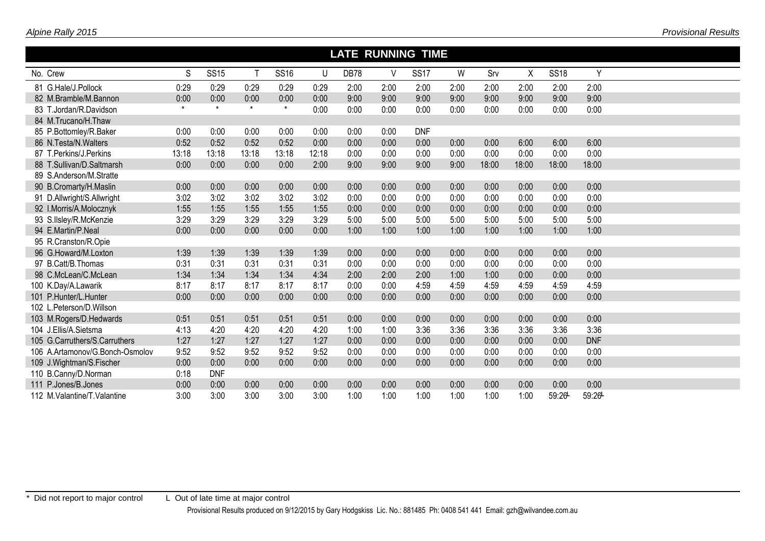## LATE RUNNING TIME

| No. | Crew | S | SS15 | T | SS16 | U | DB78 | V | SS17 | W | Srv | X | SS18 | Y |
|---|---|---|---|---|---|---|---|---|---|---|---|---|---|---|
| 81 | G.Hale/J.Pollock | 0:29 | 0:29 | 0:29 | 0:29 | 0:29 | 2:00 | 2:00 | 2:00 | 2:00 | 2:00 | 2:00 | 2:00 | 2:00 |
| 82 | M.Bramble/M.Bannon | 0:00 | 0:00 | 0:00 | 0:00 | 0:00 | 9:00 | 9:00 | 9:00 | 9:00 | 9:00 | 9:00 | 9:00 | 9:00 |
| 83 | T.Jordan/R.Davidson | * | * | * | * | 0:00 | 0:00 | 0:00 | 0:00 | 0:00 | 0:00 | 0:00 | 0:00 | 0:00 |
| 84 | M.Trucano/H.Thaw | | | | | | | | | | | | | |
| 85 | P.Bottomley/R.Baker | 0:00 | 0:00 | 0:00 | 0:00 | 0:00 | 0:00 | 0:00 | DNF | | | | | |
| 86 | N.Testa/N.Walters | 0:52 | 0:52 | 0:52 | 0:52 | 0:00 | 0:00 | 0:00 | 0:00 | 0:00 | 0:00 | 6:00 | 6:00 | 6:00 |
| 87 | T.Perkins/J.Perkins | 13:18 | 13:18 | 13:18 | 13:18 | 12:18 | 0:00 | 0:00 | 0:00 | 0:00 | 0:00 | 0:00 | 0:00 | 0:00 |
| 88 | T.Sullivan/D.Saltmarsh | 0:00 | 0:00 | 0:00 | 0:00 | 2:00 | 9:00 | 9:00 | 9:00 | 9:00 | 18:00 | 18:00 | 18:00 | 18:00 |
| 89 | S.Anderson/M.Stratte | | | | | | | | | | | | | |
| 90 | B.Cromarty/H.Maslin | 0:00 | 0:00 | 0:00 | 0:00 | 0:00 | 0:00 | 0:00 | 0:00 | 0:00 | 0:00 | 0:00 | 0:00 | 0:00 |
| 91 | D.Allwright/S.Allwright | 3:02 | 3:02 | 3:02 | 3:02 | 3:02 | 0:00 | 0:00 | 0:00 | 0:00 | 0:00 | 0:00 | 0:00 | 0:00 |
| 92 | I.Morris/A.Molocznyk | 1:55 | 1:55 | 1:55 | 1:55 | 1:55 | 0:00 | 0:00 | 0:00 | 0:00 | 0:00 | 0:00 | 0:00 | 0:00 |
| 93 | S.Ilsley/R.McKenzie | 3:29 | 3:29 | 3:29 | 3:29 | 3:29 | 5:00 | 5:00 | 5:00 | 5:00 | 5:00 | 5:00 | 5:00 | 5:00 |
| 94 | E.Martin/P.Neal | 0:00 | 0:00 | 0:00 | 0:00 | 0:00 | 1:00 | 1:00 | 1:00 | 1:00 | 1:00 | 1:00 | 1:00 | 1:00 |
| 95 | R.Cranston/R.Opie | | | | | | | | | | | | | |
| 96 | G.Howard/M.Loxton | 1:39 | 1:39 | 1:39 | 1:39 | 1:39 | 0:00 | 0:00 | 0:00 | 0:00 | 0:00 | 0:00 | 0:00 | 0:00 |
| 97 | B.Catt/B.Thomas | 0:31 | 0:31 | 0:31 | 0:31 | 0:31 | 0:00 | 0:00 | 0:00 | 0:00 | 0:00 | 0:00 | 0:00 | 0:00 |
| 98 | C.McLean/C.McLean | 1:34 | 1:34 | 1:34 | 1:34 | 4:34 | 2:00 | 2:00 | 2:00 | 1:00 | 1:00 | 0:00 | 0:00 | 0:00 |
| 100 | K.Day/A.Lawarik | 8:17 | 8:17 | 8:17 | 8:17 | 8:17 | 0:00 | 0:00 | 4:59 | 4:59 | 4:59 | 4:59 | 4:59 | 4:59 |
| 101 | P.Hunter/L.Hunter | 0:00 | 0:00 | 0:00 | 0:00 | 0:00 | 0:00 | 0:00 | 0:00 | 0:00 | 0:00 | 0:00 | 0:00 | 0:00 |
| 102 | L.Peterson/D.Willson | | | | | | | | | | | | | |
| 103 | M.Rogers/D.Hedwards | 0:51 | 0:51 | 0:51 | 0:51 | 0:51 | 0:00 | 0:00 | 0:00 | 0:00 | 0:00 | 0:00 | 0:00 | 0:00 |
| 104 | J.Ellis/A.Sietsma | 4:13 | 4:20 | 4:20 | 4:20 | 4:20 | 1:00 | 1:00 | 3:36 | 3:36 | 3:36 | 3:36 | 3:36 | 3:36 |
| 105 | G.Carruthers/S.Carruthers | 1:27 | 1:27 | 1:27 | 1:27 | 1:27 | 0:00 | 0:00 | 0:00 | 0:00 | 0:00 | 0:00 | 0:00 | DNF |
| 106 | A.Artamonov/G.Bonch-Osmolov | 9:52 | 9:52 | 9:52 | 9:52 | 9:52 | 0:00 | 0:00 | 0:00 | 0:00 | 0:00 | 0:00 | 0:00 | 0:00 |
| 109 | J.Wightman/S.Fischer | 0:00 | 0:00 | 0:00 | 0:00 | 0:00 | 0:00 | 0:00 | 0:00 | 0:00 | 0:00 | 0:00 | 0:00 | 0:00 |
| 110 | B.Canny/D.Norman | 0:18 | DNF | | | | | | | | | | | |
| 111 | P.Jones/B.Jones | 0:00 | 0:00 | 0:00 | 0:00 | 0:00 | 0:00 | 0:00 | 0:00 | 0:00 | 0:00 | 0:00 | 0:00 | 0:00 |
| 112 | M.Valantine/T.Valantine | 3:00 | 3:00 | 3:00 | 3:00 | 3:00 | 1:00 | 1:00 | 1:00 | 1:00 | 1:00 | 1:00 | 59:26L | 59:26L |

\* Did not report to major control  L Out of late time at major control

Provisional Results produced on 9/12/2015 by Gary Hodgskiss Lic. No.: 881485 Ph: 0408 541 441 Email: gzh@wilvandee.com.au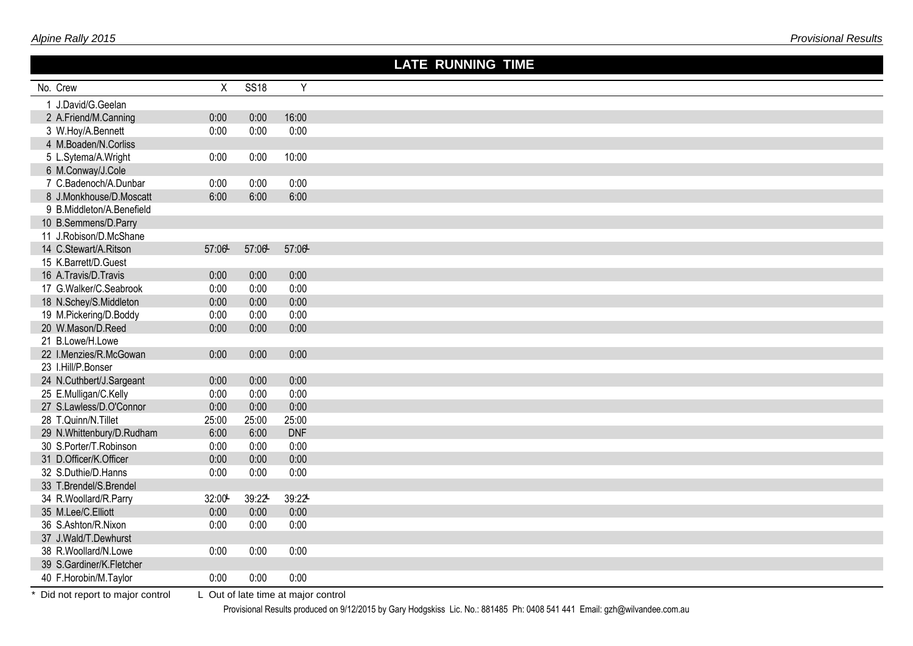## LATE RUNNING TIME

| No. | Crew | X | SS18 | Y |
|---|---|---|---|---|
| 1 | J.David/G.Geelan | | | |
| 2 | A.Friend/M.Canning | 0:00 | 0:00 | 16:00 |
| 3 | W.Hoy/A.Bennett | 0:00 | 0:00 | 0:00 |
| 4 | M.Boaden/N.Corliss | | | |
| 5 | L.Sytema/A.Wright | 0:00 | 0:00 | 10:00 |
| 6 | M.Conway/J.Cole | | | |
| 7 | C.Badenoch/A.Dunbar | 0:00 | 0:00 | 0:00 |
| 8 | J.Monkhouse/D.Moscatt | 6:00 | 6:00 | 6:00 |
| 9 | B.Middleton/A.Benefield | | | |
| 10 | B.Semmens/D.Parry | | | |
| 11 | J.Robison/D.McShane | | | |
| 14 | C.Stewart/A.Ritson | 57:06L | 57:06L | 57:06L |
| 15 | K.Barrett/D.Guest | | | |
| 16 | A.Travis/D.Travis | 0:00 | 0:00 | 0:00 |
| 17 | G.Walker/C.Seabrook | 0:00 | 0:00 | 0:00 |
| 18 | N.Schey/S.Middleton | 0:00 | 0:00 | 0:00 |
| 19 | M.Pickering/D.Boddy | 0:00 | 0:00 | 0:00 |
| 20 | W.Mason/D.Reed | 0:00 | 0:00 | 0:00 |
| 21 | B.Lowe/H.Lowe | | | |
| 22 | I.Menzies/R.McGowan | 0:00 | 0:00 | 0:00 |
| 23 | I.Hill/P.Bonser | | | |
| 24 | N.Cuthbert/J.Sargeant | 0:00 | 0:00 | 0:00 |
| 25 | E.Mulligan/C.Kelly | 0:00 | 0:00 | 0:00 |
| 27 | S.Lawless/D.O'Connor | 0:00 | 0:00 | 0:00 |
| 28 | T.Quinn/N.Tillet | 25:00 | 25:00 | 25:00 |
| 29 | N.Whittenbury/D.Rudham | 6:00 | 6:00 | DNF |
| 30 | S.Porter/T.Robinson | 0:00 | 0:00 | 0:00 |
| 31 | D.Officer/K.Officer | 0:00 | 0:00 | 0:00 |
| 32 | S.Duthie/D.Hanns | 0:00 | 0:00 | 0:00 |
| 33 | T.Brendel/S.Brendel | | | |
| 34 | R.Woollard/R.Parry | 32:00L | 39:22L | 39:22L |
| 35 | M.Lee/C.Elliott | 0:00 | 0:00 | 0:00 |
| 36 | S.Ashton/R.Nixon | 0:00 | 0:00 | 0:00 |
| 37 | J.Wald/T.Dewhurst | | | |
| 38 | R.Woollard/N.Lowe | 0:00 | 0:00 | 0:00 |
| 39 | S.Gardiner/K.Fletcher | | | |
| 40 | F.Horobin/M.Taylor | 0:00 | 0:00 | 0:00 |

\* Did not report to major control    L Out of late time at major control

Provisional Results produced on 9/12/2015 by Gary Hodgskiss Lic. No.: 881485 Ph: 0408 541 441 Email: gzh@wilvandee.com.au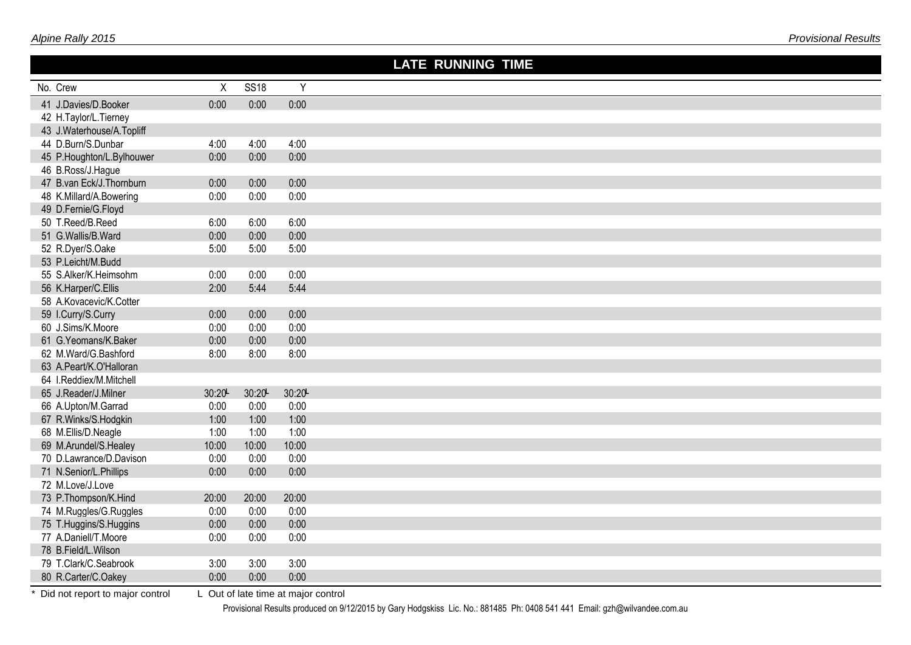## LATE RUNNING TIME

| No. | Crew | X | SS18 | Y |
|---|---|---|---|---|
| 41 | J.Davies/D.Booker | 0:00 | 0:00 | 0:00 |
| 42 | H.Taylor/L.Tierney | | | |
| 43 | J.Waterhouse/A.Topliff | | | |
| 44 | D.Burn/S.Dunbar | 4:00 | 4:00 | 4:00 |
| 45 | P.Houghton/L.Bylhouwer | 0:00 | 0:00 | 0:00 |
| 46 | B.Ross/J.Hague | | | |
| 47 | B.van Eck/J.Thornburn | 0:00 | 0:00 | 0:00 |
| 48 | K.Millard/A.Bowering | 0:00 | 0:00 | 0:00 |
| 49 | D.Fernie/G.Floyd | | | |
| 50 | T.Reed/B.Reed | 6:00 | 6:00 | 6:00 |
| 51 | G.Wallis/B.Ward | 0:00 | 0:00 | 0:00 |
| 52 | R.Dyer/S.Oake | 5:00 | 5:00 | 5:00 |
| 53 | P.Leicht/M.Budd | | | |
| 55 | S.Alker/K.Heimsohm | 0:00 | 0:00 | 0:00 |
| 56 | K.Harper/C.Ellis | 2:00 | 5:44 | 5:44 |
| 58 | A.Kovacevic/K.Cotter | | | |
| 59 | I.Curry/S.Curry | 0:00 | 0:00 | 0:00 |
| 60 | J.Sims/K.Moore | 0:00 | 0:00 | 0:00 |
| 61 | G.Yeomans/K.Baker | 0:00 | 0:00 | 0:00 |
| 62 | M.Ward/G.Bashford | 8:00 | 8:00 | 8:00 |
| 63 | A.Peart/K.O'Halloran | | | |
| 64 | I.Reddiex/M.Mitchell | | | |
| 65 | J.Reader/J.Milner | 30:20 L | 30:20 L | 30:20 L |
| 66 | A.Upton/M.Garrad | 0:00 | 0:00 | 0:00 |
| 67 | R.Winks/S.Hodgkin | 1:00 | 1:00 | 1:00 |
| 68 | M.Ellis/D.Neagle | 1:00 | 1:00 | 1:00 |
| 69 | M.Arundel/S.Healey | 10:00 | 10:00 | 10:00 |
| 70 | D.Lawrance/D.Davison | 0:00 | 0:00 | 0:00 |
| 71 | N.Senior/L.Phillips | 0:00 | 0:00 | 0:00 |
| 72 | M.Love/J.Love | | | |
| 73 | P.Thompson/K.Hind | 20:00 | 20:00 | 20:00 |
| 74 | M.Ruggles/G.Ruggles | 0:00 | 0:00 | 0:00 |
| 75 | T.Huggins/S.Huggins | 0:00 | 0:00 | 0:00 |
| 77 | A.Daniell/T.Moore | 0:00 | 0:00 | 0:00 |
| 78 | B.Field/L.Wilson | | | |
| 79 | T.Clark/C.Seabrook | 3:00 | 3:00 | 3:00 |
| 80 | R.Carter/C.Oakey | 0:00 | 0:00 | 0:00 |

* Did not report to major control  L Out of late time at major control

Provisional Results produced on 9/12/2015 by Gary Hodgskiss Lic. No.: 881485 Ph: 0408 541 441 Email: gzh@wilvandee.com.au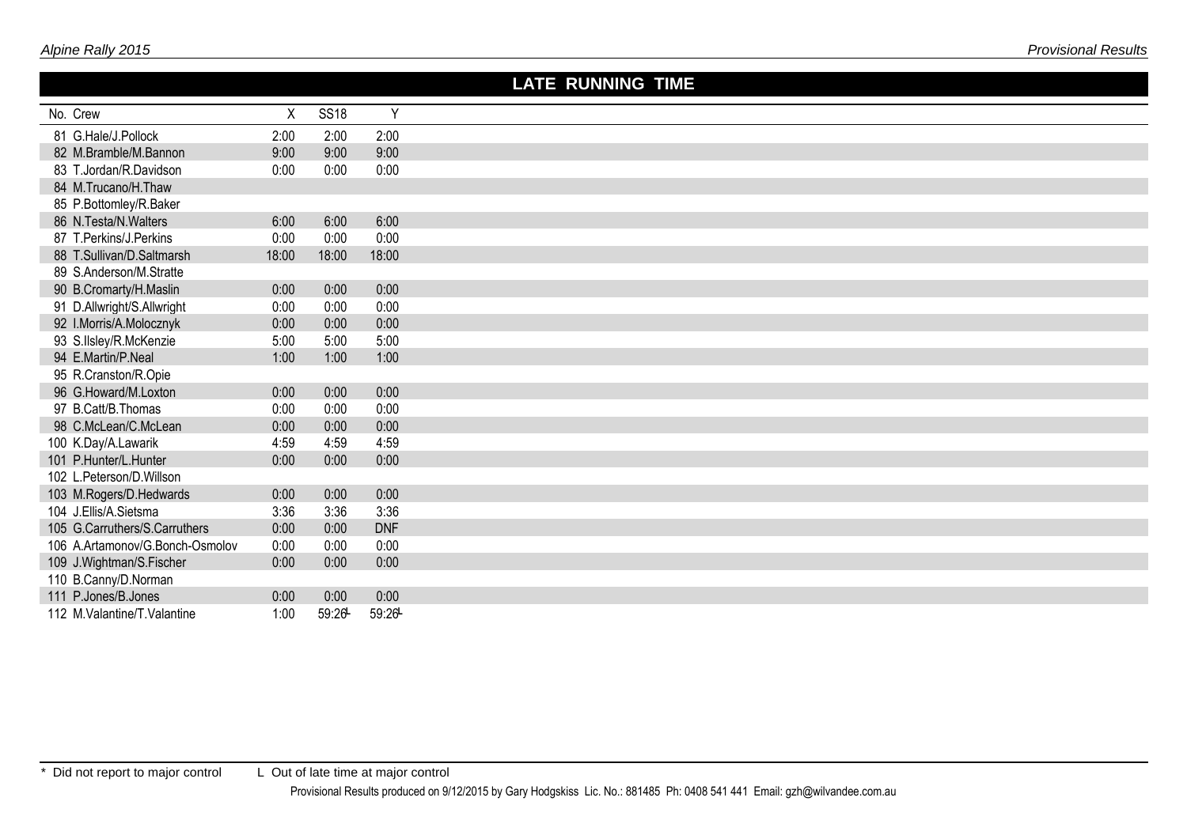## LATE RUNNING TIME

| No. | Crew | X | SS18 | Y |
|---|---|---|---|---|
| 81 | G.Hale/J.Pollock | 2:00 | 2:00 | 2:00 |
| 82 | M.Bramble/M.Bannon | 9:00 | 9:00 | 9:00 |
| 83 | T.Jordan/R.Davidson | 0:00 | 0:00 | 0:00 |
| 84 | M.Trucano/H.Thaw | | | |
| 85 | P.Bottomley/R.Baker | | | |
| 86 | N.Testa/N.Walters | 6:00 | 6:00 | 6:00 |
| 87 | T.Perkins/J.Perkins | 0:00 | 0:00 | 0:00 |
| 88 | T.Sullivan/D.Saltmarsh | 18:00 | 18:00 | 18:00 |
| 89 | S.Anderson/M.Stratte | | | |
| 90 | B.Cromarty/H.Maslin | 0:00 | 0:00 | 0:00 |
| 91 | D.Allwright/S.Allwright | 0:00 | 0:00 | 0:00 |
| 92 | I.Morris/A.Molocznyk | 0:00 | 0:00 | 0:00 |
| 93 | S.Ilsley/R.McKenzie | 5:00 | 5:00 | 5:00 |
| 94 | E.Martin/P.Neal | 1:00 | 1:00 | 1:00 |
| 95 | R.Cranston/R.Opie | | | |
| 96 | G.Howard/M.Loxton | 0:00 | 0:00 | 0:00 |
| 97 | B.Catt/B.Thomas | 0:00 | 0:00 | 0:00 |
| 98 | C.McLean/C.McLean | 0:00 | 0:00 | 0:00 |
| 100 | K.Day/A.Lawarik | 4:59 | 4:59 | 4:59 |
| 101 | P.Hunter/L.Hunter | 0:00 | 0:00 | 0:00 |
| 102 | L.Peterson/D.Willson | | | |
| 103 | M.Rogers/D.Hedwards | 0:00 | 0:00 | 0:00 |
| 104 | J.Ellis/A.Sietsma | 3:36 | 3:36 | 3:36 |
| 105 | G.Carruthers/S.Carruthers | 0:00 | 0:00 | DNF |
| 106 | A.Artamonov/G.Bonch-Osmolov | 0:00 | 0:00 | 0:00 |
| 109 | J.Wightman/S.Fischer | 0:00 | 0:00 | 0:00 |
| 110 | B.Canny/D.Norman | | | |
| 111 | P.Jones/B.Jones | 0:00 | 0:00 | 0:00 |
| 112 | M.Valantine/T.Valantine | 1:00 | 59:26L | 59:26L |

* Did not report to major control L Out of late time at major control

Provisional Results produced on 9/12/2015 by Gary Hodgskiss Lic. No.: 881485 Ph: 0408 541 441 Email: gzh@wilvandee.com.au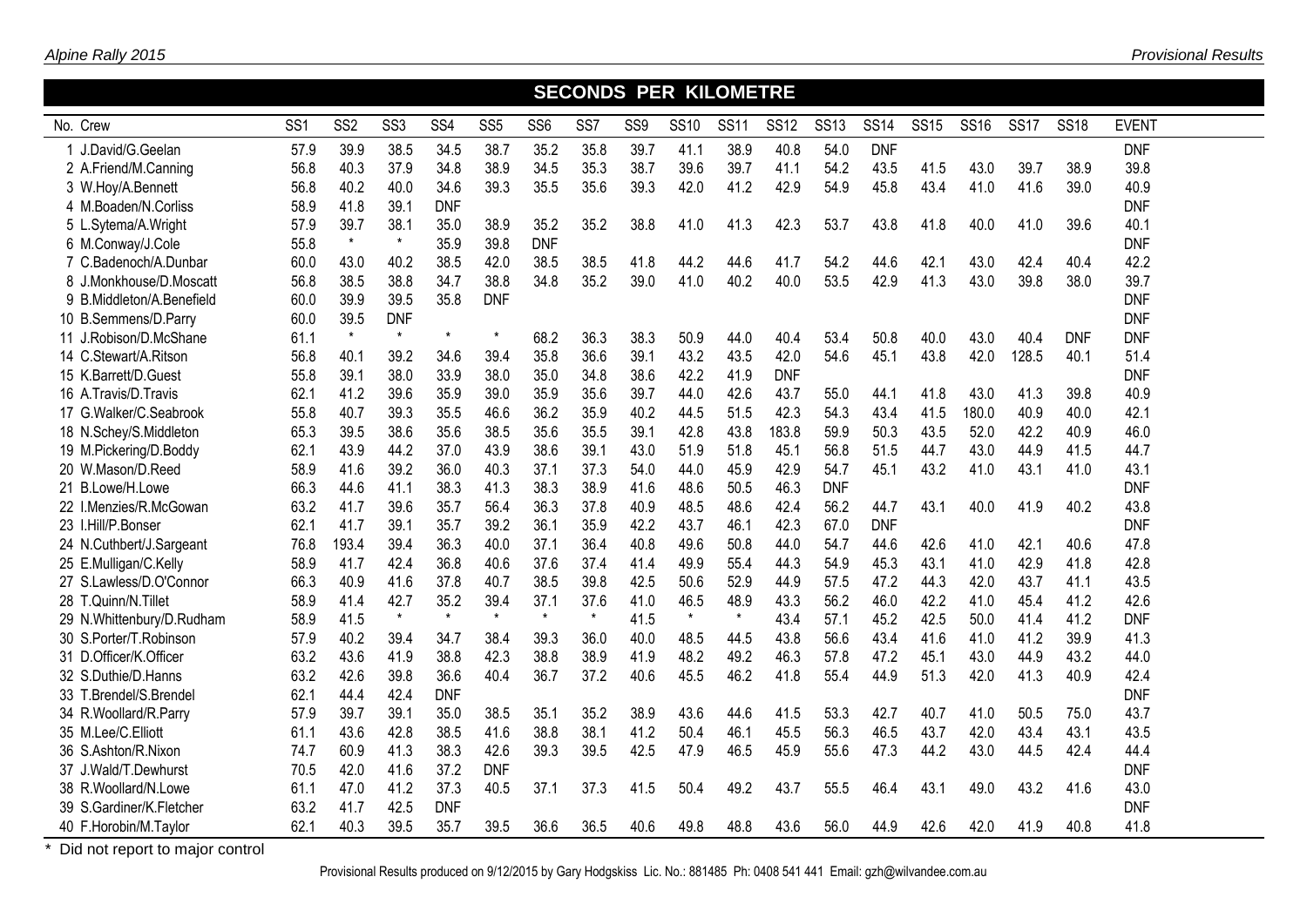## SECONDS PER KILOMETRE

| No. | Crew | SS1 | SS2 | SS3 | SS4 | SS5 | SS6 | SS7 | SS9 | SS10 | SS11 | SS12 | SS13 | SS14 | SS15 | SS16 | SS17 | SS18 | EVENT |
|---|---|---|---|---|---|---|---|---|---|---|---|---|---|---|---|---|---|---|---|
| 1 | J.David/G.Geelan | 57.9 | 39.9 | 38.5 | 34.5 | 38.7 | 35.2 | 35.8 | 39.7 | 41.1 | 38.9 | 40.8 | 54.0 | DNF | | | | | DNF |
| 2 | A.Friend/M.Canning | 56.8 | 40.3 | 37.9 | 34.8 | 38.9 | 34.5 | 35.3 | 38.7 | 39.6 | 39.7 | 41.1 | 54.2 | 43.5 | 41.5 | 43.0 | 39.7 | 38.9 | 39.8 |
| 3 | W.Hoy/A.Bennett | 56.8 | 40.2 | 40.0 | 34.6 | 39.3 | 35.5 | 35.6 | 39.3 | 42.0 | 41.2 | 42.9 | 54.9 | 45.8 | 43.4 | 41.0 | 41.6 | 39.0 | 40.9 |
| 4 | M.Boaden/N.Corliss | 58.9 | 41.8 | 39.1 | DNF | | | | | | | | | | | | | | DNF |
| 5 | L.Sytema/A.Wright | 57.9 | 39.7 | 38.1 | 35.0 | 38.9 | 35.2 | 35.2 | 38.8 | 41.0 | 41.3 | 42.3 | 53.7 | 43.8 | 41.8 | 40.0 | 41.0 | 39.6 | 40.1 |
| 6 | M.Conway/J.Cole | 55.8 | * | * | 35.9 | 39.8 | DNF | | | | | | | | | | | | DNF |
| 7 | C.Badenoch/A.Dunbar | 60.0 | 43.0 | 40.2 | 38.5 | 42.0 | 38.5 | 38.5 | 41.8 | 44.2 | 44.6 | 41.7 | 54.2 | 44.6 | 42.1 | 43.0 | 42.4 | 40.4 | 42.2 |
| 8 | J.Monkhouse/D.Moscatt | 56.8 | 38.5 | 38.8 | 34.7 | 38.8 | 34.8 | 35.2 | 39.0 | 41.0 | 40.2 | 40.0 | 53.5 | 42.9 | 41.3 | 43.0 | 39.8 | 38.0 | 39.7 |
| 9 | B.Middleton/A.Benefield | 60.0 | 39.9 | 39.5 | 35.8 | DNF | | | | | | | | | | | | | DNF |
| 10 | B.Semmens/D.Parry | 60.0 | 39.5 | DNF | | | | | | | | | | | | | | | DNF |
| 11 | J.Robison/D.McShane | 61.1 | * | * | * | * | 68.2 | 36.3 | 38.3 | 50.9 | 44.0 | 40.4 | 53.4 | 50.8 | 40.0 | 43.0 | 40.4 | DNF | DNF |
| 14 | C.Stewart/A.Ritson | 56.8 | 40.1 | 39.2 | 34.6 | 39.4 | 35.8 | 36.6 | 39.1 | 43.2 | 43.5 | 42.0 | 54.6 | 45.1 | 43.8 | 42.0 | 128.5 | 40.1 | 51.4 |
| 15 | K.Barrett/D.Guest | 55.8 | 39.1 | 38.0 | 33.9 | 38.0 | 35.0 | 34.8 | 38.6 | 42.2 | 41.9 | DNF | | | | | | | DNF |
| 16 | A.Travis/D.Travis | 62.1 | 41.2 | 39.6 | 35.9 | 39.0 | 35.9 | 35.6 | 39.7 | 44.0 | 42.6 | 43.7 | 55.0 | 44.1 | 41.8 | 43.0 | 41.3 | 39.8 | 40.9 |
| 17 | G.Walker/C.Seabrook | 55.8 | 40.7 | 39.3 | 35.5 | 46.6 | 36.2 | 35.9 | 40.2 | 44.5 | 51.5 | 42.3 | 54.3 | 43.4 | 41.5 | 180.0 | 40.9 | 40.0 | 42.1 |
| 18 | N.Schey/S.Middleton | 65.3 | 39.5 | 38.6 | 35.6 | 38.5 | 35.6 | 35.5 | 39.1 | 42.8 | 43.8 | 183.8 | 59.9 | 50.3 | 43.5 | 52.0 | 42.2 | 40.9 | 46.0 |
| 19 | M.Pickering/D.Boddy | 62.1 | 43.9 | 44.2 | 37.0 | 43.9 | 38.6 | 39.1 | 43.0 | 51.9 | 51.8 | 45.1 | 56.8 | 51.5 | 44.7 | 43.0 | 44.9 | 41.5 | 44.7 |
| 20 | W.Mason/D.Reed | 58.9 | 41.6 | 39.2 | 36.0 | 40.3 | 37.1 | 37.3 | 54.0 | 44.0 | 45.9 | 42.9 | 54.7 | 45.1 | 43.2 | 41.0 | 43.1 | 41.0 | 43.1 |
| 21 | B.Lowe/H.Lowe | 66.3 | 44.6 | 41.1 | 38.3 | 41.3 | 38.3 | 38.9 | 41.6 | 48.6 | 50.5 | 46.3 | DNF | | | | | | DNF |
| 22 | I.Menzies/R.McGowan | 63.2 | 41.7 | 39.6 | 35.7 | 56.4 | 36.3 | 37.8 | 40.9 | 48.5 | 48.6 | 42.4 | 56.2 | 44.7 | 43.1 | 40.0 | 41.9 | 40.2 | 43.8 |
| 23 | I.Hill/P.Bonser | 62.1 | 41.7 | 39.1 | 35.7 | 39.2 | 36.1 | 35.9 | 42.2 | 43.7 | 46.1 | 42.3 | 67.0 | DNF | | | | | DNF |
| 24 | N.Cuthbert/J.Sargeant | 76.8 | 193.4 | 39.4 | 36.3 | 40.0 | 37.1 | 36.4 | 40.8 | 49.6 | 50.8 | 44.0 | 54.7 | 44.6 | 42.6 | 41.0 | 42.1 | 40.6 | 47.8 |
| 25 | E.Mulligan/C.Kelly | 58.9 | 41.7 | 42.4 | 36.8 | 40.6 | 37.6 | 37.4 | 41.4 | 49.9 | 55.4 | 44.3 | 54.9 | 45.3 | 43.1 | 41.0 | 42.9 | 41.8 | 42.8 |
| 27 | S.Lawless/D.O'Connor | 66.3 | 40.9 | 41.6 | 37.8 | 40.7 | 38.5 | 39.8 | 42.5 | 50.6 | 52.9 | 44.9 | 57.5 | 47.2 | 44.3 | 42.0 | 43.7 | 41.1 | 43.5 |
| 28 | T.Quinn/N.Tillet | 58.9 | 41.4 | 42.7 | 35.2 | 39.4 | 37.1 | 37.6 | 41.0 | 46.5 | 48.9 | 43.3 | 56.2 | 46.0 | 42.2 | 41.0 | 45.4 | 41.2 | 42.6 |
| 29 | N.Whittenbury/D.Rudham | 58.9 | 41.5 | * | * | * | * | * | 41.5 | * | * | 43.4 | 57.1 | 45.2 | 42.5 | 50.0 | 41.4 | 41.2 | DNF |
| 30 | S.Porter/T.Robinson | 57.9 | 40.2 | 39.4 | 34.7 | 38.4 | 39.3 | 36.0 | 40.0 | 48.5 | 44.5 | 43.8 | 56.6 | 43.4 | 41.6 | 41.0 | 41.2 | 39.9 | 41.3 |
| 31 | D.Officer/K.Officer | 63.2 | 43.6 | 41.9 | 38.8 | 42.3 | 38.8 | 38.9 | 41.9 | 48.2 | 49.2 | 46.3 | 57.8 | 47.2 | 45.1 | 43.0 | 44.9 | 43.2 | 44.0 |
| 32 | S.Duthie/D.Hanns | 63.2 | 42.6 | 39.8 | 36.6 | 40.4 | 36.7 | 37.2 | 40.6 | 45.5 | 46.2 | 41.8 | 55.4 | 44.9 | 51.3 | 42.0 | 41.3 | 40.9 | 42.4 |
| 33 | T.Brendel/S.Brendel | 62.1 | 44.4 | 42.4 | DNF | | | | | | | | | | | | | | DNF |
| 34 | R.Woollard/R.Parry | 57.9 | 39.7 | 39.1 | 35.0 | 38.5 | 35.1 | 35.2 | 38.9 | 43.6 | 44.6 | 41.5 | 53.3 | 42.7 | 40.7 | 41.0 | 50.5 | 75.0 | 43.7 |
| 35 | M.Lee/C.Elliott | 61.1 | 43.6 | 42.8 | 38.5 | 41.6 | 38.8 | 38.1 | 41.2 | 50.4 | 46.1 | 45.5 | 56.3 | 46.5 | 43.7 | 42.0 | 43.4 | 43.1 | 43.5 |
| 36 | S.Ashton/R.Nixon | 74.7 | 60.9 | 41.3 | 38.3 | 42.6 | 39.3 | 39.5 | 42.5 | 47.9 | 46.5 | 45.9 | 55.6 | 47.3 | 44.2 | 43.0 | 44.5 | 42.4 | 44.4 |
| 37 | J.Wald/T.Dewhurst | 70.5 | 42.0 | 41.6 | 37.2 | DNF | | | | | | | | | | | | | DNF |
| 38 | R.Woollard/N.Lowe | 61.1 | 47.0 | 41.2 | 37.3 | 40.5 | 37.1 | 37.3 | 41.5 | 50.4 | 49.2 | 43.7 | 55.5 | 46.4 | 43.1 | 49.0 | 43.2 | 41.6 | 43.0 |
| 39 | S.Gardiner/K.Fletcher | 63.2 | 41.7 | 42.5 | DNF | | | | | | | | | | | | | | DNF |
| 40 | F.Horobin/M.Taylor | 62.1 | 40.3 | 39.5 | 35.7 | 39.5 | 36.6 | 36.5 | 40.6 | 49.8 | 48.8 | 43.6 | 56.0 | 44.9 | 42.6 | 42.0 | 41.9 | 40.8 | 41.8 |

\* Did not report to major control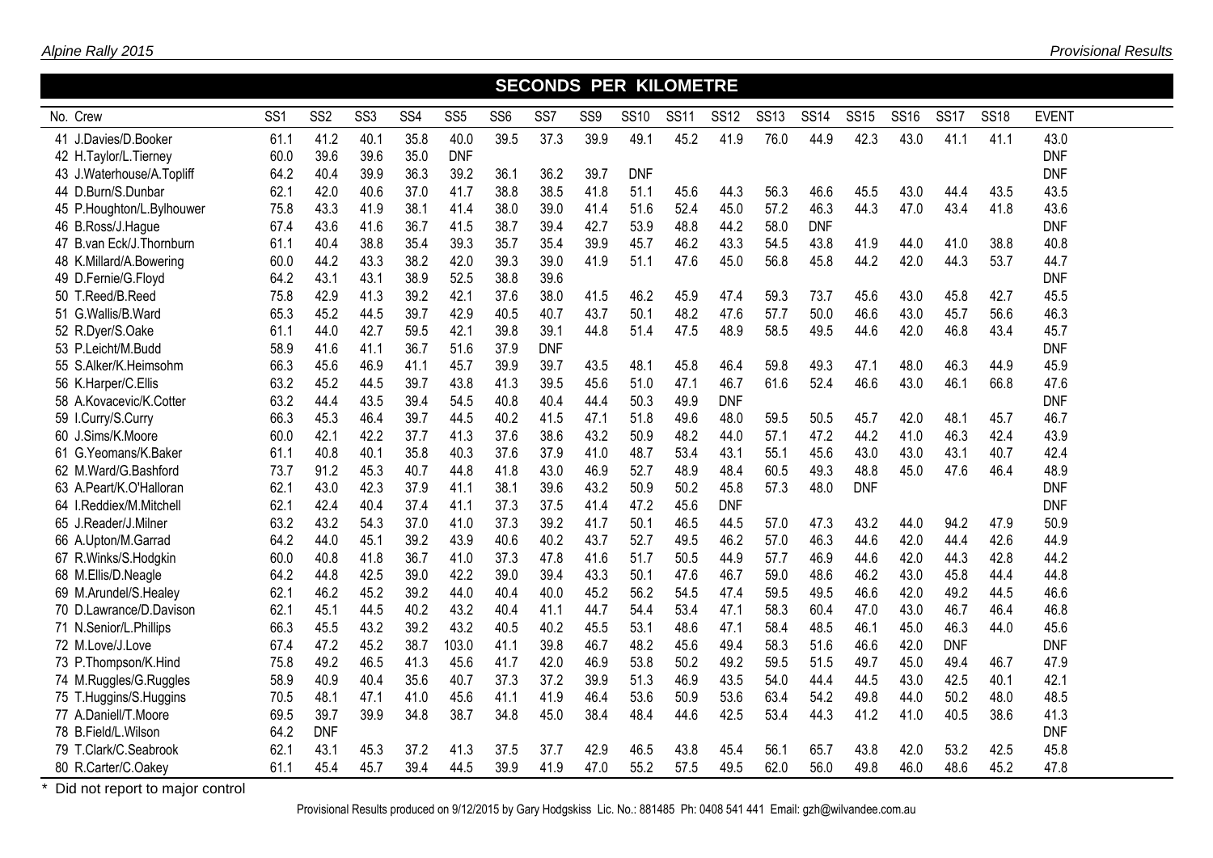## SECONDS PER KILOMETRE

| No. | Crew | SS1 | SS2 | SS3 | SS4 | SS5 | SS6 | SS7 | SS9 | SS10 | SS11 | SS12 | SS13 | SS14 | SS15 | SS16 | SS17 | SS18 | EVENT |
|---|---|---|---|---|---|---|---|---|---|---|---|---|---|---|---|---|---|---|---|
| 41 | J.Davies/D.Booker | 61.1 | 41.2 | 40.1 | 35.8 | 40.0 | 39.5 | 37.3 | 39.9 | 49.1 | 45.2 | 41.9 | 76.0 | 44.9 | 42.3 | 43.0 | 41.1 | 41.1 | 43.0 |
| 42 | H.Taylor/L.Tierney | 60.0 | 39.6 | 39.6 | 35.0 | DNF | | | | | | | | | | | | | DNF |
| 43 | J.Waterhouse/A.Topliff | 64.2 | 40.4 | 39.9 | 36.3 | 39.2 | 36.1 | 36.2 | 39.7 | DNF | | | | | | | | | DNF |
| 44 | D.Burn/S.Dunbar | 62.1 | 42.0 | 40.6 | 37.0 | 41.7 | 38.8 | 38.5 | 41.8 | 51.1 | 45.6 | 44.3 | 56.3 | 46.6 | 45.5 | 43.0 | 44.4 | 43.5 | 43.5 |
| 45 | P.Houghton/L.Bylhouwer | 75.8 | 43.3 | 41.9 | 38.1 | 41.4 | 38.0 | 39.0 | 41.4 | 51.6 | 52.4 | 45.0 | 57.2 | 46.3 | 44.3 | 47.0 | 43.4 | 41.8 | 43.6 |
| 46 | B.Ross/J.Hague | 67.4 | 43.6 | 41.6 | 36.7 | 41.5 | 38.7 | 39.4 | 42.7 | 53.9 | 48.8 | 44.2 | 58.0 | DNF | | | | | DNF |
| 47 | B.van Eck/J.Thornburn | 61.1 | 40.4 | 38.8 | 35.4 | 39.3 | 35.7 | 35.4 | 39.9 | 45.7 | 46.2 | 43.3 | 54.5 | 43.8 | 41.9 | 44.0 | 41.0 | 38.8 | 40.8 |
| 48 | K.Millard/A.Bowering | 60.0 | 44.2 | 43.3 | 38.2 | 42.0 | 39.3 | 39.0 | 41.9 | 51.1 | 47.6 | 45.0 | 56.8 | 45.8 | 44.2 | 42.0 | 44.3 | 53.7 | 44.7 |
| 49 | D.Fernie/G.Floyd | 64.2 | 43.1 | 43.1 | 38.9 | 52.5 | 38.8 | 39.6 | | | | | | | | | | | DNF |
| 50 | T.Reed/B.Reed | 75.8 | 42.9 | 41.3 | 39.2 | 42.1 | 37.6 | 38.0 | 41.5 | 46.2 | 45.9 | 47.4 | 59.3 | 73.7 | 45.6 | 43.0 | 45.8 | 42.7 | 45.5 |
| 51 | G.Wallis/B.Ward | 65.3 | 45.2 | 44.5 | 39.7 | 42.9 | 40.5 | 40.7 | 43.7 | 50.1 | 48.2 | 47.6 | 57.7 | 50.0 | 46.6 | 43.0 | 45.7 | 56.6 | 46.3 |
| 52 | R.Dyer/S.Oake | 61.1 | 44.0 | 42.7 | 59.5 | 42.1 | 39.8 | 39.1 | 44.8 | 51.4 | 47.5 | 48.9 | 58.5 | 49.5 | 44.6 | 42.0 | 46.8 | 43.4 | 45.7 |
| 53 | P.Leicht/M.Budd | 58.9 | 41.6 | 41.1 | 36.7 | 51.6 | 37.9 | DNF | | | | | | | | | | | DNF |
| 55 | S.Alker/K.Heimsohm | 66.3 | 45.6 | 46.9 | 41.1 | 45.7 | 39.9 | 39.7 | 43.5 | 48.1 | 45.8 | 46.4 | 59.8 | 49.3 | 47.1 | 48.0 | 46.3 | 44.9 | 45.9 |
| 56 | K.Harper/C.Ellis | 63.2 | 45.2 | 44.5 | 39.7 | 43.8 | 41.3 | 39.5 | 45.6 | 51.0 | 47.1 | 46.7 | 61.6 | 52.4 | 46.6 | 43.0 | 46.1 | 66.8 | 47.6 |
| 58 | A.Kovacevic/K.Cotter | 63.2 | 44.4 | 43.5 | 39.4 | 54.5 | 40.8 | 40.4 | 44.4 | 50.3 | 49.9 | DNF | | | | | | | DNF |
| 59 | I.Curry/S.Curry | 66.3 | 45.3 | 46.4 | 39.7 | 44.5 | 40.2 | 41.5 | 47.1 | 51.8 | 49.6 | 48.0 | 59.5 | 50.5 | 45.7 | 42.0 | 48.1 | 45.7 | 46.7 |
| 60 | J.Sims/K.Moore | 60.0 | 42.1 | 42.2 | 37.7 | 41.3 | 37.6 | 38.6 | 43.2 | 50.9 | 48.2 | 44.0 | 57.1 | 47.2 | 44.2 | 41.0 | 46.3 | 42.4 | 43.9 |
| 61 | G.Yeomans/K.Baker | 61.1 | 40.8 | 40.1 | 35.8 | 40.3 | 37.6 | 37.9 | 41.0 | 48.7 | 53.4 | 43.1 | 55.1 | 45.6 | 43.0 | 43.0 | 43.1 | 40.7 | 42.4 |
| 62 | M.Ward/G.Bashford | 73.7 | 91.2 | 45.3 | 40.7 | 44.8 | 41.8 | 43.0 | 46.9 | 52.7 | 48.9 | 48.4 | 60.5 | 49.3 | 48.8 | 45.0 | 47.6 | 46.4 | 48.9 |
| 63 | A.Peart/K.O'Halloran | 62.1 | 43.0 | 42.3 | 37.9 | 41.1 | 38.1 | 39.6 | 43.2 | 50.9 | 50.2 | 45.8 | 57.3 | 48.0 | DNF | | | | DNF |
| 64 | I.Reddiex/M.Mitchell | 62.1 | 42.4 | 40.4 | 37.4 | 41.1 | 37.3 | 37.5 | 41.4 | 47.2 | 45.6 | DNF | | | | | | | DNF |
| 65 | J.Reader/J.Milner | 63.2 | 43.2 | 54.3 | 37.0 | 41.0 | 37.3 | 39.2 | 41.7 | 50.1 | 46.5 | 44.5 | 57.0 | 47.3 | 43.2 | 44.0 | 94.2 | 47.9 | 50.9 |
| 66 | A.Upton/M.Garrad | 64.2 | 44.0 | 45.1 | 39.2 | 43.9 | 40.6 | 40.2 | 43.7 | 52.7 | 49.5 | 46.2 | 57.0 | 46.3 | 44.6 | 42.0 | 44.4 | 42.6 | 44.9 |
| 67 | R.Winks/S.Hodgkin | 60.0 | 40.8 | 41.8 | 36.7 | 41.0 | 37.3 | 47.8 | 41.6 | 51.7 | 50.5 | 44.9 | 57.7 | 46.9 | 44.6 | 42.0 | 44.3 | 42.8 | 44.2 |
| 68 | M.Ellis/D.Neagle | 64.2 | 44.8 | 42.5 | 39.0 | 42.2 | 39.0 | 39.4 | 43.3 | 50.1 | 47.6 | 46.7 | 59.0 | 48.6 | 46.2 | 43.0 | 45.8 | 44.4 | 44.8 |
| 69 | M.Arundel/S.Healey | 62.1 | 46.2 | 45.2 | 39.2 | 44.0 | 40.4 | 40.0 | 45.2 | 56.2 | 54.5 | 47.4 | 59.5 | 49.5 | 46.6 | 42.0 | 49.2 | 44.5 | 46.6 |
| 70 | D.Lawrance/D.Davison | 62.1 | 45.1 | 44.5 | 40.2 | 43.2 | 40.4 | 41.1 | 44.7 | 54.4 | 53.4 | 47.1 | 58.3 | 60.4 | 47.0 | 43.0 | 46.7 | 46.4 | 46.8 |
| 71 | N.Senior/L.Phillips | 66.3 | 45.5 | 43.2 | 39.2 | 43.2 | 40.5 | 40.2 | 45.5 | 53.1 | 48.6 | 47.1 | 58.4 | 48.5 | 46.1 | 45.0 | 46.3 | 44.0 | 45.6 |
| 72 | M.Love/J.Love | 67.4 | 47.2 | 45.2 | 38.7 | 103.0 | 41.1 | 39.8 | 46.7 | 48.2 | 45.6 | 49.4 | 58.3 | 51.6 | 46.6 | 42.0 | DNF | | DNF |
| 73 | P.Thompson/K.Hind | 75.8 | 49.2 | 46.5 | 41.3 | 45.6 | 41.7 | 42.0 | 46.9 | 53.8 | 50.2 | 49.2 | 59.5 | 51.5 | 49.7 | 45.0 | 49.4 | 46.7 | 47.9 |
| 74 | M.Ruggles/G.Ruggles | 58.9 | 40.9 | 40.4 | 35.6 | 40.7 | 37.3 | 37.2 | 39.9 | 51.3 | 46.9 | 43.5 | 54.0 | 44.4 | 44.5 | 43.0 | 42.5 | 40.1 | 42.1 |
| 75 | T.Huggins/S.Huggins | 70.5 | 48.1 | 47.1 | 41.0 | 45.6 | 41.1 | 41.9 | 46.4 | 53.6 | 50.9 | 53.6 | 63.4 | 54.2 | 49.8 | 44.0 | 50.2 | 48.0 | 48.5 |
| 77 | A.Daniell/T.Moore | 69.5 | 39.7 | 39.9 | 34.8 | 38.7 | 34.8 | 45.0 | 38.4 | 48.4 | 44.6 | 42.5 | 53.4 | 44.3 | 41.2 | 41.0 | 40.5 | 38.6 | 41.3 |
| 78 | B.Field/L.Wilson | 64.2 | DNF | | | | | | | | | | | | | | | | DNF |
| 79 | T.Clark/C.Seabrook | 62.1 | 43.1 | 45.3 | 37.2 | 41.3 | 37.5 | 37.7 | 42.9 | 46.5 | 43.8 | 45.4 | 56.1 | 65.7 | 43.8 | 42.0 | 53.2 | 42.5 | 45.8 |
| 80 | R.Carter/C.Oakey | 61.1 | 45.4 | 45.7 | 39.4 | 44.5 | 39.9 | 41.9 | 47.0 | 55.2 | 57.5 | 49.5 | 62.0 | 56.0 | 49.8 | 46.0 | 48.6 | 45.2 | 47.8 |

* Did not report to major control

Provisional Results produced on 9/12/2015 by Gary Hodgskiss Lic. No.: 881485 Ph: 0408 541 441 Email: gzh@wilvandee.com.au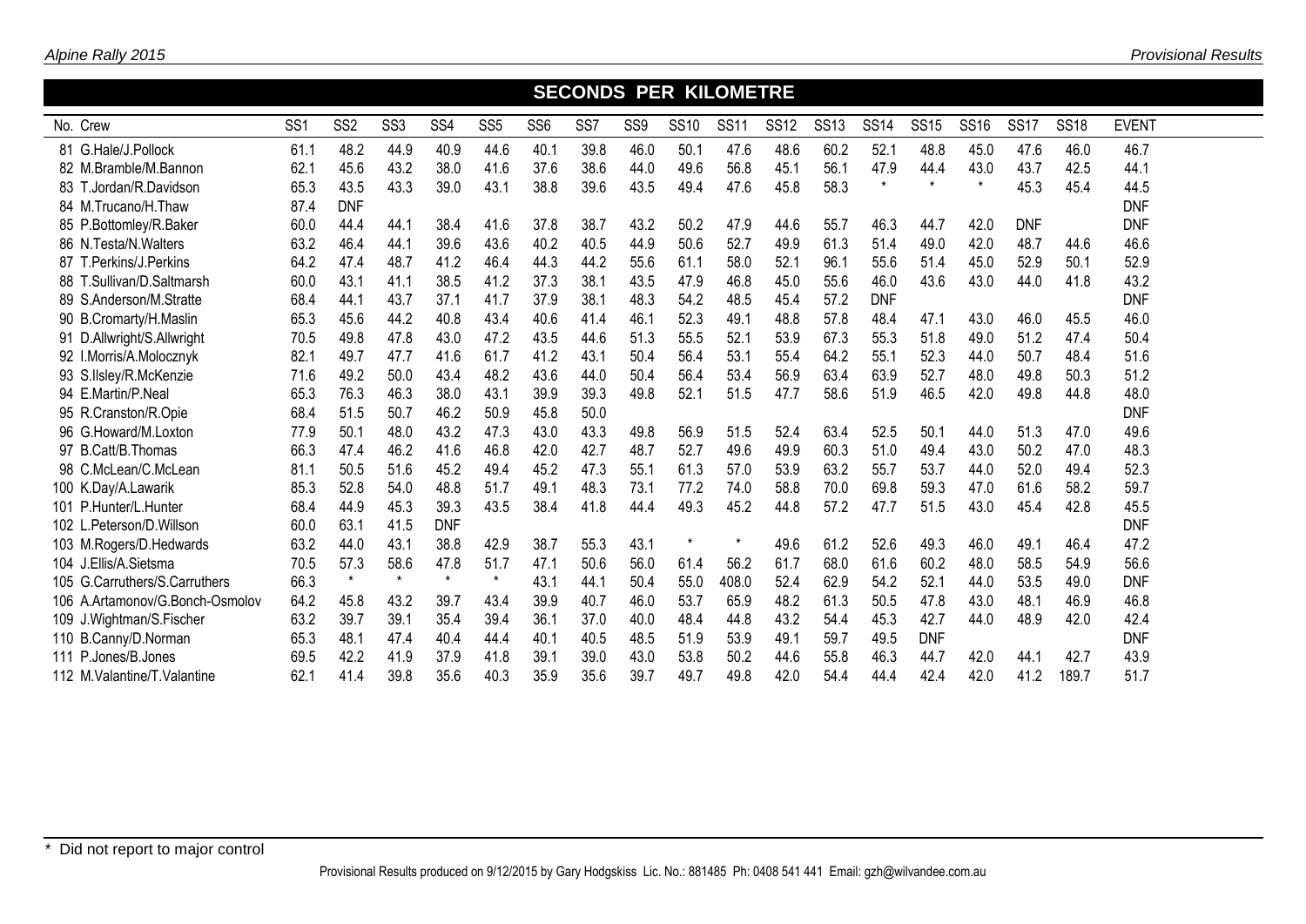## SECONDS PER KILOMETRE

| No. | Crew | SS1 | SS2 | SS3 | SS4 | SS5 | SS6 | SS7 | SS9 | SS10 | SS11 | SS12 | SS13 | SS14 | SS15 | SS16 | SS17 | SS18 | EVENT |
|---|---|---|---|---|---|---|---|---|---|---|---|---|---|---|---|---|---|---|---|
| 81 | G.Hale/J.Pollock | 61.1 | 48.2 | 44.9 | 40.9 | 44.6 | 40.1 | 39.8 | 46.0 | 50.1 | 47.6 | 48.6 | 60.2 | 52.1 | 48.8 | 45.0 | 47.6 | 46.0 | 46.7 |
| 82 | M.Bramble/M.Bannon | 62.1 | 45.6 | 43.2 | 38.0 | 41.6 | 37.6 | 38.6 | 44.0 | 49.6 | 56.8 | 45.1 | 56.1 | 47.9 | 44.4 | 43.0 | 43.7 | 42.5 | 44.1 |
| 83 | T.Jordan/R.Davidson | 65.3 | 43.5 | 43.3 | 39.0 | 43.1 | 38.8 | 39.6 | 43.5 | 49.4 | 47.6 | 45.8 | 58.3 | * | * | * | 45.3 | 45.4 | 44.5 |
| 84 | M.Trucano/H.Thaw | 87.4 | DNF | | | | | | | | | | | | | | | | DNF |
| 85 | P.Bottomley/R.Baker | 60.0 | 44.4 | 44.1 | 38.4 | 41.6 | 37.8 | 38.7 | 43.2 | 50.2 | 47.9 | 44.6 | 55.7 | 46.3 | 44.7 | 42.0 | DNF | | DNF |
| 86 | N.Testa/N.Walters | 63.2 | 46.4 | 44.1 | 39.6 | 43.6 | 40.2 | 40.5 | 44.9 | 50.6 | 52.7 | 49.9 | 61.3 | 51.4 | 49.0 | 42.0 | 48.7 | 44.6 | 46.6 |
| 87 | T.Perkins/J.Perkins | 64.2 | 47.4 | 48.7 | 41.2 | 46.4 | 44.3 | 44.2 | 55.6 | 61.1 | 58.0 | 52.1 | 96.1 | 55.6 | 51.4 | 45.0 | 52.9 | 50.1 | 52.9 |
| 88 | T.Sullivan/D.Saltmarsh | 60.0 | 43.1 | 41.1 | 38.5 | 41.2 | 37.3 | 38.1 | 43.5 | 47.9 | 46.8 | 45.0 | 55.6 | 46.0 | 43.6 | 43.0 | 44.0 | 41.8 | 43.2 |
| 89 | S.Anderson/M.Stratte | 68.4 | 44.1 | 43.7 | 37.1 | 41.7 | 37.9 | 38.1 | 48.3 | 54.2 | 48.5 | 45.4 | 57.2 | DNF | | | | | DNF |
| 90 | B.Cromarty/H.Maslin | 65.3 | 45.6 | 44.2 | 40.8 | 43.4 | 40.6 | 41.4 | 46.1 | 52.3 | 49.1 | 48.8 | 57.8 | 48.4 | 47.1 | 43.0 | 46.0 | 45.5 | 46.0 |
| 91 | D.Allwright/S.Allwright | 70.5 | 49.8 | 47.8 | 43.0 | 47.2 | 43.5 | 44.6 | 51.3 | 55.5 | 52.1 | 53.9 | 67.3 | 55.3 | 51.8 | 49.0 | 51.2 | 47.4 | 50.4 |
| 92 | I.Morris/A.Molocznyk | 82.1 | 49.7 | 47.7 | 41.6 | 61.7 | 41.2 | 43.1 | 50.4 | 56.4 | 53.1 | 55.4 | 64.2 | 55.1 | 52.3 | 44.0 | 50.7 | 48.4 | 51.6 |
| 93 | S.Ilsley/R.McKenzie | 71.6 | 49.2 | 50.0 | 43.4 | 48.2 | 43.6 | 44.0 | 50.4 | 56.4 | 53.4 | 56.9 | 63.4 | 63.9 | 52.7 | 48.0 | 49.8 | 50.3 | 51.2 |
| 94 | E.Martin/P.Neal | 65.3 | 76.3 | 46.3 | 38.0 | 43.1 | 39.9 | 39.3 | 49.8 | 52.1 | 51.5 | 47.7 | 58.6 | 51.9 | 46.5 | 42.0 | 49.8 | 44.8 | 48.0 |
| 95 | R.Cranston/R.Opie | 68.4 | 51.5 | 50.7 | 46.2 | 50.9 | 45.8 | 50.0 | | | | | | | | | | | DNF |
| 96 | G.Howard/M.Loxton | 77.9 | 50.1 | 48.0 | 43.2 | 47.3 | 43.0 | 43.3 | 49.8 | 56.9 | 51.5 | 52.4 | 63.4 | 52.5 | 50.1 | 44.0 | 51.3 | 47.0 | 49.6 |
| 97 | B.Catt/B.Thomas | 66.3 | 47.4 | 46.2 | 41.6 | 46.8 | 42.0 | 42.7 | 48.7 | 52.7 | 49.6 | 49.9 | 60.3 | 51.0 | 49.4 | 43.0 | 50.2 | 47.0 | 48.3 |
| 98 | C.McLean/C.McLean | 81.1 | 50.5 | 51.6 | 45.2 | 49.4 | 45.2 | 47.3 | 55.1 | 61.3 | 57.0 | 53.9 | 63.2 | 55.7 | 53.7 | 44.0 | 52.0 | 49.4 | 52.3 |
| 100 | K.Day/A.Lawarik | 85.3 | 52.8 | 54.0 | 48.8 | 51.7 | 49.1 | 48.3 | 73.1 | 77.2 | 74.0 | 58.8 | 70.0 | 69.8 | 59.3 | 47.0 | 61.6 | 58.2 | 59.7 |
| 101 | P.Hunter/L.Hunter | 68.4 | 44.9 | 45.3 | 39.3 | 43.5 | 38.4 | 41.8 | 44.4 | 49.3 | 45.2 | 44.8 | 57.2 | 47.7 | 51.5 | 43.0 | 45.4 | 42.8 | 45.5 |
| 102 | L.Peterson/D.Willson | 60.0 | 63.1 | 41.5 | DNF | | | | | | | | | | | | | | DNF |
| 103 | M.Rogers/D.Hedwards | 63.2 | 44.0 | 43.1 | 38.8 | 42.9 | 38.7 | 55.3 | 43.1 | * | * | 49.6 | 61.2 | 52.6 | 49.3 | 46.0 | 49.1 | 46.4 | 47.2 |
| 104 | J.Ellis/A.Sietsma | 70.5 | 57.3 | 58.6 | 47.8 | 51.7 | 47.1 | 50.6 | 56.0 | 61.4 | 56.2 | 61.7 | 68.0 | 61.6 | 60.2 | 48.0 | 58.5 | 54.9 | 56.6 |
| 105 | G.Carruthers/S.Carruthers | 66.3 | * | * | * | * | 43.1 | 44.1 | 50.4 | 55.0 | 408.0 | 52.4 | 62.9 | 54.2 | 52.1 | 44.0 | 53.5 | 49.0 | DNF |
| 106 | A.Artamonov/G.Bonch-Osmolov | 64.2 | 45.8 | 43.2 | 39.7 | 43.4 | 39.9 | 40.7 | 46.0 | 53.7 | 65.9 | 48.2 | 61.3 | 50.5 | 47.8 | 43.0 | 48.1 | 46.9 | 46.8 |
| 109 | J.Wightman/S.Fischer | 63.2 | 39.7 | 39.1 | 35.4 | 39.4 | 36.1 | 37.0 | 40.0 | 48.4 | 44.8 | 43.2 | 54.4 | 45.3 | 42.7 | 44.0 | 48.9 | 42.0 | 42.4 |
| 110 | B.Canny/D.Norman | 65.3 | 48.1 | 47.4 | 40.4 | 44.4 | 40.1 | 40.5 | 48.5 | 51.9 | 53.9 | 49.1 | 59.7 | 49.5 | DNF | | | | DNF |
| 111 | P.Jones/B.Jones | 69.5 | 42.2 | 41.9 | 37.9 | 41.8 | 39.1 | 39.0 | 43.0 | 53.8 | 50.2 | 44.6 | 55.8 | 46.3 | 44.7 | 42.0 | 44.1 | 42.7 | 43.9 |
| 112 | M.Valantine/T.Valantine | 62.1 | 41.4 | 39.8 | 35.6 | 40.3 | 35.9 | 35.6 | 39.7 | 49.7 | 49.8 | 42.0 | 54.4 | 44.4 | 42.4 | 42.0 | 41.2 | 189.7 | 51.7 |

\* Did not report to major control

Provisional Results produced on 9/12/2015 by Gary Hodgskiss Lic. No.: 881485 Ph: 0408 541 441 Email: gzh@wilvandee.com.au